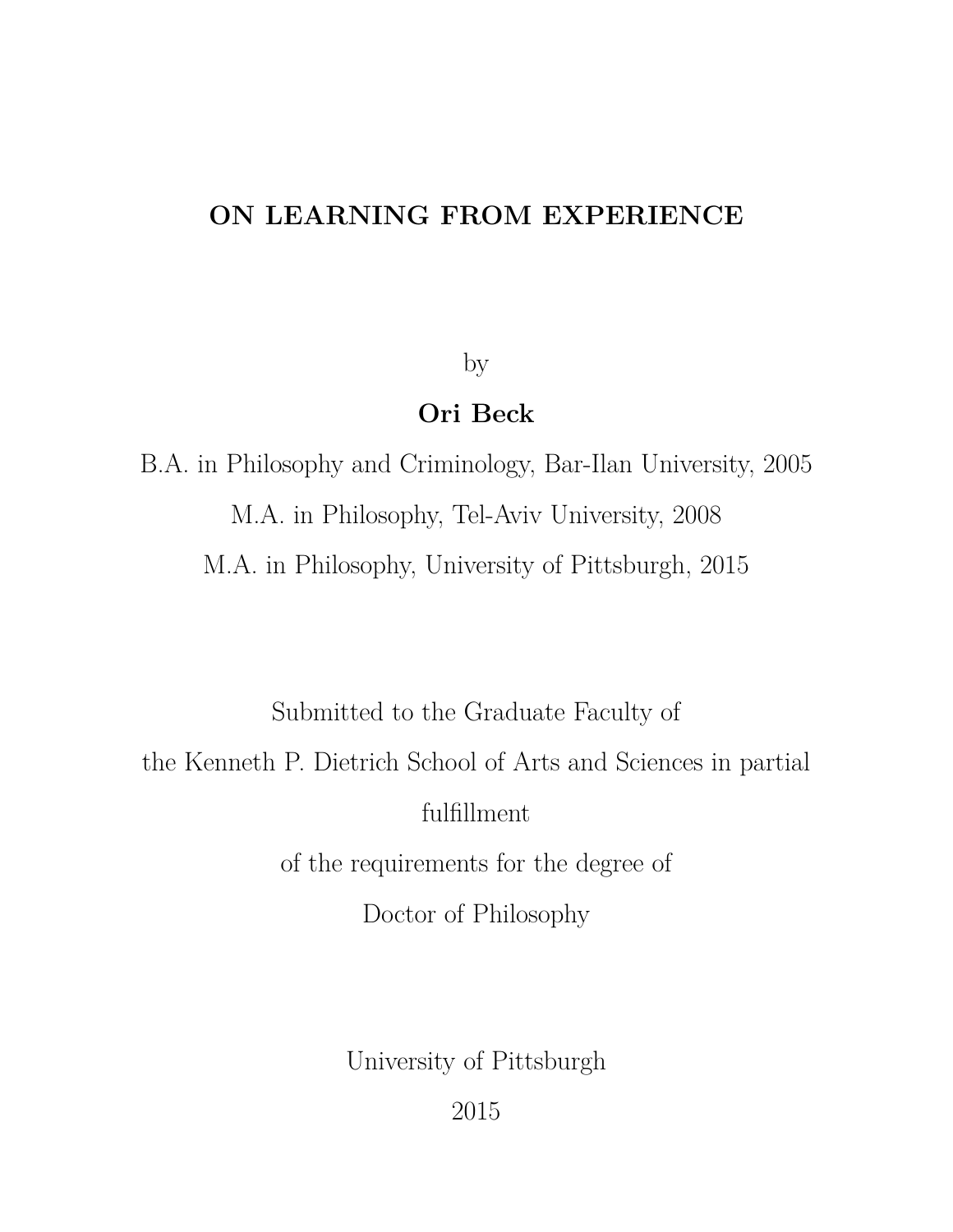# ON LEARNING FROM EXPERIENCE

by

**Ori Beck**

B.A. in Philosophy and Criminology, Bar-Ilan University, 2005

M.A. in Philosophy, Tel-Aviv University, 2008

M.A. in Philosophy, University of Pittsburgh, 2015

Submitted to the Graduate Faculty of

the Kenneth P. Dietrich School of Arts and Sciences in partial fulfillment

of the requirements for the degree of

Doctor of Philosophy

University of Pittsburgh

2015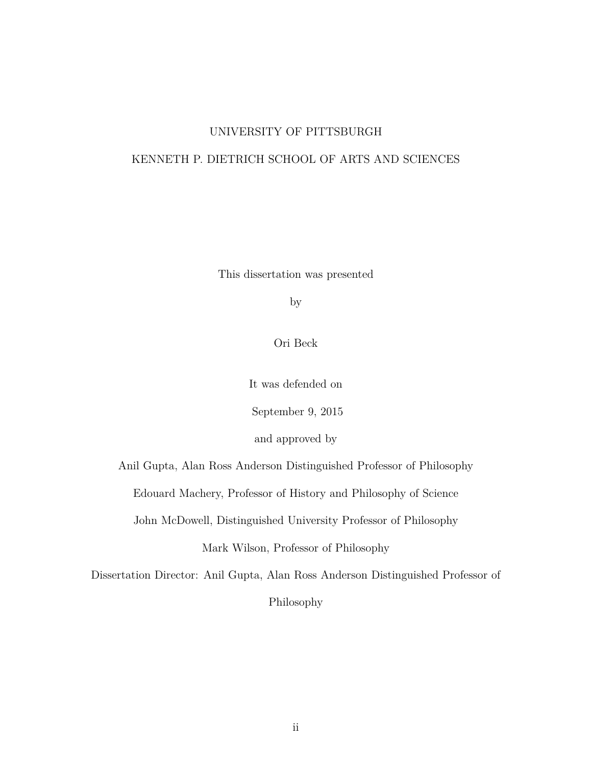UNIVERSITY OF PITTSBURGH

KENNETH P. DIETRICH SCHOOL OF ARTS AND SCIENCES

This dissertation was presented

by

Ori Beck

It was defended on

September 9, 2015

and approved by

Anil Gupta, Alan Ross Anderson Distinguished Professor of Philosophy

Edouard Machery, Professor of History and Philosophy of Science

John McDowell, Distinguished University Professor of Philosophy

Mark Wilson, Professor of Philosophy

Dissertation Director: Anil Gupta, Alan Ross Anderson Distinguished Professor of Philosophy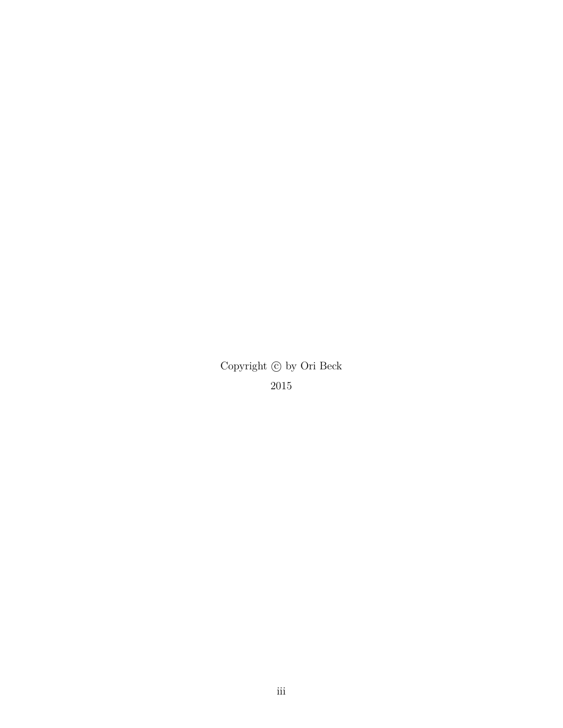Copyright © by Ori Beck

2015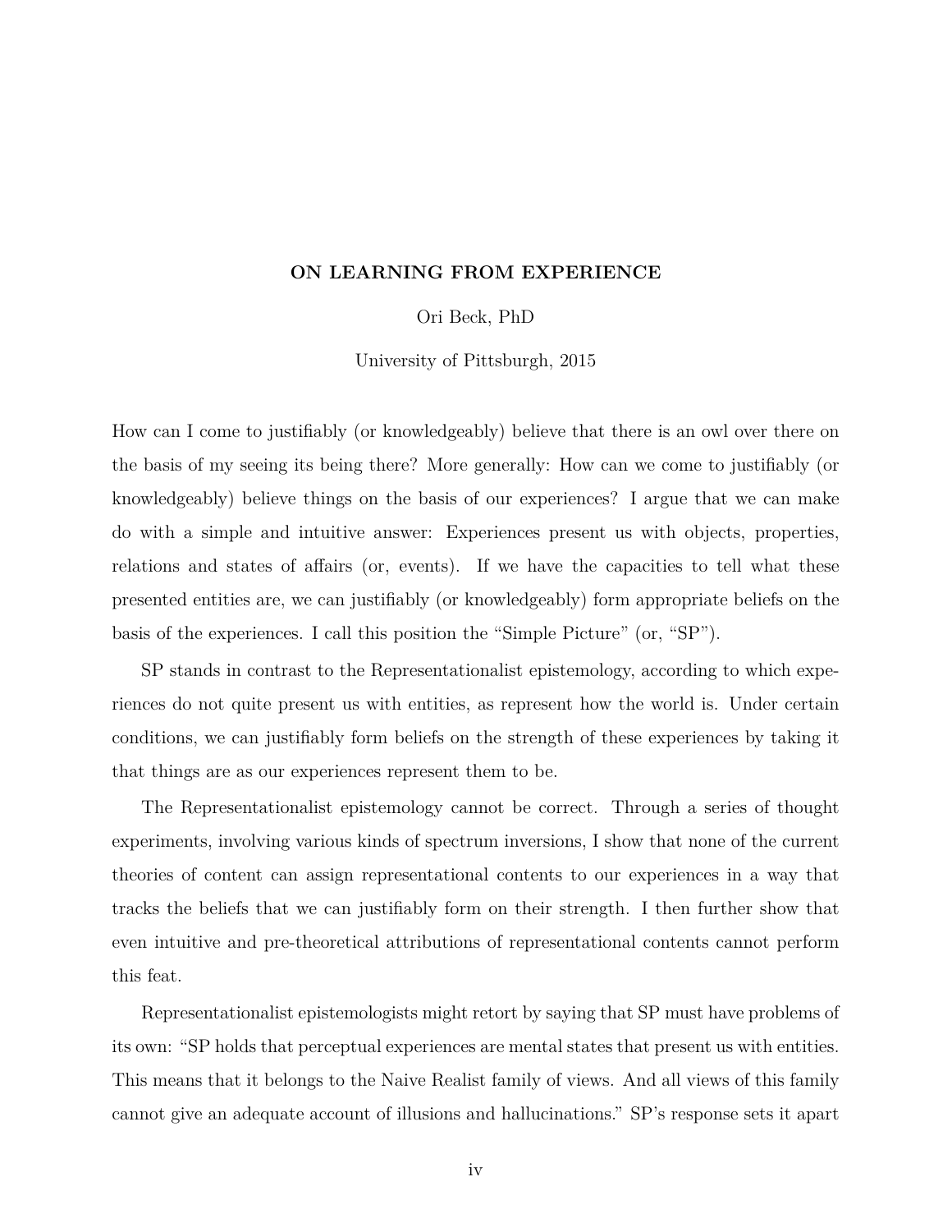**ON LEARNING FROM EXPERIENCE**

Ori Beck, PhD

University of Pittsburgh, 2015

How can I come to justifiably (or knowledgeably) believe that there is an owl over there on the basis of my seeing its being there? More generally: How can we come to justifiably (or knowledgeably) believe things on the basis of our experiences? I argue that we can make do with a simple and intuitive answer: Experiences present us with objects, properties, relations and states of affairs (or, events). If we have the capacities to tell what these presented entities are, we can justifiably (or knowledgeably) form appropriate beliefs on the basis of the experiences. I call this position the "Simple Picture" (or, "SP").

SP stands in contrast to the Representationalist epistemology, according to which experiences do not quite present us with entities, as represent how the world is. Under certain conditions, we can justifiably form beliefs on the strength of these experiences by taking it that things are as our experiences represent them to be.

The Representationalist epistemology cannot be correct. Through a series of thought experiments, involving various kinds of spectrum inversions, I show that none of the current theories of content can assign representational contents to our experiences in a way that tracks the beliefs that we can justifiably form on their strength. I then further show that even intuitive and pre-theoretical attributions of representational contents cannot perform this feat.

Representationalist epistemologists might retort by saying that SP must have problems of its own: "SP holds that perceptual experiences are mental states that present us with entities. This means that it belongs to the Naive Realist family of views. And all views of this family cannot give an adequate account of illusions and hallucinations." SP's response sets it apart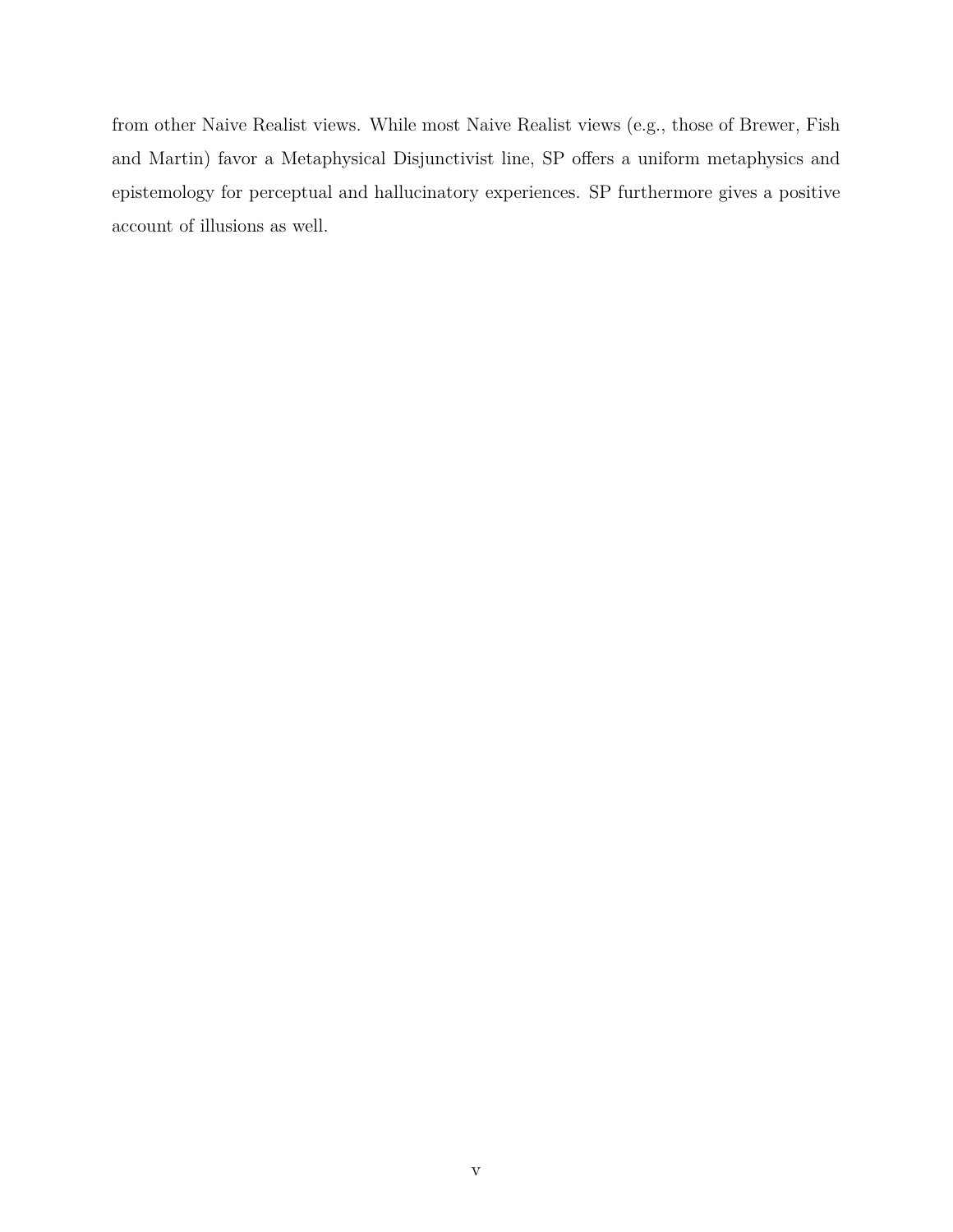from other Naive Realist views. While most Naive Realist views (e.g., those of Brewer, Fish and Martin) favor a Metaphysical Disjunctivist line, SP offers a uniform metaphysics and epistemology for perceptual and hallucinatory experiences. SP furthermore gives a positive account of illusions as well.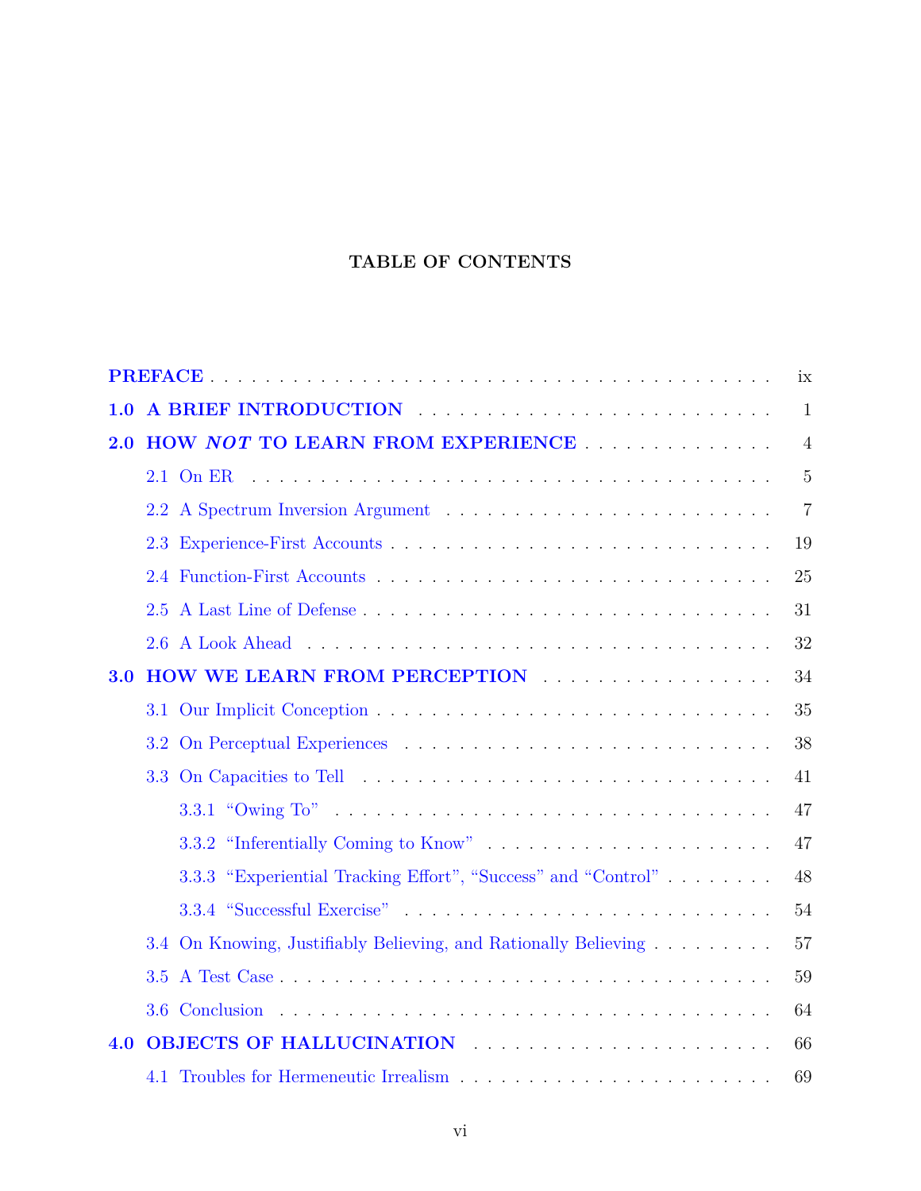## TABLE OF CONTENTS

PREFACE . . . . . . . . . . . . . . . . . . . . . . . . . . . . . . . . . . . . . . . . ix

1.0 A BRIEF INTRODUCTION . . . . . . . . . . . . . . . . . . . . . . . . . . . 1

2.0 HOW *NOT* TO LEARN FROM EXPERIENCE . . . . . . . . . . . . . . . . 4

- 2.1 On ER . . . . . . . . . . . . . . . . . . . . . . . . . . . . . . . . . . . . 5
- 2.2 A Spectrum Inversion Argument . . . . . . . . . . . . . . . . . . . . . . . 7
- 2.3 Experience-First Accounts . . . . . . . . . . . . . . . . . . . . . . . . . . 19
- 2.4 Function-First Accounts . . . . . . . . . . . . . . . . . . . . . . . . . . . 25
- 2.5 A Last Line of Defense . . . . . . . . . . . . . . . . . . . . . . . . . . . . 31
- 2.6 A Look Ahead . . . . . . . . . . . . . . . . . . . . . . . . . . . . . . . . . 32

3.0 HOW WE LEARN FROM PERCEPTION . . . . . . . . . . . . . . . . . . . 34

- 3.1 Our Implicit Conception . . . . . . . . . . . . . . . . . . . . . . . . . . . . 35
- 3.2 On Perceptual Experiences . . . . . . . . . . . . . . . . . . . . . . . . . . 38
- 3.3 On Capacities to Tell . . . . . . . . . . . . . . . . . . . . . . . . . . . . . 41
  - 3.3.1 "Owing To" . . . . . . . . . . . . . . . . . . . . . . . . . . . . . . 47
  - 3.3.2 "Inferentially Coming to Know" . . . . . . . . . . . . . . . . . . . 47
  - 3.3.3 "Experiential Tracking Effort", "Success" and "Control" . . . . . . . . . 48
  - 3.3.4 "Successful Exercise" . . . . . . . . . . . . . . . . . . . . . . . . . 54
- 3.4 On Knowing, Justifiably Believing, and Rationally Believing . . . . . . . . . . 57
- 3.5 A Test Case . . . . . . . . . . . . . . . . . . . . . . . . . . . . . . . . . . 59
- 3.6 Conclusion . . . . . . . . . . . . . . . . . . . . . . . . . . . . . . . . . . 64

4.0 OBJECTS OF HALLUCINATION . . . . . . . . . . . . . . . . . . . . . . . 66

- 4.1 Troubles for Hermeneutic Irrealism . . . . . . . . . . . . . . . . . . . . . . 69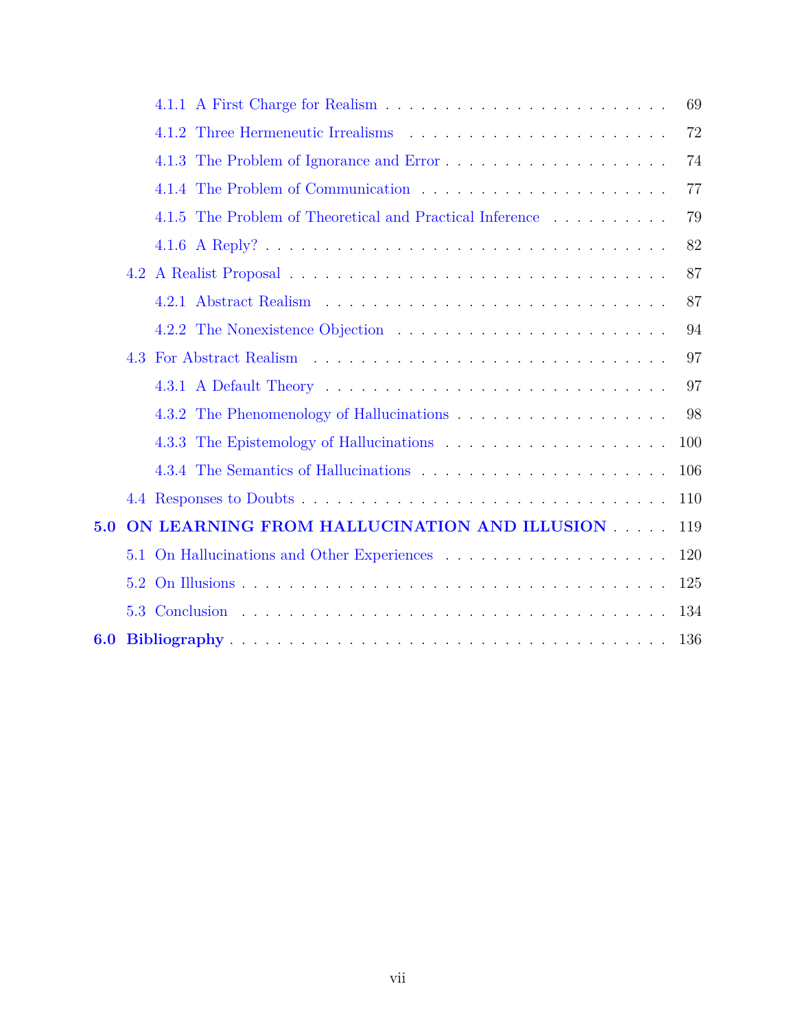- 4.1.1 A First Charge for Realism . . . . . . . . . . . . . . . . . . . . . . . . 69
- 4.1.2 Three Hermeneutic Irrealisms . . . . . . . . . . . . . . . . . . . . . . . 72
- 4.1.3 The Problem of Ignorance and Error . . . . . . . . . . . . . . . . . . . 74
- 4.1.4 The Problem of Communication . . . . . . . . . . . . . . . . . . . . . 77
- 4.1.5 The Problem of Theoretical and Practical Inference . . . . . . . . . . 79
- 4.1.6 A Reply? . . . . . . . . . . . . . . . . . . . . . . . . . . . . . . . . . 82

4.2 A Realist Proposal . . . . . . . . . . . . . . . . . . . . . . . . . . . . . . . 87

- 4.2.1 Abstract Realism . . . . . . . . . . . . . . . . . . . . . . . . . . . . . 87
- 4.2.2 The Nonexistence Objection . . . . . . . . . . . . . . . . . . . . . . . 94

4.3 For Abstract Realism . . . . . . . . . . . . . . . . . . . . . . . . . . . . . . 97

- 4.3.1 A Default Theory . . . . . . . . . . . . . . . . . . . . . . . . . . . . . 97
- 4.3.2 The Phenomenology of Hallucinations . . . . . . . . . . . . . . . . . . 98
- 4.3.3 The Epistemology of Hallucinations . . . . . . . . . . . . . . . . . . . 100
- 4.3.4 The Semantics of Hallucinations . . . . . . . . . . . . . . . . . . . . . 106

4.4 Responses to Doubts . . . . . . . . . . . . . . . . . . . . . . . . . . . . . . 110

**5.0 ON LEARNING FROM HALLUCINATION AND ILLUSION** . . . . . 119

5.1 On Hallucinations and Other Experiences . . . . . . . . . . . . . . . . . . 120

5.2 On Illusions . . . . . . . . . . . . . . . . . . . . . . . . . . . . . . . . . . . 125

5.3 Conclusion . . . . . . . . . . . . . . . . . . . . . . . . . . . . . . . . . . . 134

**6.0 Bibliography** . . . . . . . . . . . . . . . . . . . . . . . . . . . . . . . . . . 136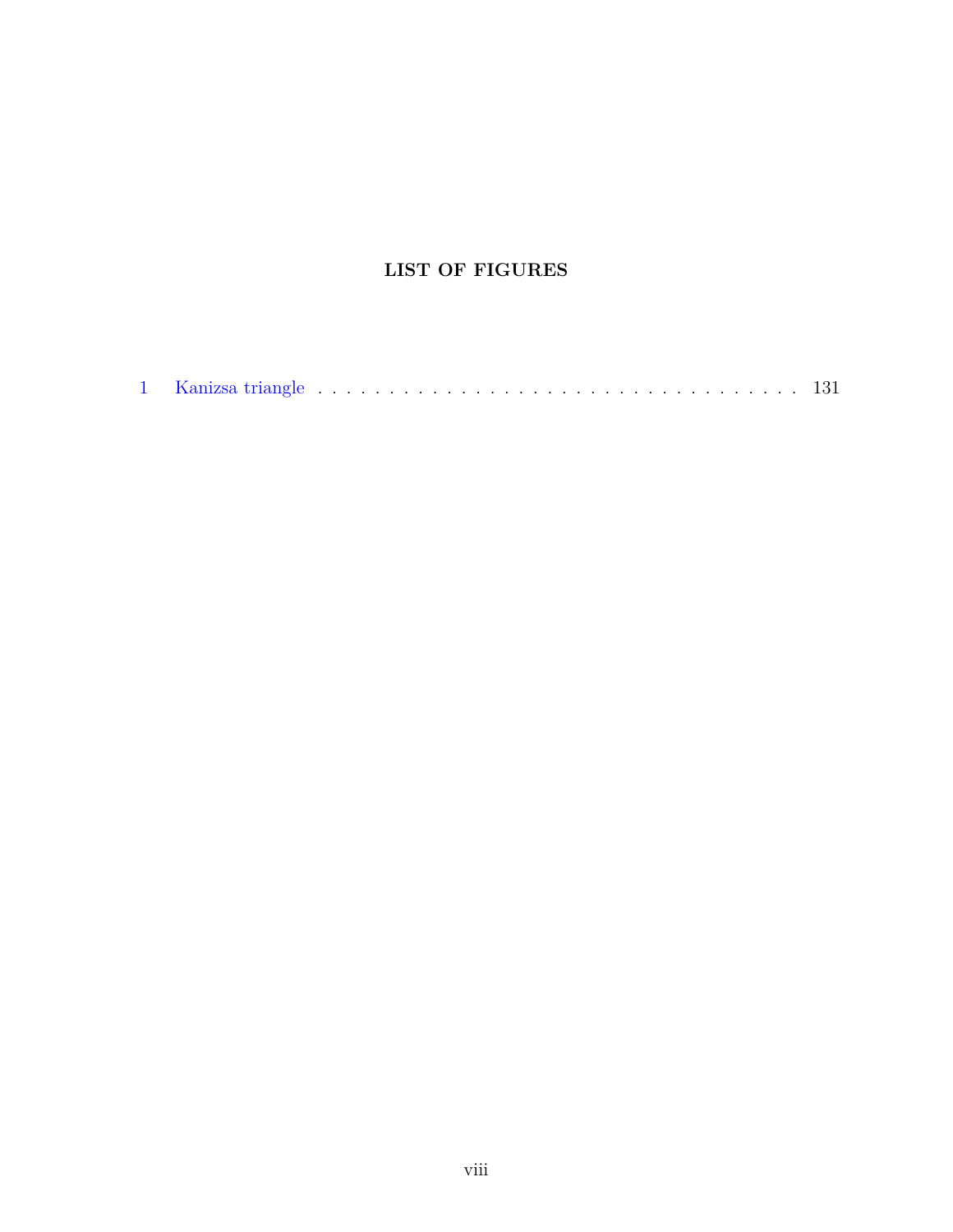# LIST OF FIGURES

1 Kanizsa triangle . . . . . . . . . . . . . . . . . . . . . . . . . . . . . . . . . . . 131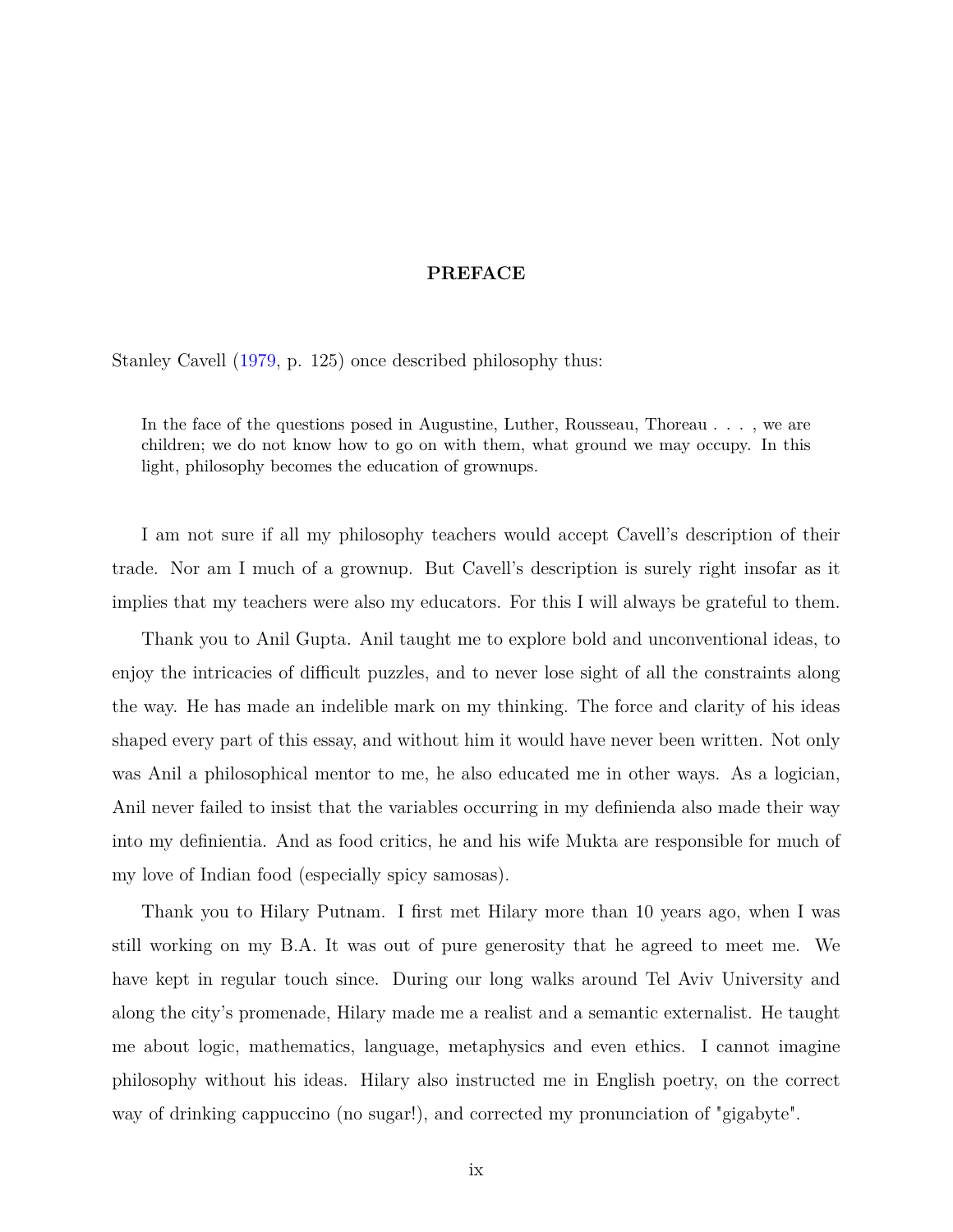# PREFACE

Stanley Cavell (1979, p. 125) once described philosophy thus:

> In the face of the questions posed in Augustine, Luther, Rousseau, Thoreau . . . , we are children; we do not know how to go on with them, what ground we may occupy. In this light, philosophy becomes the education of grownups.

I am not sure if all my philosophy teachers would accept Cavell's description of their trade. Nor am I much of a grownup. But Cavell's description is surely right insofar as it implies that my teachers were also my educators. For this I will always be grateful to them.

Thank you to Anil Gupta. Anil taught me to explore bold and unconventional ideas, to enjoy the intricacies of difficult puzzles, and to never lose sight of all the constraints along the way. He has made an indelible mark on my thinking. The force and clarity of his ideas shaped every part of this essay, and without him it would have never been written. Not only was Anil a philosophical mentor to me, he also educated me in other ways. As a logician, Anil never failed to insist that the variables occurring in my definienda also made their way into my definientia. And as food critics, he and his wife Mukta are responsible for much of my love of Indian food (especially spicy samosas).

Thank you to Hilary Putnam. I first met Hilary more than 10 years ago, when I was still working on my B.A. It was out of pure generosity that he agreed to meet me. We have kept in regular touch since. During our long walks around Tel Aviv University and along the city's promenade, Hilary made me a realist and a semantic externalist. He taught me about logic, mathematics, language, metaphysics and even ethics. I cannot imagine philosophy without his ideas. Hilary also instructed me in English poetry, on the correct way of drinking cappuccino (no sugar!), and corrected my pronunciation of "gigabyte".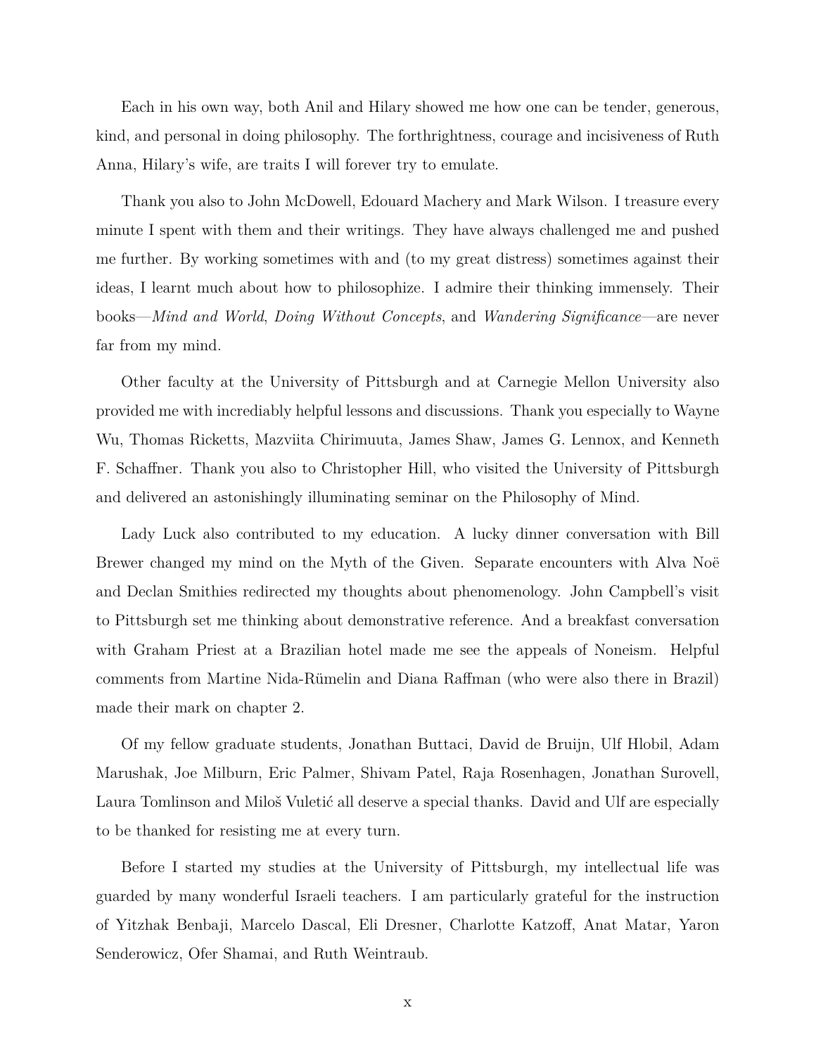Each in his own way, both Anil and Hilary showed me how one can be tender, generous, kind, and personal in doing philosophy. The forthrightness, courage and incisiveness of Ruth Anna, Hilary's wife, are traits I will forever try to emulate.

Thank you also to John McDowell, Edouard Machery and Mark Wilson. I treasure every minute I spent with them and their writings. They have always challenged me and pushed me further. By working sometimes with and (to my great distress) sometimes against their ideas, I learnt much about how to philosophize. I admire their thinking immensely. Their books—*Mind and World*, *Doing Without Concepts*, and *Wandering Significance*—are never far from my mind.

Other faculty at the University of Pittsburgh and at Carnegie Mellon University also provided me with incrediably helpful lessons and discussions. Thank you especially to Wayne Wu, Thomas Ricketts, Mazviita Chirimuuta, James Shaw, James G. Lennox, and Kenneth F. Schaffner. Thank you also to Christopher Hill, who visited the University of Pittsburgh and delivered an astonishingly illuminating seminar on the Philosophy of Mind.

Lady Luck also contributed to my education. A lucky dinner conversation with Bill Brewer changed my mind on the Myth of the Given. Separate encounters with Alva Noë and Declan Smithies redirected my thoughts about phenomenology. John Campbell's visit to Pittsburgh set me thinking about demonstrative reference. And a breakfast conversation with Graham Priest at a Brazilian hotel made me see the appeals of Noneism. Helpful comments from Martine Nida-Rümelin and Diana Raffman (who were also there in Brazil) made their mark on chapter 2.

Of my fellow graduate students, Jonathan Buttaci, David de Bruijn, Ulf Hlobil, Adam Marushak, Joe Milburn, Eric Palmer, Shivam Patel, Raja Rosenhagen, Jonathan Surovell, Laura Tomlinson and Miloš Vuletić all deserve a special thanks. David and Ulf are especially to be thanked for resisting me at every turn.

Before I started my studies at the University of Pittsburgh, my intellectual life was guarded by many wonderful Israeli teachers. I am particularly grateful for the instruction of Yitzhak Benbaji, Marcelo Dascal, Eli Dresner, Charlotte Katzoff, Anat Matar, Yaron Senderowicz, Ofer Shamai, and Ruth Weintraub.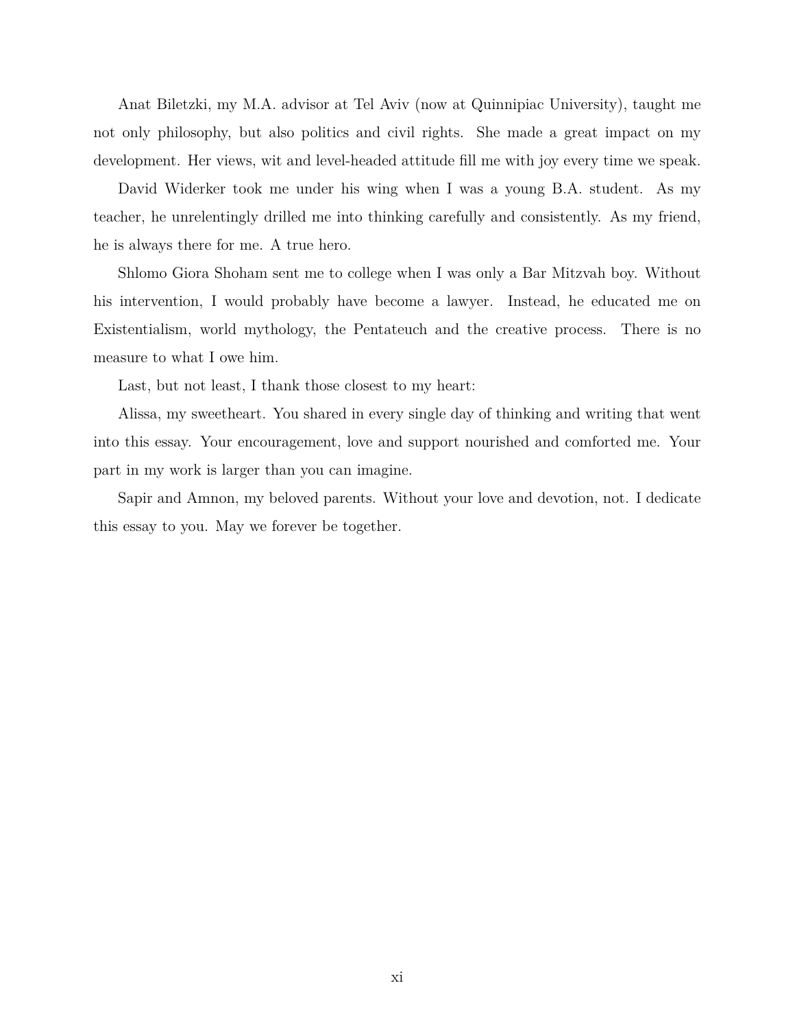Anat Biletzki, my M.A. advisor at Tel Aviv (now at Quinnipiac University), taught me not only philosophy, but also politics and civil rights. She made a great impact on my development. Her views, wit and level-headed attitude fill me with joy every time we speak.

David Widerker took me under his wing when I was a young B.A. student. As my teacher, he unrelentingly drilled me into thinking carefully and consistently. As my friend, he is always there for me. A true hero.

Shlomo Giora Shoham sent me to college when I was only a Bar Mitzvah boy. Without his intervention, I would probably have become a lawyer. Instead, he educated me on Existentialism, world mythology, the Pentateuch and the creative process. There is no measure to what I owe him.

Last, but not least, I thank those closest to my heart:

Alissa, my sweetheart. You shared in every single day of thinking and writing that went into this essay. Your encouragement, love and support nourished and comforted me. Your part in my work is larger than you can imagine.

Sapir and Amnon, my beloved parents. Without your love and devotion, not. I dedicate this essay to you. May we forever be together.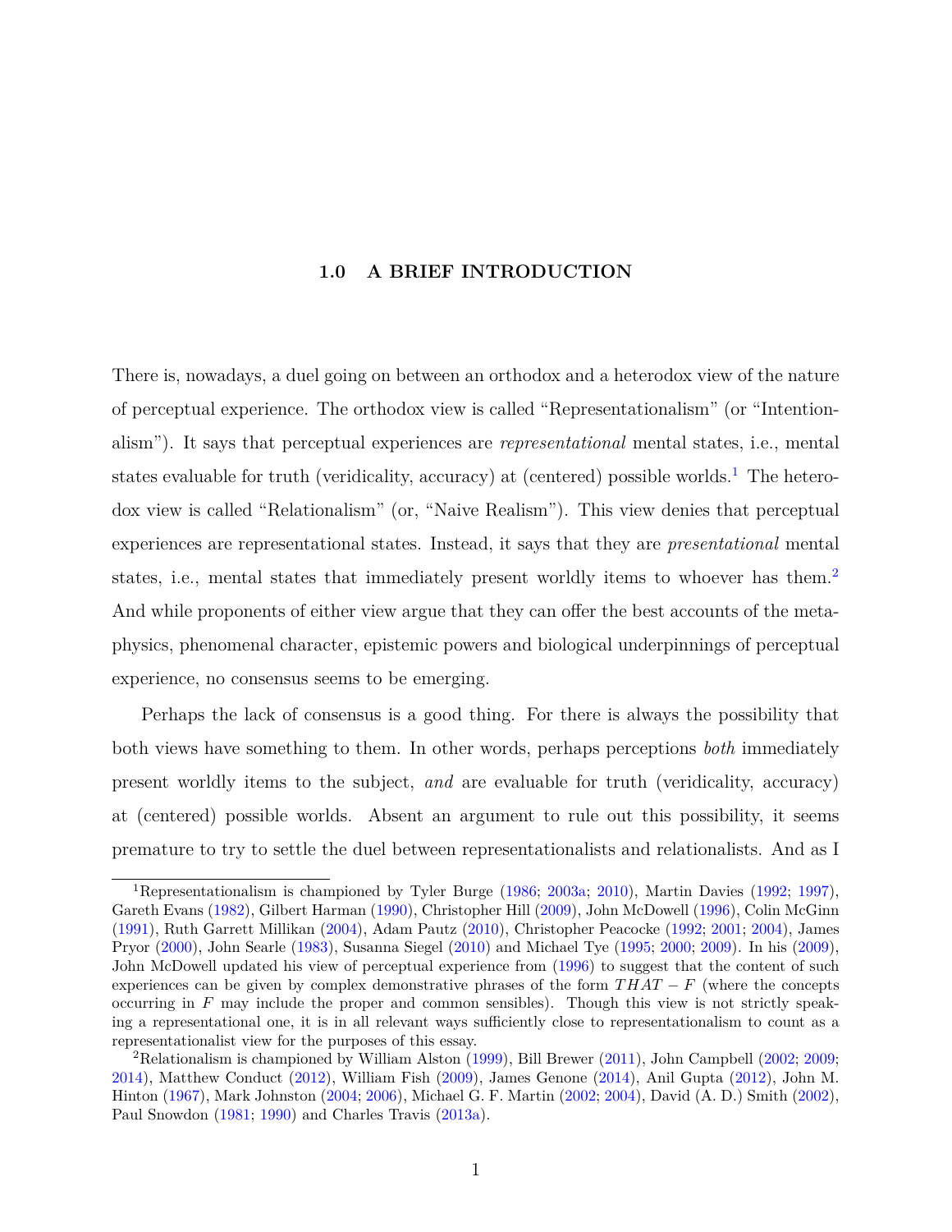# 1.0 A BRIEF INTRODUCTION

There is, nowadays, a duel going on between an orthodox and a heterodox view of the nature of perceptual experience. The orthodox view is called "Representationalism" (or "Intentionalism"). It says that perceptual experiences are *representational* mental states, i.e., mental states evaluable for truth (veridicality, accuracy) at (centered) possible worlds.[1] The heterodox view is called "Relationalism" (or, "Naive Realism"). This view denies that perceptual experiences are representational states. Instead, it says that they are *presentational* mental states, i.e., mental states that immediately present worldly items to whoever has them.[2] And while proponents of either view argue that they can offer the best accounts of the metaphysics, phenomenal character, epistemic powers and biological underpinnings of perceptual experience, no consensus seems to be emerging.

Perhaps the lack of consensus is a good thing. For there is always the possibility that both views have something to them. In other words, perhaps perceptions *both* immediately present worldly items to the subject, *and* are evaluable for truth (veridicality, accuracy) at (centered) possible worlds. Absent an argument to rule out this possibility, it seems premature to try to settle the duel between representationalists and relationalists. And as I

---

[1] Representationalism is championed by Tyler Burge (1986; 2003a; 2010), Martin Davies (1992; 1997), Gareth Evans (1982), Gilbert Harman (1990), Christopher Hill (2009), John McDowell (1996), Colin McGinn (1991), Ruth Garrett Millikan (2004), Adam Pautz (2010), Christopher Peacocke (1992; 2001; 2004), James Pryor (2000), John Searle (1983), Susanna Siegel (2010) and Michael Tye (1995; 2000; 2009). In his (2009), John McDowell updated his view of perceptual experience from (1996) to suggest that the content of such experiences can be given by complex demonstrative phrases of the form $THAT - F$ (where the concepts occurring in $F$ may include the proper and common sensibles). Though this view is not strictly speaking a representational one, it is in all relevant ways sufficiently close to representationalism to count as a representationalist view for the purposes of this essay.

[2] Relationalism is championed by William Alston (1999), Bill Brewer (2011), John Campbell (2002; 2009; 2014), Matthew Conduct (2012), William Fish (2009), James Genone (2014), Anil Gupta (2012), John M. Hinton (1967), Mark Johnston (2004; 2006), Michael G. F. Martin (2002; 2004), David (A. D.) Smith (2002), Paul Snowdon (1981; 1990) and Charles Travis (2013a).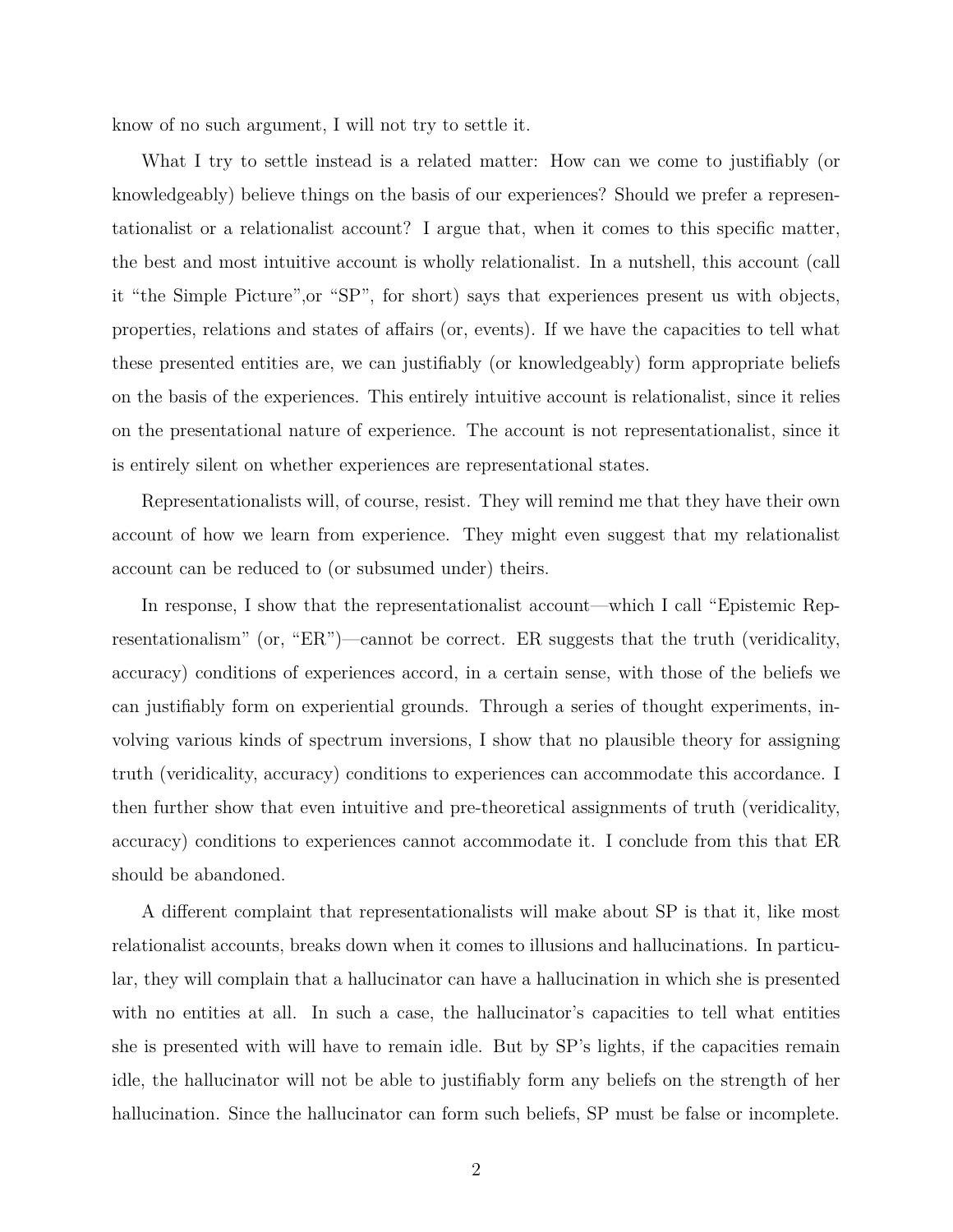know of no such argument, I will not try to settle it.

What I try to settle instead is a related matter: How can we come to justifiably (or knowledgeably) believe things on the basis of our experiences? Should we prefer a representationalist or a relationalist account? I argue that, when it comes to this specific matter, the best and most intuitive account is wholly relationalist. In a nutshell, this account (call it "the Simple Picture",or "SP", for short) says that experiences present us with objects, properties, relations and states of affairs (or, events). If we have the capacities to tell what these presented entities are, we can justifiably (or knowledgeably) form appropriate beliefs on the basis of the experiences. This entirely intuitive account is relationalist, since it relies on the presentational nature of experience. The account is not representationalist, since it is entirely silent on whether experiences are representational states.

Representationalists will, of course, resist. They will remind me that they have their own account of how we learn from experience. They might even suggest that my relationalist account can be reduced to (or subsumed under) theirs.

In response, I show that the representationalist account—which I call "Epistemic Representationalism" (or, "ER")—cannot be correct. ER suggests that the truth (veridicality, accuracy) conditions of experiences accord, in a certain sense, with those of the beliefs we can justifiably form on experiential grounds. Through a series of thought experiments, involving various kinds of spectrum inversions, I show that no plausible theory for assigning truth (veridicality, accuracy) conditions to experiences can accommodate this accordance. I then further show that even intuitive and pre-theoretical assignments of truth (veridicality, accuracy) conditions to experiences cannot accommodate it. I conclude from this that ER should be abandoned.

A different complaint that representationalists will make about SP is that it, like most relationalist accounts, breaks down when it comes to illusions and hallucinations. In particular, they will complain that a hallucinator can have a hallucination in which she is presented with no entities at all. In such a case, the hallucinator's capacities to tell what entities she is presented with will have to remain idle. But by SP's lights, if the capacities remain idle, the hallucinator will not be able to justifiably form any beliefs on the strength of her hallucination. Since the hallucinator can form such beliefs, SP must be false or incomplete.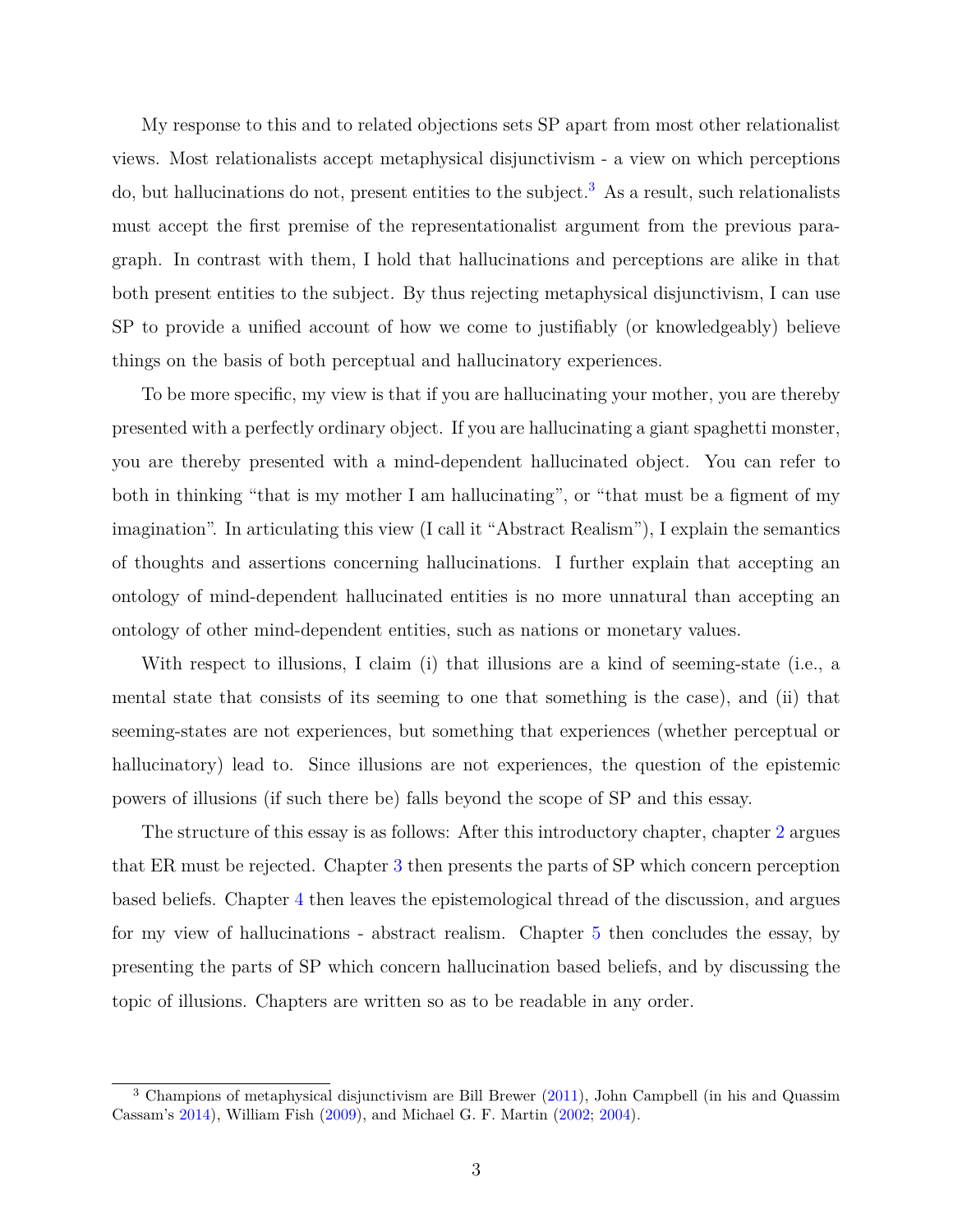My response to this and to related objections sets SP apart from most other relationalist views. Most relationalists accept metaphysical disjunctivism - a view on which perceptions do, but hallucinations do not, present entities to the subject.[3] As a result, such relationalists must accept the first premise of the representationalist argument from the previous paragraph. In contrast with them, I hold that hallucinations and perceptions are alike in that both present entities to the subject. By thus rejecting metaphysical disjunctivism, I can use SP to provide a unified account of how we come to justifiably (or knowledgeably) believe things on the basis of both perceptual and hallucinatory experiences.

To be more specific, my view is that if you are hallucinating your mother, you are thereby presented with a perfectly ordinary object. If you are hallucinating a giant spaghetti monster, you are thereby presented with a mind-dependent hallucinated object. You can refer to both in thinking "that is my mother I am hallucinating", or "that must be a figment of my imagination". In articulating this view (I call it "Abstract Realism"), I explain the semantics of thoughts and assertions concerning hallucinations. I further explain that accepting an ontology of mind-dependent hallucinated entities is no more unnatural than accepting an ontology of other mind-dependent entities, such as nations or monetary values.

With respect to illusions, I claim (i) that illusions are a kind of seeming-state (i.e., a mental state that consists of its seeming to one that something is the case), and (ii) that seeming-states are not experiences, but something that experiences (whether perceptual or hallucinatory) lead to. Since illusions are not experiences, the question of the epistemic powers of illusions (if such there be) falls beyond the scope of SP and this essay.

The structure of this essay is as follows: After this introductory chapter, chapter 2 argues that ER must be rejected. Chapter 3 then presents the parts of SP which concern perception based beliefs. Chapter 4 then leaves the epistemological thread of the discussion, and argues for my view of hallucinations - abstract realism. Chapter 5 then concludes the essay, by presenting the parts of SP which concern hallucination based beliefs, and by discussing the topic of illusions. Chapters are written so as to be readable in any order.

[3] Champions of metaphysical disjunctivism are Bill Brewer (2011), John Campbell (in his and Quassim Cassam's 2014), William Fish (2009), and Michael G. F. Martin (2002; 2004).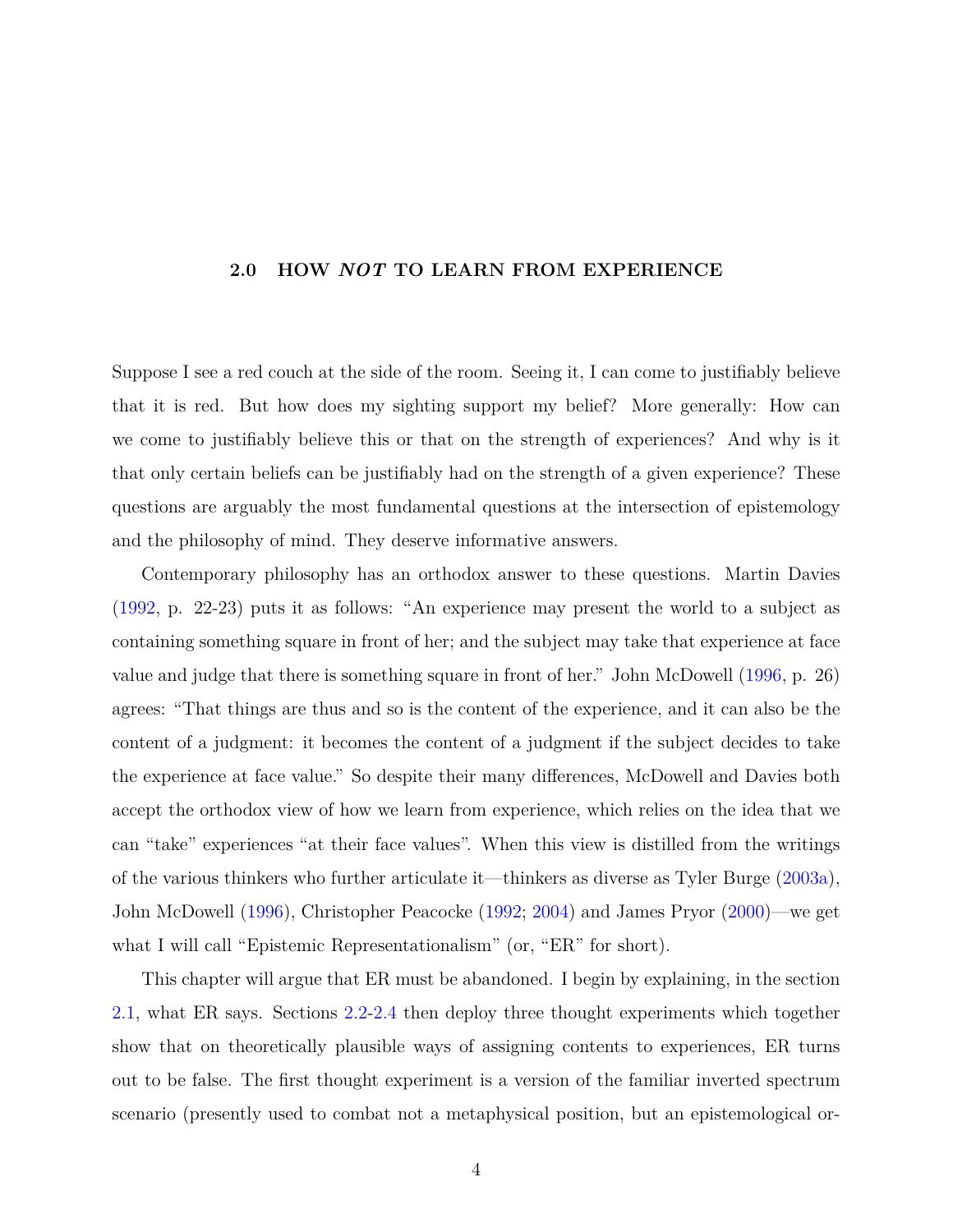## 2.0 HOW *NOT* TO LEARN FROM EXPERIENCE

Suppose I see a red couch at the side of the room. Seeing it, I can come to justifiably believe that it is red. But how does my sighting support my belief? More generally: How can we come to justifiably believe this or that on the strength of experiences? And why is it that only certain beliefs can be justifiably had on the strength of a given experience? These questions are arguably the most fundamental questions at the intersection of epistemology and the philosophy of mind. They deserve informative answers.

Contemporary philosophy has an orthodox answer to these questions. Martin Davies (1992, p. 22-23) puts it as follows: "An experience may present the world to a subject as containing something square in front of her; and the subject may take that experience at face value and judge that there is something square in front of her." John McDowell (1996, p. 26) agrees: "That things are thus and so is the content of the experience, and it can also be the content of a judgment: it becomes the content of a judgment if the subject decides to take the experience at face value." So despite their many differences, McDowell and Davies both accept the orthodox view of how we learn from experience, which relies on the idea that we can "take" experiences "at their face values". When this view is distilled from the writings of the various thinkers who further articulate it—thinkers as diverse as Tyler Burge (2003a), John McDowell (1996), Christopher Peacocke (1992; 2004) and James Pryor (2000)—we get what I will call "Epistemic Representationalism" (or, "ER" for short).

This chapter will argue that ER must be abandoned. I begin by explaining, in the section 2.1, what ER says. Sections 2.2-2.4 then deploy three thought experiments which together show that on theoretically plausible ways of assigning contents to experiences, ER turns out to be false. The first thought experiment is a version of the familiar inverted spectrum scenario (presently used to combat not a metaphysical position, but an epistemological or-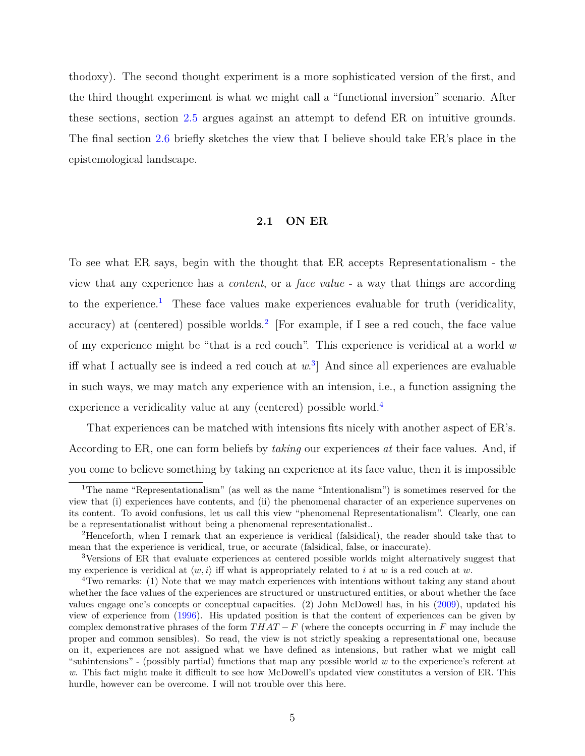thodoxy). The second thought experiment is a more sophisticated version of the first, and the third thought experiment is what we might call a "functional inversion" scenario. After these sections, section 2.5 argues against an attempt to defend ER on intuitive grounds. The final section 2.6 briefly sketches the view that I believe should take ER's place in the epistemological landscape.

## 2.1 ON ER

To see what ER says, begin with the thought that ER accepts Representationalism - the view that any experience has a *content*, or a *face value* - a way that things are according to the experience.[1] These face values make experiences evaluable for truth (veridicality, accuracy) at (centered) possible worlds.[2] [For example, if I see a red couch, the face value of my experience might be "that is a red couch". This experience is veridical at a world $w$ iff what I actually see is indeed a red couch at $w$.[3]] And since all experiences are evaluable in such ways, we may match any experience with an intension, i.e., a function assigning the experience a veridicality value at any (centered) possible world.[4]

That experiences can be matched with intensions fits nicely with another aspect of ER's. According to ER, one can form beliefs by *taking* our experiences *at* their face values. And, if you come to believe something by taking an experience at its face value, then it is impossible

[1] The name "Representationalism" (as well as the name "Intentionalism") is sometimes reserved for the view that (i) experiences have contents, and (ii) the phenomenal character of an experience supervenes on its content. To avoid confusions, let us call this view "phenomenal Representationalism". Clearly, one can be a representationalist without being a phenomenal representationalist..

[2] Henceforth, when I remark that an experience is veridical (falsidical), the reader should take that to mean that the experience is veridical, true, or accurate (falsidical, false, or inaccurate).

[3] Versions of ER that evaluate experiences at centered possible worlds might alternatively suggest that my experience is veridical at $\langle w, i \rangle$ iff what is appropriately related to $i$ at $w$ is a red couch at $w$.

[4] Two remarks: (1) Note that we may match experiences with intentions without taking any stand about whether the face values of the experiences are structured or unstructured entities, or about whether the face values engage one's concepts or conceptual capacities. (2) John McDowell has, in his (2009), updated his view of experience from (1996). His updated position is that the content of experiences can be given by complex demonstrative phrases of the form $THAT - F$ (where the concepts occurring in $F$ may include the proper and common sensibles). So read, the view is not strictly speaking a representational one, because on it, experiences are not assigned what we have defined as intensions, but rather what we might call "subintensions" - (possibly partial) functions that map any possible world $w$ to the experience's referent at $w$. This fact might make it difficult to see how McDowell's updated view constitutes a version of ER. This hurdle, however can be overcome. I will not trouble over this here.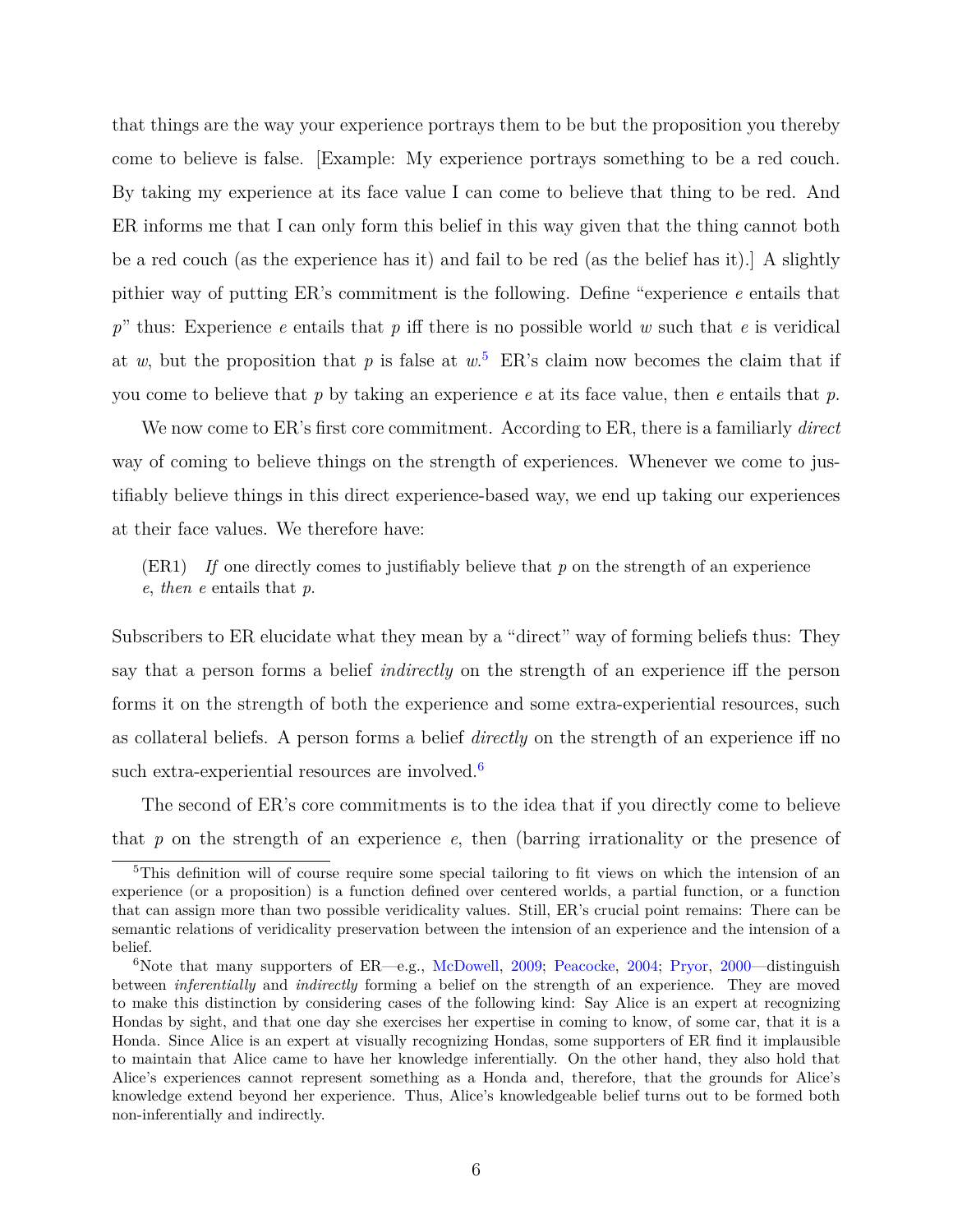that things are the way your experience portrays them to be but the proposition you thereby come to believe is false. [Example: My experience portrays something to be a red couch. By taking my experience at its face value I can come to believe that thing to be red. And ER informs me that I can only form this belief in this way given that the thing cannot both be a red couch (as the experience has it) and fail to be red (as the belief has it).] A slightly pithier way of putting ER's commitment is the following. Define "experience $e$ entails that $p$" thus: Experience $e$ entails that $p$ iff there is no possible world $w$ such that $e$ is veridical at $w$, but the proposition that $p$ is false at $w$.[5] ER's claim now becomes the claim that if you come to believe that $p$ by taking an experience $e$ at its face value, then $e$ entails that $p$.

We now come to ER's first core commitment. According to ER, there is a familiarly *direct* way of coming to believe things on the strength of experiences. Whenever we come to justifiably believe things in this direct experience-based way, we end up taking our experiences at their face values. We therefore have:

> (ER1) *If* one directly comes to justifiably believe that $p$ on the strength of an experience $e$, *then* $e$ entails that $p$.

Subscribers to ER elucidate what they mean by a "direct" way of forming beliefs thus: They say that a person forms a belief *indirectly* on the strength of an experience iff the person forms it on the strength of both the experience and some extra-experiential resources, such as collateral beliefs. A person forms a belief *directly* on the strength of an experience iff no such extra-experiential resources are involved.[6]

The second of ER's core commitments is to the idea that if you directly come to believe that $p$ on the strength of an experience $e$, then (barring irrationality or the presence of

---

[5] This definition will of course require some special tailoring to fit views on which the intension of an experience (or a proposition) is a function defined over centered worlds, a partial function, or a function that can assign more than two possible veridicality values. Still, ER's crucial point remains: There can be semantic relations of veridicality preservation between the intension of an experience and the intension of a belief.

[6] Note that many supporters of ER—e.g., McDowell, 2009; Peacocke, 2004; Pryor, 2000—distinguish between *inferentially* and *indirectly* forming a belief on the strength of an experience. They are moved to make this distinction by considering cases of the following kind: Say Alice is an expert at recognizing Hondas by sight, and that one day she exercises her expertise in coming to know, of some car, that it is a Honda. Since Alice is an expert at visually recognizing Hondas, some supporters of ER find it implausible to maintain that Alice came to have her knowledge inferentially. On the other hand, they also hold that Alice's experiences cannot represent something as a Honda and, therefore, that the grounds for Alice's knowledge extend beyond her experience. Thus, Alice's knowledgeable belief turns out to be formed both non-inferentially and indirectly.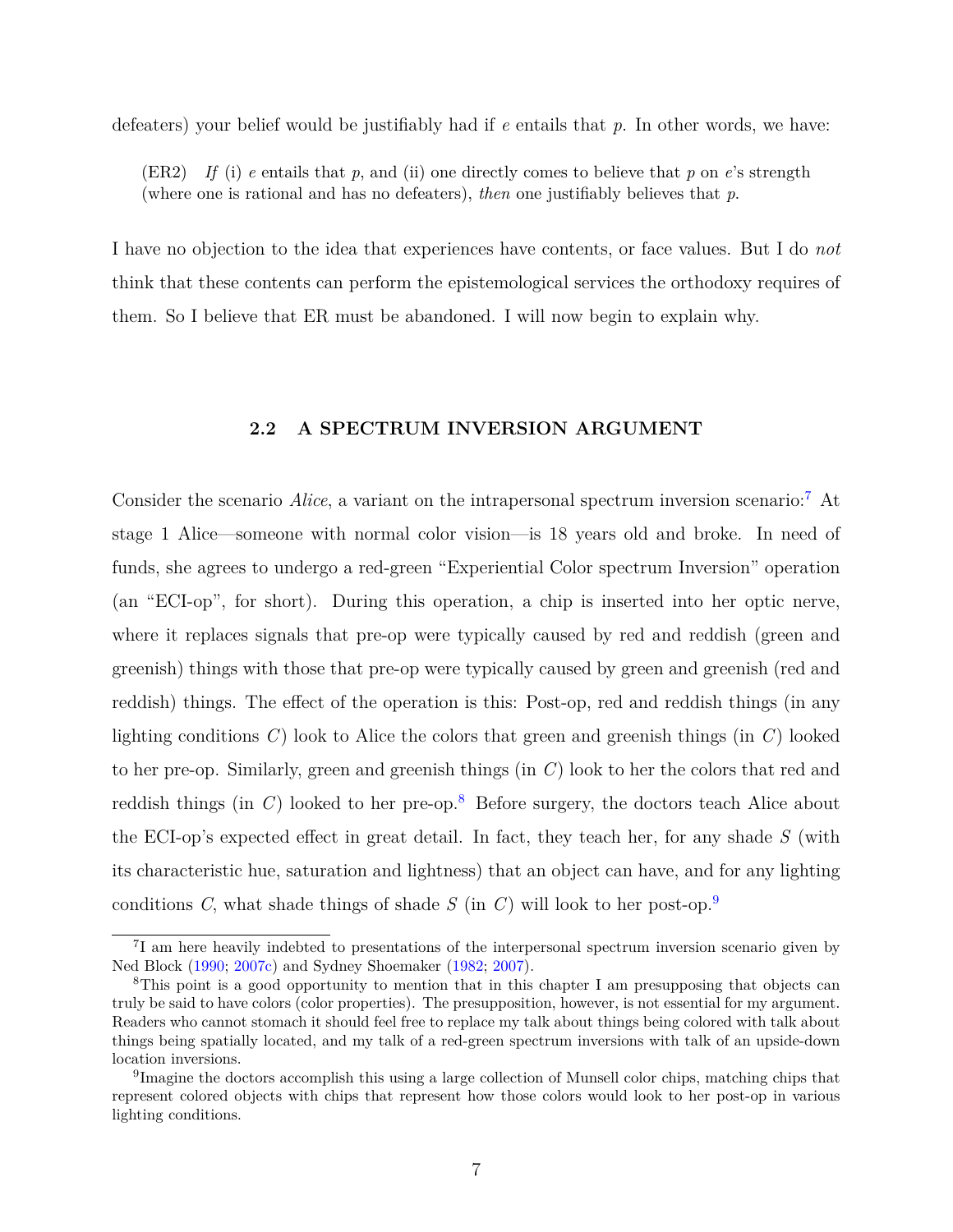defeaters) your belief would be justifiably had if $e$ entails that $p$. In other words, we have:

> (ER2) *If* (i) $e$ entails that $p$, and (ii) one directly comes to believe that $p$ on $e$'s strength (where one is rational and has no defeaters), *then* one justifiably believes that $p$.

I have no objection to the idea that experiences have contents, or face values. But I do *not* think that these contents can perform the epistemological services the orthodoxy requires of them. So I believe that ER must be abandoned. I will now begin to explain why.

## 2.2 A SPECTRUM INVERSION ARGUMENT

Consider the scenario *Alice*, a variant on the intrapersonal spectrum inversion scenario:[7] At stage 1 Alice—someone with normal color vision—is 18 years old and broke. In need of funds, she agrees to undergo a red-green "Experiential Color spectrum Inversion" operation (an "ECI-op", for short). During this operation, a chip is inserted into her optic nerve, where it replaces signals that pre-op were typically caused by red and reddish (green and greenish) things with those that pre-op were typically caused by green and greenish (red and reddish) things. The effect of the operation is this: Post-op, red and reddish things (in any lighting conditions $C$) look to Alice the colors that green and greenish things (in $C$) looked to her pre-op. Similarly, green and greenish things (in $C$) look to her the colors that red and reddish things (in $C$) looked to her pre-op.[8] Before surgery, the doctors teach Alice about the ECI-op's expected effect in great detail. In fact, they teach her, for any shade $S$ (with its characteristic hue, saturation and lightness) that an object can have, and for any lighting conditions $C$, what shade things of shade $S$ (in $C$) will look to her post-op.[9]

[7] I am here heavily indebted to presentations of the interpersonal spectrum inversion scenario given by Ned Block (1990; 2007c) and Sydney Shoemaker (1982; 2007).

[8] This point is a good opportunity to mention that in this chapter I am presupposing that objects can truly be said to have colors (color properties). The presupposition, however, is not essential for my argument. Readers who cannot stomach it should feel free to replace my talk about things being colored with talk about things being spatially located, and my talk of a red-green spectrum inversions with talk of an upside-down location inversions.

[9] Imagine the doctors accomplish this using a large collection of Munsell color chips, matching chips that represent colored objects with chips that represent how those colors would look to her post-op in various lighting conditions.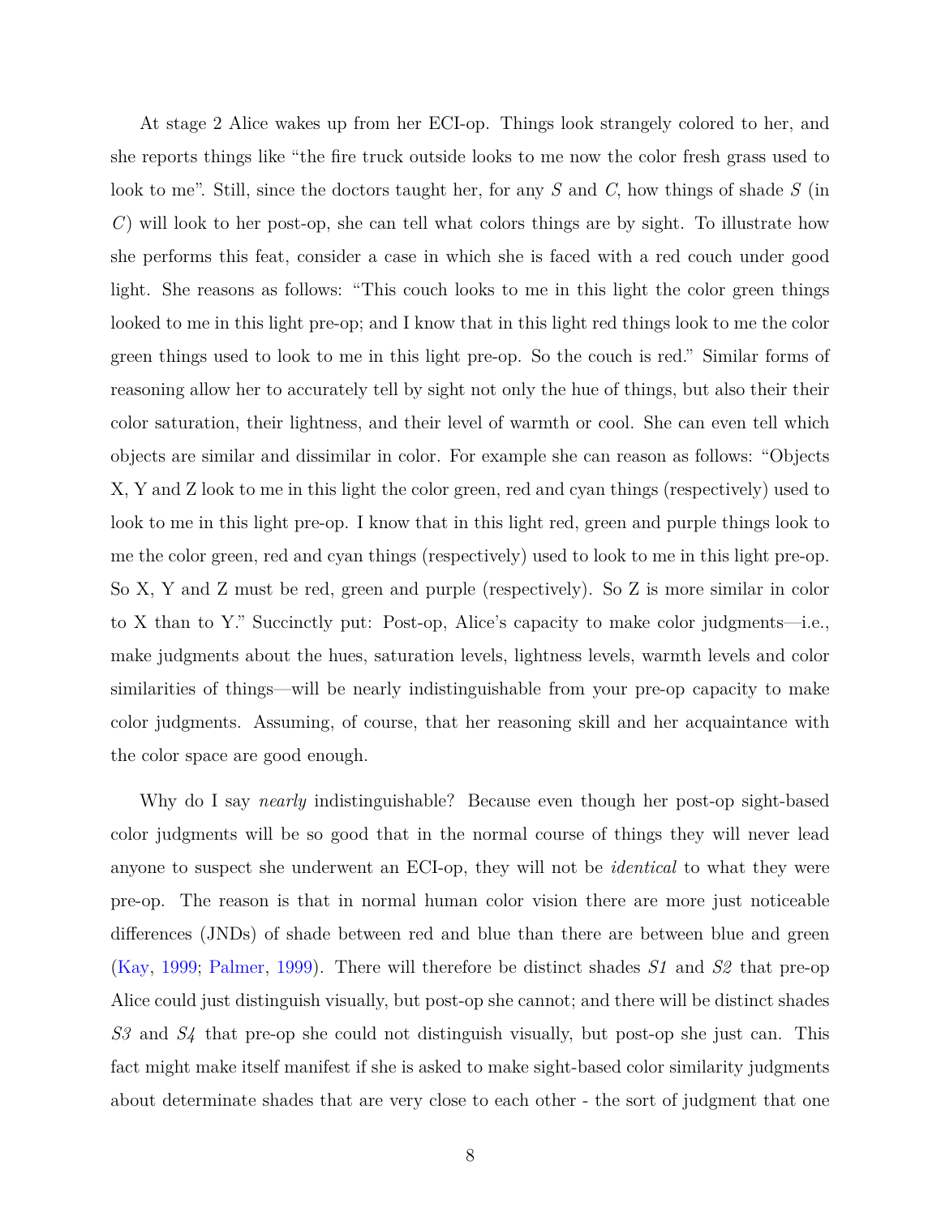At stage 2 Alice wakes up from her ECI-op. Things look strangely colored to her, and she reports things like "the fire truck outside looks to me now the color fresh grass used to look to me". Still, since the doctors taught her, for any *S* and *C*, how things of shade *S* (in *C*) will look to her post-op, she can tell what colors things are by sight. To illustrate how she performs this feat, consider a case in which she is faced with a red couch under good light. She reasons as follows: "This couch looks to me in this light the color green things looked to me in this light pre-op; and I know that in this light red things look to me the color green things used to look to me in this light pre-op. So the couch is red." Similar forms of reasoning allow her to accurately tell by sight not only the hue of things, but also their their color saturation, their lightness, and their level of warmth or cool. She can even tell which objects are similar and dissimilar in color. For example she can reason as follows: "Objects X, Y and Z look to me in this light the color green, red and cyan things (respectively) used to look to me in this light pre-op. I know that in this light red, green and purple things look to me the color green, red and cyan things (respectively) used to look to me in this light pre-op. So X, Y and Z must be red, green and purple (respectively). So Z is more similar in color to X than to Y." Succinctly put: Post-op, Alice's capacity to make color judgments—i.e., make judgments about the hues, saturation levels, lightness levels, warmth levels and color similarities of things—will be nearly indistinguishable from your pre-op capacity to make color judgments. Assuming, of course, that her reasoning skill and her acquaintance with the color space are good enough.

Why do I say *nearly* indistinguishable? Because even though her post-op sight-based color judgments will be so good that in the normal course of things they will never lead anyone to suspect she underwent an ECI-op, they will not be *identical* to what they were pre-op. The reason is that in normal human color vision there are more just noticeable differences (JNDs) of shade between red and blue than there are between blue and green (Kay, 1999; Palmer, 1999). There will therefore be distinct shades *S1* and *S2* that pre-op Alice could just distinguish visually, but post-op she cannot; and there will be distinct shades *S3* and *S4* that pre-op she could not distinguish visually, but post-op she just can. This fact might make itself manifest if she is asked to make sight-based color similarity judgments about determinate shades that are very close to each other - the sort of judgment that one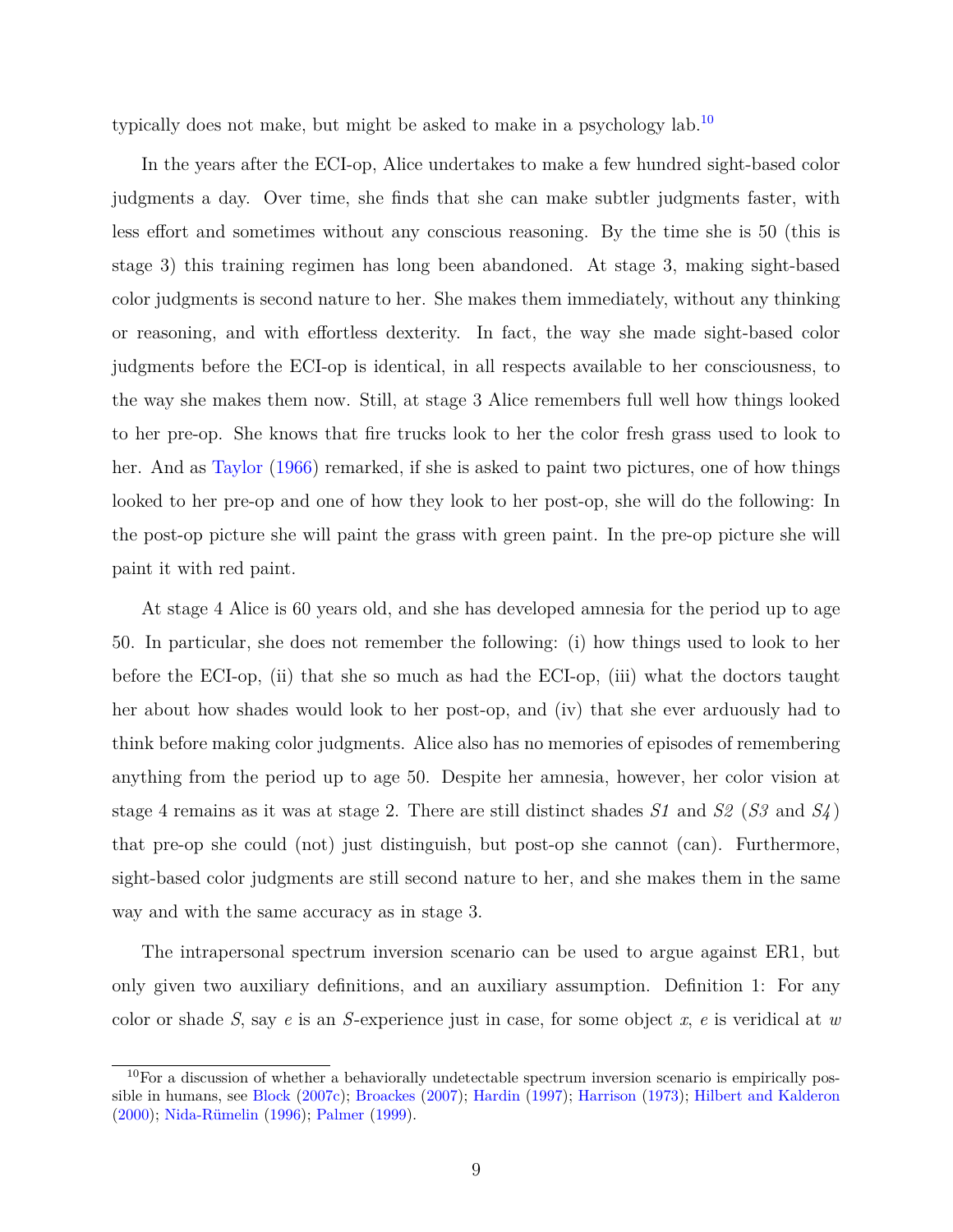typically does not make, but might be asked to make in a psychology lab.[10]

In the years after the ECI-op, Alice undertakes to make a few hundred sight-based color judgments a day. Over time, she finds that she can make subtler judgments faster, with less effort and sometimes without any conscious reasoning. By the time she is 50 (this is stage 3) this training regimen has long been abandoned. At stage 3, making sight-based color judgments is second nature to her. She makes them immediately, without any thinking or reasoning, and with effortless dexterity. In fact, the way she made sight-based color judgments before the ECI-op is identical, in all respects available to her consciousness, to the way she makes them now. Still, at stage 3 Alice remembers full well how things looked to her pre-op. She knows that fire trucks look to her the color fresh grass used to look to her. And as Taylor (1966) remarked, if she is asked to paint two pictures, one of how things looked to her pre-op and one of how they look to her post-op, she will do the following: In the post-op picture she will paint the grass with green paint. In the pre-op picture she will paint it with red paint.

At stage 4 Alice is 60 years old, and she has developed amnesia for the period up to age 50. In particular, she does not remember the following: (i) how things used to look to her before the ECI-op, (ii) that she so much as had the ECI-op, (iii) what the doctors taught her about how shades would look to her post-op, and (iv) that she ever arduously had to think before making color judgments. Alice also has no memories of episodes of remembering anything from the period up to age 50. Despite her amnesia, however, her color vision at stage 4 remains as it was at stage 2. There are still distinct shades *S1* and *S2* (*S3* and *S4*) that pre-op she could (not) just distinguish, but post-op she cannot (can). Furthermore, sight-based color judgments are still second nature to her, and she makes them in the same way and with the same accuracy as in stage 3.

The intrapersonal spectrum inversion scenario can be used to argue against ER1, but only given two auxiliary definitions, and an auxiliary assumption. Definition 1: For any color or shade $S$, say $e$ is an $S$-experience just in case, for some object $x$, $e$ is veridical at $w$

[10] For a discussion of whether a behaviorally undetectable spectrum inversion scenario is empirically possible in humans, see Block (2007c); Broackes (2007); Hardin (1997); Harrison (1973); Hilbert and Kalderon (2000); Nida-Rümelin (1996); Palmer (1999).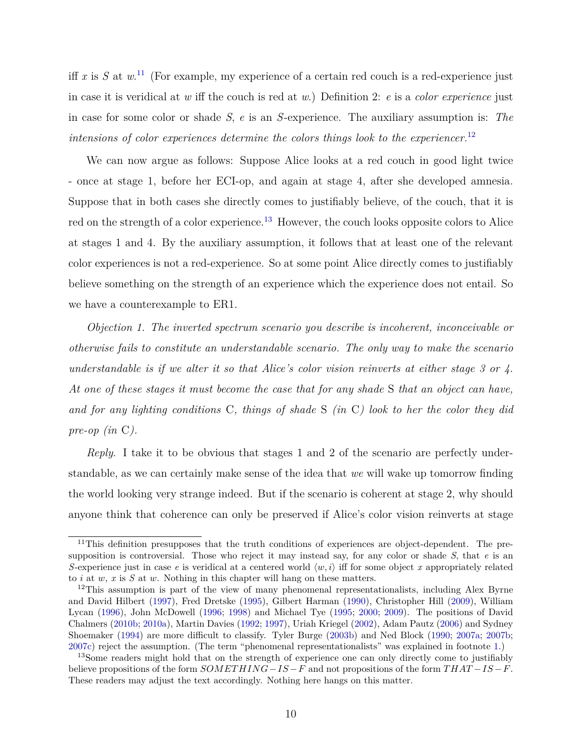iff $x$ is $S$ at $w$.[11] (For example, my experience of a certain red couch is a red-experience just in case it is veridical at $w$ iff the couch is red at $w$.) Definition 2: $e$ is a *color experience* just in case for some color or shade $S$, $e$ is an $S$-experience. The auxiliary assumption is: *The intensions of color experiences determine the colors things look to the experiencer.*[12]

We can now argue as follows: Suppose Alice looks at a red couch in good light twice - once at stage 1, before her ECI-op, and again at stage 4, after she developed amnesia. Suppose that in both cases she directly comes to justifiably believe, of the couch, that it is red on the strength of a color experience.[13] However, the couch looks opposite colors to Alice at stages 1 and 4. By the auxiliary assumption, it follows that at least one of the relevant color experiences is not a red-experience. So at some point Alice directly comes to justifiably believe something on the strength of an experience which the experience does not entail. So we have a counterexample to ER1.

*Objection 1. The inverted spectrum scenario you describe is incoherent, inconceivable or otherwise fails to constitute an understandable scenario. The only way to make the scenario understandable is if we alter it so that Alice's color vision reinverts at either stage 3 or 4. At one of these stages it must become the case that for any shade* S *that an object can have, and for any lighting conditions* C*, things of shade* S *(in* C*) look to her the color they did pre-op (in* C*).*

*Reply*. I take it to be obvious that stages 1 and 2 of the scenario are perfectly understandable, as we can certainly make sense of the idea that *we* will wake up tomorrow finding the world looking very strange indeed. But if the scenario is coherent at stage 2, why should anyone think that coherence can only be preserved if Alice's color vision reinverts at stage

[11] This definition presupposes that the truth conditions of experiences are object-dependent. The presupposition is controversial. Those who reject it may instead say, for any color or shade $S$, that $e$ is an $S$-experience just in case $e$ is veridical at a centered world $\langle w, i \rangle$ iff for some object $x$ appropriately related to $i$ at $w$, $x$ is $S$ at $w$. Nothing in this chapter will hang on these matters.

[12] This assumption is part of the view of many phenomenal representationalists, including Alex Byrne and David Hilbert (1997), Fred Dretske (1995), Gilbert Harman (1990), Christopher Hill (2009), William Lycan (1996), John McDowell (1996; 1998) and Michael Tye (1995; 2000; 2009). The positions of David Chalmers (2010b; 2010a), Martin Davies (1992; 1997), Uriah Kriegel (2002), Adam Pautz (2006) and Sydney Shoemaker (1994) are more difficult to classify. Tyler Burge (2003b) and Ned Block (1990; 2007a; 2007b; 2007c) reject the assumption. (The term "phenomenal representationalists" was explained in footnote 1.)

[13] Some readers might hold that on the strength of experience one can only directly come to justifiably believe propositions of the form $SOMETHING-IS-F$ and not propositions of the form $THAT-IS-F$. These readers may adjust the text accordingly. Nothing here hangs on this matter.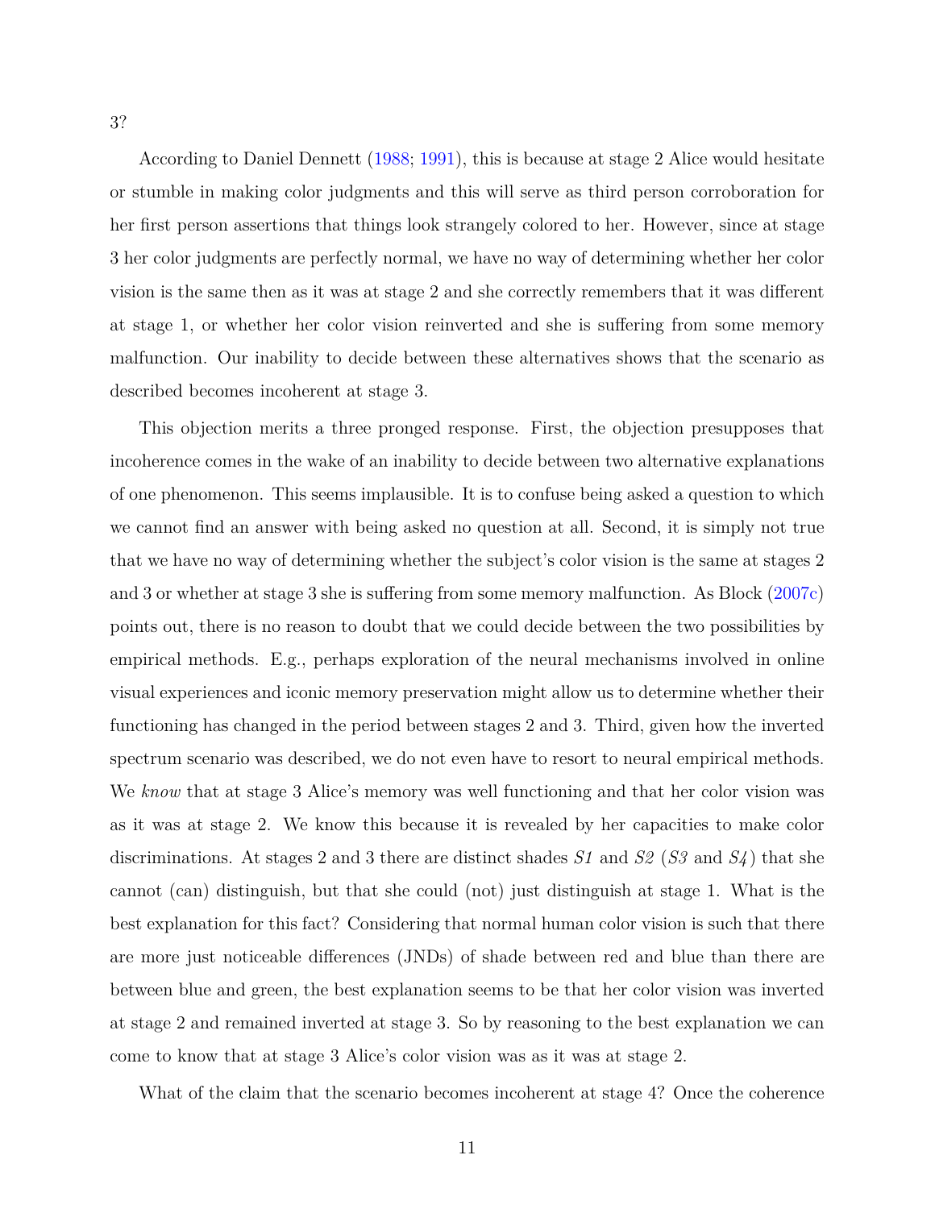3?

According to Daniel Dennett (1988; 1991), this is because at stage 2 Alice would hesitate or stumble in making color judgments and this will serve as third person corroboration for her first person assertions that things look strangely colored to her. However, since at stage 3 her color judgments are perfectly normal, we have no way of determining whether her color vision is the same then as it was at stage 2 and she correctly remembers that it was different at stage 1, or whether her color vision reinverted and she is suffering from some memory malfunction. Our inability to decide between these alternatives shows that the scenario as described becomes incoherent at stage 3.

This objection merits a three pronged response. First, the objection presupposes that incoherence comes in the wake of an inability to decide between two alternative explanations of one phenomenon. This seems implausible. It is to confuse being asked a question to which we cannot find an answer with being asked no question at all. Second, it is simply not true that we have no way of determining whether the subject's color vision is the same at stages 2 and 3 or whether at stage 3 she is suffering from some memory malfunction. As Block (2007c) points out, there is no reason to doubt that we could decide between the two possibilities by empirical methods. E.g., perhaps exploration of the neural mechanisms involved in online visual experiences and iconic memory preservation might allow us to determine whether their functioning has changed in the period between stages 2 and 3. Third, given how the inverted spectrum scenario was described, we do not even have to resort to neural empirical methods. We *know* that at stage 3 Alice's memory was well functioning and that her color vision was as it was at stage 2. We know this because it is revealed by her capacities to make color discriminations. At stages 2 and 3 there are distinct shades *S1* and *S2* (*S3* and *S4*) that she cannot (can) distinguish, but that she could (not) just distinguish at stage 1. What is the best explanation for this fact? Considering that normal human color vision is such that there are more just noticeable differences (JNDs) of shade between red and blue than there are between blue and green, the best explanation seems to be that her color vision was inverted at stage 2 and remained inverted at stage 3. So by reasoning to the best explanation we can come to know that at stage 3 Alice's color vision was as it was at stage 2.

What of the claim that the scenario becomes incoherent at stage 4? Once the coherence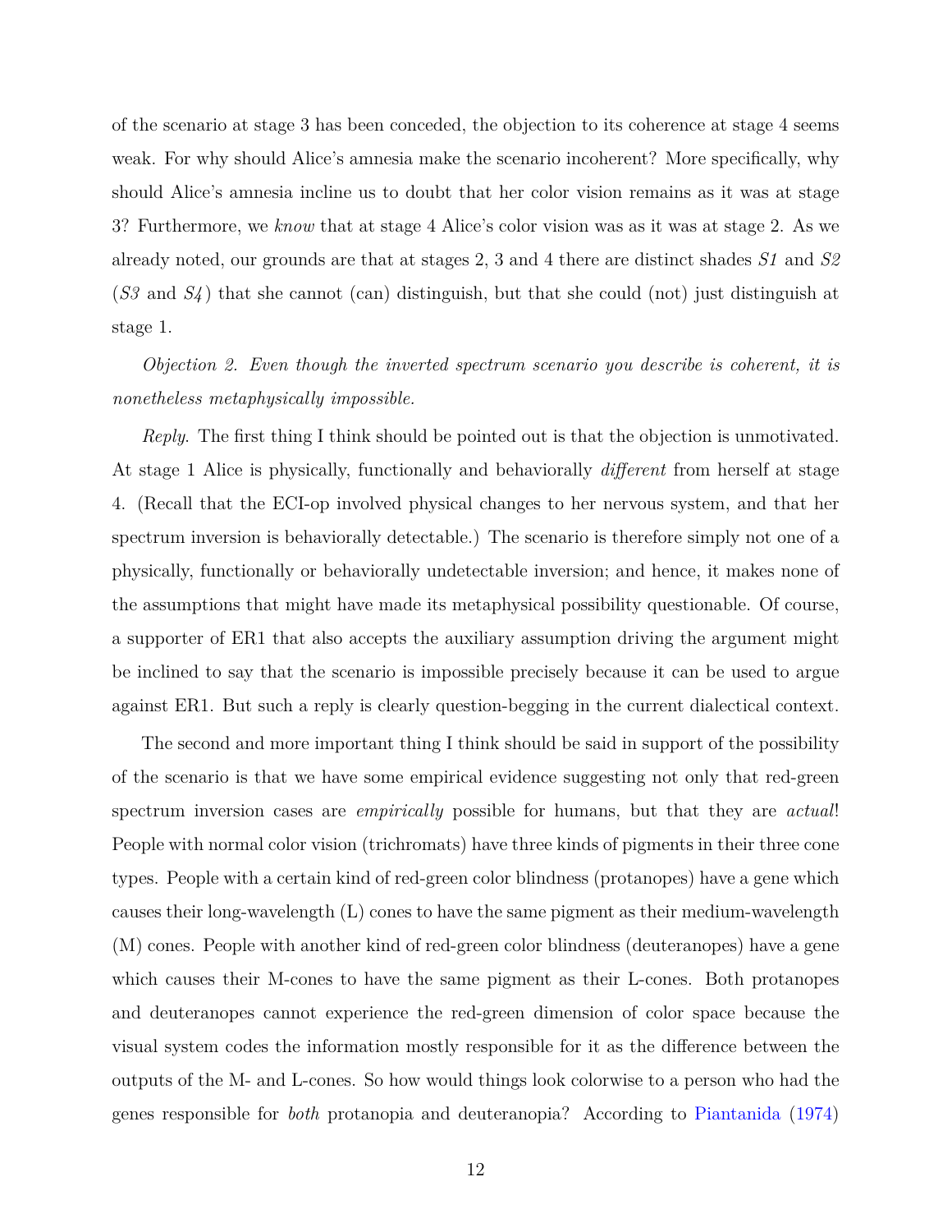of the scenario at stage 3 has been conceded, the objection to its coherence at stage 4 seems weak. For why should Alice's amnesia make the scenario incoherent? More specifically, why should Alice's amnesia incline us to doubt that her color vision remains as it was at stage 3? Furthermore, we *know* that at stage 4 Alice's color vision was as it was at stage 2. As we already noted, our grounds are that at stages 2, 3 and 4 there are distinct shades *S1* and *S2* (*S3* and *S4*) that she cannot (can) distinguish, but that she could (not) just distinguish at stage 1.

*Objection 2. Even though the inverted spectrum scenario you describe is coherent, it is nonetheless metaphysically impossible.*

*Reply.* The first thing I think should be pointed out is that the objection is unmotivated. At stage 1 Alice is physically, functionally and behaviorally *different* from herself at stage 4. (Recall that the ECI-op involved physical changes to her nervous system, and that her spectrum inversion is behaviorally detectable.) The scenario is therefore simply not one of a physically, functionally or behaviorally undetectable inversion; and hence, it makes none of the assumptions that might have made its metaphysical possibility questionable. Of course, a supporter of ER1 that also accepts the auxiliary assumption driving the argument might be inclined to say that the scenario is impossible precisely because it can be used to argue against ER1. But such a reply is clearly question-begging in the current dialectical context.

The second and more important thing I think should be said in support of the possibility of the scenario is that we have some empirical evidence suggesting not only that red-green spectrum inversion cases are *empirically* possible for humans, but that they are *actual*! People with normal color vision (trichromats) have three kinds of pigments in their three cone types. People with a certain kind of red-green color blindness (protanopes) have a gene which causes their long-wavelength (L) cones to have the same pigment as their medium-wavelength (M) cones. People with another kind of red-green color blindness (deuteranopes) have a gene which causes their M-cones to have the same pigment as their L-cones. Both protanopes and deuteranopes cannot experience the red-green dimension of color space because the visual system codes the information mostly responsible for it as the difference between the outputs of the M- and L-cones. So how would things look colorwise to a person who had the genes responsible for *both* protanopia and deuteranopia? According to Piantanida (1974)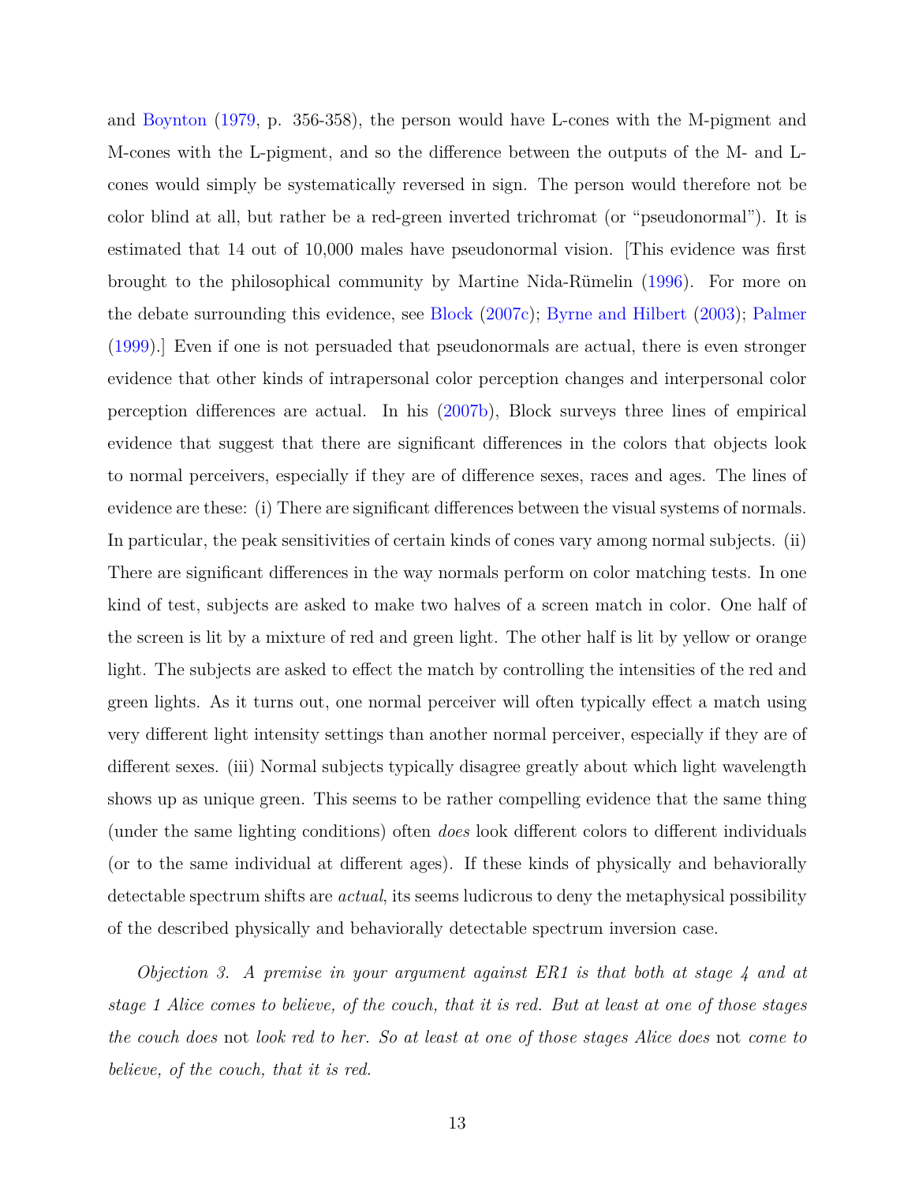and Boynton (1979, p. 356-358), the person would have L-cones with the M-pigment and M-cones with the L-pigment, and so the difference between the outputs of the M- and L-cones would simply be systematically reversed in sign. The person would therefore not be color blind at all, but rather be a red-green inverted trichromat (or "pseudonormal"). It is estimated that 14 out of 10,000 males have pseudonormal vision. [This evidence was first brought to the philosophical community by Martine Nida-Rümelin (1996). For more on the debate surrounding this evidence, see Block (2007c); Byrne and Hilbert (2003); Palmer (1999).] Even if one is not persuaded that pseudonormals are actual, there is even stronger evidence that other kinds of intrapersonal color perception changes and interpersonal color perception differences are actual. In his (2007b), Block surveys three lines of empirical evidence that suggest that there are significant differences in the colors that objects look to normal perceivers, especially if they are of difference sexes, races and ages. The lines of evidence are these: (i) There are significant differences between the visual systems of normals. In particular, the peak sensitivities of certain kinds of cones vary among normal subjects. (ii) There are significant differences in the way normals perform on color matching tests. In one kind of test, subjects are asked to make two halves of a screen match in color. One half of the screen is lit by a mixture of red and green light. The other half is lit by yellow or orange light. The subjects are asked to effect the match by controlling the intensities of the red and green lights. As it turns out, one normal perceiver will often typically effect a match using very different light intensity settings than another normal perceiver, especially if they are of different sexes. (iii) Normal subjects typically disagree greatly about which light wavelength shows up as unique green. This seems to be rather compelling evidence that the same thing (under the same lighting conditions) often *does* look different colors to different individuals (or to the same individual at different ages). If these kinds of physically and behaviorally detectable spectrum shifts are *actual*, its seems ludicrous to deny the metaphysical possibility of the described physically and behaviorally detectable spectrum inversion case.

*Objection 3. A premise in your argument against ER1 is that both at stage 4 and at stage 1 Alice comes to believe, of the couch, that it is red. But at least at one of those stages the couch does* not *look red to her. So at least at one of those stages Alice does* not *come to believe, of the couch, that it is red.*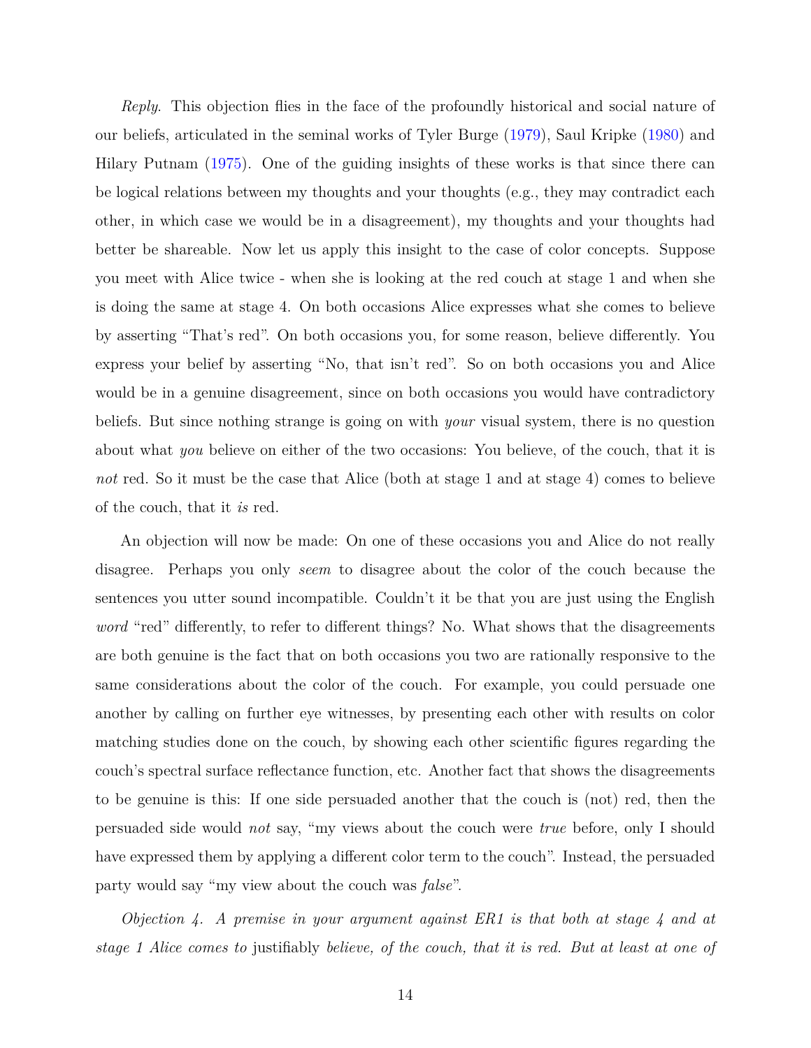*Reply*. This objection flies in the face of the profoundly historical and social nature of our beliefs, articulated in the seminal works of Tyler Burge (1979), Saul Kripke (1980) and Hilary Putnam (1975). One of the guiding insights of these works is that since there can be logical relations between my thoughts and your thoughts (e.g., they may contradict each other, in which case we would be in a disagreement), my thoughts and your thoughts had better be shareable. Now let us apply this insight to the case of color concepts. Suppose you meet with Alice twice - when she is looking at the red couch at stage 1 and when she is doing the same at stage 4. On both occasions Alice expresses what she comes to believe by asserting "That's red". On both occasions you, for some reason, believe differently. You express your belief by asserting "No, that isn't red". So on both occasions you and Alice would be in a genuine disagreement, since on both occasions you would have contradictory beliefs. But since nothing strange is going on with *your* visual system, there is no question about what *you* believe on either of the two occasions: You believe, of the couch, that it is *not* red. So it must be the case that Alice (both at stage 1 and at stage 4) comes to believe of the couch, that it *is* red.

An objection will now be made: On one of these occasions you and Alice do not really disagree. Perhaps you only *seem* to disagree about the color of the couch because the sentences you utter sound incompatible. Couldn't it be that you are just using the English *word* "red" differently, to refer to different things? No. What shows that the disagreements are both genuine is the fact that on both occasions you two are rationally responsive to the same considerations about the color of the couch. For example, you could persuade one another by calling on further eye witnesses, by presenting each other with results on color matching studies done on the couch, by showing each other scientific figures regarding the couch's spectral surface reflectance function, etc. Another fact that shows the disagreements to be genuine is this: If one side persuaded another that the couch is (not) red, then the persuaded side would *not* say, "my views about the couch were *true* before, only I should have expressed them by applying a different color term to the couch". Instead, the persuaded party would say "my view about the couch was *false*".

*Objection 4. A premise in your argument against ER1 is that both at stage 4 and at stage 1 Alice comes to* justifiably *believe, of the couch, that it is red. But at least at one of*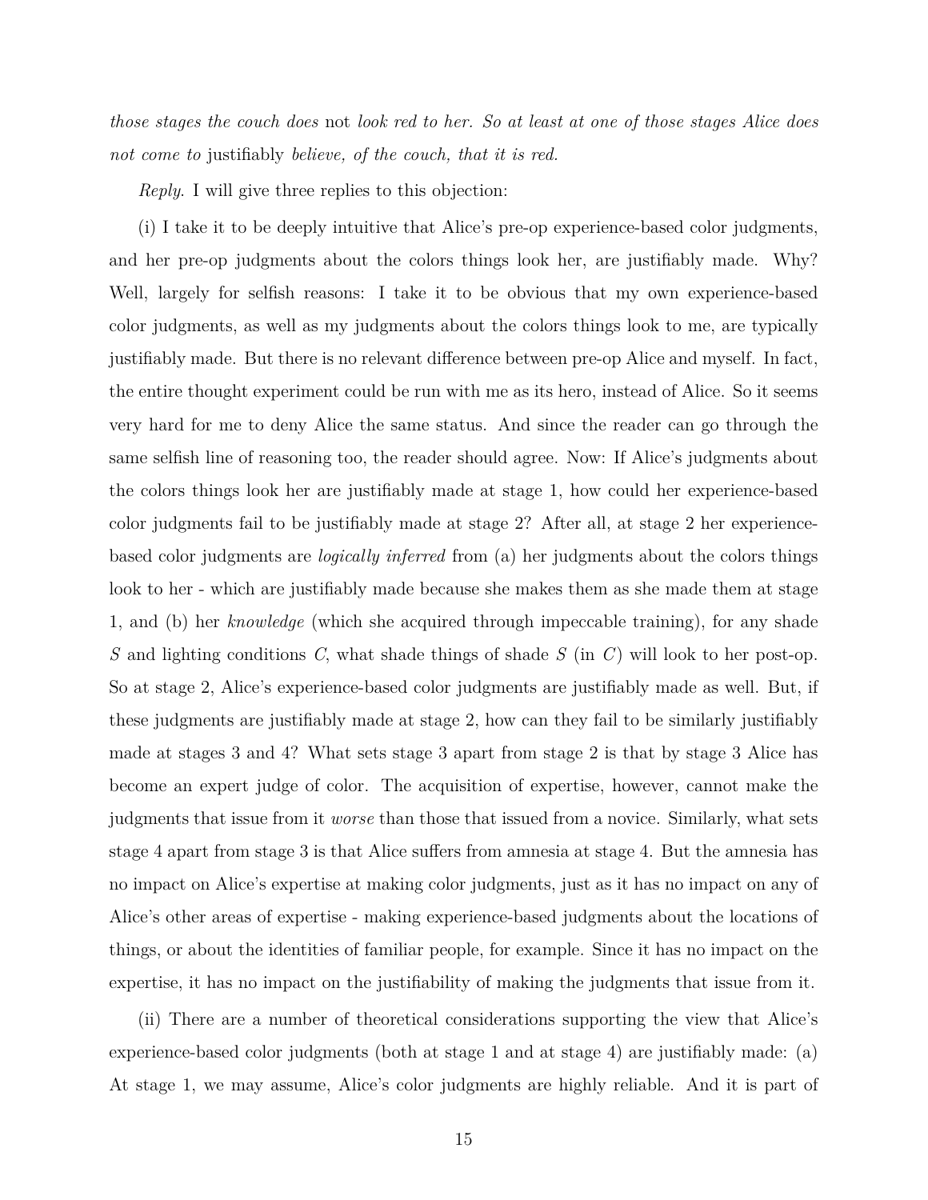*those stages the couch does* not *look red to her. So at least at one of those stages Alice does not come to* justifiably *believe, of the couch, that it is red.*

*Reply*. I will give three replies to this objection:

(i) I take it to be deeply intuitive that Alice's pre-op experience-based color judgments, and her pre-op judgments about the colors things look her, are justifiably made. Why? Well, largely for selfish reasons: I take it to be obvious that my own experience-based color judgments, as well as my judgments about the colors things look to me, are typically justifiably made. But there is no relevant difference between pre-op Alice and myself. In fact, the entire thought experiment could be run with me as its hero, instead of Alice. So it seems very hard for me to deny Alice the same status. And since the reader can go through the same selfish line of reasoning too, the reader should agree. Now: If Alice's judgments about the colors things look her are justifiably made at stage 1, how could her experience-based color judgments fail to be justifiably made at stage 2? After all, at stage 2 her experience-based color judgments are *logically inferred* from (a) her judgments about the colors things look to her - which are justifiably made because she makes them as she made them at stage 1, and (b) her *knowledge* (which she acquired through impeccable training), for any shade $S$ and lighting conditions $C$, what shade things of shade $S$ (in $C$) will look to her post-op. So at stage 2, Alice's experience-based color judgments are justifiably made as well. But, if these judgments are justifiably made at stage 2, how can they fail to be similarly justifiably made at stages 3 and 4? What sets stage 3 apart from stage 2 is that by stage 3 Alice has become an expert judge of color. The acquisition of expertise, however, cannot make the judgments that issue from it *worse* than those that issued from a novice. Similarly, what sets stage 4 apart from stage 3 is that Alice suffers from amnesia at stage 4. But the amnesia has no impact on Alice's expertise at making color judgments, just as it has no impact on any of Alice's other areas of expertise - making experience-based judgments about the locations of things, or about the identities of familiar people, for example. Since it has no impact on the expertise, it has no impact on the justifiability of making the judgments that issue from it.

(ii) There are a number of theoretical considerations supporting the view that Alice's experience-based color judgments (both at stage 1 and at stage 4) are justifiably made: (a) At stage 1, we may assume, Alice's color judgments are highly reliable. And it is part of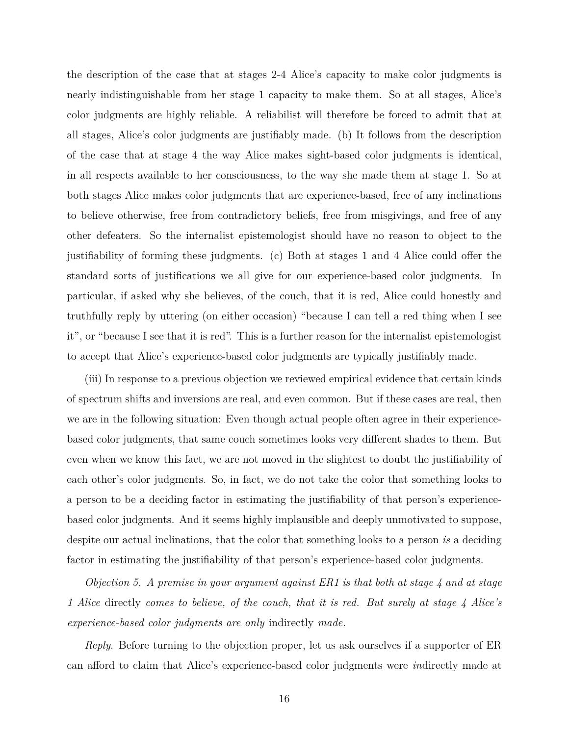the description of the case that at stages 2-4 Alice's capacity to make color judgments is nearly indistinguishable from her stage 1 capacity to make them. So at all stages, Alice's color judgments are highly reliable. A reliabilist will therefore be forced to admit that at all stages, Alice's color judgments are justifiably made. (b) It follows from the description of the case that at stage 4 the way Alice makes sight-based color judgments is identical, in all respects available to her consciousness, to the way she made them at stage 1. So at both stages Alice makes color judgments that are experience-based, free of any inclinations to believe otherwise, free from contradictory beliefs, free from misgivings, and free of any other defeaters. So the internalist epistemologist should have no reason to object to the justifiability of forming these judgments. (c) Both at stages 1 and 4 Alice could offer the standard sorts of justifications we all give for our experience-based color judgments. In particular, if asked why she believes, of the couch, that it is red, Alice could honestly and truthfully reply by uttering (on either occasion) "because I can tell a red thing when I see it", or "because I see that it is red". This is a further reason for the internalist epistemologist to accept that Alice's experience-based color judgments are typically justifiably made.

(iii) In response to a previous objection we reviewed empirical evidence that certain kinds of spectrum shifts and inversions are real, and even common. But if these cases are real, then we are in the following situation: Even though actual people often agree in their experience-based color judgments, that same couch sometimes looks very different shades to them. But even when we know this fact, we are not moved in the slightest to doubt the justifiability of each other's color judgments. So, in fact, we do not take the color that something looks to a person to be a deciding factor in estimating the justifiability of that person's experience-based color judgments. And it seems highly implausible and deeply unmotivated to suppose, despite our actual inclinations, that the color that something looks to a person *is* a deciding factor in estimating the justifiability of that person's experience-based color judgments.

*Objection 5. A premise in your argument against ER1 is that both at stage 4 and at stage 1 Alice* directly *comes to believe, of the couch, that it is red. But surely at stage 4 Alice's experience-based color judgments are only* indirectly *made.*

*Reply.* Before turning to the objection proper, let us ask ourselves if a supporter of ER can afford to claim that Alice's experience-based color judgments were *in*directly made at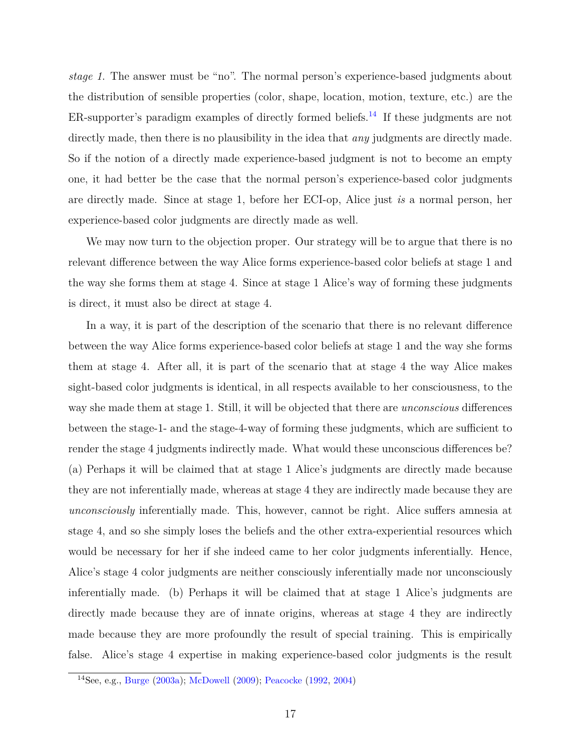*stage 1*. The answer must be "no". The normal person's experience-based judgments about the distribution of sensible properties (color, shape, location, motion, texture, etc.) are the ER-supporter's paradigm examples of directly formed beliefs.[14] If these judgments are not directly made, then there is no plausibility in the idea that *any* judgments are directly made. So if the notion of a directly made experience-based judgment is not to become an empty one, it had better be the case that the normal person's experience-based color judgments are directly made. Since at stage 1, before her ECI-op, Alice just *is* a normal person, her experience-based color judgments are directly made as well.

We may now turn to the objection proper. Our strategy will be to argue that there is no relevant difference between the way Alice forms experience-based color beliefs at stage 1 and the way she forms them at stage 4. Since at stage 1 Alice's way of forming these judgments is direct, it must also be direct at stage 4.

In a way, it is part of the description of the scenario that there is no relevant difference between the way Alice forms experience-based color beliefs at stage 1 and the way she forms them at stage 4. After all, it is part of the scenario that at stage 4 the way Alice makes sight-based color judgments is identical, in all respects available to her consciousness, to the way she made them at stage 1. Still, it will be objected that there are *unconscious* differences between the stage-1- and the stage-4-way of forming these judgments, which are sufficient to render the stage 4 judgments indirectly made. What would these unconscious differences be? (a) Perhaps it will be claimed that at stage 1 Alice's judgments are directly made because they are not inferentially made, whereas at stage 4 they are indirectly made because they are *unconsciously* inferentially made. This, however, cannot be right. Alice suffers amnesia at stage 4, and so she simply loses the beliefs and the other extra-experiential resources which would be necessary for her if she indeed came to her color judgments inferentially. Hence, Alice's stage 4 color judgments are neither consciously inferentially made nor unconsciously inferentially made. (b) Perhaps it will be claimed that at stage 1 Alice's judgments are directly made because they are of innate origins, whereas at stage 4 they are indirectly made because they are more profoundly the result of special training. This is empirically false. Alice's stage 4 expertise in making experience-based color judgments is the result

[14] See, e.g., Burge (2003a); McDowell (2009); Peacocke (1992, 2004)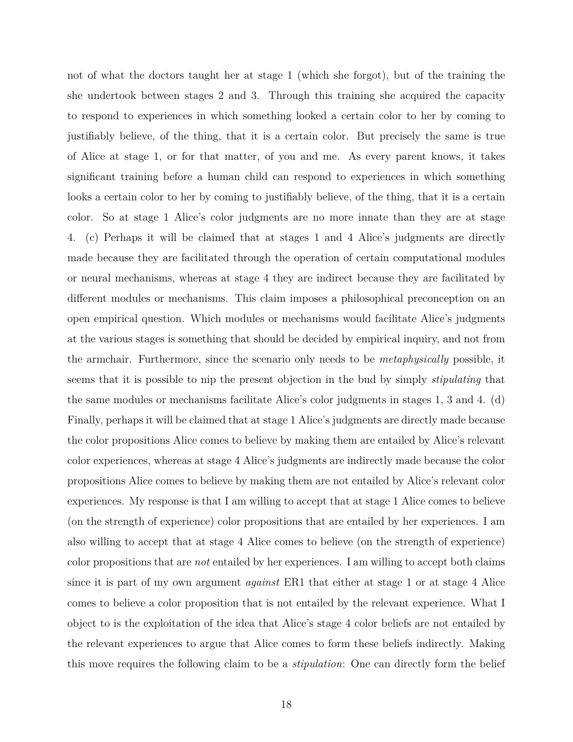not of what the doctors taught her at stage 1 (which she forgot), but of the training the she undertook between stages 2 and 3. Through this training she acquired the capacity to respond to experiences in which something looked a certain color to her by coming to justifiably believe, of the thing, that it is a certain color. But precisely the same is true of Alice at stage 1, or for that matter, of you and me. As every parent knows, it takes significant training before a human child can respond to experiences in which something looks a certain color to her by coming to justifiably believe, of the thing, that it is a certain color. So at stage 1 Alice's color judgments are no more innate than they are at stage 4. (c) Perhaps it will be claimed that at stages 1 and 4 Alice's judgments are directly made because they are facilitated through the operation of certain computational modules or neural mechanisms, whereas at stage 4 they are indirect because they are facilitated by different modules or mechanisms. This claim imposes a philosophical preconception on an open empirical question. Which modules or mechanisms would facilitate Alice's judgments at the various stages is something that should be decided by empirical inquiry, and not from the armchair. Furthermore, since the scenario only needs to be *metaphysically* possible, it seems that it is possible to nip the present objection in the bud by simply *stipulating* that the same modules or mechanisms facilitate Alice's color judgments in stages 1, 3 and 4. (d) Finally, perhaps it will be claimed that at stage 1 Alice's judgments are directly made because the color propositions Alice comes to believe by making them are entailed by Alice's relevant color experiences, whereas at stage 4 Alice's judgments are indirectly made because the color propositions Alice comes to believe by making them are not entailed by Alice's relevant color experiences. My response is that I am willing to accept that at stage 1 Alice comes to believe (on the strength of experience) color propositions that are entailed by her experiences. I am also willing to accept that at stage 4 Alice comes to believe (on the strength of experience) color propositions that are *not* entailed by her experiences. I am willing to accept both claims since it is part of my own argument *against* ER1 that either at stage 1 or at stage 4 Alice comes to believe a color proposition that is not entailed by the relevant experience. What I object to is the exploitation of the idea that Alice's stage 4 color beliefs are not entailed by the relevant experiences to argue that Alice comes to form these beliefs indirectly. Making this move requires the following claim to be a *stipulation*: One can directly form the belief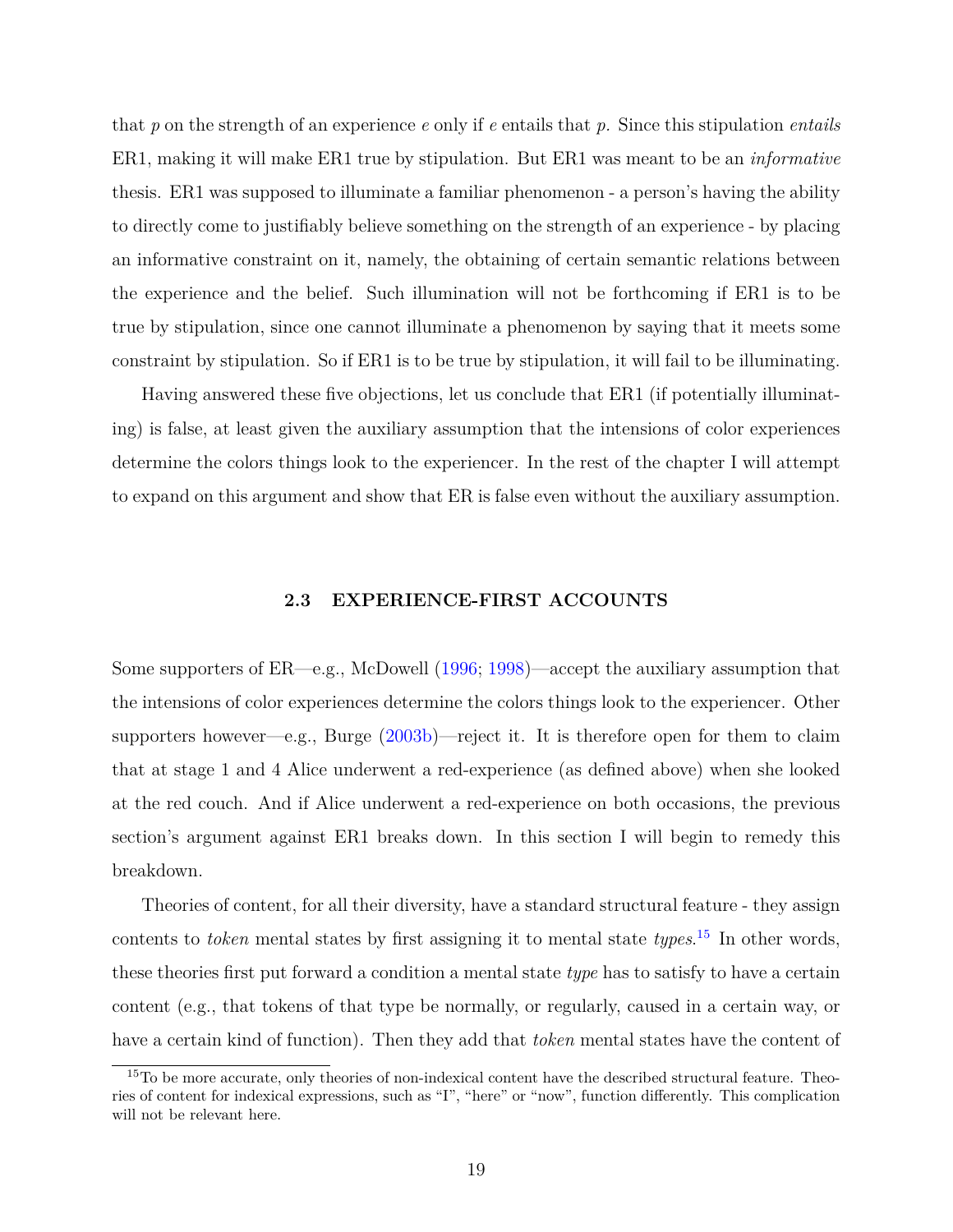that $p$ on the strength of an experience $e$ only if $e$ entails that $p$. Since this stipulation *entails* ER1, making it will make ER1 true by stipulation. But ER1 was meant to be an *informative* thesis. ER1 was supposed to illuminate a familiar phenomenon - a person's having the ability to directly come to justifiably believe something on the strength of an experience - by placing an informative constraint on it, namely, the obtaining of certain semantic relations between the experience and the belief. Such illumination will not be forthcoming if ER1 is to be true by stipulation, since one cannot illuminate a phenomenon by saying that it meets some constraint by stipulation. So if ER1 is to be true by stipulation, it will fail to be illuminating.

Having answered these five objections, let us conclude that ER1 (if potentially illuminating) is false, at least given the auxiliary assumption that the intensions of color experiences determine the colors things look to the experiencer. In the rest of the chapter I will attempt to expand on this argument and show that ER is false even without the auxiliary assumption.

### 2.3 EXPERIENCE-FIRST ACCOUNTS

Some supporters of ER—e.g., McDowell (1996; 1998)—accept the auxiliary assumption that the intensions of color experiences determine the colors things look to the experiencer. Other supporters however—e.g., Burge (2003b)—reject it. It is therefore open for them to claim that at stage 1 and 4 Alice underwent a red-experience (as defined above) when she looked at the red couch. And if Alice underwent a red-experience on both occasions, the previous section's argument against ER1 breaks down. In this section I will begin to remedy this breakdown.

Theories of content, for all their diversity, have a standard structural feature - they assign contents to *token* mental states by first assigning it to mental state *types*.[15] In other words, these theories first put forward a condition a mental state *type* has to satisfy to have a certain content (e.g., that tokens of that type be normally, or regularly, caused in a certain way, or have a certain kind of function). Then they add that *token* mental states have the content of

[15] To be more accurate, only theories of non-indexical content have the described structural feature. Theories of content for indexical expressions, such as "I", "here" or "now", function differently. This complication will not be relevant here.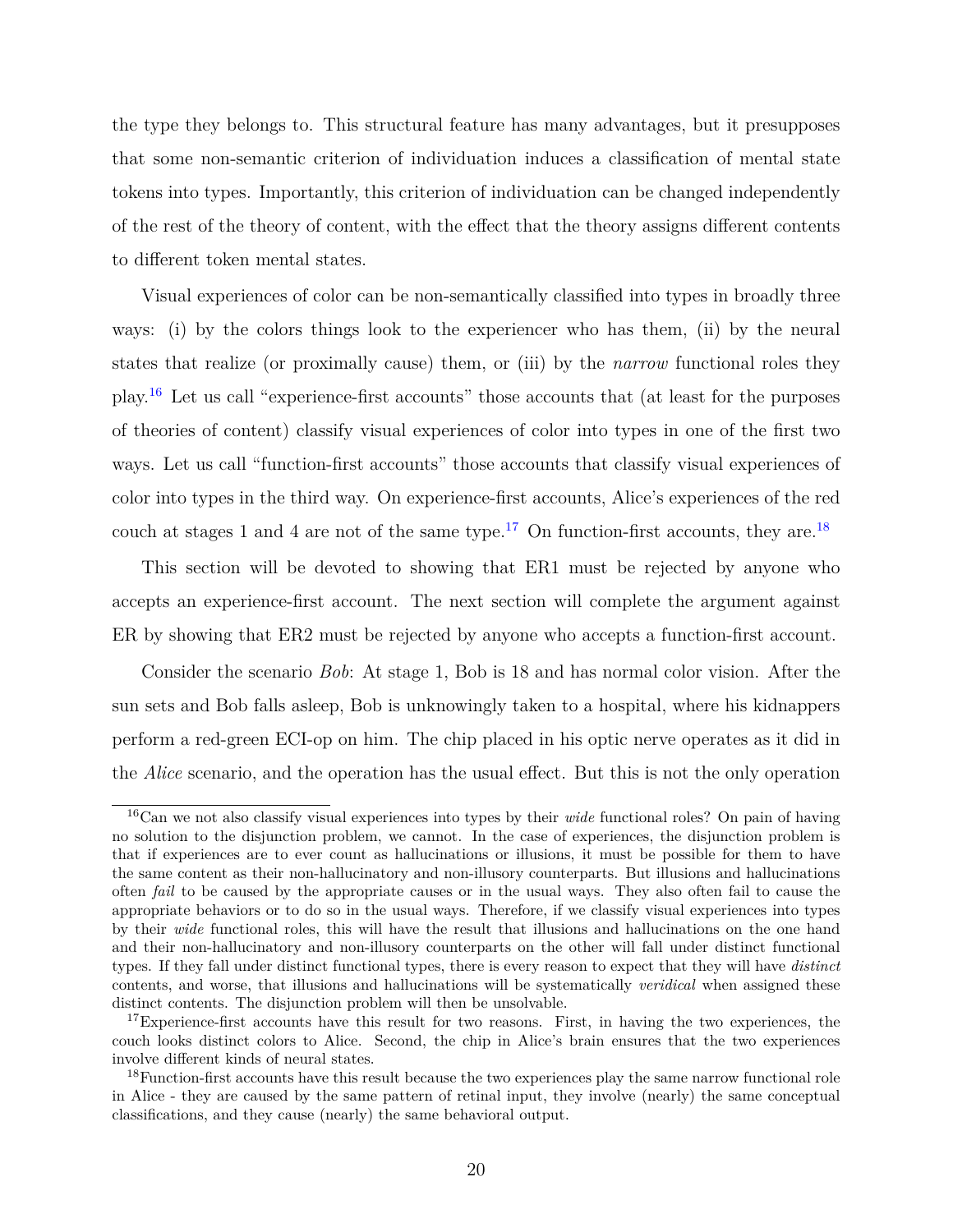the type they belongs to. This structural feature has many advantages, but it presupposes that some non-semantic criterion of individuation induces a classification of mental state tokens into types. Importantly, this criterion of individuation can be changed independently of the rest of the theory of content, with the effect that the theory assigns different contents to different token mental states.

Visual experiences of color can be non-semantically classified into types in broadly three ways: (i) by the colors things look to the experiencer who has them, (ii) by the neural states that realize (or proximally cause) them, or (iii) by the *narrow* functional roles they play.[16] Let us call "experience-first accounts" those accounts that (at least for the purposes of theories of content) classify visual experiences of color into types in one of the first two ways. Let us call "function-first accounts" those accounts that classify visual experiences of color into types in the third way. On experience-first accounts, Alice's experiences of the red couch at stages 1 and 4 are not of the same type.[17] On function-first accounts, they are.[18]

This section will be devoted to showing that ER1 must be rejected by anyone who accepts an experience-first account. The next section will complete the argument against ER by showing that ER2 must be rejected by anyone who accepts a function-first account.

Consider the scenario *Bob*: At stage 1, Bob is 18 and has normal color vision. After the sun sets and Bob falls asleep, Bob is unknowingly taken to a hospital, where his kidnappers perform a red-green ECI-op on him. The chip placed in his optic nerve operates as it did in the *Alice* scenario, and the operation has the usual effect. But this is not the only operation

[16] Can we not also classify visual experiences into types by their *wide* functional roles? On pain of having no solution to the disjunction problem, we cannot. In the case of experiences, the disjunction problem is that if experiences are to ever count as hallucinations or illusions, it must be possible for them to have the same content as their non-hallucinatory and non-illusory counterparts. But illusions and hallucinations often *fail* to be caused by the appropriate causes or in the usual ways. They also often fail to cause the appropriate behaviors or to do so in the usual ways. Therefore, if we classify visual experiences into types by their *wide* functional roles, this will have the result that illusions and hallucinations on the one hand and their non-hallucinatory and non-illusory counterparts on the other will fall under distinct functional types. If they fall under distinct functional types, there is every reason to expect that they will have *distinct* contents, and worse, that illusions and hallucinations will be systematically *veridical* when assigned these distinct contents. The disjunction problem will then be unsolvable.

[17] Experience-first accounts have this result for two reasons. First, in having the two experiences, the couch looks distinct colors to Alice. Second, the chip in Alice's brain ensures that the two experiences involve different kinds of neural states.

[18] Function-first accounts have this result because the two experiences play the same narrow functional role in Alice - they are caused by the same pattern of retinal input, they involve (nearly) the same conceptual classifications, and they cause (nearly) the same behavioral output.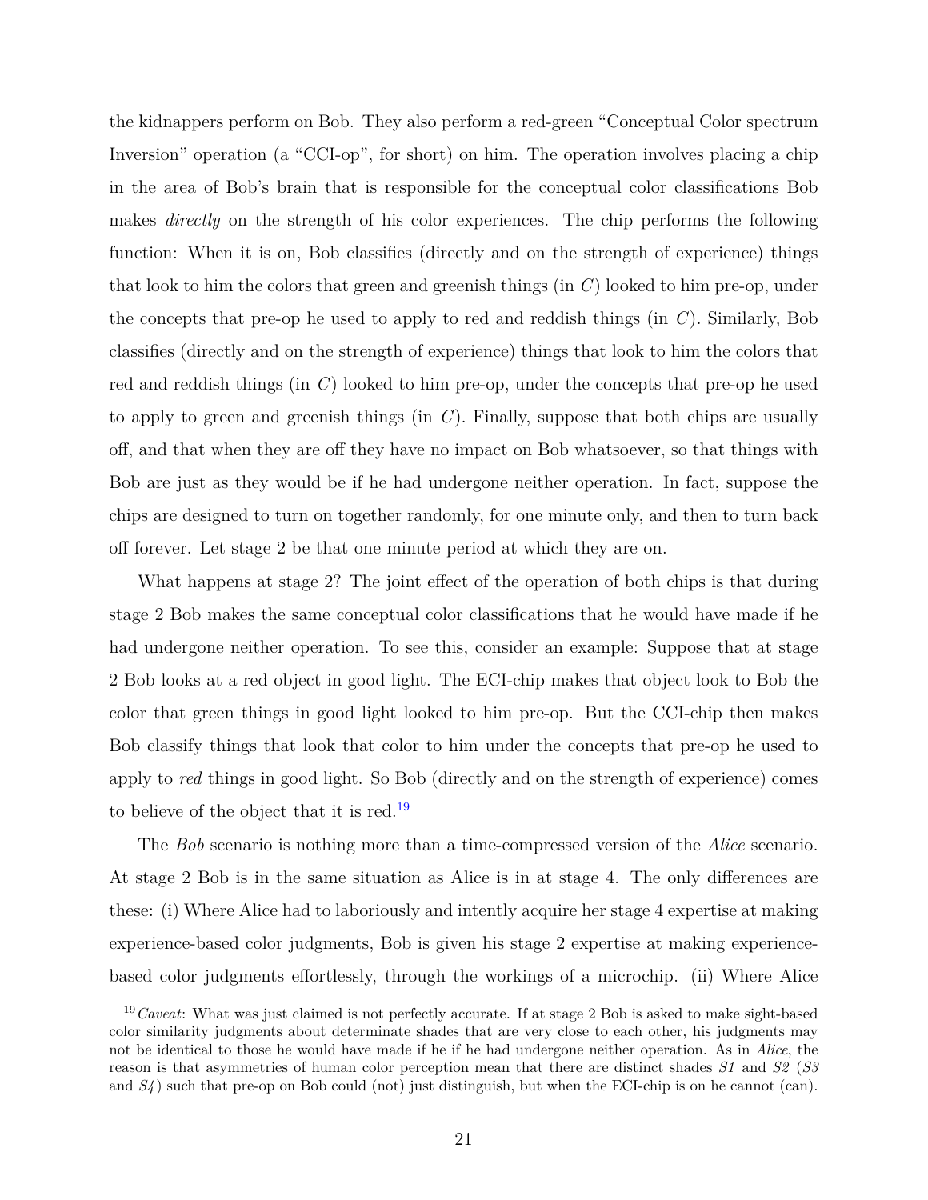the kidnappers perform on Bob. They also perform a red-green "Conceptual Color spectrum Inversion" operation (a "CCI-op", for short) on him. The operation involves placing a chip in the area of Bob's brain that is responsible for the conceptual color classifications Bob makes *directly* on the strength of his color experiences. The chip performs the following function: When it is on, Bob classifies (directly and on the strength of experience) things that look to him the colors that green and greenish things (in $C$) looked to him pre-op, under the concepts that pre-op he used to apply to red and reddish things (in $C$). Similarly, Bob classifies (directly and on the strength of experience) things that look to him the colors that red and reddish things (in $C$) looked to him pre-op, under the concepts that pre-op he used to apply to green and greenish things (in $C$). Finally, suppose that both chips are usually off, and that when they are off they have no impact on Bob whatsoever, so that things with Bob are just as they would be if he had undergone neither operation. In fact, suppose the chips are designed to turn on together randomly, for one minute only, and then to turn back off forever. Let stage 2 be that one minute period at which they are on.

What happens at stage 2? The joint effect of the operation of both chips is that during stage 2 Bob makes the same conceptual color classifications that he would have made if he had undergone neither operation. To see this, consider an example: Suppose that at stage 2 Bob looks at a red object in good light. The ECI-chip makes that object look to Bob the color that green things in good light looked to him pre-op. But the CCI-chip then makes Bob classify things that look that color to him under the concepts that pre-op he used to apply to *red* things in good light. So Bob (directly and on the strength of experience) comes to believe of the object that it is red.[19]

The *Bob* scenario is nothing more than a time-compressed version of the *Alice* scenario. At stage 2 Bob is in the same situation as Alice is in at stage 4. The only differences are these: (i) Where Alice had to laboriously and intently acquire her stage 4 expertise at making experience-based color judgments, Bob is given his stage 2 expertise at making experience-based color judgments effortlessly, through the workings of a microchip. (ii) Where Alice

[19] *Caveat*: What was just claimed is not perfectly accurate. If at stage 2 Bob is asked to make sight-based color similarity judgments about determinate shades that are very close to each other, his judgments may not be identical to those he would have made if he if he had undergone neither operation. As in *Alice*, the reason is that asymmetries of human color perception mean that there are distinct shades *S1* and *S2* (*S3* and *S4*) such that pre-op on Bob could (not) just distinguish, but when the ECI-chip is on he cannot (can).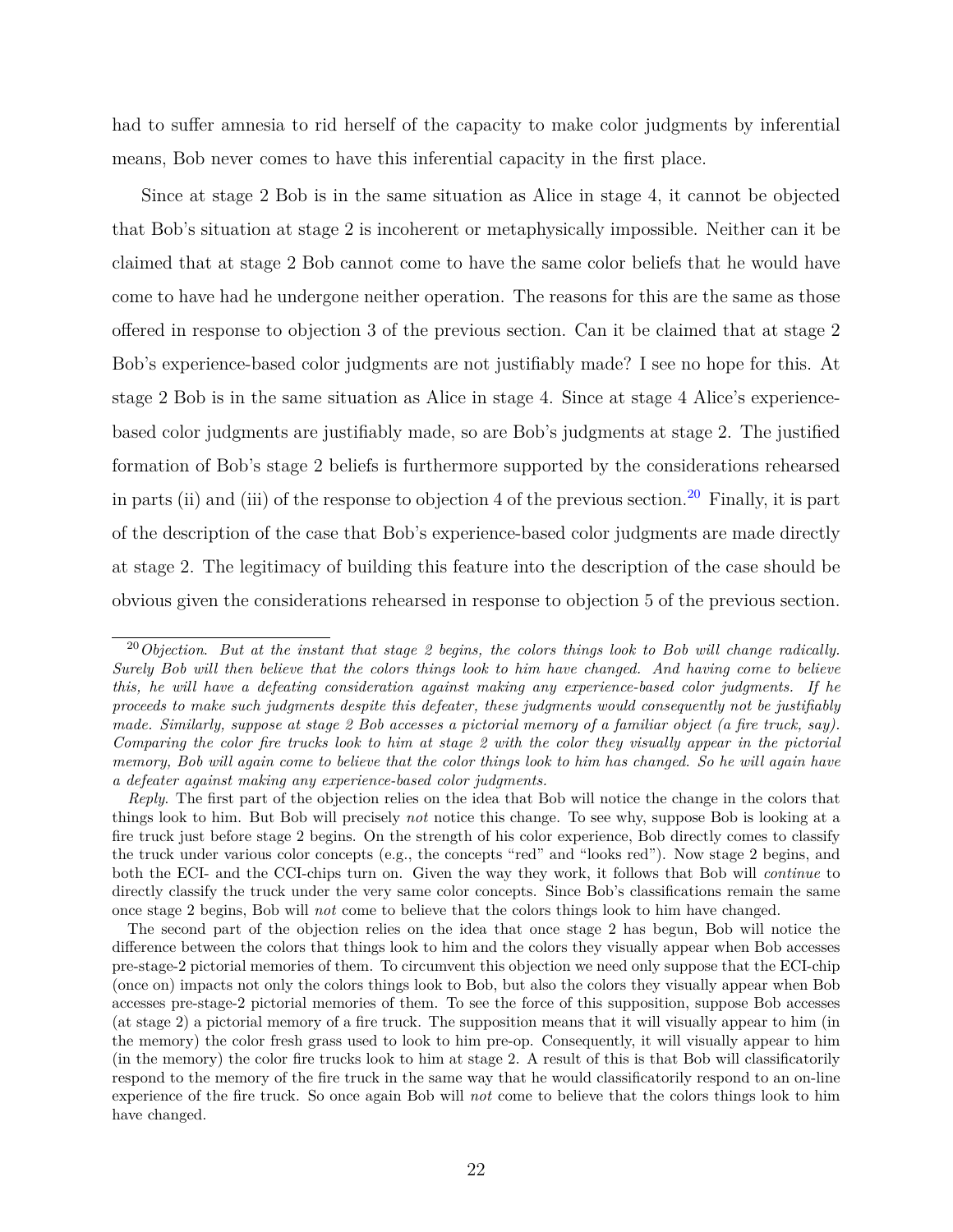had to suffer amnesia to rid herself of the capacity to make color judgments by inferential means, Bob never comes to have this inferential capacity in the first place.

Since at stage 2 Bob is in the same situation as Alice in stage 4, it cannot be objected that Bob's situation at stage 2 is incoherent or metaphysically impossible. Neither can it be claimed that at stage 2 Bob cannot come to have the same color beliefs that he would have come to have had he undergone neither operation. The reasons for this are the same as those offered in response to objection 3 of the previous section. Can it be claimed that at stage 2 Bob's experience-based color judgments are not justifiably made? I see no hope for this. At stage 2 Bob is in the same situation as Alice in stage 4. Since at stage 4 Alice's experience-based color judgments are justifiably made, so are Bob's judgments at stage 2. The justified formation of Bob's stage 2 beliefs is furthermore supported by the considerations rehearsed in parts (ii) and (iii) of the response to objection 4 of the previous section.[20] Finally, it is part of the description of the case that Bob's experience-based color judgments are made directly at stage 2. The legitimacy of building this feature into the description of the case should be obvious given the considerations rehearsed in response to objection 5 of the previous section.

---

[20] *Objection. But at the instant that stage 2 begins, the colors things look to Bob will change radically. Surely Bob will then believe that the colors things look to him have changed. And having come to believe this, he will have a defeating consideration against making any experience-based color judgments. If he proceeds to make such judgments despite this defeater, these judgments would consequently not be justifiably made. Similarly, suppose at stage 2 Bob accesses a pictorial memory of a familiar object (a fire truck, say). Comparing the color fire trucks look to him at stage 2 with the color they visually appear in the pictorial memory, Bob will again come to believe that the color things look to him has changed. So he will again have a defeater against making any experience-based color judgments.*

*Reply.* The first part of the objection relies on the idea that Bob will notice the change in the colors that things look to him. But Bob will precisely *not* notice this change. To see why, suppose Bob is looking at a fire truck just before stage 2 begins. On the strength of his color experience, Bob directly comes to classify the truck under various color concepts (e.g., the concepts "red" and "looks red"). Now stage 2 begins, and both the ECI- and the CCI-chips turn on. Given the way they work, it follows that Bob will *continue* to directly classify the truck under the very same color concepts. Since Bob's classifications remain the same once stage 2 begins, Bob will *not* come to believe that the colors things look to him have changed.

The second part of the objection relies on the idea that once stage 2 has begun, Bob will notice the difference between the colors that things look to him and the colors they visually appear when Bob accesses pre-stage-2 pictorial memories of them. To circumvent this objection we need only suppose that the ECI-chip (once on) impacts not only the colors things look to Bob, but also the colors they visually appear when Bob accesses pre-stage-2 pictorial memories of them. To see the force of this supposition, suppose Bob accesses (at stage 2) a pictorial memory of a fire truck. The supposition means that it will visually appear to him (in the memory) the color fresh grass used to look to him pre-op. Consequently, it will visually appear to him (in the memory) the color fire trucks look to him at stage 2. A result of this is that Bob will classificatorily respond to the memory of the fire truck in the same way that he would classificatorily respond to an on-line experience of the fire truck. So once again Bob will *not* come to believe that the colors things look to him have changed.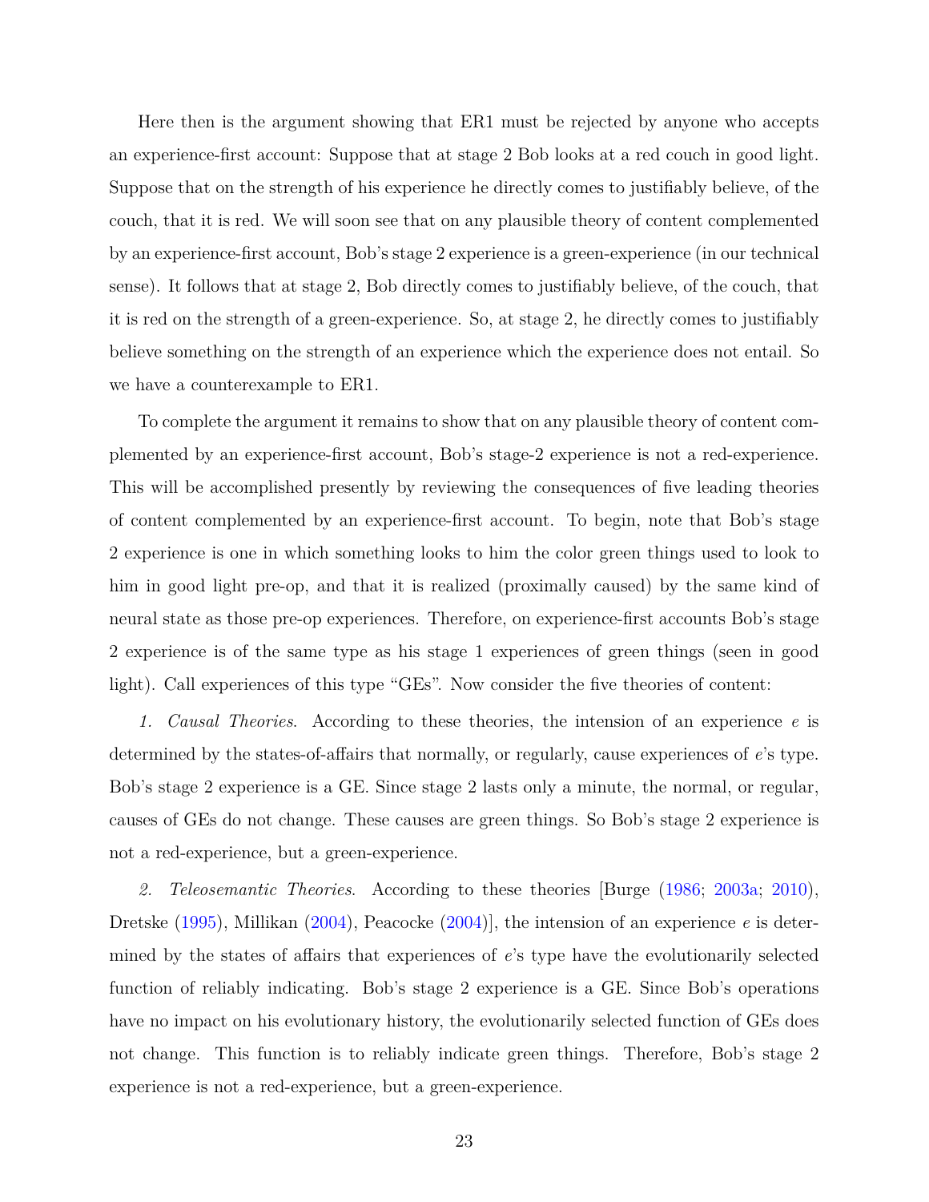Here then is the argument showing that ER1 must be rejected by anyone who accepts an experience-first account: Suppose that at stage 2 Bob looks at a red couch in good light. Suppose that on the strength of his experience he directly comes to justifiably believe, of the couch, that it is red. We will soon see that on any plausible theory of content complemented by an experience-first account, Bob's stage 2 experience is a green-experience (in our technical sense). It follows that at stage 2, Bob directly comes to justifiably believe, of the couch, that it is red on the strength of a green-experience. So, at stage 2, he directly comes to justifiably believe something on the strength of an experience which the experience does not entail. So we have a counterexample to ER1.

To complete the argument it remains to show that on any plausible theory of content complemented by an experience-first account, Bob's stage-2 experience is not a red-experience. This will be accomplished presently by reviewing the consequences of five leading theories of content complemented by an experience-first account. To begin, note that Bob's stage 2 experience is one in which something looks to him the color green things used to look to him in good light pre-op, and that it is realized (proximally caused) by the same kind of neural state as those pre-op experiences. Therefore, on experience-first accounts Bob's stage 2 experience is of the same type as his stage 1 experiences of green things (seen in good light). Call experiences of this type "GEs". Now consider the five theories of content:

*1. Causal Theories*. According to these theories, the intension of an experience $e$ is determined by the states-of-affairs that normally, or regularly, cause experiences of $e$'s type. Bob's stage 2 experience is a GE. Since stage 2 lasts only a minute, the normal, or regular, causes of GEs do not change. These causes are green things. So Bob's stage 2 experience is not a red-experience, but a green-experience.

*2. Teleosemantic Theories*. According to these theories [Burge (1986; 2003a; 2010), Dretske (1995), Millikan (2004), Peacocke (2004)], the intension of an experience $e$ is determined by the states of affairs that experiences of $e$'s type have the evolutionarily selected function of reliably indicating. Bob's stage 2 experience is a GE. Since Bob's operations have no impact on his evolutionary history, the evolutionarily selected function of GEs does not change. This function is to reliably indicate green things. Therefore, Bob's stage 2 experience is not a red-experience, but a green-experience.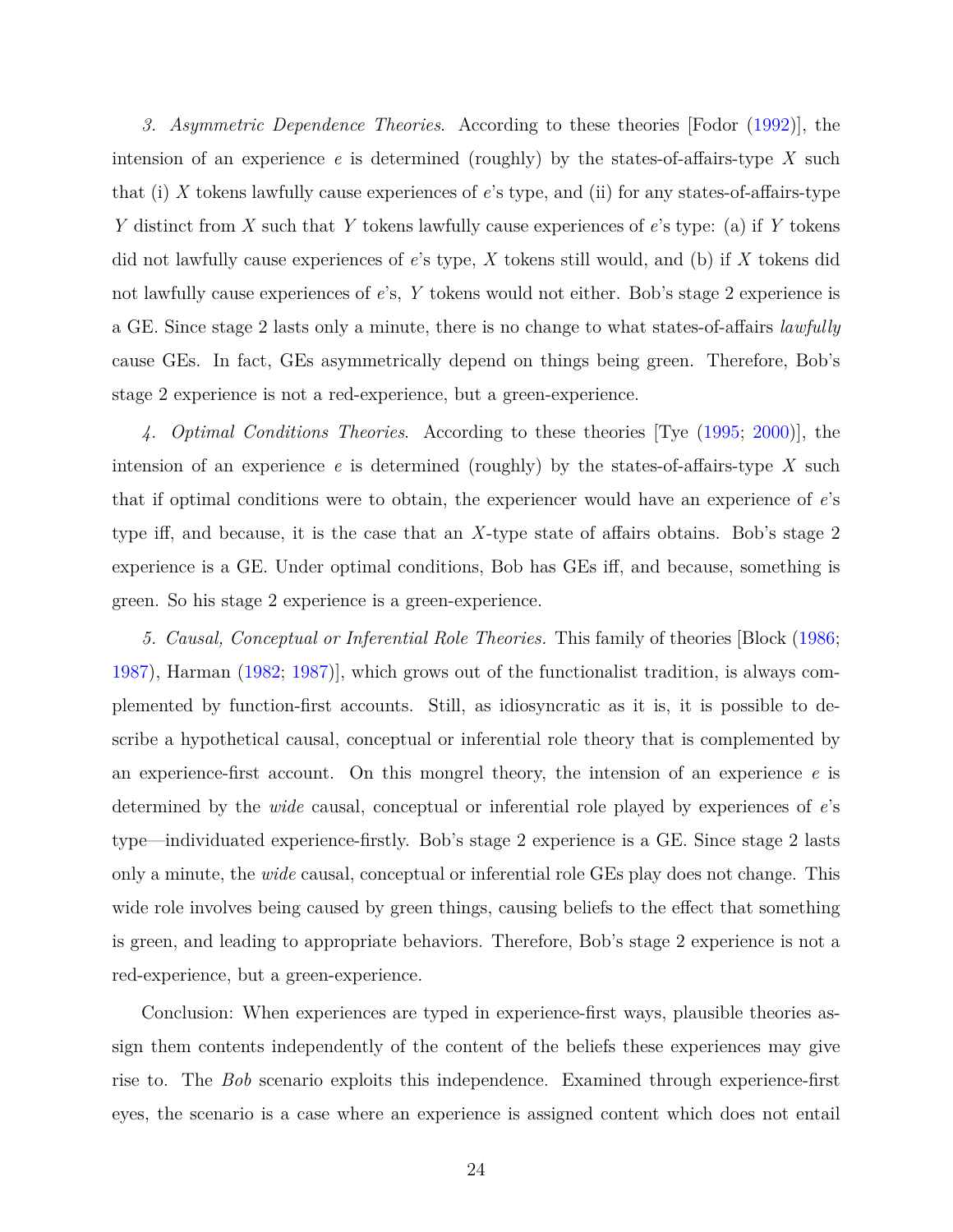*3. Asymmetric Dependence Theories*. According to these theories [Fodor (1992)], the intension of an experience $e$ is determined (roughly) by the states-of-affairs-type $X$ such that (i) $X$ tokens lawfully cause experiences of $e$'s type, and (ii) for any states-of-affairs-type $Y$ distinct from $X$ such that $Y$ tokens lawfully cause experiences of $e$'s type: (a) if $Y$ tokens did not lawfully cause experiences of $e$'s type, $X$ tokens still would, and (b) if $X$ tokens did not lawfully cause experiences of $e$'s, $Y$ tokens would not either. Bob's stage 2 experience is a GE. Since stage 2 lasts only a minute, there is no change to what states-of-affairs *lawfully* cause GEs. In fact, GEs asymmetrically depend on things being green. Therefore, Bob's stage 2 experience is not a red-experience, but a green-experience.

*4. Optimal Conditions Theories*. According to these theories [Tye (1995; 2000)], the intension of an experience $e$ is determined (roughly) by the states-of-affairs-type $X$ such that if optimal conditions were to obtain, the experiencer would have an experience of $e$'s type iff, and because, it is the case that an $X$-type state of affairs obtains. Bob's stage 2 experience is a GE. Under optimal conditions, Bob has GEs iff, and because, something is green. So his stage 2 experience is a green-experience.

*5. Causal, Conceptual or Inferential Role Theories.* This family of theories [Block (1986; 1987), Harman (1982; 1987)], which grows out of the functionalist tradition, is always complemented by function-first accounts. Still, as idiosyncratic as it is, it is possible to describe a hypothetical causal, conceptual or inferential role theory that is complemented by an experience-first account. On this mongrel theory, the intension of an experience $e$ is determined by the *wide* causal, conceptual or inferential role played by experiences of $e$'s type—individuated experience-firstly. Bob's stage 2 experience is a GE. Since stage 2 lasts only a minute, the *wide* causal, conceptual or inferential role GEs play does not change. This wide role involves being caused by green things, causing beliefs to the effect that something is green, and leading to appropriate behaviors. Therefore, Bob's stage 2 experience is not a red-experience, but a green-experience.

Conclusion: When experiences are typed in experience-first ways, plausible theories assign them contents independently of the content of the beliefs these experiences may give rise to. The *Bob* scenario exploits this independence. Examined through experience-first eyes, the scenario is a case where an experience is assigned content which does not entail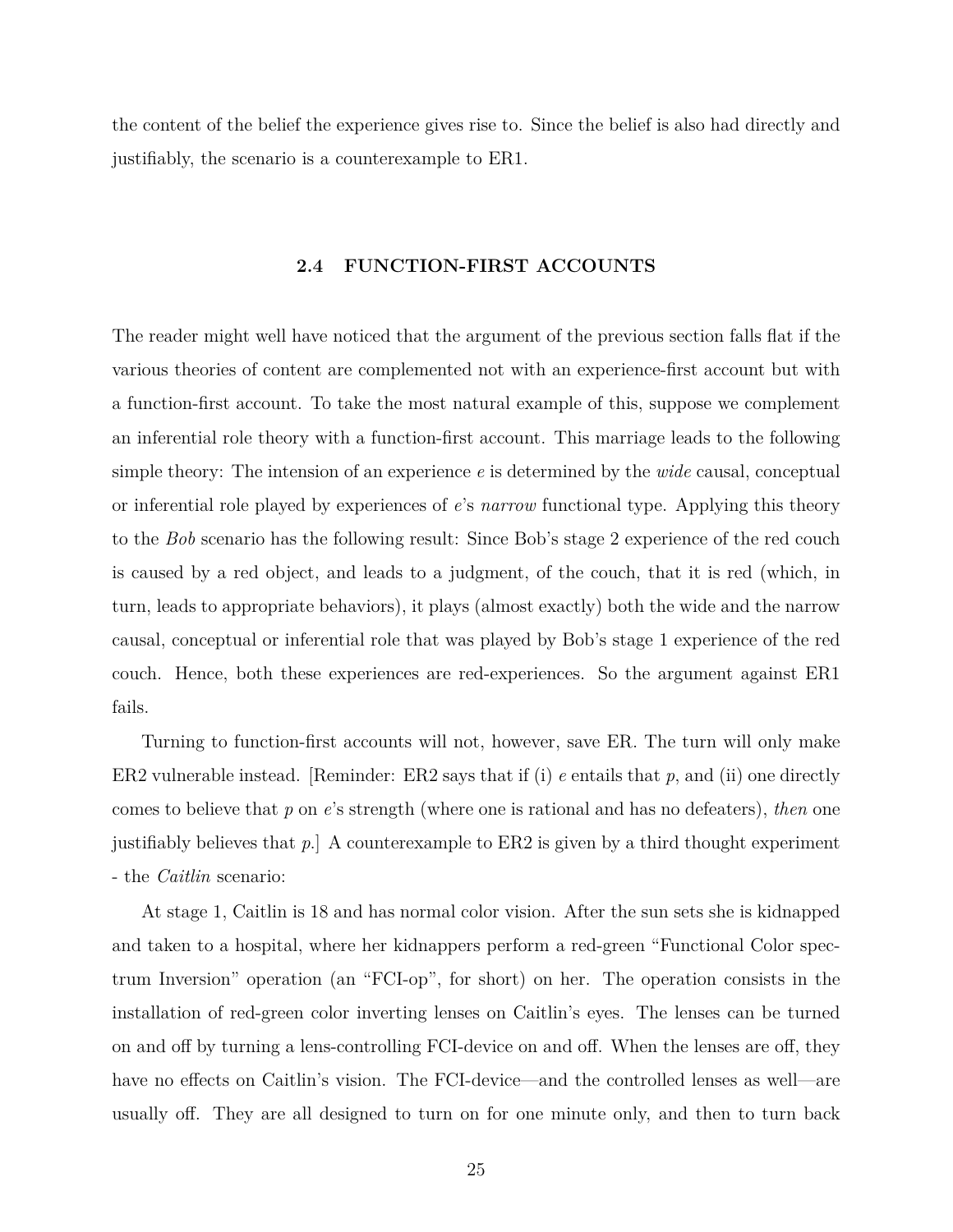the content of the belief the experience gives rise to. Since the belief is also had directly and justifiably, the scenario is a counterexample to ER1.

## 2.4 FUNCTION-FIRST ACCOUNTS

The reader might well have noticed that the argument of the previous section falls flat if the various theories of content are complemented not with an experience-first account but with a function-first account. To take the most natural example of this, suppose we complement an inferential role theory with a function-first account. This marriage leads to the following simple theory: The intension of an experience *e* is determined by the *wide* causal, conceptual or inferential role played by experiences of *e*'s *narrow* functional type. Applying this theory to the *Bob* scenario has the following result: Since Bob's stage 2 experience of the red couch is caused by a red object, and leads to a judgment, of the couch, that it is red (which, in turn, leads to appropriate behaviors), it plays (almost exactly) both the wide and the narrow causal, conceptual or inferential role that was played by Bob's stage 1 experience of the red couch. Hence, both these experiences are red-experiences. So the argument against ER1 fails.

Turning to function-first accounts will not, however, save ER. The turn will only make ER2 vulnerable instead. [Reminder: ER2 says that if (i) *e* entails that *p*, and (ii) one directly comes to believe that *p* on *e*'s strength (where one is rational and has no defeaters), *then* one justifiably believes that *p*.] A counterexample to ER2 is given by a third thought experiment - the *Caitlin* scenario:

At stage 1, Caitlin is 18 and has normal color vision. After the sun sets she is kidnapped and taken to a hospital, where her kidnappers perform a red-green "Functional Color spectrum Inversion" operation (an "FCI-op", for short) on her. The operation consists in the installation of red-green color inverting lenses on Caitlin's eyes. The lenses can be turned on and off by turning a lens-controlling FCI-device on and off. When the lenses are off, they have no effects on Caitlin's vision. The FCI-device—and the controlled lenses as well—are usually off. They are all designed to turn on for one minute only, and then to turn back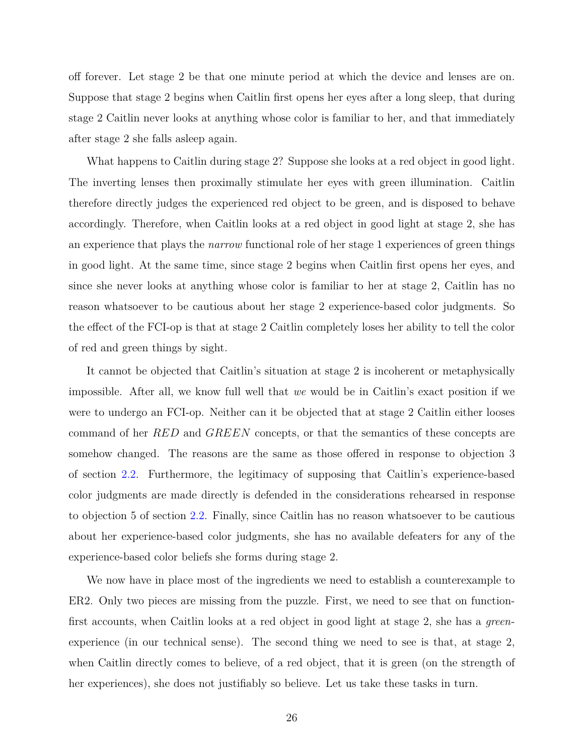off forever. Let stage 2 be that one minute period at which the device and lenses are on. Suppose that stage 2 begins when Caitlin first opens her eyes after a long sleep, that during stage 2 Caitlin never looks at anything whose color is familiar to her, and that immediately after stage 2 she falls asleep again.

What happens to Caitlin during stage 2? Suppose she looks at a red object in good light. The inverting lenses then proximally stimulate her eyes with green illumination. Caitlin therefore directly judges the experienced red object to be green, and is disposed to behave accordingly. Therefore, when Caitlin looks at a red object in good light at stage 2, she has an experience that plays the *narrow* functional role of her stage 1 experiences of green things in good light. At the same time, since stage 2 begins when Caitlin first opens her eyes, and since she never looks at anything whose color is familiar to her at stage 2, Caitlin has no reason whatsoever to be cautious about her stage 2 experience-based color judgments. So the effect of the FCI-op is that at stage 2 Caitlin completely loses her ability to tell the color of red and green things by sight.

It cannot be objected that Caitlin's situation at stage 2 is incoherent or metaphysically impossible. After all, we know full well that *we* would be in Caitlin's exact position if we were to undergo an FCI-op. Neither can it be objected that at stage 2 Caitlin either looses command of her *RED* and *GREEN* concepts, or that the semantics of these concepts are somehow changed. The reasons are the same as those offered in response to objection 3 of section 2.2. Furthermore, the legitimacy of supposing that Caitlin's experience-based color judgments are made directly is defended in the considerations rehearsed in response to objection 5 of section 2.2. Finally, since Caitlin has no reason whatsoever to be cautious about her experience-based color judgments, she has no available defeaters for any of the experience-based color beliefs she forms during stage 2.

We now have in place most of the ingredients we need to establish a counterexample to ER2. Only two pieces are missing from the puzzle. First, we need to see that on function-first accounts, when Caitlin looks at a red object in good light at stage 2, she has a *green*-experience (in our technical sense). The second thing we need to see is that, at stage 2, when Caitlin directly comes to believe, of a red object, that it is green (on the strength of her experiences), she does not justifiably so believe. Let us take these tasks in turn.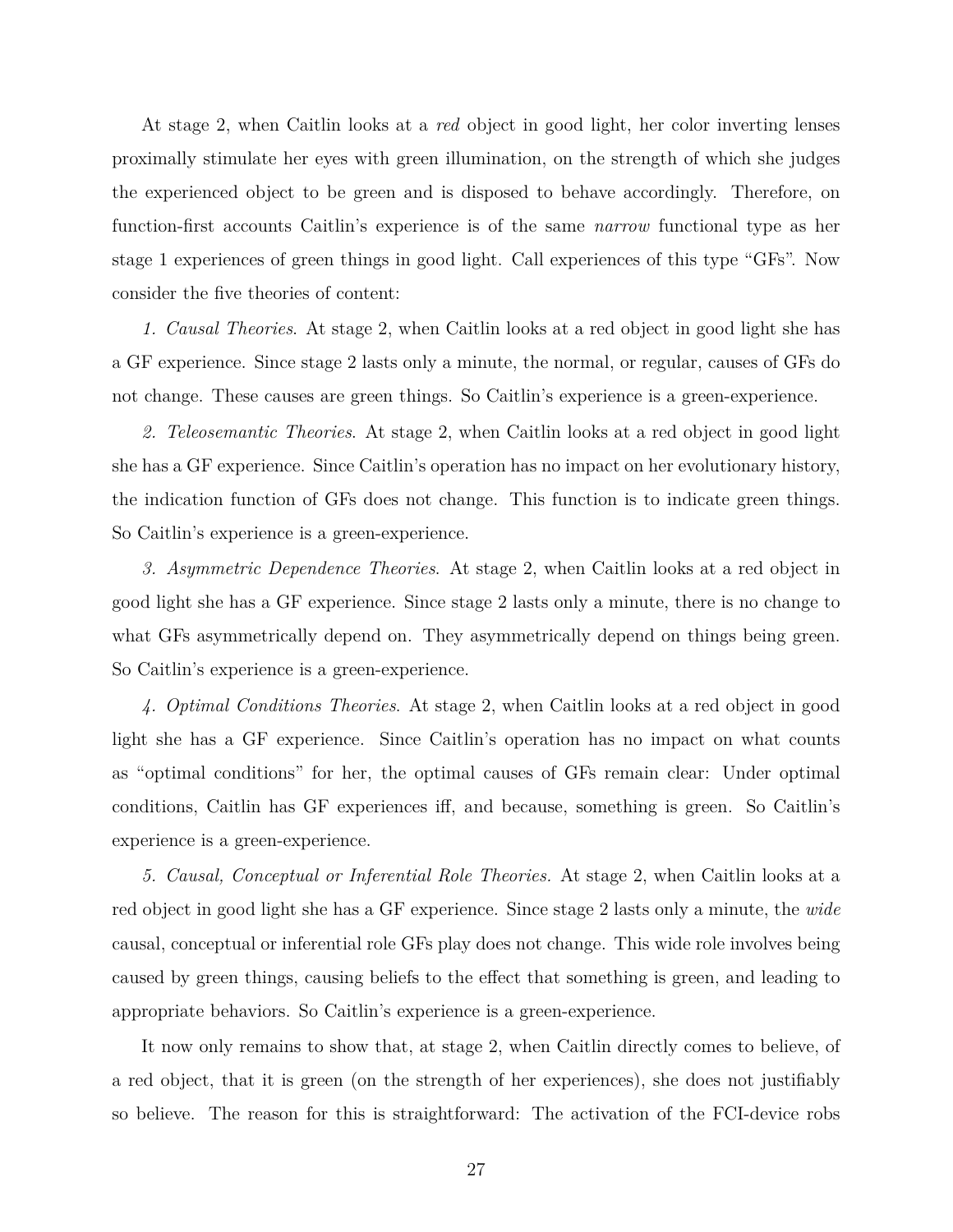At stage 2, when Caitlin looks at a *red* object in good light, her color inverting lenses proximally stimulate her eyes with green illumination, on the strength of which she judges the experienced object to be green and is disposed to behave accordingly. Therefore, on function-first accounts Caitlin's experience is of the same *narrow* functional type as her stage 1 experiences of green things in good light. Call experiences of this type "GFs". Now consider the five theories of content:

*1. Causal Theories*. At stage 2, when Caitlin looks at a red object in good light she has a GF experience. Since stage 2 lasts only a minute, the normal, or regular, causes of GFs do not change. These causes are green things. So Caitlin's experience is a green-experience.

*2. Teleosemantic Theories*. At stage 2, when Caitlin looks at a red object in good light she has a GF experience. Since Caitlin's operation has no impact on her evolutionary history, the indication function of GFs does not change. This function is to indicate green things. So Caitlin's experience is a green-experience.

*3. Asymmetric Dependence Theories*. At stage 2, when Caitlin looks at a red object in good light she has a GF experience. Since stage 2 lasts only a minute, there is no change to what GFs asymmetrically depend on. They asymmetrically depend on things being green. So Caitlin's experience is a green-experience.

*4. Optimal Conditions Theories*. At stage 2, when Caitlin looks at a red object in good light she has a GF experience. Since Caitlin's operation has no impact on what counts as "optimal conditions" for her, the optimal causes of GFs remain clear: Under optimal conditions, Caitlin has GF experiences iff, and because, something is green. So Caitlin's experience is a green-experience.

*5. Causal, Conceptual or Inferential Role Theories.* At stage 2, when Caitlin looks at a red object in good light she has a GF experience. Since stage 2 lasts only a minute, the *wide* causal, conceptual or inferential role GFs play does not change. This wide role involves being caused by green things, causing beliefs to the effect that something is green, and leading to appropriate behaviors. So Caitlin's experience is a green-experience.

It now only remains to show that, at stage 2, when Caitlin directly comes to believe, of a red object, that it is green (on the strength of her experiences), she does not justifiably so believe. The reason for this is straightforward: The activation of the FCI-device robs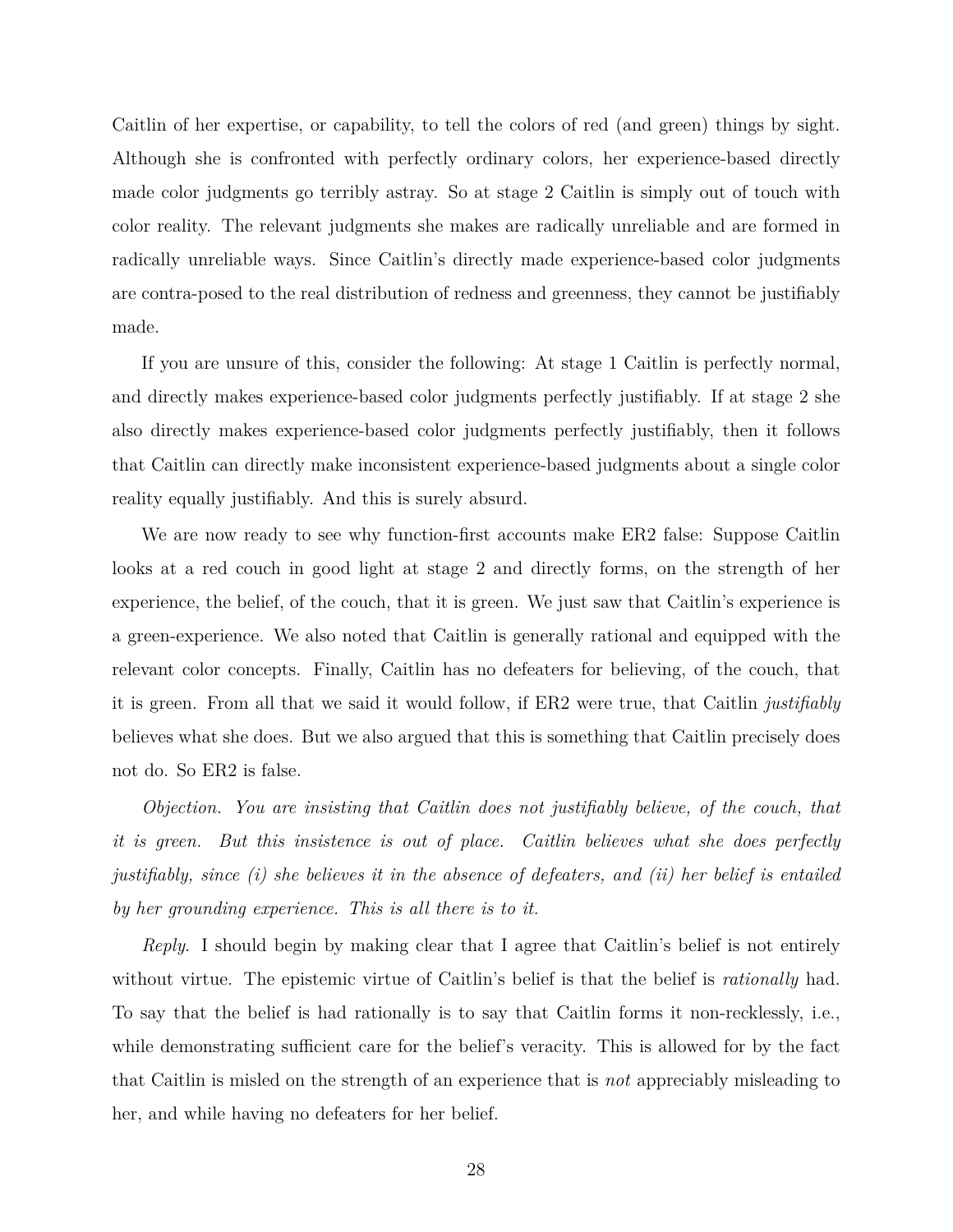Caitlin of her expertise, or capability, to tell the colors of red (and green) things by sight. Although she is confronted with perfectly ordinary colors, her experience-based directly made color judgments go terribly astray. So at stage 2 Caitlin is simply out of touch with color reality. The relevant judgments she makes are radically unreliable and are formed in radically unreliable ways. Since Caitlin's directly made experience-based color judgments are contra-posed to the real distribution of redness and greenness, they cannot be justifiably made.

If you are unsure of this, consider the following: At stage 1 Caitlin is perfectly normal, and directly makes experience-based color judgments perfectly justifiably. If at stage 2 she also directly makes experience-based color judgments perfectly justifiably, then it follows that Caitlin can directly make inconsistent experience-based judgments about a single color reality equally justifiably. And this is surely absurd.

We are now ready to see why function-first accounts make ER2 false: Suppose Caitlin looks at a red couch in good light at stage 2 and directly forms, on the strength of her experience, the belief, of the couch, that it is green. We just saw that Caitlin's experience is a green-experience. We also noted that Caitlin is generally rational and equipped with the relevant color concepts. Finally, Caitlin has no defeaters for believing, of the couch, that it is green. From all that we said it would follow, if ER2 were true, that Caitlin *justifiably* believes what she does. But we also argued that this is something that Caitlin precisely does not do. So ER2 is false.

*Objection. You are insisting that Caitlin does not justifiably believe, of the couch, that it is green. But this insistence is out of place. Caitlin believes what she does perfectly justifiably, since (i) she believes it in the absence of defeaters, and (ii) her belief is entailed by her grounding experience. This is all there is to it.*

*Reply*. I should begin by making clear that I agree that Caitlin's belief is not entirely without virtue. The epistemic virtue of Caitlin's belief is that the belief is *rationally* had. To say that the belief is had rationally is to say that Caitlin forms it non-recklessly, i.e., while demonstrating sufficient care for the belief's veracity. This is allowed for by the fact that Caitlin is misled on the strength of an experience that is *not* appreciably misleading to her, and while having no defeaters for her belief.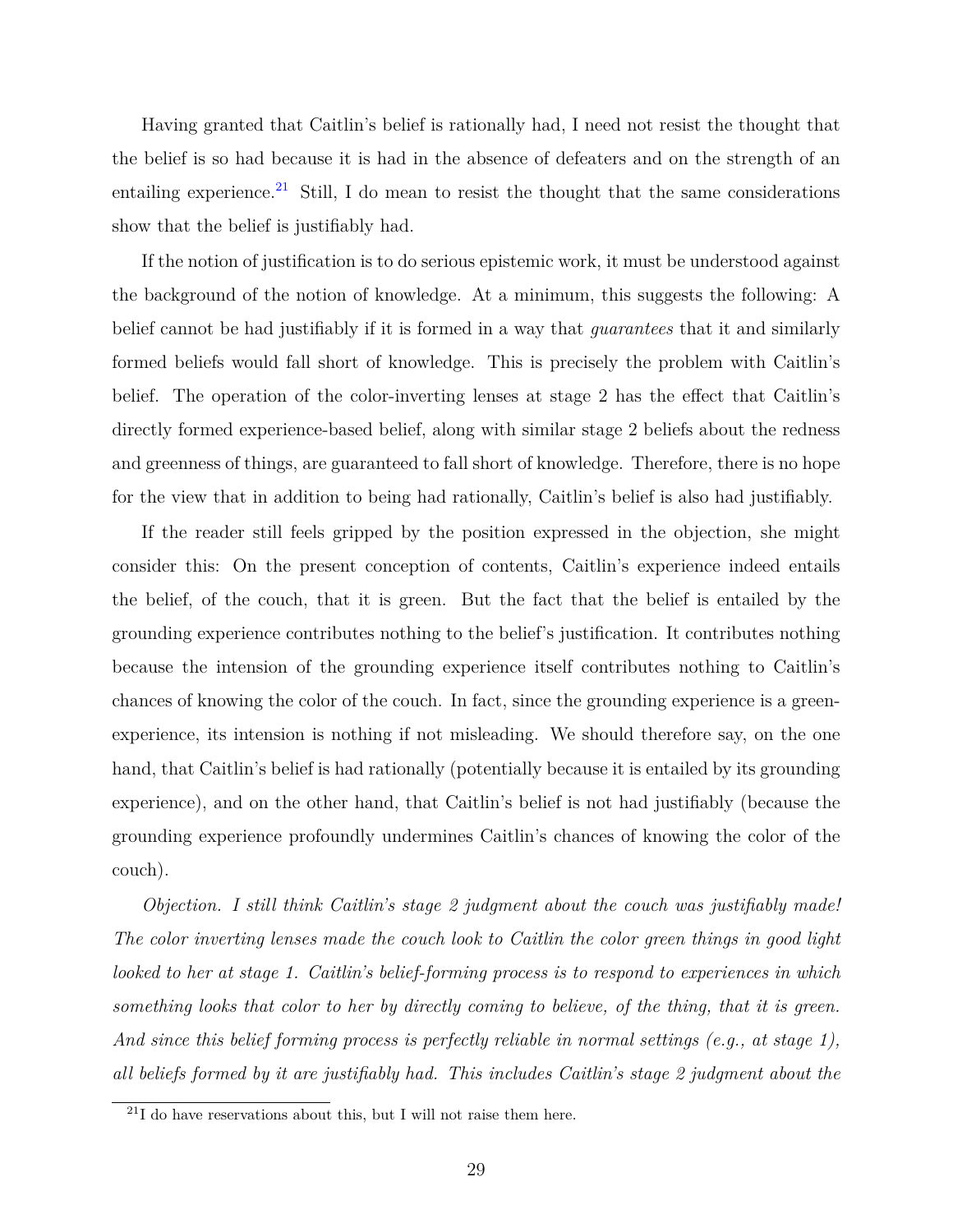Having granted that Caitlin's belief is rationally had, I need not resist the thought that the belief is so had because it is had in the absence of defeaters and on the strength of an entailing experience.[21] Still, I do mean to resist the thought that the same considerations show that the belief is justifiably had.

If the notion of justification is to do serious epistemic work, it must be understood against the background of the notion of knowledge. At a minimum, this suggests the following: A belief cannot be had justifiably if it is formed in a way that *guarantees* that it and similarly formed beliefs would fall short of knowledge. This is precisely the problem with Caitlin's belief. The operation of the color-inverting lenses at stage 2 has the effect that Caitlin's directly formed experience-based belief, along with similar stage 2 beliefs about the redness and greenness of things, are guaranteed to fall short of knowledge. Therefore, there is no hope for the view that in addition to being had rationally, Caitlin's belief is also had justifiably.

If the reader still feels gripped by the position expressed in the objection, she might consider this: On the present conception of contents, Caitlin's experience indeed entails the belief, of the couch, that it is green. But the fact that the belief is entailed by the grounding experience contributes nothing to the belief's justification. It contributes nothing because the intension of the grounding experience itself contributes nothing to Caitlin's chances of knowing the color of the couch. In fact, since the grounding experience is a green-experience, its intension is nothing if not misleading. We should therefore say, on the one hand, that Caitlin's belief is had rationally (potentially because it is entailed by its grounding experience), and on the other hand, that Caitlin's belief is not had justifiably (because the grounding experience profoundly undermines Caitlin's chances of knowing the color of the couch).

*Objection. I still think Caitlin's stage 2 judgment about the couch was justifiably made! The color inverting lenses made the couch look to Caitlin the color green things in good light looked to her at stage 1. Caitlin's belief-forming process is to respond to experiences in which something looks that color to her by directly coming to believe, of the thing, that it is green. And since this belief forming process is perfectly reliable in normal settings (e.g., at stage 1), all beliefs formed by it are justifiably had. This includes Caitlin's stage 2 judgment about the*

[21] I do have reservations about this, but I will not raise them here.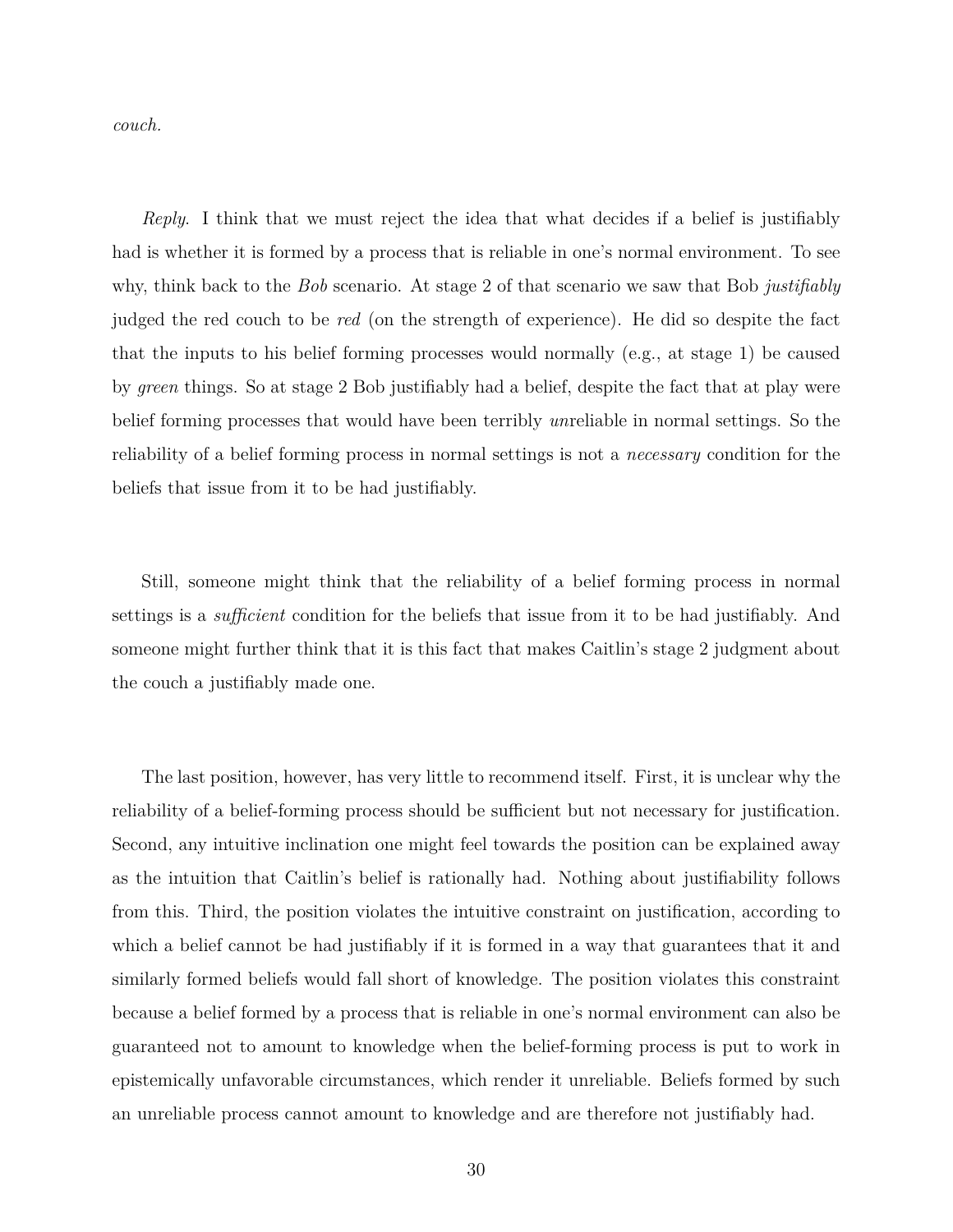*couch.*

*Reply*. I think that we must reject the idea that what decides if a belief is justifiably had is whether it is formed by a process that is reliable in one's normal environment. To see why, think back to the *Bob* scenario. At stage 2 of that scenario we saw that Bob *justifiably* judged the red couch to be *red* (on the strength of experience). He did so despite the fact that the inputs to his belief forming processes would normally (e.g., at stage 1) be caused by *green* things. So at stage 2 Bob justifiably had a belief, despite the fact that at play were belief forming processes that would have been terribly *un*reliable in normal settings. So the reliability of a belief forming process in normal settings is not a *necessary* condition for the beliefs that issue from it to be had justifiably.

Still, someone might think that the reliability of a belief forming process in normal settings is a *sufficient* condition for the beliefs that issue from it to be had justifiably. And someone might further think that it is this fact that makes Caitlin's stage 2 judgment about the couch a justifiably made one.

The last position, however, has very little to recommend itself. First, it is unclear why the reliability of a belief-forming process should be sufficient but not necessary for justification. Second, any intuitive inclination one might feel towards the position can be explained away as the intuition that Caitlin's belief is rationally had. Nothing about justifiability follows from this. Third, the position violates the intuitive constraint on justification, according to which a belief cannot be had justifiably if it is formed in a way that guarantees that it and similarly formed beliefs would fall short of knowledge. The position violates this constraint because a belief formed by a process that is reliable in one's normal environment can also be guaranteed not to amount to knowledge when the belief-forming process is put to work in epistemically unfavorable circumstances, which render it unreliable. Beliefs formed by such an unreliable process cannot amount to knowledge and are therefore not justifiably had.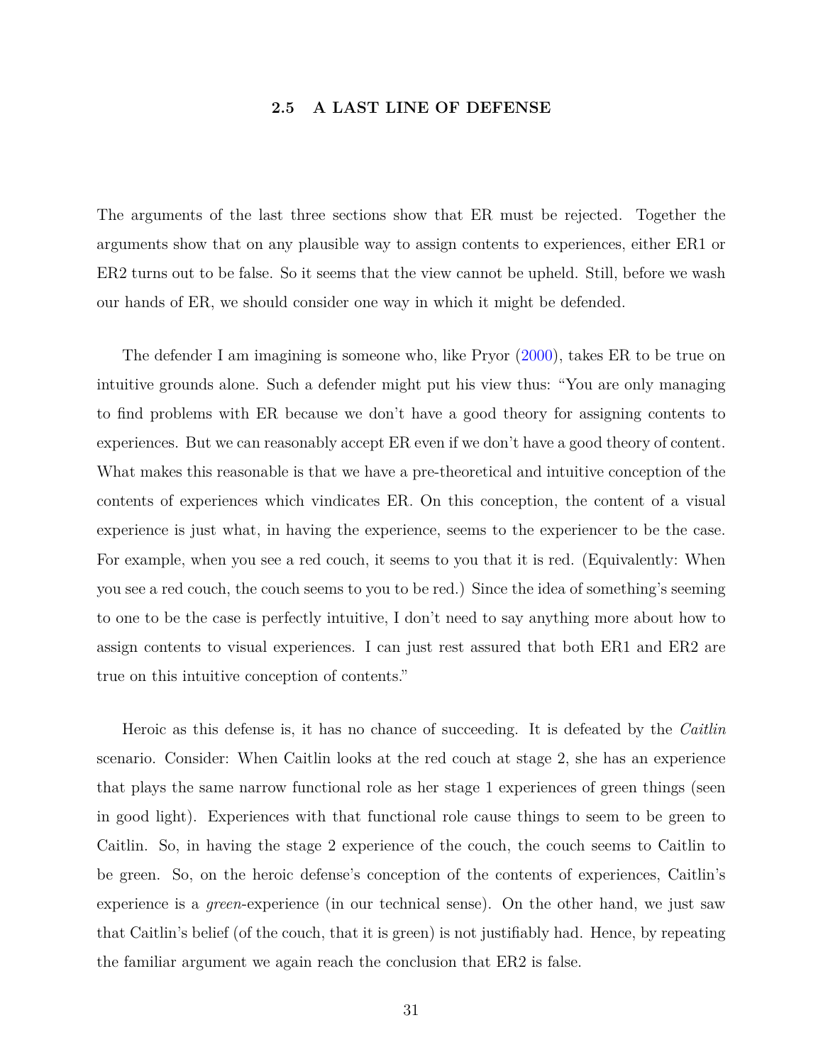## 2.5 A LAST LINE OF DEFENSE

The arguments of the last three sections show that ER must be rejected. Together the arguments show that on any plausible way to assign contents to experiences, either ER1 or ER2 turns out to be false. So it seems that the view cannot be upheld. Still, before we wash our hands of ER, we should consider one way in which it might be defended.

The defender I am imagining is someone who, like Pryor (2000), takes ER to be true on intuitive grounds alone. Such a defender might put his view thus: "You are only managing to find problems with ER because we don't have a good theory for assigning contents to experiences. But we can reasonably accept ER even if we don't have a good theory of content. What makes this reasonable is that we have a pre-theoretical and intuitive conception of the contents of experiences which vindicates ER. On this conception, the content of a visual experience is just what, in having the experience, seems to the experiencer to be the case. For example, when you see a red couch, it seems to you that it is red. (Equivalently: When you see a red couch, the couch seems to you to be red.) Since the idea of something's seeming to one to be the case is perfectly intuitive, I don't need to say anything more about how to assign contents to visual experiences. I can just rest assured that both ER1 and ER2 are true on this intuitive conception of contents."

Heroic as this defense is, it has no chance of succeeding. It is defeated by the *Caitlin* scenario. Consider: When Caitlin looks at the red couch at stage 2, she has an experience that plays the same narrow functional role as her stage 1 experiences of green things (seen in good light). Experiences with that functional role cause things to seem to be green to Caitlin. So, in having the stage 2 experience of the couch, the couch seems to Caitlin to be green. So, on the heroic defense's conception of the contents of experiences, Caitlin's experience is a *green*-experience (in our technical sense). On the other hand, we just saw that Caitlin's belief (of the couch, that it is green) is not justifiably had. Hence, by repeating the familiar argument we again reach the conclusion that ER2 is false.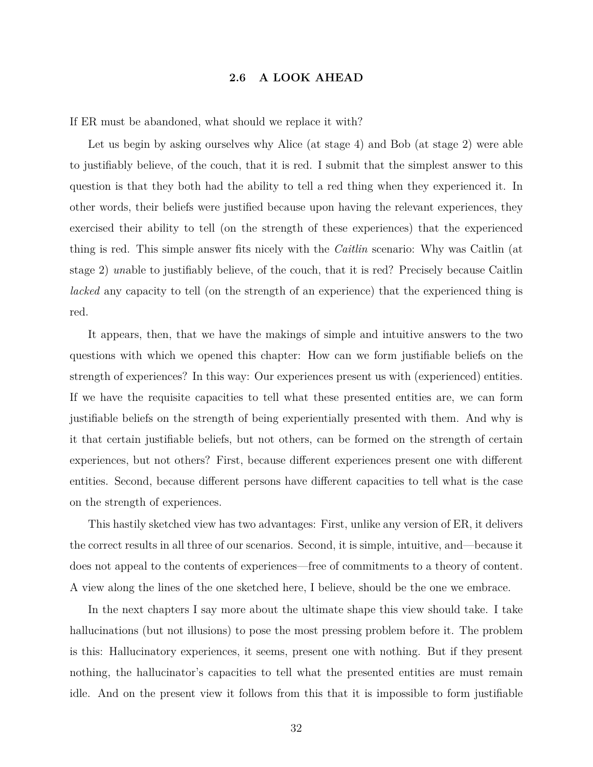## 2.6 A LOOK AHEAD

If ER must be abandoned, what should we replace it with?

Let us begin by asking ourselves why Alice (at stage 4) and Bob (at stage 2) were able to justifiably believe, of the couch, that it is red. I submit that the simplest answer to this question is that they both had the ability to tell a red thing when they experienced it. In other words, their beliefs were justified because upon having the relevant experiences, they exercised their ability to tell (on the strength of these experiences) that the experienced thing is red. This simple answer fits nicely with the *Caitlin* scenario: Why was Caitlin (at stage 2) *un*able to justifiably believe, of the couch, that it is red? Precisely because Caitlin *lacked* any capacity to tell (on the strength of an experience) that the experienced thing is red.

It appears, then, that we have the makings of simple and intuitive answers to the two questions with which we opened this chapter: How can we form justifiable beliefs on the strength of experiences? In this way: Our experiences present us with (experienced) entities. If we have the requisite capacities to tell what these presented entities are, we can form justifiable beliefs on the strength of being experientially presented with them. And why is it that certain justifiable beliefs, but not others, can be formed on the strength of certain experiences, but not others? First, because different experiences present one with different entities. Second, because different persons have different capacities to tell what is the case on the strength of experiences.

This hastily sketched view has two advantages: First, unlike any version of ER, it delivers the correct results in all three of our scenarios. Second, it is simple, intuitive, and—because it does not appeal to the contents of experiences—free of commitments to a theory of content. A view along the lines of the one sketched here, I believe, should be the one we embrace.

In the next chapters I say more about the ultimate shape this view should take. I take hallucinations (but not illusions) to pose the most pressing problem before it. The problem is this: Hallucinatory experiences, it seems, present one with nothing. But if they present nothing, the hallucinator's capacities to tell what the presented entities are must remain idle. And on the present view it follows from this that it is impossible to form justifiable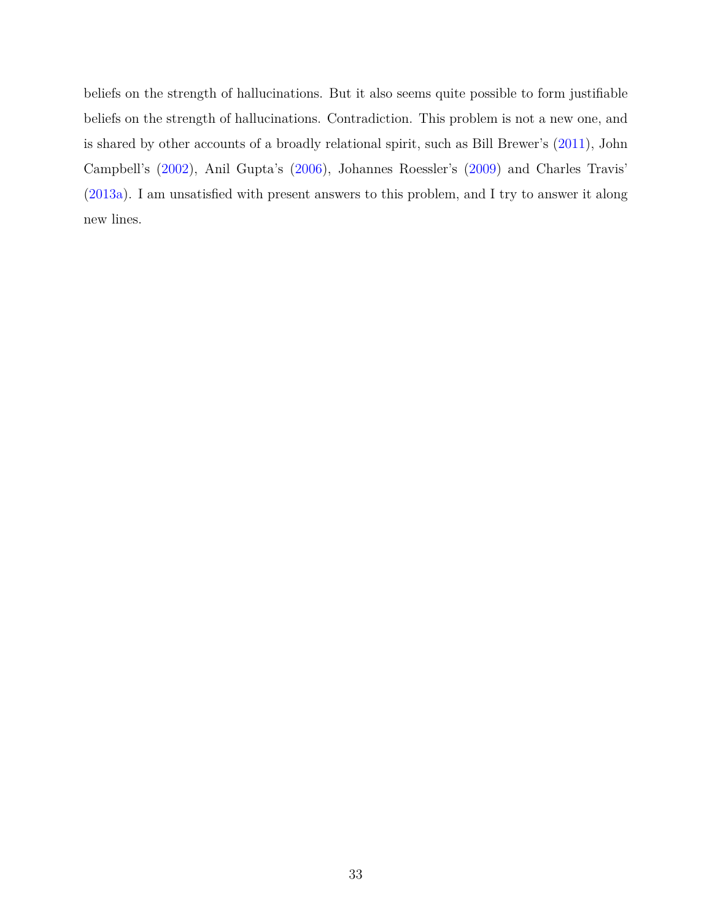beliefs on the strength of hallucinations. But it also seems quite possible to form justifiable beliefs on the strength of hallucinations. Contradiction. This problem is not a new one, and is shared by other accounts of a broadly relational spirit, such as Bill Brewer's (2011), John Campbell's (2002), Anil Gupta's (2006), Johannes Roessler's (2009) and Charles Travis' (2013a). I am unsatisfied with present answers to this problem, and I try to answer it along new lines.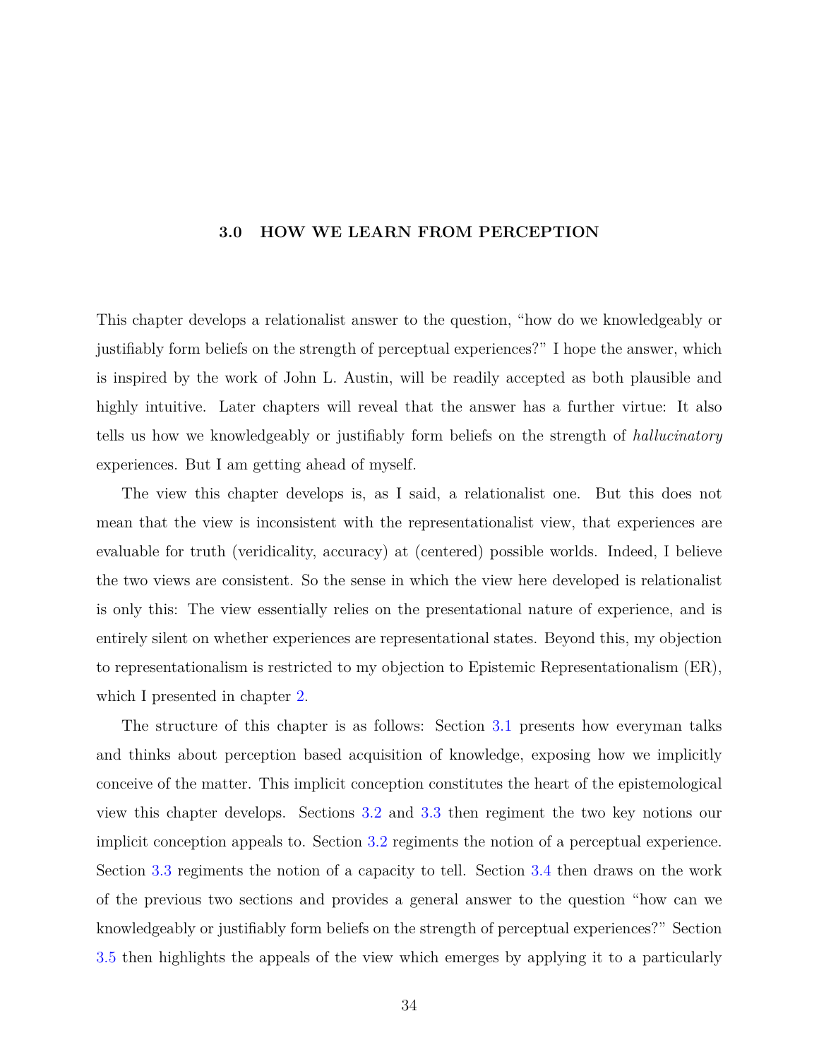# 3.0 HOW WE LEARN FROM PERCEPTION

This chapter develops a relationalist answer to the question, "how do we knowledgeably or justifiably form beliefs on the strength of perceptual experiences?" I hope the answer, which is inspired by the work of John L. Austin, will be readily accepted as both plausible and highly intuitive. Later chapters will reveal that the answer has a further virtue: It also tells us how we knowledgeably or justifiably form beliefs on the strength of *hallucinatory* experiences. But I am getting ahead of myself.

The view this chapter develops is, as I said, a relationalist one. But this does not mean that the view is inconsistent with the representationalist view, that experiences are evaluable for truth (veridicality, accuracy) at (centered) possible worlds. Indeed, I believe the two views are consistent. So the sense in which the view here developed is relationalist is only this: The view essentially relies on the presentational nature of experience, and is entirely silent on whether experiences are representational states. Beyond this, my objection to representationalism is restricted to my objection to Epistemic Representationalism (ER), which I presented in chapter 2.

The structure of this chapter is as follows: Section 3.1 presents how everyman talks and thinks about perception based acquisition of knowledge, exposing how we implicitly conceive of the matter. This implicit conception constitutes the heart of the epistemological view this chapter develops. Sections 3.2 and 3.3 then regiment the two key notions our implicit conception appeals to. Section 3.2 regiments the notion of a perceptual experience. Section 3.3 regiments the notion of a capacity to tell. Section 3.4 then draws on the work of the previous two sections and provides a general answer to the question "how can we knowledgeably or justifiably form beliefs on the strength of perceptual experiences?" Section 3.5 then highlights the appeals of the view which emerges by applying it to a particularly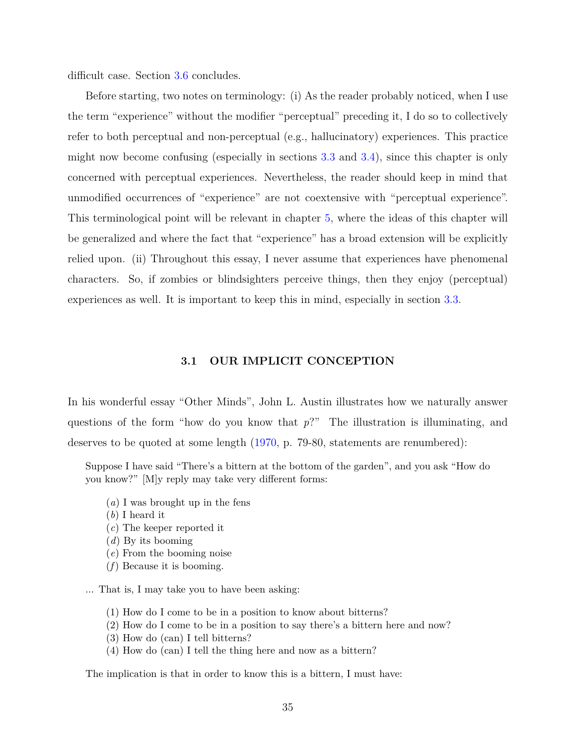difficult case. Section 3.6 concludes.

Before starting, two notes on terminology: (i) As the reader probably noticed, when I use the term "experience" without the modifier "perceptual" preceding it, I do so to collectively refer to both perceptual and non-perceptual (e.g., hallucinatory) experiences. This practice might now become confusing (especially in sections 3.3 and 3.4), since this chapter is only concerned with perceptual experiences. Nevertheless, the reader should keep in mind that unmodified occurrences of "experience" are not coextensive with "perceptual experience". This terminological point will be relevant in chapter 5, where the ideas of this chapter will be generalized and where the fact that "experience" has a broad extension will be explicitly relied upon. (ii) Throughout this essay, I never assume that experiences have phenomenal characters. So, if zombies or blindsighters perceive things, then they enjoy (perceptual) experiences as well. It is important to keep this in mind, especially in section 3.3.

### 3.1 OUR IMPLICIT CONCEPTION

In his wonderful essay "Other Minds", John L. Austin illustrates how we naturally answer questions of the form "how do you know that *p*?" The illustration is illuminating, and deserves to be quoted at some length (1970, p. 79-80, statements are renumbered):

> Suppose I have said "There's a bittern at the bottom of the garden", and you ask "How do you know?" [M]y reply may take very different forms:
>
> (*a*) I was brought up in the fens
> (*b*) I heard it
> (*c*) The keeper reported it
> (*d*) By its booming
> (*e*) From the booming noise
> (*f*) Because it is booming.
>
> ... That is, I may take you to have been asking:
>
> (1) How do I come to be in a position to know about bitterns?
> (2) How do I come to be in a position to say there's a bittern here and now?
> (3) How do (can) I tell bitterns?
> (4) How do (can) I tell the thing here and now as a bittern?
>
> The implication is that in order to know this is a bittern, I must have: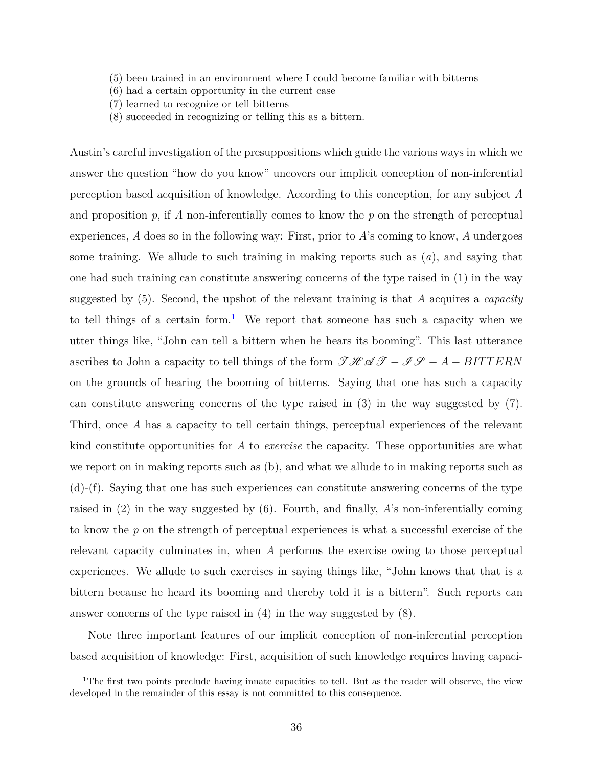(5) been trained in an environment where I could become familiar with bitterns
(6) had a certain opportunity in the current case
(7) learned to recognize or tell bitterns
(8) succeeded in recognizing or telling this as a bittern.

Austin's careful investigation of the presuppositions which guide the various ways in which we answer the question "how do you know" uncovers our implicit conception of non-inferential perception based acquisition of knowledge. According to this conception, for any subject $A$ and proposition $p$, if $A$ non-inferentially comes to know the $p$ on the strength of perceptual experiences, $A$ does so in the following way: First, prior to $A$'s coming to know, $A$ undergoes some training. We allude to such training in making reports such as ($a$), and saying that one had such training can constitute answering concerns of the type raised in (1) in the way suggested by (5). Second, the upshot of the relevant training is that $A$ acquires a *capacity* to tell things of a certain form.[1] We report that someone has such a capacity when we utter things like, "John can tell a bittern when he hears its booming". This last utterance ascribes to John a capacity to tell things of the form $\mathscr{THAT} - \mathscr{IS} - A - BITTERN$ on the grounds of hearing the booming of bitterns. Saying that one has such a capacity can constitute answering concerns of the type raised in (3) in the way suggested by (7). Third, once $A$ has a capacity to tell certain things, perceptual experiences of the relevant kind constitute opportunities for $A$ to *exercise* the capacity. These opportunities are what we report on in making reports such as (b), and what we allude to in making reports such as (d)-(f). Saying that one has such experiences can constitute answering concerns of the type raised in (2) in the way suggested by (6). Fourth, and finally, $A$'s non-inferentially coming to know the $p$ on the strength of perceptual experiences is what a successful exercise of the relevant capacity culminates in, when $A$ performs the exercise owing to those perceptual experiences. We allude to such exercises in saying things like, "John knows that that is a bittern because he heard its booming and thereby told it is a bittern". Such reports can answer concerns of the type raised in (4) in the way suggested by (8).

Note three important features of our implicit conception of non-inferential perception based acquisition of knowledge: First, acquisition of such knowledge requires having capaci-

[1] The first two points preclude having innate capacities to tell. But as the reader will observe, the view developed in the remainder of this essay is not committed to this consequence.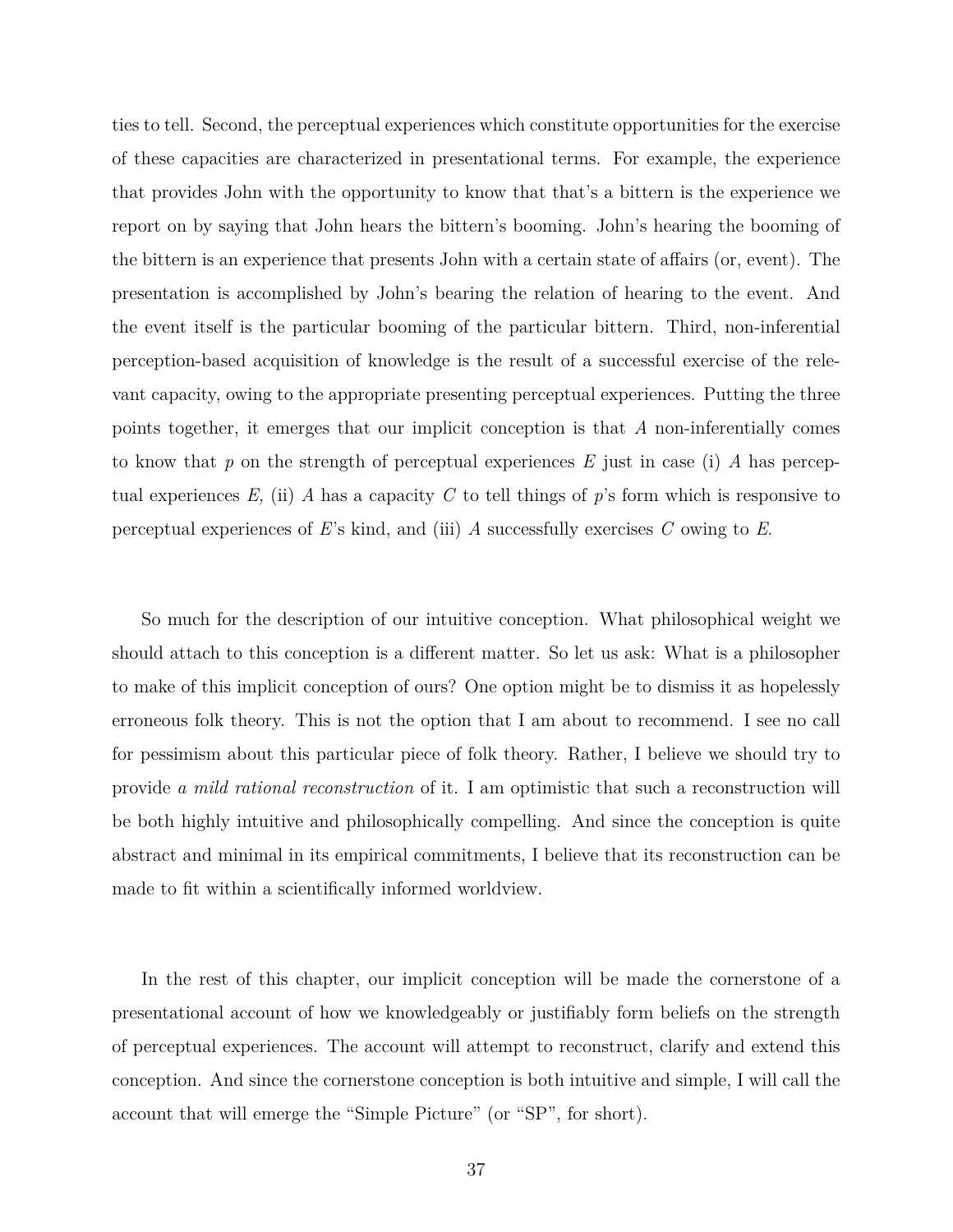ties to tell. Second, the perceptual experiences which constitute opportunities for the exercise of these capacities are characterized in presentational terms. For example, the experience that provides John with the opportunity to know that that's a bittern is the experience we report on by saying that John hears the bittern's booming. John's hearing the booming of the bittern is an experience that presents John with a certain state of affairs (or, event). The presentation is accomplished by John's bearing the relation of hearing to the event. And the event itself is the particular booming of the particular bittern. Third, non-inferential perception-based acquisition of knowledge is the result of a successful exercise of the relevant capacity, owing to the appropriate presenting perceptual experiences. Putting the three points together, it emerges that our implicit conception is that *A* non-inferentially comes to know that *p* on the strength of perceptual experiences *E* just in case (i) *A* has perceptual experiences *E,* (ii) *A* has a capacity *C* to tell things of *p*'s form which is responsive to perceptual experiences of *E*'s kind, and (iii) *A* successfully exercises *C* owing to *E*.

So much for the description of our intuitive conception. What philosophical weight we should attach to this conception is a different matter. So let us ask: What is a philosopher to make of this implicit conception of ours? One option might be to dismiss it as hopelessly erroneous folk theory. This is not the option that I am about to recommend. I see no call for pessimism about this particular piece of folk theory. Rather, I believe we should try to provide *a mild rational reconstruction* of it. I am optimistic that such a reconstruction will be both highly intuitive and philosophically compelling. And since the conception is quite abstract and minimal in its empirical commitments, I believe that its reconstruction can be made to fit within a scientifically informed worldview.

In the rest of this chapter, our implicit conception will be made the cornerstone of a presentational account of how we knowledgeably or justifiably form beliefs on the strength of perceptual experiences. The account will attempt to reconstruct, clarify and extend this conception. And since the cornerstone conception is both intuitive and simple, I will call the account that will emerge the "Simple Picture" (or "SP", for short).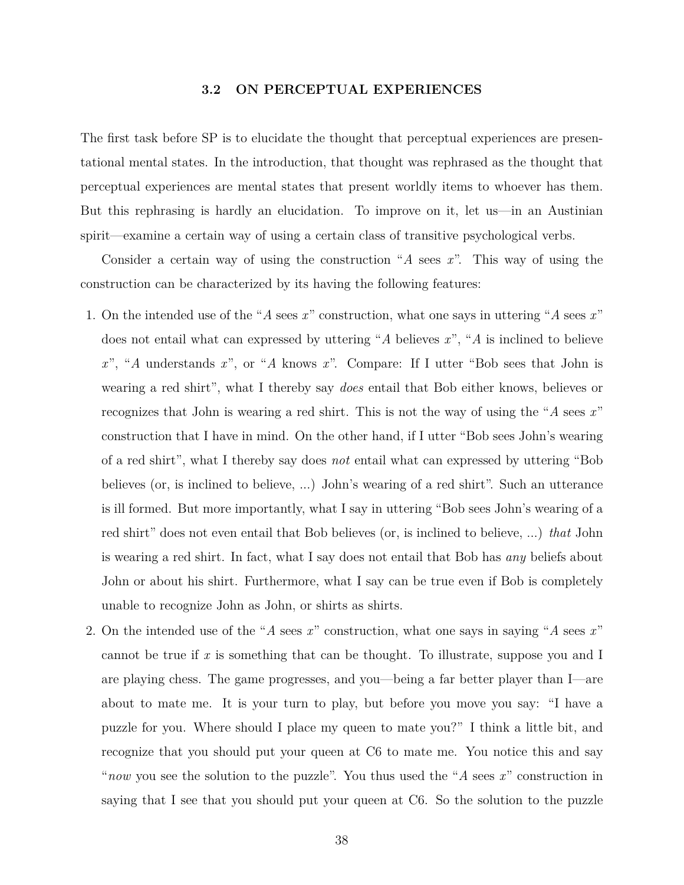### 3.2 ON PERCEPTUAL EXPERIENCES

The first task before SP is to elucidate the thought that perceptual experiences are presentational mental states. In the introduction, that thought was rephrased as the thought that perceptual experiences are mental states that present worldly items to whoever has them. But this rephrasing is hardly an elucidation. To improve on it, let us—in an Austinian spirit—examine a certain way of using a certain class of transitive psychological verbs.

Consider a certain way of using the construction "*A* sees *x*". This way of using the construction can be characterized by its having the following features:

1. On the intended use of the "*A* sees *x*" construction, what one says in uttering "*A* sees *x*" does not entail what can expressed by uttering "*A* believes *x*", "*A* is inclined to believe *x*", "*A* understands *x*", or "*A* knows *x*". Compare: If I utter "Bob sees that John is wearing a red shirt", what I thereby say *does* entail that Bob either knows, believes or recognizes that John is wearing a red shirt. This is not the way of using the "*A* sees *x*" construction that I have in mind. On the other hand, if I utter "Bob sees John's wearing of a red shirt", what I thereby say does *not* entail what can expressed by uttering "Bob believes (or, is inclined to believe, ...) John's wearing of a red shirt". Such an utterance is ill formed. But more importantly, what I say in uttering "Bob sees John's wearing of a red shirt" does not even entail that Bob believes (or, is inclined to believe, ...) *that* John is wearing a red shirt. In fact, what I say does not entail that Bob has *any* beliefs about John or about his shirt. Furthermore, what I say can be true even if Bob is completely unable to recognize John as John, or shirts as shirts.
2. On the intended use of the "*A* sees *x*" construction, what one says in saying "*A* sees *x*" cannot be true if *x* is something that can be thought. To illustrate, suppose you and I are playing chess. The game progresses, and you—being a far better player than I—are about to mate me. It is your turn to play, but before you move you say: "I have a puzzle for you. Where should I place my queen to mate you?" I think a little bit, and recognize that you should put your queen at C6 to mate me. You notice this and say "*now* you see the solution to the puzzle". You thus used the "*A* sees *x*" construction in saying that I see that you should put your queen at C6. So the solution to the puzzle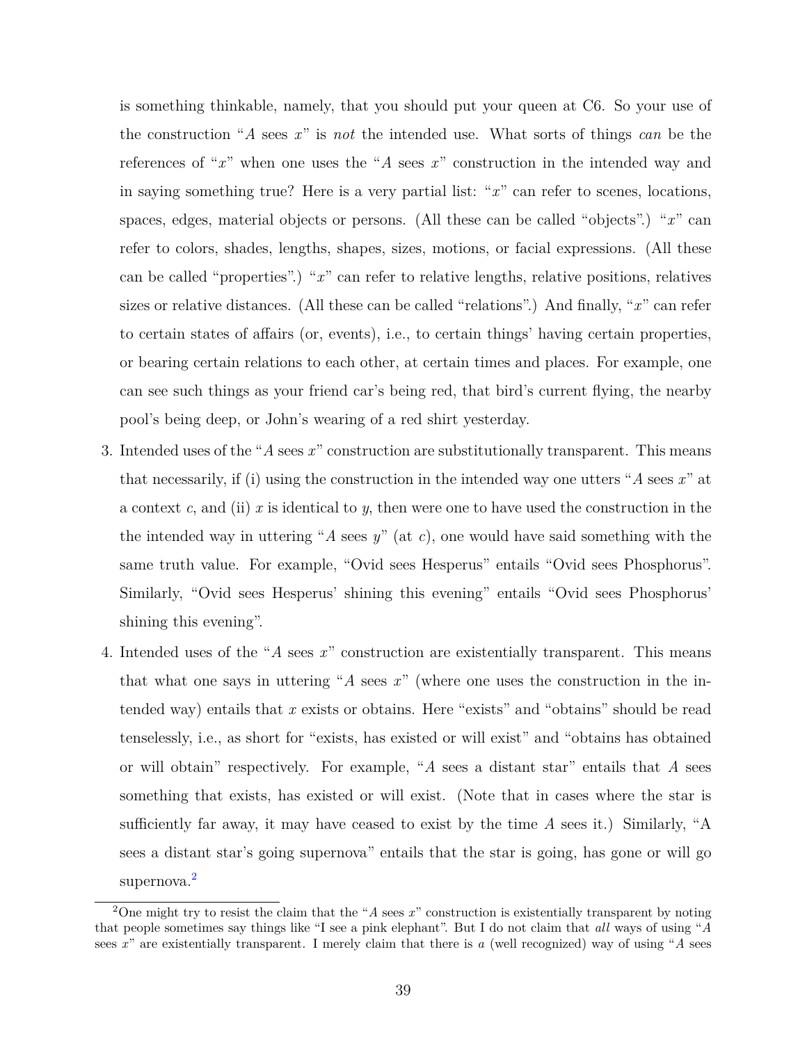is something thinkable, namely, that you should put your queen at C6. So your use of the construction "$A$ sees $x$" is *not* the intended use. What sorts of things *can* be the references of "$x$" when one uses the "$A$ sees $x$" construction in the intended way and in saying something true? Here is a very partial list: "$x$" can refer to scenes, locations, spaces, edges, material objects or persons. (All these can be called "objects".) "$x$" can refer to colors, shades, lengths, shapes, sizes, motions, or facial expressions. (All these can be called "properties".) "$x$" can refer to relative lengths, relative positions, relatives sizes or relative distances. (All these can be called "relations".) And finally, "$x$" can refer to certain states of affairs (or, events), i.e., to certain things' having certain properties, or bearing certain relations to each other, at certain times and places. For example, one can see such things as your friend car's being red, that bird's current flying, the nearby pool's being deep, or John's wearing of a red shirt yesterday.

3. Intended uses of the "$A$ sees $x$" construction are substitutionally transparent. This means that necessarily, if (i) using the construction in the intended way one utters "$A$ sees $x$" at a context $c$, and (ii) $x$ is identical to $y$, then were one to have used the construction in the the intended way in uttering "$A$ sees $y$" (at $c$), one would have said something with the same truth value. For example, "Ovid sees Hesperus" entails "Ovid sees Phosphorus". Similarly, "Ovid sees Hesperus' shining this evening" entails "Ovid sees Phosphorus' shining this evening".

4. Intended uses of the "$A$ sees $x$" construction are existentially transparent. This means that what one says in uttering "$A$ sees $x$" (where one uses the construction in the intended way) entails that $x$ exists or obtains. Here "exists" and "obtains" should be read tenselessly, i.e., as short for "exists, has existed or will exist" and "obtains has obtained or will obtain" respectively. For example, "$A$ sees a distant star" entails that $A$ sees something that exists, has existed or will exist. (Note that in cases where the star is sufficiently far away, it may have ceased to exist by the time $A$ sees it.) Similarly, "A sees a distant star's going supernova" entails that the star is going, has gone or will go supernova.[2]

[2] One might try to resist the claim that the "$A$ sees $x$" construction is existentially transparent by noting that people sometimes say things like "I see a pink elephant". But I do not claim that *all* ways of using "$A$ sees $x$" are existentially transparent. I merely claim that there is *a* (well recognized) way of using "$A$ sees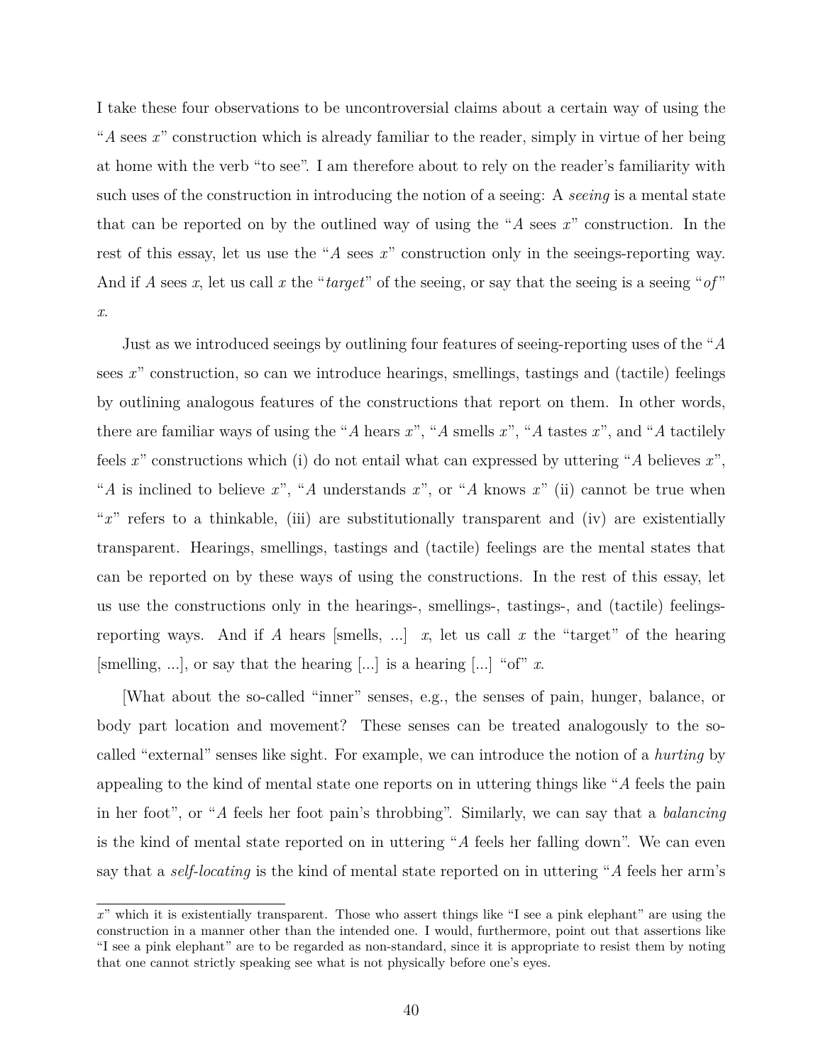I take these four observations to be uncontroversial claims about a certain way of using the "$A$ sees $x$" construction which is already familiar to the reader, simply in virtue of her being at home with the verb "to see". I am therefore about to rely on the reader's familiarity with such uses of the construction in introducing the notion of a seeing: A *seeing* is a mental state that can be reported on by the outlined way of using the "$A$ sees $x$" construction. In the rest of this essay, let us use the "$A$ sees $x$" construction only in the seeings-reporting way. And if $A$ sees $x$, let us call $x$ the "*target*" of the seeing, or say that the seeing is a seeing "*of*" $x$.

Just as we introduced seeings by outlining four features of seeing-reporting uses of the "$A$ sees $x$" construction, so can we introduce hearings, smellings, tastings and (tactile) feelings by outlining analogous features of the constructions that report on them. In other words, there are familiar ways of using the "$A$ hears $x$", "$A$ smells $x$", "$A$ tastes $x$", and "$A$ tactilely feels $x$" constructions which (i) do not entail what can expressed by uttering "$A$ believes $x$", "$A$ is inclined to believe $x$", "$A$ understands $x$", or "$A$ knows $x$" (ii) cannot be true when "$x$" refers to a thinkable, (iii) are substitutionally transparent and (iv) are existentially transparent. Hearings, smellings, tastings and (tactile) feelings are the mental states that can be reported on by these ways of using the constructions. In the rest of this essay, let us use the constructions only in the hearings-, smellings-, tastings-, and (tactile) feelings-reporting ways. And if $A$ hears [smells, ...] $x$, let us call $x$ the "target" of the hearing [smelling, ...], or say that the hearing [...] is a hearing [...] "of" $x$.

[What about the so-called "inner" senses, e.g., the senses of pain, hunger, balance, or body part location and movement? These senses can be treated analogously to the so-called "external" senses like sight. For example, we can introduce the notion of a *hurting* by appealing to the kind of mental state one reports on in uttering things like "$A$ feels the pain in her foot", or "$A$ feels her foot pain's throbbing". Similarly, we can say that a *balancing* is the kind of mental state reported on in uttering "$A$ feels her falling down". We can even say that a *self-locating* is the kind of mental state reported on in uttering "$A$ feels her arm's

---

$x$" which it is existentially transparent. Those who assert things like "I see a pink elephant" are using the construction in a manner other than the intended one. I would, furthermore, point out that assertions like "I see a pink elephant" are to be regarded as non-standard, since it is appropriate to resist them by noting that one cannot strictly speaking see what is not physically before one's eyes.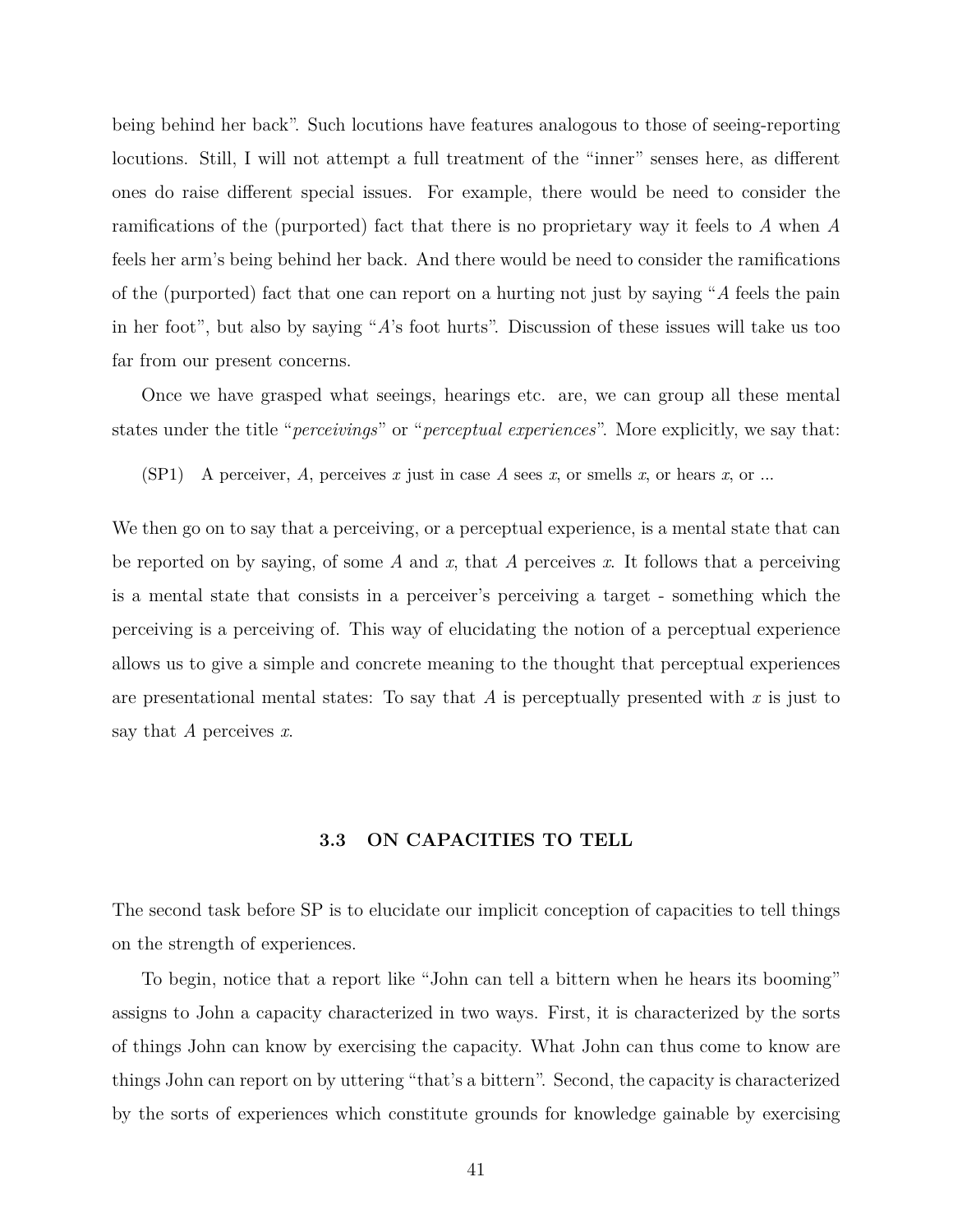being behind her back". Such locutions have features analogous to those of seeing-reporting locutions. Still, I will not attempt a full treatment of the "inner" senses here, as different ones do raise different special issues. For example, there would be need to consider the ramifications of the (purported) fact that there is no proprietary way it feels to $A$ when $A$ feels her arm's being behind her back. And there would be need to consider the ramifications of the (purported) fact that one can report on a hurting not just by saying "$A$ feels the pain in her foot", but also by saying "$A$'s foot hurts". Discussion of these issues will take us too far from our present concerns.

Once we have grasped what seeings, hearings etc. are, we can group all these mental states under the title "*perceivings*" or "*perceptual experiences*". More explicitly, we say that:

(SP1) A perceiver, $A$, perceives $x$ just in case $A$ sees $x$, or smells $x$, or hears $x$, or ...

We then go on to say that a perceiving, or a perceptual experience, is a mental state that can be reported on by saying, of some $A$ and $x$, that $A$ perceives $x$. It follows that a perceiving is a mental state that consists in a perceiver's perceiving a target - something which the perceiving is a perceiving of. This way of elucidating the notion of a perceptual experience allows us to give a simple and concrete meaning to the thought that perceptual experiences are presentational mental states: To say that $A$ is perceptually presented with $x$ is just to say that $A$ perceives $x$.

### 3.3 ON CAPACITIES TO TELL

The second task before SP is to elucidate our implicit conception of capacities to tell things on the strength of experiences.

To begin, notice that a report like "John can tell a bittern when he hears its booming" assigns to John a capacity characterized in two ways. First, it is characterized by the sorts of things John can know by exercising the capacity. What John can thus come to know are things John can report on by uttering "that's a bittern". Second, the capacity is characterized by the sorts of experiences which constitute grounds for knowledge gainable by exercising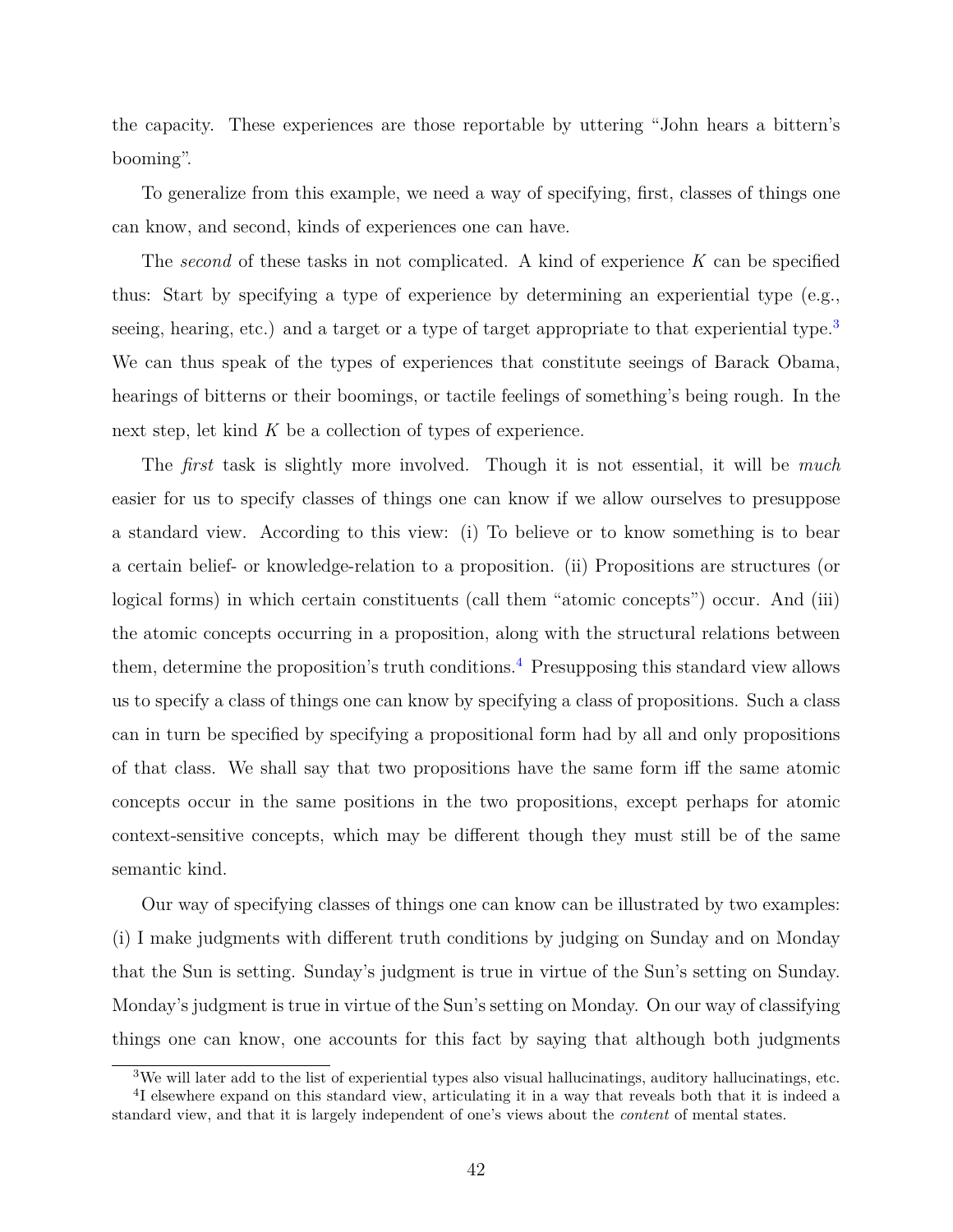the capacity. These experiences are those reportable by uttering "John hears a bittern's booming".

To generalize from this example, we need a way of specifying, first, classes of things one can know, and second, kinds of experiences one can have.

The *second* of these tasks in not complicated. A kind of experience $K$ can be specified thus: Start by specifying a type of experience by determining an experiential type (e.g., seeing, hearing, etc.) and a target or a type of target appropriate to that experiential type.[3] We can thus speak of the types of experiences that constitute seeings of Barack Obama, hearings of bitterns or their boomings, or tactile feelings of something's being rough. In the next step, let kind $K$ be a collection of types of experience.

The *first* task is slightly more involved. Though it is not essential, it will be *much* easier for us to specify classes of things one can know if we allow ourselves to presuppose a standard view. According to this view: (i) To believe or to know something is to bear a certain belief- or knowledge-relation to a proposition. (ii) Propositions are structures (or logical forms) in which certain constituents (call them "atomic concepts") occur. And (iii) the atomic concepts occurring in a proposition, along with the structural relations between them, determine the proposition's truth conditions.[4] Presupposing this standard view allows us to specify a class of things one can know by specifying a class of propositions. Such a class can in turn be specified by specifying a propositional form had by all and only propositions of that class. We shall say that two propositions have the same form iff the same atomic concepts occur in the same positions in the two propositions, except perhaps for atomic context-sensitive concepts, which may be different though they must still be of the same semantic kind.

Our way of specifying classes of things one can know can be illustrated by two examples: (i) I make judgments with different truth conditions by judging on Sunday and on Monday that the Sun is setting. Sunday's judgment is true in virtue of the Sun's setting on Sunday. Monday's judgment is true in virtue of the Sun's setting on Monday. On our way of classifying things one can know, one accounts for this fact by saying that although both judgments

[3] We will later add to the list of experiential types also visual hallucinatings, auditory hallucinatings, etc.

[4] I elsewhere expand on this standard view, articulating it in a way that reveals both that it is indeed a standard view, and that it is largely independent of one's views about the *content* of mental states.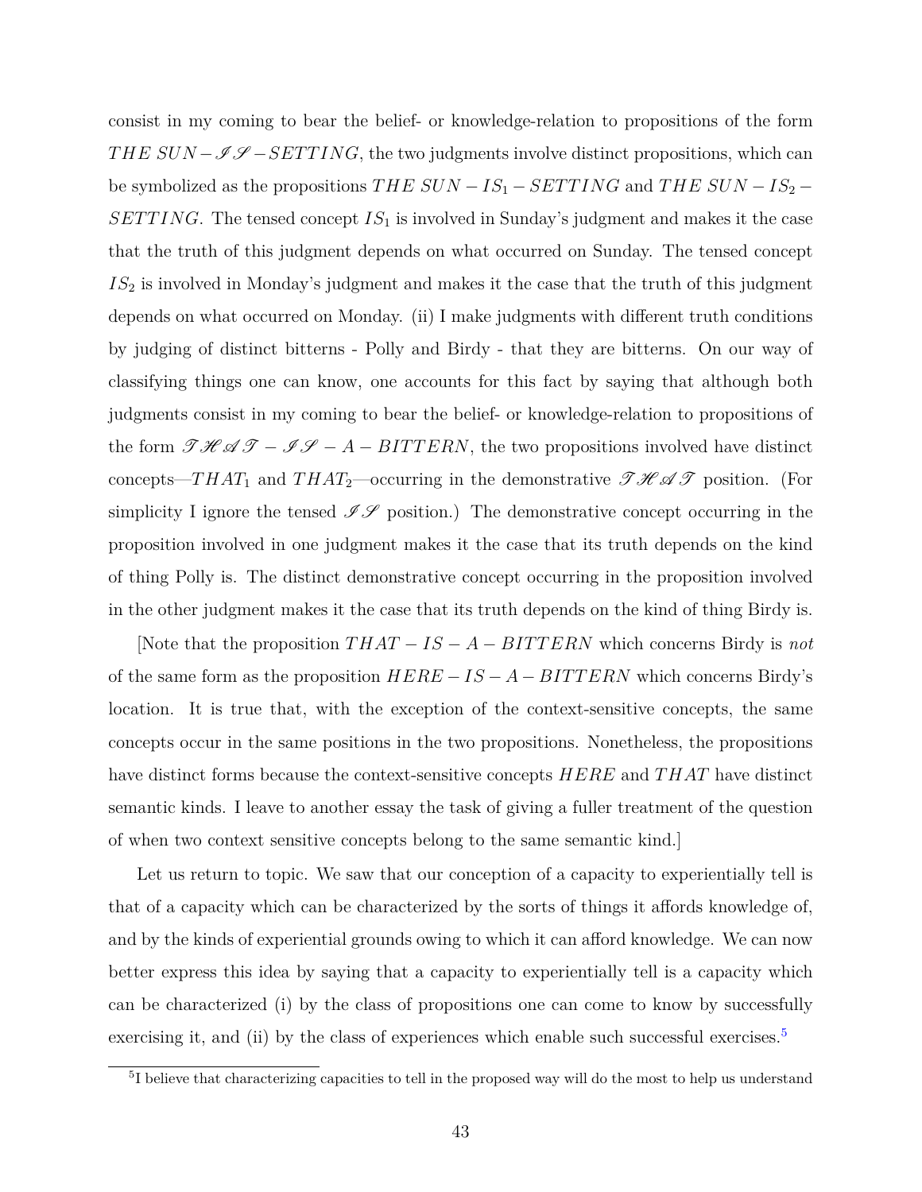consist in my coming to bear the belief- or knowledge-relation to propositions of the form $THE\ SUN - \mathscr{IS} - SETTING$, the two judgments involve distinct propositions, which can be symbolized as the propositions $THE\ SUN - IS_1 - SETTING$ and $THE\ SUN - IS_2 - SETTING$. The tensed concept $IS_1$ is involved in Sunday's judgment and makes it the case that the truth of this judgment depends on what occurred on Sunday. The tensed concept $IS_2$ is involved in Monday's judgment and makes it the case that the truth of this judgment depends on what occurred on Monday. (ii) I make judgments with different truth conditions by judging of distinct bitterns - Polly and Birdy - that they are bitterns. On our way of classifying things one can know, one accounts for this fact by saying that although both judgments consist in my coming to bear the belief- or knowledge-relation to propositions of the form $\mathscr{THAT} - \mathscr{IS} - A - BITTERN$, the two propositions involved have distinct concepts—$THAT_1$ and $THAT_2$—occurring in the demonstrative $\mathscr{THAT}$ position. (For simplicity I ignore the tensed $\mathscr{IS}$ position.) The demonstrative concept occurring in the proposition involved in one judgment makes it the case that its truth depends on the kind of thing Polly is. The distinct demonstrative concept occurring in the proposition involved in the other judgment makes it the case that its truth depends on the kind of thing Birdy is.

[Note that the proposition $THAT - IS - A - BITTERN$ which concerns Birdy is *not* of the same form as the proposition $HERE - IS - A - BITTERN$ which concerns Birdy's location. It is true that, with the exception of the context-sensitive concepts, the same concepts occur in the same positions in the two propositions. Nonetheless, the propositions have distinct forms because the context-sensitive concepts $HERE$ and $THAT$ have distinct semantic kinds. I leave to another essay the task of giving a fuller treatment of the question of when two context sensitive concepts belong to the same semantic kind.]

Let us return to topic. We saw that our conception of a capacity to experientially tell is that of a capacity which can be characterized by the sorts of things it affords knowledge of, and by the kinds of experiential grounds owing to which it can afford knowledge. We can now better express this idea by saying that a capacity to experientially tell is a capacity which can be characterized (i) by the class of propositions one can come to know by successfully exercising it, and (ii) by the class of experiences which enable such successful exercises.[5]

[5] I believe that characterizing capacities to tell in the proposed way will do the most to help us understand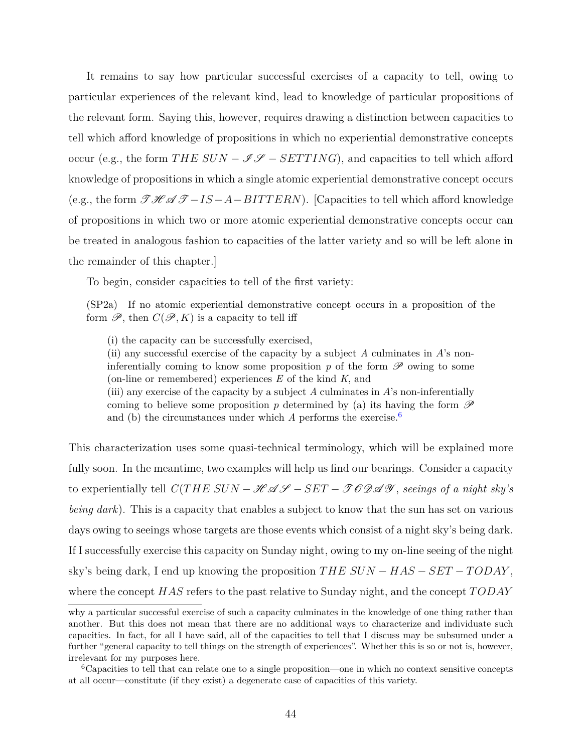It remains to say how particular successful exercises of a capacity to tell, owing to particular experiences of the relevant kind, lead to knowledge of particular propositions of the relevant form. Saying this, however, requires drawing a distinction between capacities to tell which afford knowledge of propositions in which no experiential demonstrative concepts occur (e.g., the form $THE\ SUN - \mathscr{IS} - SETTING$), and capacities to tell which afford knowledge of propositions in which a single atomic experiential demonstrative concept occurs (e.g., the form $\mathscr{THAT} - IS - A - BITTERN$). [Capacities to tell which afford knowledge of propositions in which two or more atomic experiential demonstrative concepts occur can be treated in analogous fashion to capacities of the latter variety and so will be left alone in the remainder of this chapter.]

To begin, consider capacities to tell of the first variety:

> (SP2a) If no atomic experiential demonstrative concept occurs in a proposition of the form $\mathscr{P}$, then $C(\mathscr{P}, K)$ is a capacity to tell iff
>
> (i) the capacity can be successfully exercised,
> (ii) any successful exercise of the capacity by a subject $A$ culminates in $A$'s non-inferentially coming to know some proposition $p$ of the form $\mathscr{P}$ owing to some (on-line or remembered) experiences $E$ of the kind $K$, and
> (iii) any exercise of the capacity by a subject $A$ culminates in $A$'s non-inferentially coming to believe some proposition $p$ determined by (a) its having the form $\mathscr{P}$ and (b) the circumstances under which $A$ performs the exercise.[6]

This characterization uses some quasi-technical terminology, which will be explained more fully soon. In the meantime, two examples will help us find our bearings. Consider a capacity to experientially tell $C(THE\ SUN - \mathscr{HAS} - SET - \mathscr{TODAY}$, *seeings of a night sky's being dark*). This is a capacity that enables a subject to know that the sun has set on various days owing to seeings whose targets are those events which consist of a night sky's being dark. If I successfully exercise this capacity on Sunday night, owing to my on-line seeing of the night sky's being dark, I end up knowing the proposition $THE\ SUN - HAS - SET - TODAY$, where the concept $HAS$ refers to the past relative to Sunday night, and the concept $TODAY$

---

why a particular successful exercise of such a capacity culminates in the knowledge of one thing rather than another. But this does not mean that there are no additional ways to characterize and individuate such capacities. In fact, for all I have said, all of the capacities to tell that I discuss may be subsumed under a further "general capacity to tell things on the strength of experiences". Whether this is so or not is, however, irrelevant for my purposes here.

[6] Capacities to tell that can relate one to a single proposition—one in which no context sensitive concepts at all occur—constitute (if they exist) a degenerate case of capacities of this variety.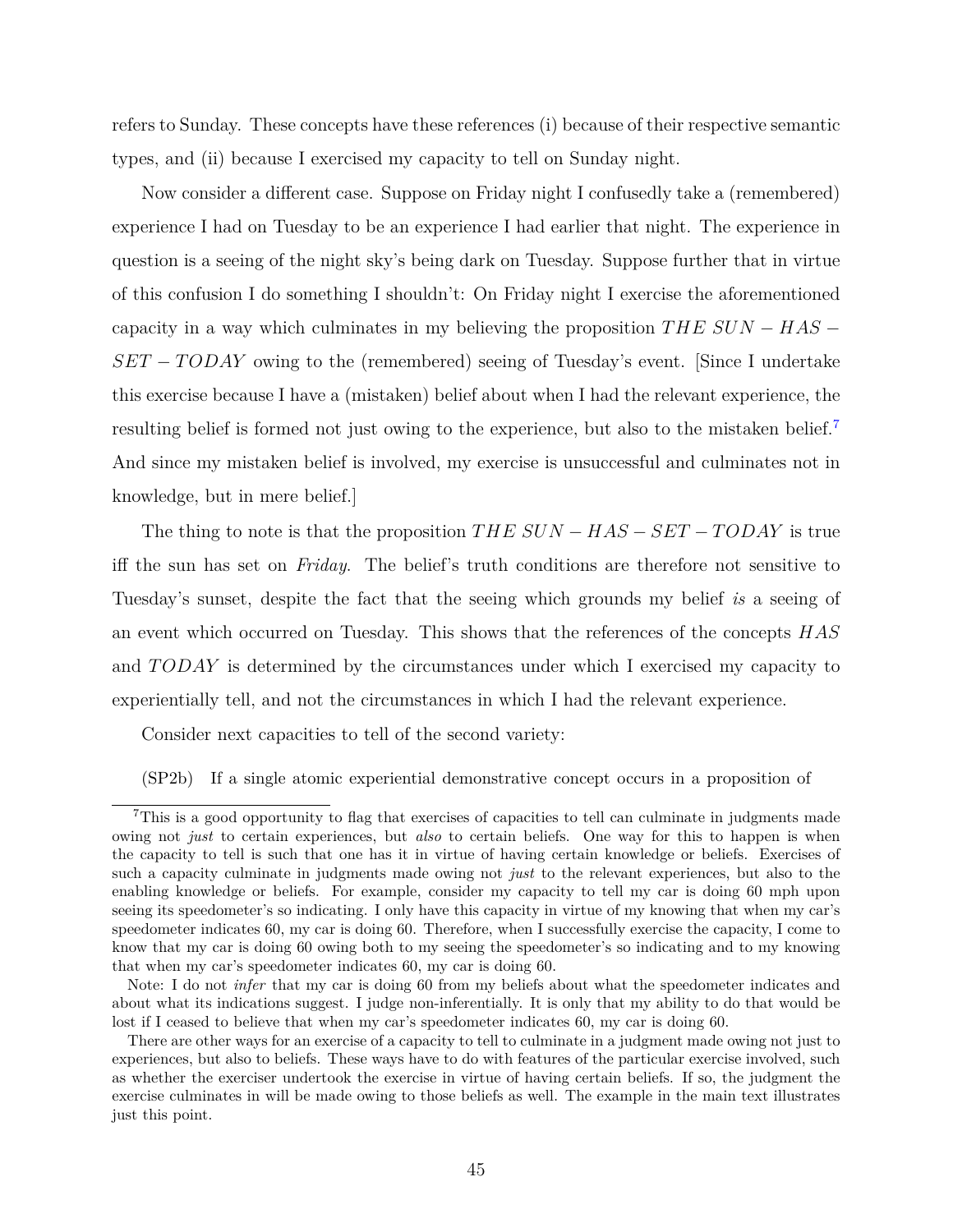refers to Sunday. These concepts have these references (i) because of their respective semantic types, and (ii) because I exercised my capacity to tell on Sunday night.

Now consider a different case. Suppose on Friday night I confusedly take a (remembered) experience I had on Tuesday to be an experience I had earlier that night. The experience in question is a seeing of the night sky's being dark on Tuesday. Suppose further that in virtue of this confusion I do something I shouldn't: On Friday night I exercise the aforementioned capacity in a way which culminates in my believing the proposition $THE\ SUN - HAS - SET - TODAY$ owing to the (remembered) seeing of Tuesday's event. [Since I undertake this exercise because I have a (mistaken) belief about when I had the relevant experience, the resulting belief is formed not just owing to the experience, but also to the mistaken belief.[7] And since my mistaken belief is involved, my exercise is unsuccessful and culminates not in knowledge, but in mere belief.]

The thing to note is that the proposition $THE\ SUN - HAS - SET - TODAY$ is true iff the sun has set on *Friday*. The belief's truth conditions are therefore not sensitive to Tuesday's sunset, despite the fact that the seeing which grounds my belief *is* a seeing of an event which occurred on Tuesday. This shows that the references of the concepts $HAS$ and $TODAY$ is determined by the circumstances under which I exercised my capacity to experientially tell, and not the circumstances in which I had the relevant experience.

Consider next capacities to tell of the second variety:

(SP2b) If a single atomic experiential demonstrative concept occurs in a proposition of

---

[7] This is a good opportunity to flag that exercises of capacities to tell can culminate in judgments made owing not *just* to certain experiences, but *also* to certain beliefs. One way for this to happen is when the capacity to tell is such that one has it in virtue of having certain knowledge or beliefs. Exercises of such a capacity culminate in judgments made owing not *just* to the relevant experiences, but also to the enabling knowledge or beliefs. For example, consider my capacity to tell my car is doing 60 mph upon seeing its speedometer's so indicating. I only have this capacity in virtue of my knowing that when my car's speedometer indicates 60, my car is doing 60. Therefore, when I successfully exercise the capacity, I come to know that my car is doing 60 owing both to my seeing the speedometer's so indicating and to my knowing that when my car's speedometer indicates 60, my car is doing 60.

Note: I do not *infer* that my car is doing 60 from my beliefs about what the speedometer indicates and about what its indications suggest. I judge non-inferentially. It is only that my ability to do that would be lost if I ceased to believe that when my car's speedometer indicates 60, my car is doing 60.

There are other ways for an exercise of a capacity to tell to culminate in a judgment made owing not just to experiences, but also to beliefs. These ways have to do with features of the particular exercise involved, such as whether the exerciser undertook the exercise in virtue of having certain beliefs. If so, the judgment the exercise culminates in will be made owing to those beliefs as well. The example in the main text illustrates just this point.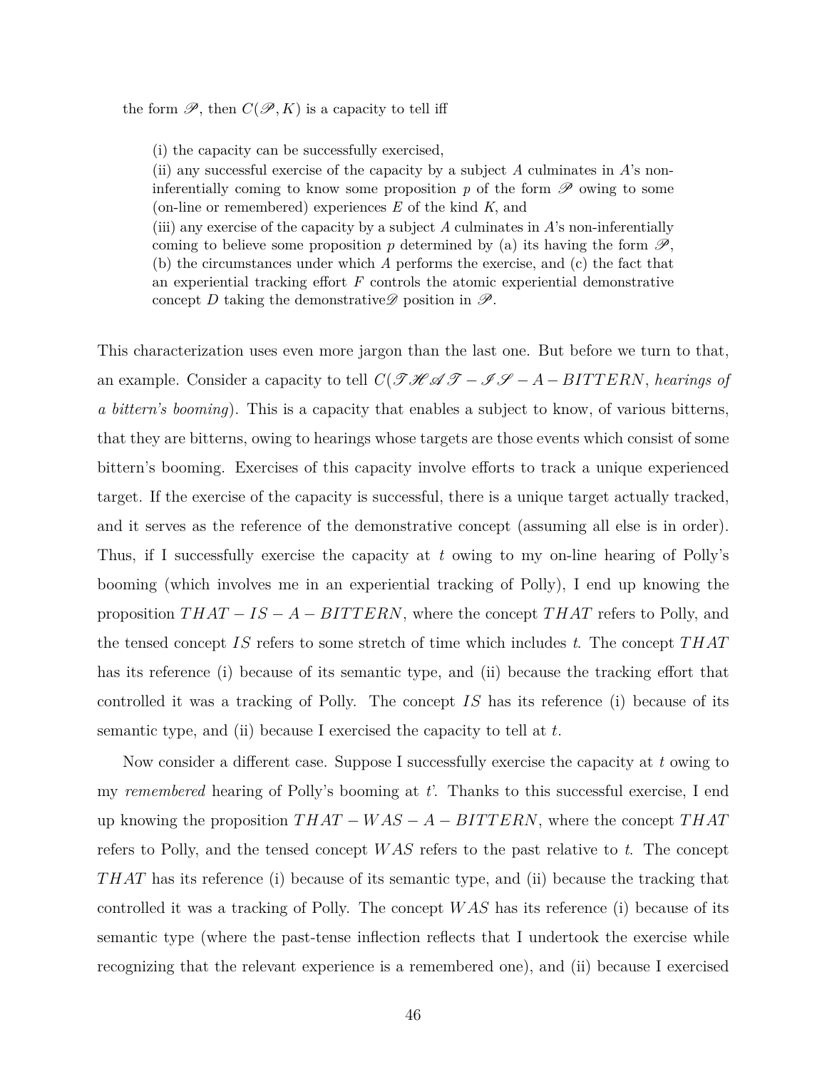the form $\mathscr{P}$, then $C(\mathscr{P}, K)$ is a capacity to tell iff

> (i) the capacity can be successfully exercised,
> (ii) any successful exercise of the capacity by a subject $A$ culminates in $A$'s non-inferentially coming to know some proposition $p$ of the form $\mathscr{P}$ owing to some (on-line or remembered) experiences $E$ of the kind $K$, and
> (iii) any exercise of the capacity by a subject $A$ culminates in $A$'s non-inferentially coming to believe some proposition $p$ determined by (a) its having the form $\mathscr{P}$, (b) the circumstances under which $A$ performs the exercise, and (c) the fact that an experiential tracking effort $F$ controls the atomic experiential demonstrative concept $D$ taking the demonstrative$\mathscr{D}$ position in $\mathscr{P}$.

This characterization uses even more jargon than the last one. But before we turn to that, an example. Consider a capacity to tell $C(\mathscr{THAT}-\mathscr{IS}-A-BITTERN$, *hearings of a bittern's booming*). This is a capacity that enables a subject to know, of various bitterns, that they are bitterns, owing to hearings whose targets are those events which consist of some bittern's booming. Exercises of this capacity involve efforts to track a unique experienced target. If the exercise of the capacity is successful, there is a unique target actually tracked, and it serves as the reference of the demonstrative concept (assuming all else is in order). Thus, if I successfully exercise the capacity at $t$ owing to my on-line hearing of Polly's booming (which involves me in an experiential tracking of Polly), I end up knowing the proposition $THAT-IS-A-BITTERN$, where the concept $THAT$ refers to Polly, and the tensed concept $IS$ refers to some stretch of time which includes $t$. The concept $THAT$ has its reference (i) because of its semantic type, and (ii) because the tracking effort that controlled it was a tracking of Polly. The concept $IS$ has its reference (i) because of its semantic type, and (ii) because I exercised the capacity to tell at $t$.

Now consider a different case. Suppose I successfully exercise the capacity at $t$ owing to my *remembered* hearing of Polly's booming at $t'$. Thanks to this successful exercise, I end up knowing the proposition $THAT-WAS-A-BITTERN$, where the concept $THAT$ refers to Polly, and the tensed concept $WAS$ refers to the past relative to $t$. The concept $THAT$ has its reference (i) because of its semantic type, and (ii) because the tracking that controlled it was a tracking of Polly. The concept $WAS$ has its reference (i) because of its semantic type (where the past-tense inflection reflects that I undertook the exercise while recognizing that the relevant experience is a remembered one), and (ii) because I exercised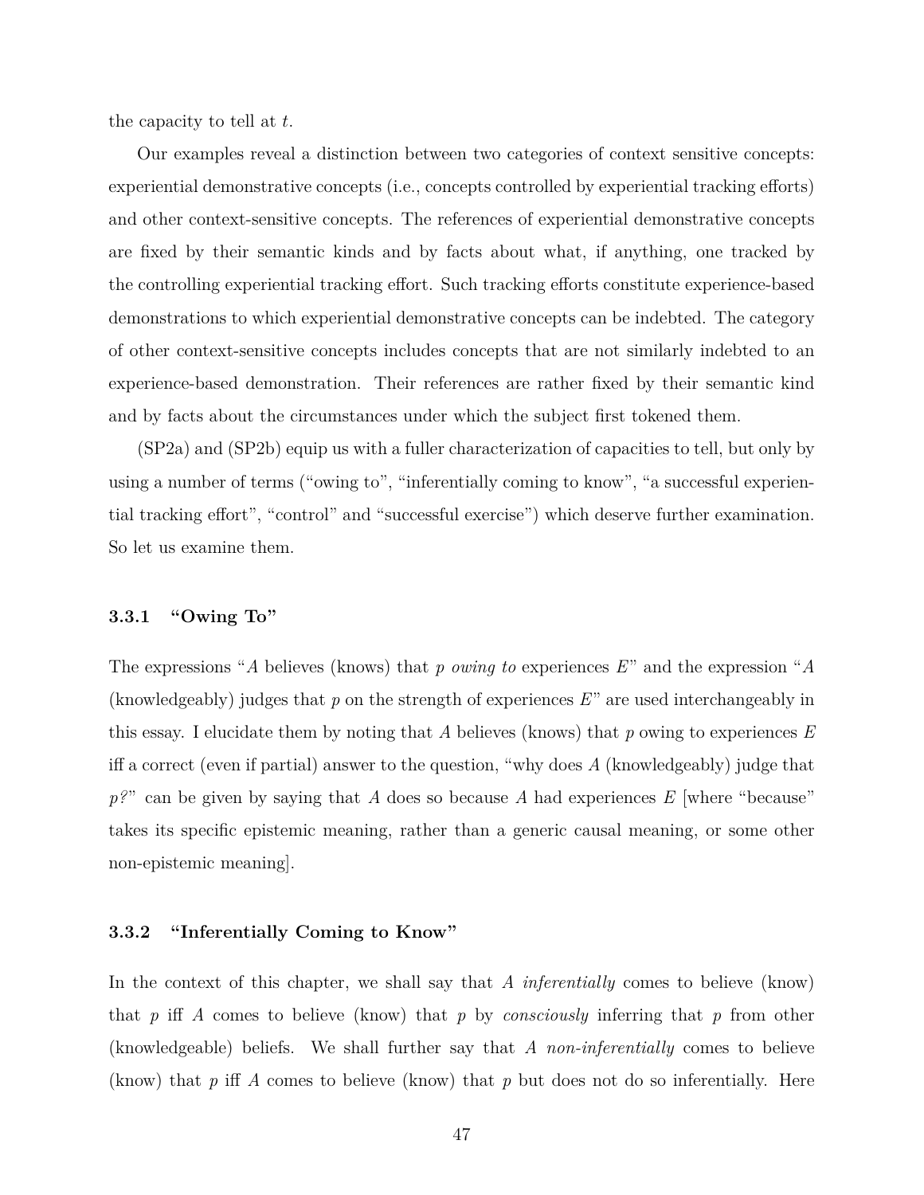the capacity to tell at $t$.

Our examples reveal a distinction between two categories of context sensitive concepts: experiential demonstrative concepts (i.e., concepts controlled by experiential tracking efforts) and other context-sensitive concepts. The references of experiential demonstrative concepts are fixed by their semantic kinds and by facts about what, if anything, one tracked by the controlling experiential tracking effort. Such tracking efforts constitute experience-based demonstrations to which experiential demonstrative concepts can be indebted. The category of other context-sensitive concepts includes concepts that are not similarly indebted to an experience-based demonstration. Their references are rather fixed by their semantic kind and by facts about the circumstances under which the subject first tokened them.

(SP2a) and (SP2b) equip us with a fuller characterization of capacities to tell, but only by using a number of terms ("owing to", "inferentially coming to know", "a successful experiential tracking effort", "control" and "successful exercise") which deserve further examination. So let us examine them.

### 3.3.1 "Owing To"

The expressions "$A$ believes (knows) that $p$ *owing to* experiences $E$" and the expression "$A$ (knowledgeably) judges that $p$ on the strength of experiences $E$" are used interchangeably in this essay. I elucidate them by noting that $A$ believes (knows) that $p$ owing to experiences $E$ iff a correct (even if partial) answer to the question, "why does $A$ (knowledgeably) judge that $p$?" can be given by saying that $A$ does so because $A$ had experiences $E$ [where "because" takes its specific epistemic meaning, rather than a generic causal meaning, or some other non-epistemic meaning].

### 3.3.2 "Inferentially Coming to Know"

In the context of this chapter, we shall say that $A$ *inferentially* comes to believe (know) that $p$ iff $A$ comes to believe (know) that $p$ by *consciously* inferring that $p$ from other (knowledgeable) beliefs. We shall further say that $A$ *non-inferentially* comes to believe (know) that $p$ iff $A$ comes to believe (know) that $p$ but does not do so inferentially. Here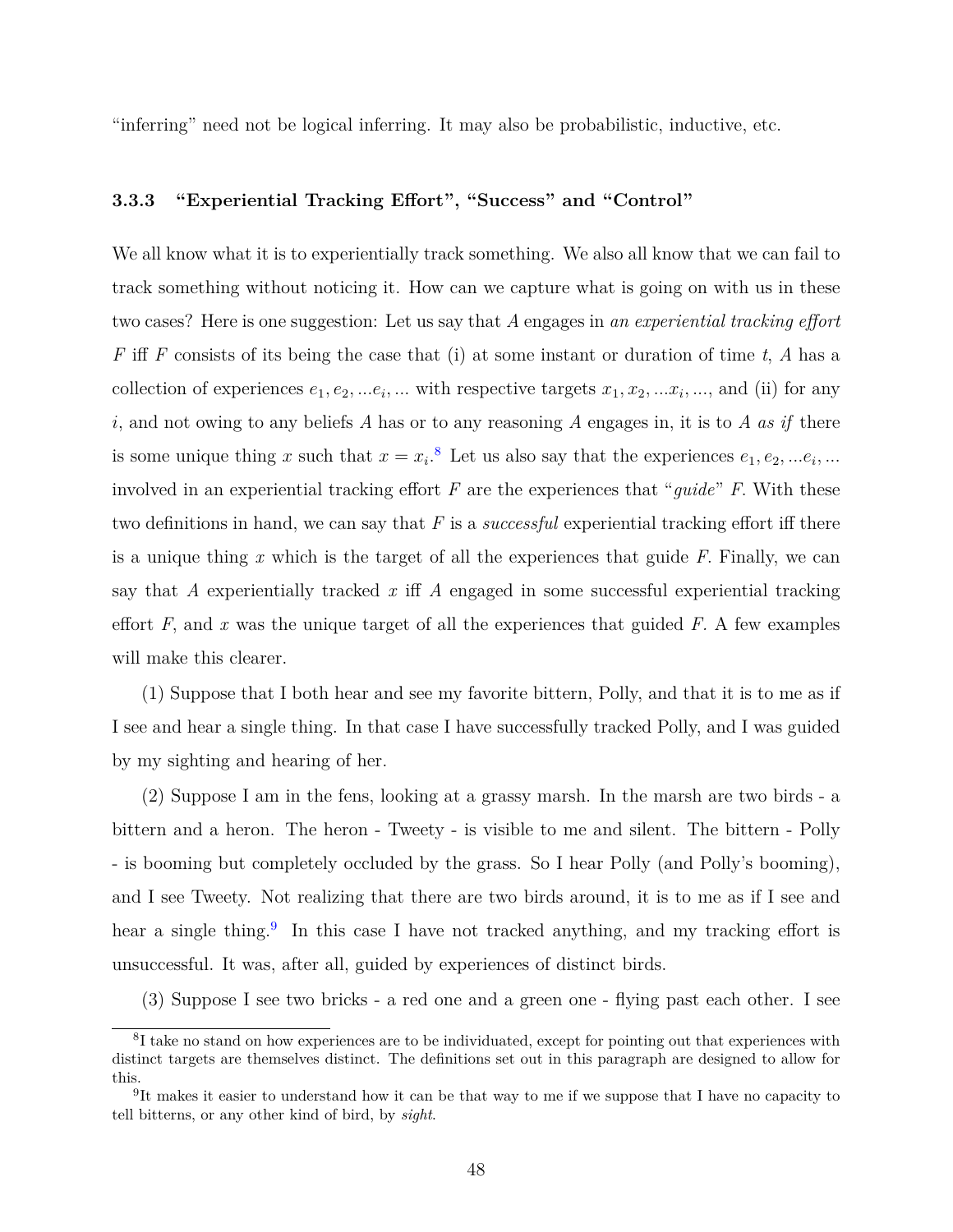"inferring" need not be logical inferring. It may also be probabilistic, inductive, etc.

### 3.3.3 "Experiential Tracking Effort", "Success" and "Control"

We all know what it is to experientially track something. We also all know that we can fail to track something without noticing it. How can we capture what is going on with us in these two cases? Here is one suggestion: Let us say that $A$ engages in *an experiential tracking effort* $F$ iff $F$ consists of its being the case that (i) at some instant or duration of time $t$, $A$ has a collection of experiences $e_1, e_2, ...e_i, ...$ with respective targets $x_1, x_2, ...x_i, ...$, and (ii) for any $i$, and not owing to any beliefs $A$ has or to any reasoning $A$ engages in, it is to $A$ *as if* there is some unique thing $x$ such that $x = x_i$.[8] Let us also say that the experiences $e_1, e_2, ...e_i, ...$ involved in an experiential tracking effort $F$ are the experiences that "*guide*" $F$. With these two definitions in hand, we can say that $F$ is a *successful* experiential tracking effort iff there is a unique thing $x$ which is the target of all the experiences that guide $F$. Finally, we can say that $A$ experientially tracked $x$ iff $A$ engaged in some successful experiential tracking effort $F$, and $x$ was the unique target of all the experiences that guided $F$. A few examples will make this clearer.

(1) Suppose that I both hear and see my favorite bittern, Polly, and that it is to me as if I see and hear a single thing. In that case I have successfully tracked Polly, and I was guided by my sighting and hearing of her.

(2) Suppose I am in the fens, looking at a grassy marsh. In the marsh are two birds - a bittern and a heron. The heron - Tweety - is visible to me and silent. The bittern - Polly - is booming but completely occluded by the grass. So I hear Polly (and Polly's booming), and I see Tweety. Not realizing that there are two birds around, it is to me as if I see and hear a single thing.[9] In this case I have not tracked anything, and my tracking effort is unsuccessful. It was, after all, guided by experiences of distinct birds.

(3) Suppose I see two bricks - a red one and a green one - flying past each other. I see

---

[8] I take no stand on how experiences are to be individuated, except for pointing out that experiences with distinct targets are themselves distinct. The definitions set out in this paragraph are designed to allow for this.

[9] It makes it easier to understand how it can be that way to me if we suppose that I have no capacity to tell bitterns, or any other kind of bird, by *sight*.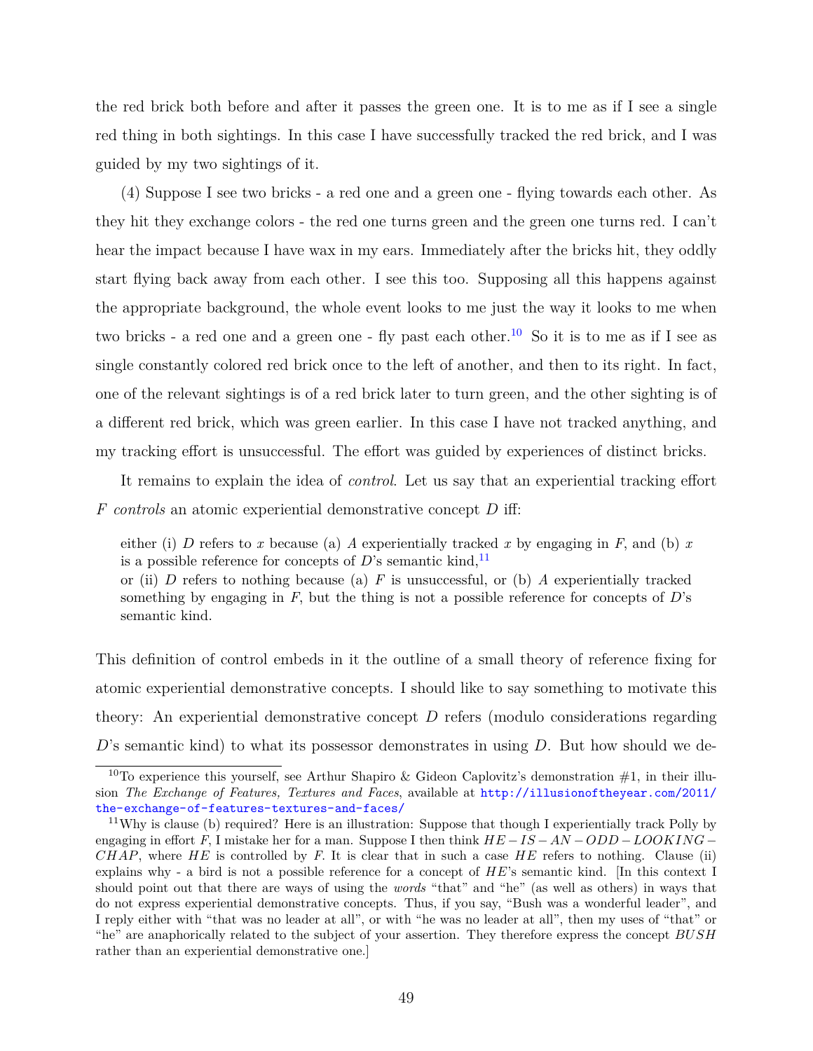the red brick both before and after it passes the green one. It is to me as if I see a single red thing in both sightings. In this case I have successfully tracked the red brick, and I was guided by my two sightings of it.

(4) Suppose I see two bricks - a red one and a green one - flying towards each other. As they hit they exchange colors - the red one turns green and the green one turns red. I can't hear the impact because I have wax in my ears. Immediately after the bricks hit, they oddly start flying back away from each other. I see this too. Supposing all this happens against the appropriate background, the whole event looks to me just the way it looks to me when two bricks - a red one and a green one - fly past each other.[10] So it is to me as if I see as single constantly colored red brick once to the left of another, and then to its right. In fact, one of the relevant sightings is of a red brick later to turn green, and the other sighting is of a different red brick, which was green earlier. In this case I have not tracked anything, and my tracking effort is unsuccessful. The effort was guided by experiences of distinct bricks.

It remains to explain the idea of *control*. Let us say that an experiential tracking effort $F$ *controls* an atomic experiential demonstrative concept $D$ iff:

> either (i) $D$ refers to $x$ because (a) $A$ experientially tracked $x$ by engaging in $F$, and (b) $x$ is a possible reference for concepts of $D$'s semantic kind,[11]
> or (ii) $D$ refers to nothing because (a) $F$ is unsuccessful, or (b) $A$ experientially tracked something by engaging in $F$, but the thing is not a possible reference for concepts of $D$'s semantic kind.

This definition of control embeds in it the outline of a small theory of reference fixing for atomic experiential demonstrative concepts. I should like to say something to motivate this theory: An experiential demonstrative concept $D$ refers (modulo considerations regarding $D$'s semantic kind) to what its possessor demonstrates in using $D$. But how should we de-

[10] To experience this yourself, see Arthur Shapiro & Gideon Caplovitz's demonstration #1, in their illusion *The Exchange of Features, Textures and Faces*, available at http://illusionoftheyear.com/2011/the-exchange-of-features-textures-and-faces/

[11] Why is clause (b) required? Here is an illustration: Suppose that though I experientially track Polly by engaging in effort $F$, I mistake her for a man. Suppose I then think $HE-IS-AN-ODD-LOOKING-CHAP$, where $HE$ is controlled by $F$. It is clear that in such a case $HE$ refers to nothing. Clause (ii) explains why - a bird is not a possible reference for a concept of $HE$'s semantic kind. [In this context I should point out that there are ways of using the *words* "that" and "he" (as well as others) in ways that do not express experiential demonstrative concepts. Thus, if you say, "Bush was a wonderful leader", and I reply either with "that was no leader at all", or with "he was no leader at all", then my uses of "that" or "he" are anaphorically related to the subject of your assertion. They therefore express the concept *BUSH* rather than an experiential demonstrative one.]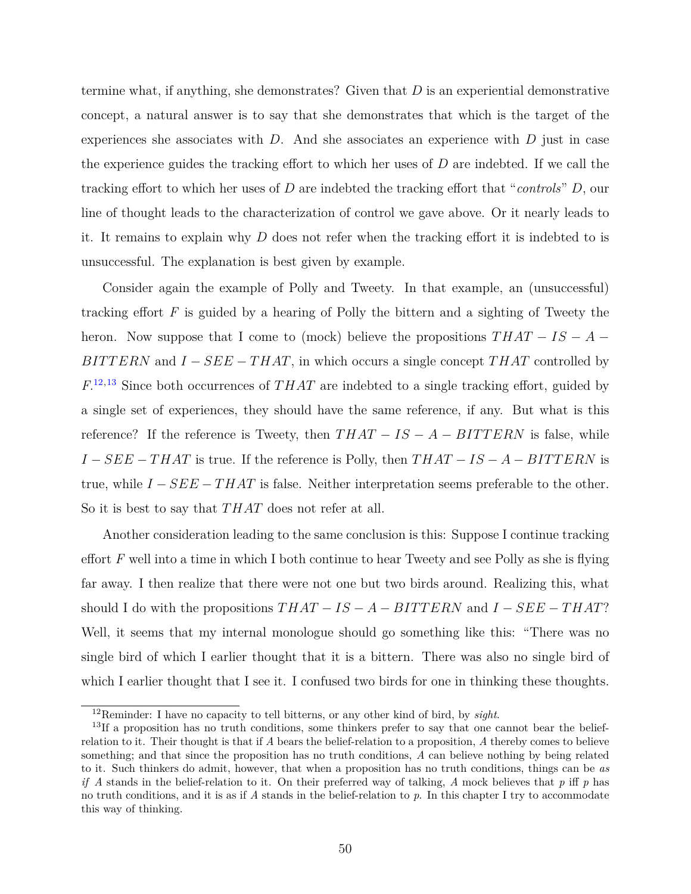termine what, if anything, she demonstrates? Given that $D$ is an experiential demonstrative concept, a natural answer is to say that she demonstrates that which is the target of the experiences she associates with $D$. And she associates an experience with $D$ just in case the experience guides the tracking effort to which her uses of $D$ are indebted. If we call the tracking effort to which her uses of $D$ are indebted the tracking effort that "*controls*" $D$, our line of thought leads to the characterization of control we gave above. Or it nearly leads to it. It remains to explain why $D$ does not refer when the tracking effort it is indebted to is unsuccessful. The explanation is best given by example.

Consider again the example of Polly and Tweety. In that example, an (unsuccessful) tracking effort $F$ is guided by a hearing of Polly the bittern and a sighting of Tweety the heron. Now suppose that I come to (mock) believe the propositions $THAT - IS - A - BITTERN$ and $I - SEE - THAT$, in which occurs a single concept $THAT$ controlled by $F$.[12,13] Since both occurrences of $THAT$ are indebted to a single tracking effort, guided by a single set of experiences, they should have the same reference, if any. But what is this reference? If the reference is Tweety, then $THAT - IS - A - BITTERN$ is false, while $I - SEE - THAT$ is true. If the reference is Polly, then $THAT - IS - A - BITTERN$ is true, while $I - SEE - THAT$ is false. Neither interpretation seems preferable to the other. So it is best to say that $THAT$ does not refer at all.

Another consideration leading to the same conclusion is this: Suppose I continue tracking effort $F$ well into a time in which I both continue to hear Tweety and see Polly as she is flying far away. I then realize that there were not one but two birds around. Realizing this, what should I do with the propositions $THAT - IS - A - BITTERN$ and $I - SEE - THAT$? Well, it seems that my internal monologue should go something like this: "There was no single bird of which I earlier thought that it is a bittern. There was also no single bird of which I earlier thought that I see it. I confused two birds for one in thinking these thoughts.

---

[12] Reminder: I have no capacity to tell bitterns, or any other kind of bird, by *sight*.

[13] If a proposition has no truth conditions, some thinkers prefer to say that one cannot bear the belief-relation to it. Their thought is that if $A$ bears the belief-relation to a proposition, $A$ thereby comes to believe something; and that since the proposition has no truth conditions, $A$ can believe nothing by being related to it. Such thinkers do admit, however, that when a proposition has no truth conditions, things can be *as if* $A$ stands in the belief-relation to it. On their preferred way of talking, $A$ mock believes that $p$ iff $p$ has no truth conditions, and it is as if $A$ stands in the belief-relation to $p$. In this chapter I try to accommodate this way of thinking.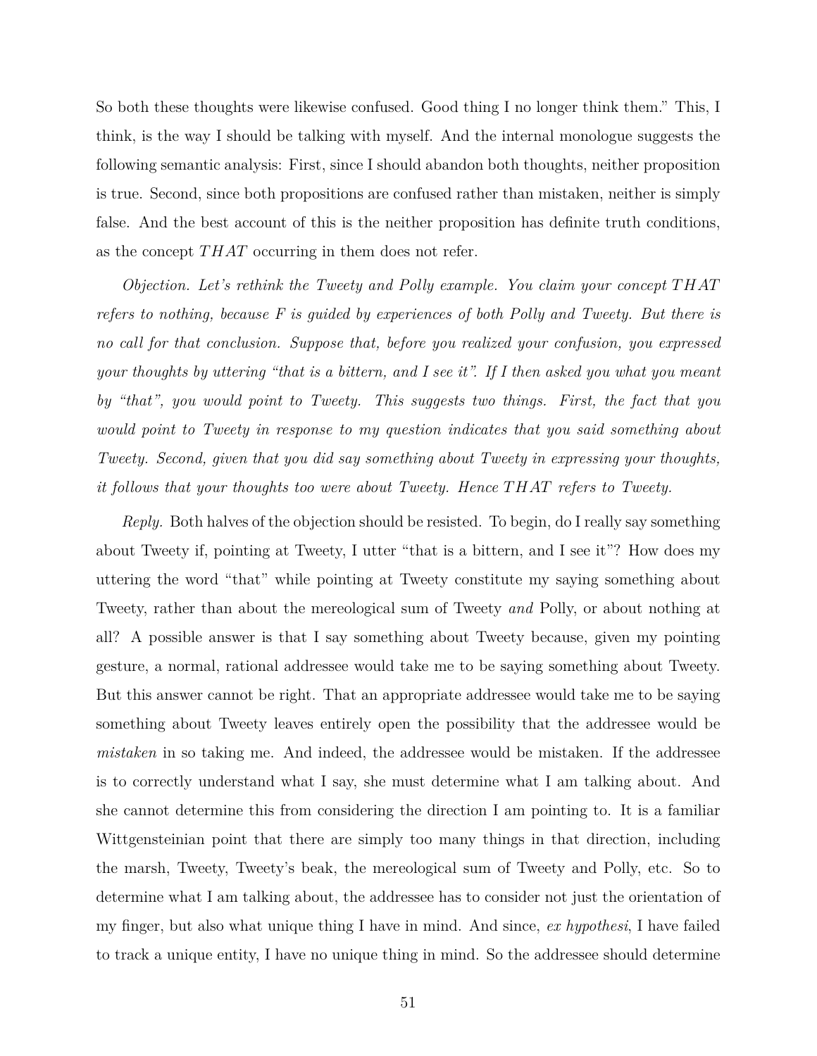So both these thoughts were likewise confused. Good thing I no longer think them." This, I think, is the way I should be talking with myself. And the internal monologue suggests the following semantic analysis: First, since I should abandon both thoughts, neither proposition is true. Second, since both propositions are confused rather than mistaken, neither is simply false. And the best account of this is the neither proposition has definite truth conditions, as the concept $THAT$ occurring in them does not refer.

*Objection. Let's rethink the Tweety and Polly example. You claim your concept $THAT$ refers to nothing, because F is guided by experiences of both Polly and Tweety. But there is no call for that conclusion. Suppose that, before you realized your confusion, you expressed your thoughts by uttering "that is a bittern, and I see it". If I then asked you what you meant by "that", you would point to Tweety. This suggests two things. First, the fact that you would point to Tweety in response to my question indicates that you said something about Tweety. Second, given that you did say something about Tweety in expressing your thoughts, it follows that your thoughts too were about Tweety. Hence $THAT$ refers to Tweety.*

*Reply.* Both halves of the objection should be resisted. To begin, do I really say something about Tweety if, pointing at Tweety, I utter "that is a bittern, and I see it"? How does my uttering the word "that" while pointing at Tweety constitute my saying something about Tweety, rather than about the mereological sum of Tweety *and* Polly, or about nothing at all? A possible answer is that I say something about Tweety because, given my pointing gesture, a normal, rational addressee would take me to be saying something about Tweety. But this answer cannot be right. That an appropriate addressee would take me to be saying something about Tweety leaves entirely open the possibility that the addressee would be *mistaken* in so taking me. And indeed, the addressee would be mistaken. If the addressee is to correctly understand what I say, she must determine what I am talking about. And she cannot determine this from considering the direction I am pointing to. It is a familiar Wittgensteinian point that there are simply too many things in that direction, including the marsh, Tweety, Tweety's beak, the mereological sum of Tweety and Polly, etc. So to determine what I am talking about, the addressee has to consider not just the orientation of my finger, but also what unique thing I have in mind. And since, *ex hypothesi*, I have failed to track a unique entity, I have no unique thing in mind. So the addressee should determine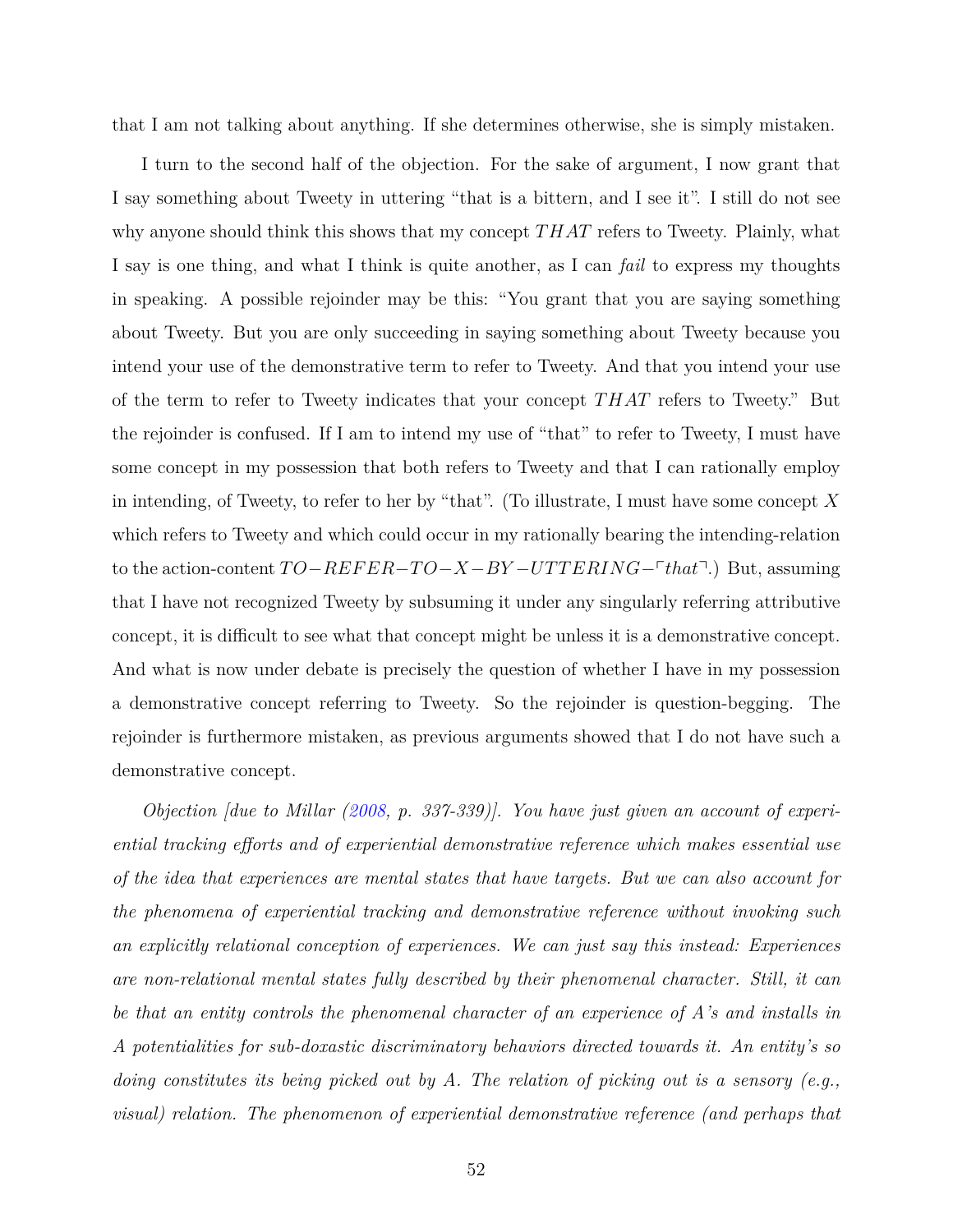that I am not talking about anything. If she determines otherwise, she is simply mistaken.

I turn to the second half of the objection. For the sake of argument, I now grant that I say something about Tweety in uttering "that is a bittern, and I see it". I still do not see why anyone should think this shows that my concept $THAT$ refers to Tweety. Plainly, what I say is one thing, and what I think is quite another, as I can *fail* to express my thoughts in speaking. A possible rejoinder may be this: "You grant that you are saying something about Tweety. But you are only succeeding in saying something about Tweety because you intend your use of the demonstrative term to refer to Tweety. And that you intend your use of the term to refer to Tweety indicates that your concept $THAT$ refers to Tweety." But the rejoinder is confused. If I am to intend my use of "that" to refer to Tweety, I must have some concept in my possession that both refers to Tweety and that I can rationally employ in intending, of Tweety, to refer to her by "that". (To illustrate, I must have some concept $X$ which refers to Tweety and which could occur in my rationally bearing the intending-relation to the action-content $TO-REFER-TO-X-BY-UTTERING-\ulcorner that \urcorner$.) But, assuming that I have not recognized Tweety by subsuming it under any singularly referring attributive concept, it is difficult to see what that concept might be unless it is a demonstrative concept. And what is now under debate is precisely the question of whether I have in my possession a demonstrative concept referring to Tweety. So the rejoinder is question-begging. The rejoinder is furthermore mistaken, as previous arguments showed that I do not have such a demonstrative concept.

*Objection [due to Millar (2008, p. 337-339)]. You have just given an account of experiential tracking efforts and of experiential demonstrative reference which makes essential use of the idea that experiences are mental states that have targets. But we can also account for the phenomena of experiential tracking and demonstrative reference without invoking such an explicitly relational conception of experiences. We can just say this instead: Experiences are non-relational mental states fully described by their phenomenal character. Still, it can be that an entity controls the phenomenal character of an experience of A's and installs in A potentialities for sub-doxastic discriminatory behaviors directed towards it. An entity's so doing constitutes its being picked out by A. The relation of picking out is a sensory (e.g., visual) relation. The phenomenon of experiential demonstrative reference (and perhaps that*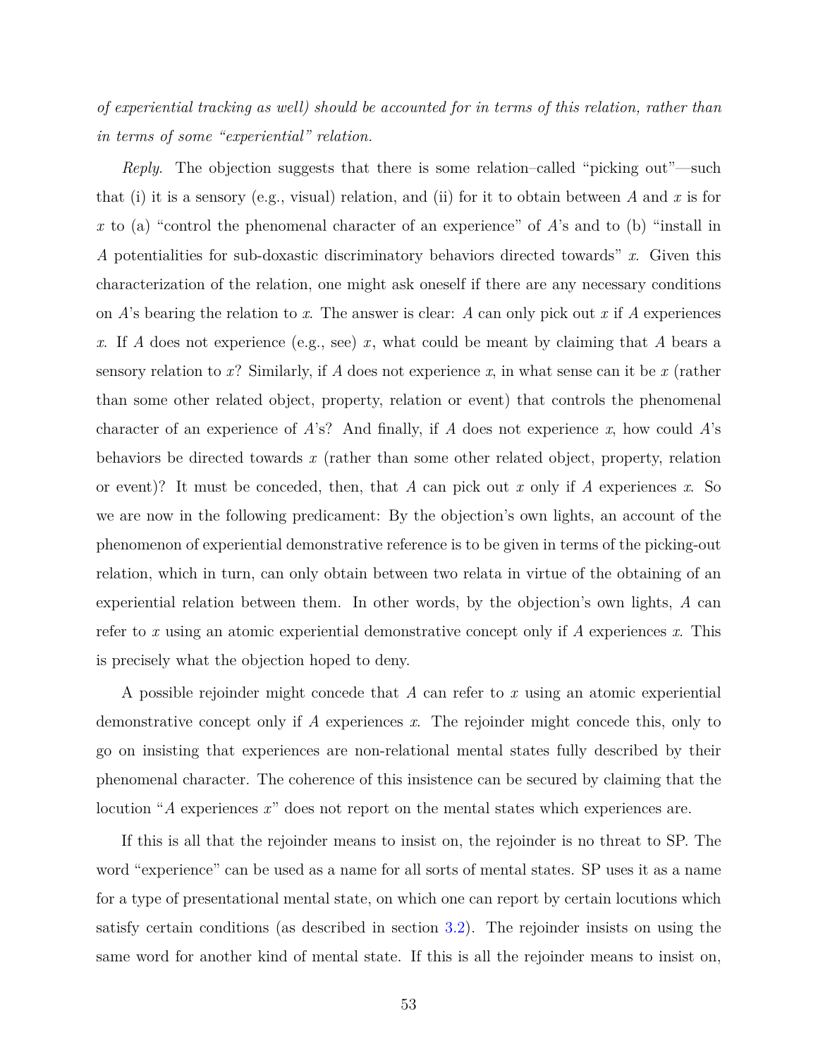*of experiential tracking as well) should be accounted for in terms of this relation, rather than in terms of some "experiential" relation.*

*Reply*. The objection suggests that there is some relation–called "picking out"—such that (i) it is a sensory (e.g., visual) relation, and (ii) for it to obtain between $A$ and $x$ is for $x$ to (a) "control the phenomenal character of an experience" of $A$'s and to (b) "install in $A$ potentialities for sub-doxastic discriminatory behaviors directed towards" $x$. Given this characterization of the relation, one might ask oneself if there are any necessary conditions on $A$'s bearing the relation to $x$. The answer is clear: $A$ can only pick out $x$ if $A$ experiences $x$. If $A$ does not experience (e.g., see) $x$, what could be meant by claiming that $A$ bears a sensory relation to $x$? Similarly, if $A$ does not experience $x$, in what sense can it be $x$ (rather than some other related object, property, relation or event) that controls the phenomenal character of an experience of $A$'s? And finally, if $A$ does not experience $x$, how could $A$'s behaviors be directed towards $x$ (rather than some other related object, property, relation or event)? It must be conceded, then, that $A$ can pick out $x$ only if $A$ experiences $x$. So we are now in the following predicament: By the objection's own lights, an account of the phenomenon of experiential demonstrative reference is to be given in terms of the picking-out relation, which in turn, can only obtain between two relata in virtue of the obtaining of an experiential relation between them. In other words, by the objection's own lights, $A$ can refer to $x$ using an atomic experiential demonstrative concept only if $A$ experiences $x$. This is precisely what the objection hoped to deny.

A possible rejoinder might concede that $A$ can refer to $x$ using an atomic experiential demonstrative concept only if $A$ experiences $x$. The rejoinder might concede this, only to go on insisting that experiences are non-relational mental states fully described by their phenomenal character. The coherence of this insistence can be secured by claiming that the locution "$A$ experiences $x$" does not report on the mental states which experiences are.

If this is all that the rejoinder means to insist on, the rejoinder is no threat to SP. The word "experience" can be used as a name for all sorts of mental states. SP uses it as a name for a type of presentational mental state, on which one can report by certain locutions which satisfy certain conditions (as described in section 3.2). The rejoinder insists on using the same word for another kind of mental state. If this is all the rejoinder means to insist on,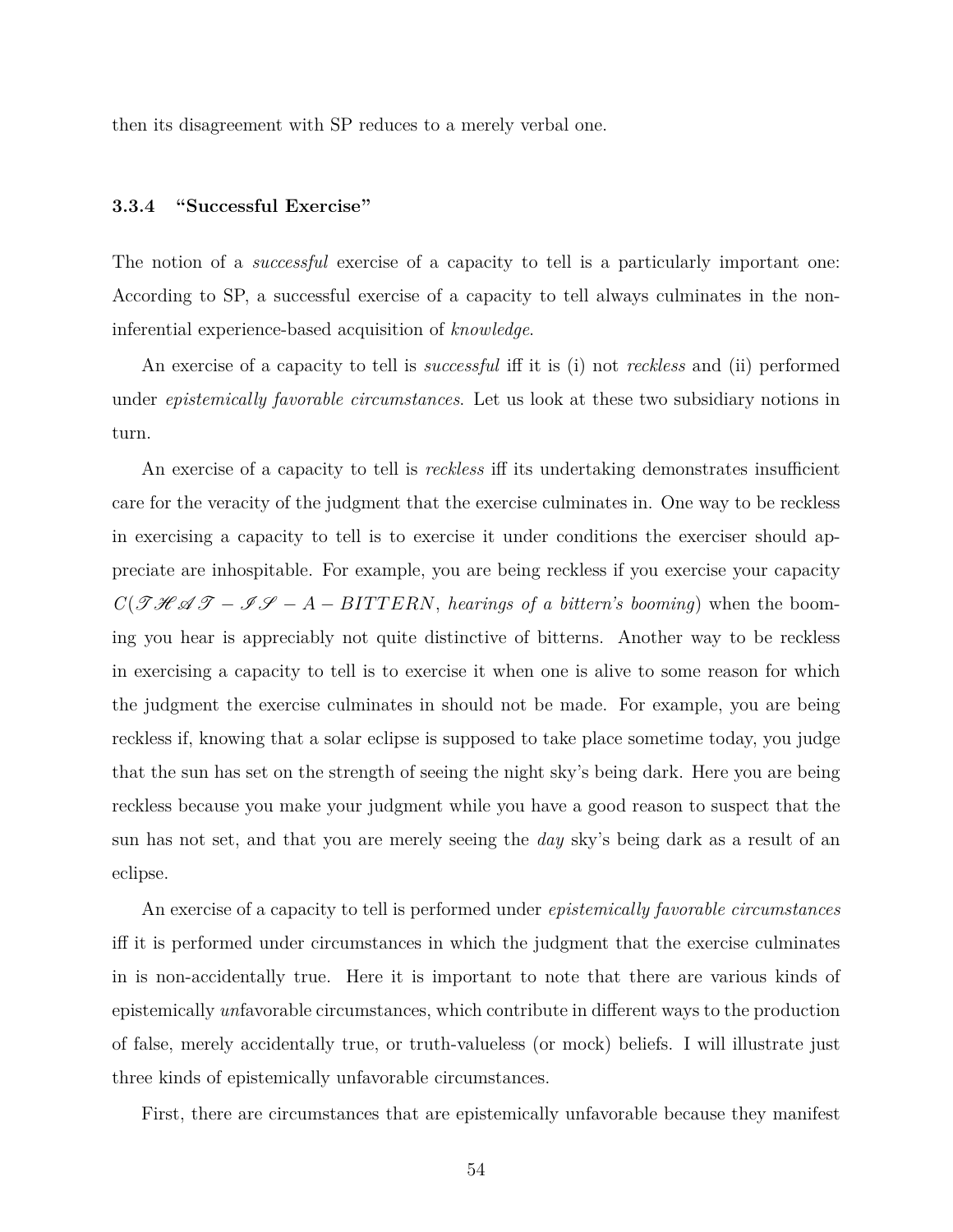then its disagreement with SP reduces to a merely verbal one.

### 3.3.4 "Successful Exercise"

The notion of a *successful* exercise of a capacity to tell is a particularly important one: According to SP, a successful exercise of a capacity to tell always culminates in the non-inferential experience-based acquisition of *knowledge*.

An exercise of a capacity to tell is *successful* iff it is (i) not *reckless* and (ii) performed under *epistemically favorable circumstances*. Let us look at these two subsidiary notions in turn.

An exercise of a capacity to tell is *reckless* iff its undertaking demonstrates insufficient care for the veracity of the judgment that the exercise culminates in. One way to be reckless in exercising a capacity to tell is to exercise it under conditions the exerciser should appreciate are inhospitable. For example, you are being reckless if you exercise your capacity $C(\mathscr{THAT} - \mathscr{IS} - A - BITTERN$, *hearings of a bittern's booming*$)$ when the booming you hear is appreciably not quite distinctive of bitterns. Another way to be reckless in exercising a capacity to tell is to exercise it when one is alive to some reason for which the judgment the exercise culminates in should not be made. For example, you are being reckless if, knowing that a solar eclipse is supposed to take place sometime today, you judge that the sun has set on the strength of seeing the night sky's being dark. Here you are being reckless because you make your judgment while you have a good reason to suspect that the sun has not set, and that you are merely seeing the *day* sky's being dark as a result of an eclipse.

An exercise of a capacity to tell is performed under *epistemically favorable circumstances* iff it is performed under circumstances in which the judgment that the exercise culminates in is non-accidentally true. Here it is important to note that there are various kinds of epistemically *un*favorable circumstances, which contribute in different ways to the production of false, merely accidentally true, or truth-valueless (or mock) beliefs. I will illustrate just three kinds of epistemically unfavorable circumstances.

First, there are circumstances that are epistemically unfavorable because they manifest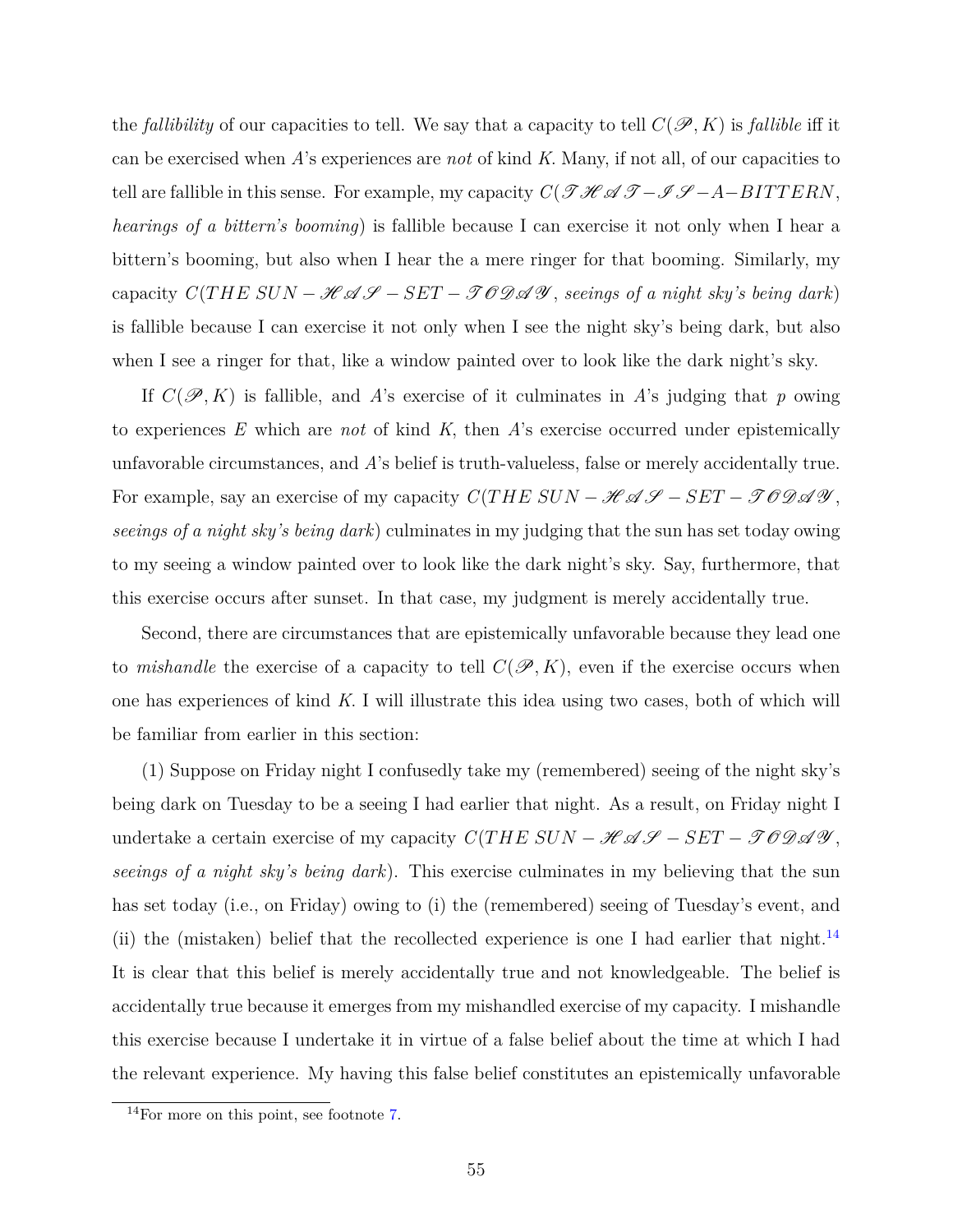the *fallibility* of our capacities to tell. We say that a capacity to tell $C(\mathscr{P}, K)$ is *fallible* iff it can be exercised when $A$'s experiences are *not* of kind $K$. Many, if not all, of our capacities to tell are fallible in this sense. For example, my capacity $C(\mathscr{THAT}-\mathscr{IS}-A-BITTERN$, *hearings of a bittern's booming*) is fallible because I can exercise it not only when I hear a bittern's booming, but also when I hear the a mere ringer for that booming. Similarly, my capacity $C(THE\ SUN-\mathscr{HAS}-SET-\mathscr{TODAY}$, *seeings of a night sky's being dark*) is fallible because I can exercise it not only when I see the night sky's being dark, but also when I see a ringer for that, like a window painted over to look like the dark night's sky.

If $C(\mathscr{P}, K)$ is fallible, and $A$'s exercise of it culminates in $A$'s judging that $p$ owing to experiences $E$ which are *not* of kind $K$, then $A$'s exercise occurred under epistemically unfavorable circumstances, and $A$'s belief is truth-valueless, false or merely accidentally true. For example, say an exercise of my capacity $C(THE\ SUN-\mathscr{HAS}-SET-\mathscr{TODAY}$, *seeings of a night sky's being dark*) culminates in my judging that the sun has set today owing to my seeing a window painted over to look like the dark night's sky. Say, furthermore, that this exercise occurs after sunset. In that case, my judgment is merely accidentally true.

Second, there are circumstances that are epistemically unfavorable because they lead one to *mishandle* the exercise of a capacity to tell $C(\mathscr{P}, K)$, even if the exercise occurs when one has experiences of kind $K$. I will illustrate this idea using two cases, both of which will be familiar from earlier in this section:

(1) Suppose on Friday night I confusedly take my (remembered) seeing of the night sky's being dark on Tuesday to be a seeing I had earlier that night. As a result, on Friday night I undertake a certain exercise of my capacity $C(THE\ SUN-\mathscr{HAS}-SET-\mathscr{TODAY}$, *seeings of a night sky's being dark*). This exercise culminates in my believing that the sun has set today (i.e., on Friday) owing to (i) the (remembered) seeing of Tuesday's event, and (ii) the (mistaken) belief that the recollected experience is one I had earlier that night.[14] It is clear that this belief is merely accidentally true and not knowledgeable. The belief is accidentally true because it emerges from my mishandled exercise of my capacity. I mishandle this exercise because I undertake it in virtue of a false belief about the time at which I had the relevant experience. My having this false belief constitutes an epistemically unfavorable

[14] For more on this point, see footnote 7.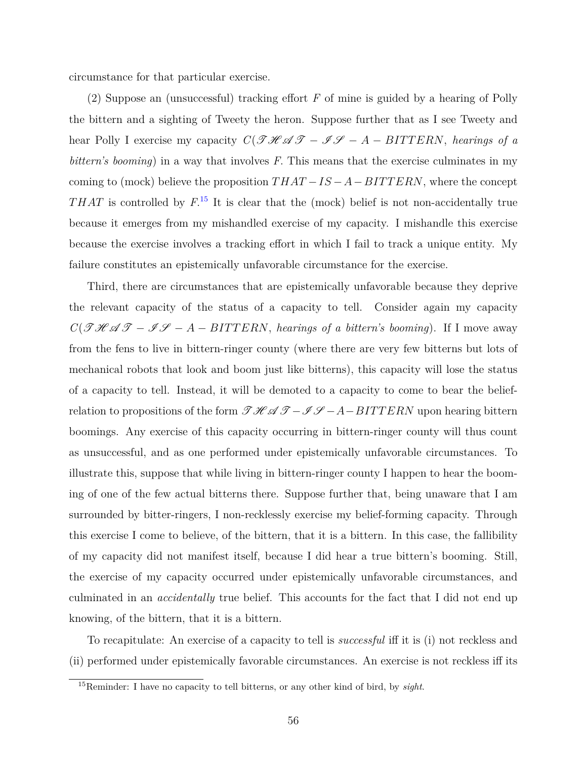circumstance for that particular exercise.

(2) Suppose an (unsuccessful) tracking effort $F$ of mine is guided by a hearing of Polly the bittern and a sighting of Tweety the heron. Suppose further that as I see Tweety and hear Polly I exercise my capacity $C(\mathscr{THAT} - \mathscr{IS} - A - BITTERN$, *hearings of a bittern's booming*) in a way that involves $F$. This means that the exercise culminates in my coming to (mock) believe the proposition $THAT - IS - A - BITTERN$, where the concept $THAT$ is controlled by $F$.[15] It is clear that the (mock) belief is not non-accidentally true because it emerges from my mishandled exercise of my capacity. I mishandle this exercise because the exercise involves a tracking effort in which I fail to track a unique entity. My failure constitutes an epistemically unfavorable circumstance for the exercise.

Third, there are circumstances that are epistemically unfavorable because they deprive the relevant capacity of the status of a capacity to tell. Consider again my capacity $C(\mathscr{THAT} - \mathscr{IS} - A - BITTERN$, *hearings of a bittern's booming*). If I move away from the fens to live in bittern-ringer county (where there are very few bitterns but lots of mechanical robots that look and boom just like bitterns), this capacity will lose the status of a capacity to tell. Instead, it will be demoted to a capacity to come to bear the belief-relation to propositions of the form $\mathscr{THAT} - \mathscr{IS} - A - BITTERN$ upon hearing bittern boomings. Any exercise of this capacity occurring in bittern-ringer county will thus count as unsuccessful, and as one performed under epistemically unfavorable circumstances. To illustrate this, suppose that while living in bittern-ringer county I happen to hear the booming of one of the few actual bitterns there. Suppose further that, being unaware that I am surrounded by bitter-ringers, I non-recklessly exercise my belief-forming capacity. Through this exercise I come to believe, of the bittern, that it is a bittern. In this case, the fallibility of my capacity did not manifest itself, because I did hear a true bittern's booming. Still, the exercise of my capacity occurred under epistemically unfavorable circumstances, and culminated in an *accidentally* true belief. This accounts for the fact that I did not end up knowing, of the bittern, that it is a bittern.

To recapitulate: An exercise of a capacity to tell is *successful* iff it is (i) not reckless and (ii) performed under epistemically favorable circumstances. An exercise is not reckless iff its

[15]Reminder: I have no capacity to tell bitterns, or any other kind of bird, by *sight*.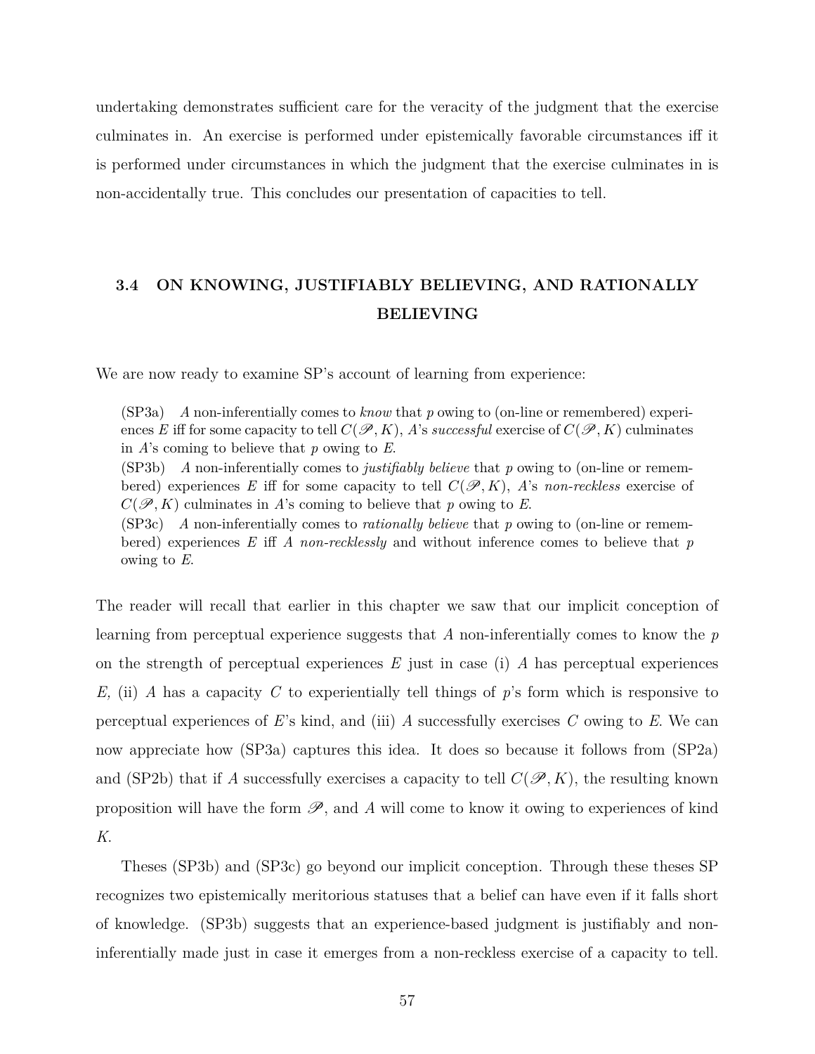undertaking demonstrates sufficient care for the veracity of the judgment that the exercise culminates in. An exercise is performed under epistemically favorable circumstances iff it is performed under circumstances in which the judgment that the exercise culminates in is non-accidentally true. This concludes our presentation of capacities to tell.

## 3.4 ON KNOWING, JUSTIFIABLY BELIEVING, AND RATIONALLY BELIEVING

We are now ready to examine SP's account of learning from experience:

> (SP3a) $A$ non-inferentially comes to *know* that $p$ owing to (on-line or remembered) experiences $E$ iff for some capacity to tell $C(\mathscr{P}, K)$, $A$'s *successful* exercise of $C(\mathscr{P}, K)$ culminates in $A$'s coming to believe that $p$ owing to $E$.
>
> (SP3b) $A$ non-inferentially comes to *justifiably believe* that $p$ owing to (on-line or remembered) experiences $E$ iff for some capacity to tell $C(\mathscr{P}, K)$, $A$'s *non-reckless* exercise of $C(\mathscr{P}, K)$ culminates in $A$'s coming to believe that $p$ owing to $E$.
>
> (SP3c) $A$ non-inferentially comes to *rationally believe* that $p$ owing to (on-line or remembered) experiences $E$ iff $A$ *non-recklessly* and without inference comes to believe that $p$ owing to $E$.

The reader will recall that earlier in this chapter we saw that our implicit conception of learning from perceptual experience suggests that $A$ non-inferentially comes to know the $p$ on the strength of perceptual experiences $E$ just in case (i) $A$ has perceptual experiences $E$, (ii) $A$ has a capacity $C$ to experientially tell things of $p$'s form which is responsive to perceptual experiences of $E$'s kind, and (iii) $A$ successfully exercises $C$ owing to $E$. We can now appreciate how (SP3a) captures this idea. It does so because it follows from (SP2a) and (SP2b) that if $A$ successfully exercises a capacity to tell $C(\mathscr{P}, K)$, the resulting known proposition will have the form $\mathscr{P}$, and $A$ will come to know it owing to experiences of kind $K$.

Theses (SP3b) and (SP3c) go beyond our implicit conception. Through these theses SP recognizes two epistemically meritorious statuses that a belief can have even if it falls short of knowledge. (SP3b) suggests that an experience-based judgment is justifiably and non-inferentially made just in case it emerges from a non-reckless exercise of a capacity to tell.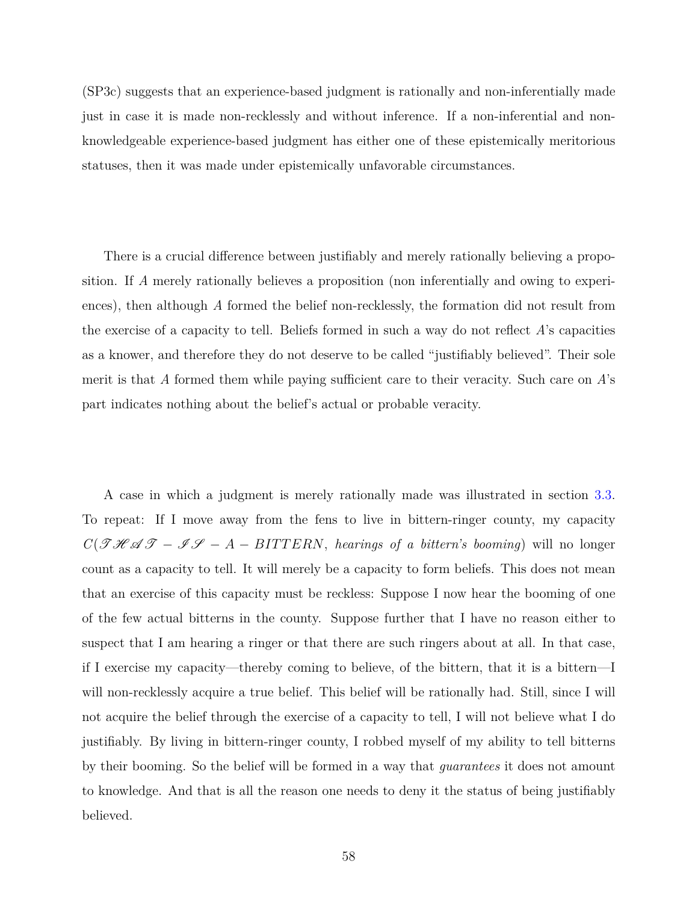(SP3c) suggests that an experience-based judgment is rationally and non-inferentially made just in case it is made non-recklessly and without inference. If a non-inferential and non-knowledgeable experience-based judgment has either one of these epistemically meritorious statuses, then it was made under epistemically unfavorable circumstances.

There is a crucial difference between justifiably and merely rationally believing a proposition. If $A$ merely rationally believes a proposition (non inferentially and owing to experiences), then although $A$ formed the belief non-recklessly, the formation did not result from the exercise of a capacity to tell. Beliefs formed in such a way do not reflect $A$'s capacities as a knower, and therefore they do not deserve to be called "justifiably believed". Their sole merit is that $A$ formed them while paying sufficient care to their veracity. Such care on $A$'s part indicates nothing about the belief's actual or probable veracity.

A case in which a judgment is merely rationally made was illustrated in section 3.3. To repeat: If I move away from the fens to live in bittern-ringer county, my capacity $C(\mathscr{THAT}-\mathscr{IS}-A-BITTERN$, *hearings of a bittern's booming*$)$ will no longer count as a capacity to tell. It will merely be a capacity to form beliefs. This does not mean that an exercise of this capacity must be reckless: Suppose I now hear the booming of one of the few actual bitterns in the county. Suppose further that I have no reason either to suspect that I am hearing a ringer or that there are such ringers about at all. In that case, if I exercise my capacity—thereby coming to believe, of the bittern, that it is a bittern—I will non-recklessly acquire a true belief. This belief will be rationally had. Still, since I will not acquire the belief through the exercise of a capacity to tell, I will not believe what I do justifiably. By living in bittern-ringer county, I robbed myself of my ability to tell bitterns by their booming. So the belief will be formed in a way that *guarantees* it does not amount to knowledge. And that is all the reason one needs to deny it the status of being justifiably believed.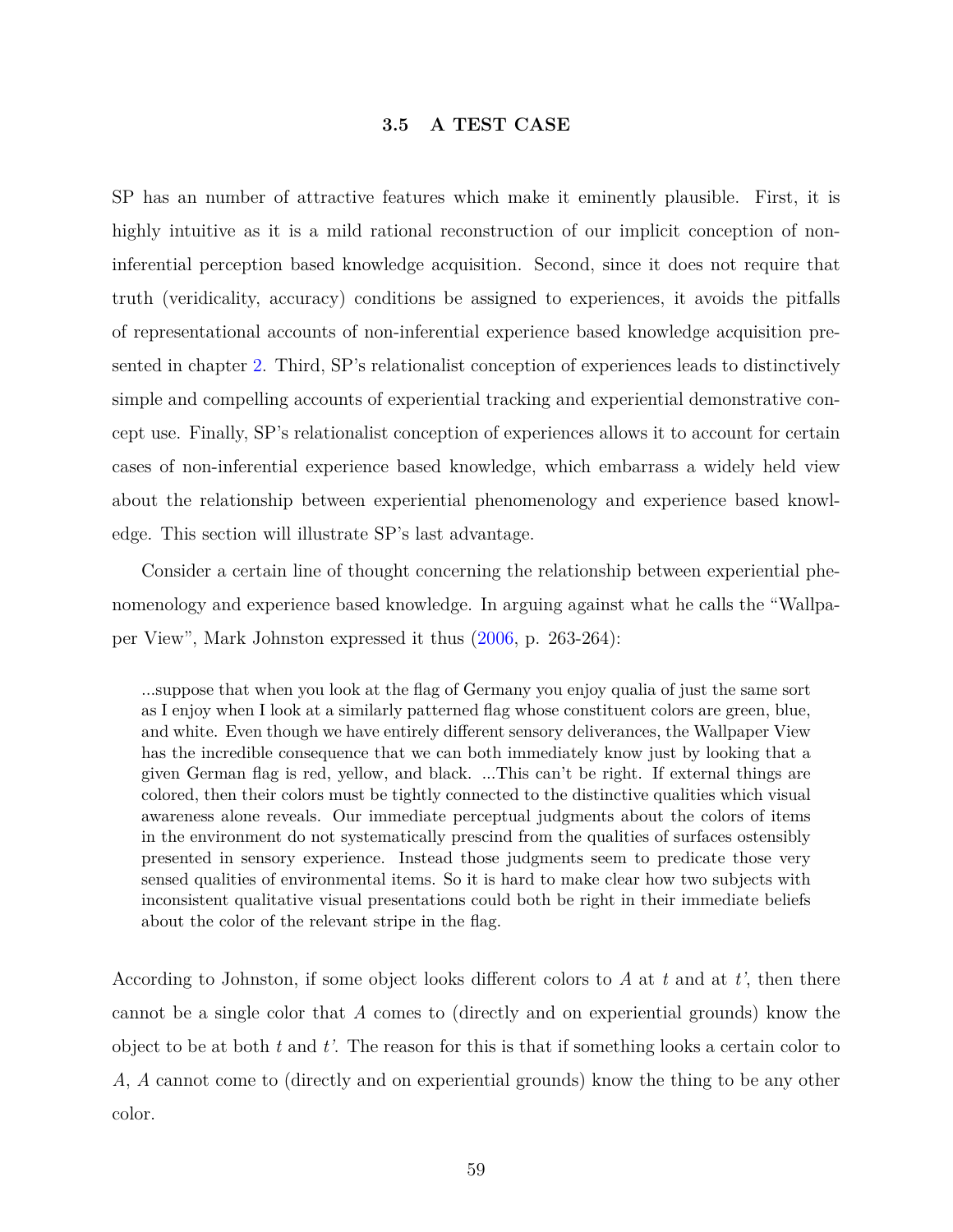### 3.5 A TEST CASE

SP has an number of attractive features which make it eminently plausible. First, it is highly intuitive as it is a mild rational reconstruction of our implicit conception of non-inferential perception based knowledge acquisition. Second, since it does not require that truth (veridicality, accuracy) conditions be assigned to experiences, it avoids the pitfalls of representational accounts of non-inferential experience based knowledge acquisition presented in chapter 2. Third, SP's relationalist conception of experiences leads to distinctively simple and compelling accounts of experiential tracking and experiential demonstrative concept use. Finally, SP's relationalist conception of experiences allows it to account for certain cases of non-inferential experience based knowledge, which embarrass a widely held view about the relationship between experiential phenomenology and experience based knowledge. This section will illustrate SP's last advantage.

Consider a certain line of thought concerning the relationship between experiential phenomenology and experience based knowledge. In arguing against what he calls the "Wallpaper View", Mark Johnston expressed it thus (2006, p. 263-264):

> ...suppose that when you look at the flag of Germany you enjoy qualia of just the same sort as I enjoy when I look at a similarly patterned flag whose constituent colors are green, blue, and white. Even though we have entirely different sensory deliverances, the Wallpaper View has the incredible consequence that we can both immediately know just by looking that a given German flag is red, yellow, and black. ...This can't be right. If external things are colored, then their colors must be tightly connected to the distinctive qualities which visual awareness alone reveals. Our immediate perceptual judgments about the colors of items in the environment do not systematically prescind from the qualities of surfaces ostensibly presented in sensory experience. Instead those judgments seem to predicate those very sensed qualities of environmental items. So it is hard to make clear how two subjects with inconsistent qualitative visual presentations could both be right in their immediate beliefs about the color of the relevant stripe in the flag.

According to Johnston, if some object looks different colors to $A$ at $t$ and at $t'$, then there cannot be a single color that $A$ comes to (directly and on experiential grounds) know the object to be at both $t$ and $t'$. The reason for this is that if something looks a certain color to $A$, $A$ cannot come to (directly and on experiential grounds) know the thing to be any other color.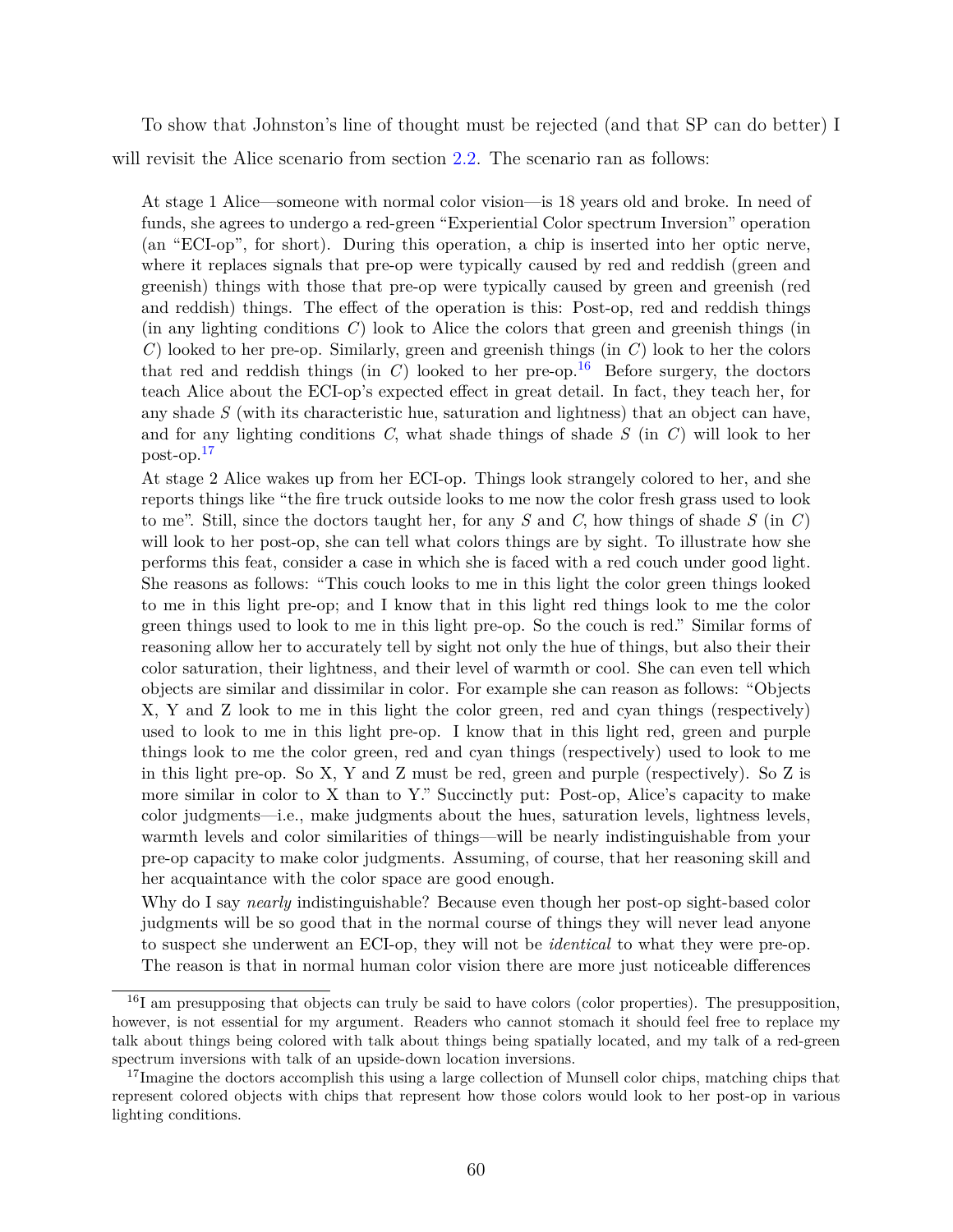To show that Johnston's line of thought must be rejected (and that SP can do better) I will revisit the Alice scenario from section 2.2. The scenario ran as follows:

> At stage 1 Alice—someone with normal color vision—is 18 years old and broke. In need of funds, she agrees to undergo a red-green "Experiential Color spectrum Inversion" operation (an "ECI-op", for short). During this operation, a chip is inserted into her optic nerve, where it replaces signals that pre-op were typically caused by red and reddish (green and greenish) things with those that pre-op were typically caused by green and greenish (red and reddish) things. The effect of the operation is this: Post-op, red and reddish things (in any lighting conditions $C$) look to Alice the colors that green and greenish things (in $C$) looked to her pre-op. Similarly, green and greenish things (in $C$) look to her the colors that red and reddish things (in $C$) looked to her pre-op.[16] Before surgery, the doctors teach Alice about the ECI-op's expected effect in great detail. In fact, they teach her, for any shade $S$ (with its characteristic hue, saturation and lightness) that an object can have, and for any lighting conditions $C$, what shade things of shade $S$ (in $C$) will look to her post-op.[17]
>
> At stage 2 Alice wakes up from her ECI-op. Things look strangely colored to her, and she reports things like "the fire truck outside looks to me now the color fresh grass used to look to me". Still, since the doctors taught her, for any $S$ and $C$, how things of shade $S$ (in $C$) will look to her post-op, she can tell what colors things are by sight. To illustrate how she performs this feat, consider a case in which she is faced with a red couch under good light. She reasons as follows: "This couch looks to me in this light the color green things looked to me in this light pre-op; and I know that in this light red things look to me the color green things used to look to me in this light pre-op. So the couch is red." Similar forms of reasoning allow her to accurately tell by sight not only the hue of things, but also their their color saturation, their lightness, and their level of warmth or cool. She can even tell which objects are similar and dissimilar in color. For example she can reason as follows: "Objects X, Y and Z look to me in this light the color green, red and cyan things (respectively) used to look to me in this light pre-op. I know that in this light red, green and purple things look to me the color green, red and cyan things (respectively) used to look to me in this light pre-op. So X, Y and Z must be red, green and purple (respectively). So Z is more similar in color to X than to Y." Succinctly put: Post-op, Alice's capacity to make color judgments—i.e., make judgments about the hues, saturation levels, lightness levels, warmth levels and color similarities of things—will be nearly indistinguishable from your pre-op capacity to make color judgments. Assuming, of course, that her reasoning skill and her acquaintance with the color space are good enough.
>
> Why do I say *nearly* indistinguishable? Because even though her post-op sight-based color judgments will be so good that in the normal course of things they will never lead anyone to suspect she underwent an ECI-op, they will not be *identical* to what they were pre-op. The reason is that in normal human color vision there are more just noticeable differences

[16] I am presupposing that objects can truly be said to have colors (color properties). The presupposition, however, is not essential for my argument. Readers who cannot stomach it should feel free to replace my talk about things being colored with talk about things being spatially located, and my talk of a red-green spectrum inversions with talk of an upside-down location inversions.

[17] Imagine the doctors accomplish this using a large collection of Munsell color chips, matching chips that represent colored objects with chips that represent how those colors would look to her post-op in various lighting conditions.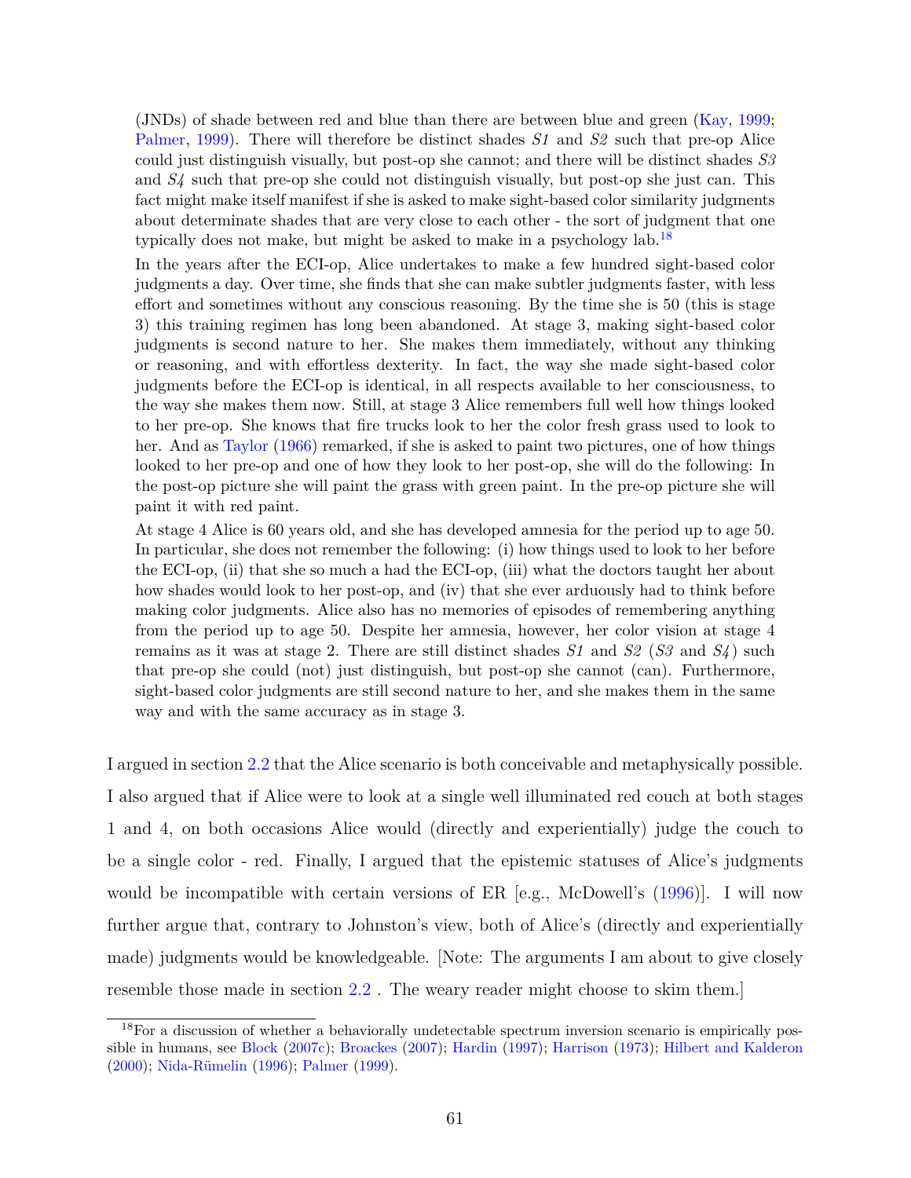(JNDs) of shade between red and blue than there are between blue and green (Kay, 1999; Palmer, 1999). There will therefore be distinct shades *S1* and *S2* such that pre-op Alice could just distinguish visually, but post-op she cannot; and there will be distinct shades *S3* and *S4* such that pre-op she could not distinguish visually, but post-op she just can. This fact might make itself manifest if she is asked to make sight-based color similarity judgments about determinate shades that are very close to each other - the sort of judgment that one typically does not make, but might be asked to make in a psychology lab.[18]

In the years after the ECI-op, Alice undertakes to make a few hundred sight-based color judgments a day. Over time, she finds that she can make subtler judgments faster, with less effort and sometimes without any conscious reasoning. By the time she is 50 (this is stage 3) this training regimen has long been abandoned. At stage 3, making sight-based color judgments is second nature to her. She makes them immediately, without any thinking or reasoning, and with effortless dexterity. In fact, the way she made sight-based color judgments before the ECI-op is identical, in all respects available to her consciousness, to the way she makes them now. Still, at stage 3 Alice remembers full well how things looked to her pre-op. She knows that fire trucks look to her the color fresh grass used to look to her. And as Taylor (1966) remarked, if she is asked to paint two pictures, one of how things looked to her pre-op and one of how they look to her post-op, she will do the following: In the post-op picture she will paint the grass with green paint. In the pre-op picture she will paint it with red paint.

At stage 4 Alice is 60 years old, and she has developed amnesia for the period up to age 50. In particular, she does not remember the following: (i) how things used to look to her before the ECI-op, (ii) that she so much a had the ECI-op, (iii) what the doctors taught her about how shades would look to her post-op, and (iv) that she ever arduously had to think before making color judgments. Alice also has no memories of episodes of remembering anything from the period up to age 50. Despite her amnesia, however, her color vision at stage 4 remains as it was at stage 2. There are still distinct shades *S1* and *S2* (*S3* and *S4*) such that pre-op she could (not) just distinguish, but post-op she cannot (can). Furthermore, sight-based color judgments are still second nature to her, and she makes them in the same way and with the same accuracy as in stage 3.

I argued in section 2.2 that the Alice scenario is both conceivable and metaphysically possible. I also argued that if Alice were to look at a single well illuminated red couch at both stages 1 and 4, on both occasions Alice would (directly and experientially) judge the couch to be a single color - red. Finally, I argued that the epistemic statuses of Alice's judgments would be incompatible with certain versions of ER [e.g., McDowell's (1996)]. I will now further argue that, contrary to Johnston's view, both of Alice's (directly and experientially made) judgments would be knowledgeable. [Note: The arguments I am about to give closely resemble those made in section 2.2 . The weary reader might choose to skim them.]

[18] For a discussion of whether a behaviorally undetectable spectrum inversion scenario is empirically possible in humans, see Block (2007c); Broackes (2007); Hardin (1997); Harrison (1973); Hilbert and Kalderon (2000); Nida-Rümelin (1996); Palmer (1999).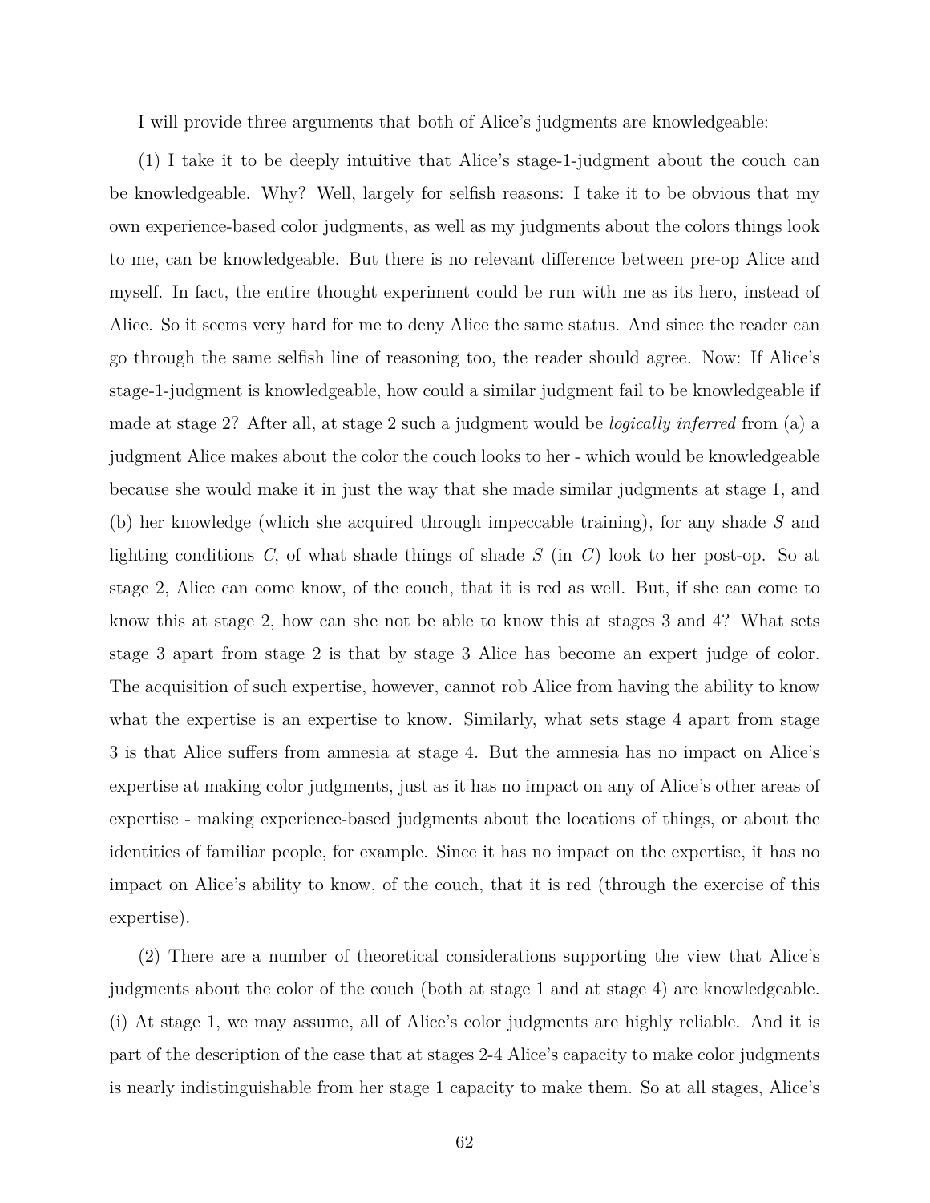I will provide three arguments that both of Alice's judgments are knowledgeable:

(1) I take it to be deeply intuitive that Alice's stage-1-judgment about the couch can be knowledgeable. Why? Well, largely for selfish reasons: I take it to be obvious that my own experience-based color judgments, as well as my judgments about the colors things look to me, can be knowledgeable. But there is no relevant difference between pre-op Alice and myself. In fact, the entire thought experiment could be run with me as its hero, instead of Alice. So it seems very hard for me to deny Alice the same status. And since the reader can go through the same selfish line of reasoning too, the reader should agree. Now: If Alice's stage-1-judgment is knowledgeable, how could a similar judgment fail to be knowledgeable if made at stage 2? After all, at stage 2 such a judgment would be *logically inferred* from (a) a judgment Alice makes about the color the couch looks to her - which would be knowledgeable because she would make it in just the way that she made similar judgments at stage 1, and (b) her knowledge (which she acquired through impeccable training), for any shade $S$ and lighting conditions $C$, of what shade things of shade $S$ (in $C$) look to her post-op. So at stage 2, Alice can come know, of the couch, that it is red as well. But, if she can come to know this at stage 2, how can she not be able to know this at stages 3 and 4? What sets stage 3 apart from stage 2 is that by stage 3 Alice has become an expert judge of color. The acquisition of such expertise, however, cannot rob Alice from having the ability to know what the expertise is an expertise to know. Similarly, what sets stage 4 apart from stage 3 is that Alice suffers from amnesia at stage 4. But the amnesia has no impact on Alice's expertise at making color judgments, just as it has no impact on any of Alice's other areas of expertise - making experience-based judgments about the locations of things, or about the identities of familiar people, for example. Since it has no impact on the expertise, it has no impact on Alice's ability to know, of the couch, that it is red (through the exercise of this expertise).

(2) There are a number of theoretical considerations supporting the view that Alice's judgments about the color of the couch (both at stage 1 and at stage 4) are knowledgeable. (i) At stage 1, we may assume, all of Alice's color judgments are highly reliable. And it is part of the description of the case that at stages 2-4 Alice's capacity to make color judgments is nearly indistinguishable from her stage 1 capacity to make them. So at all stages, Alice's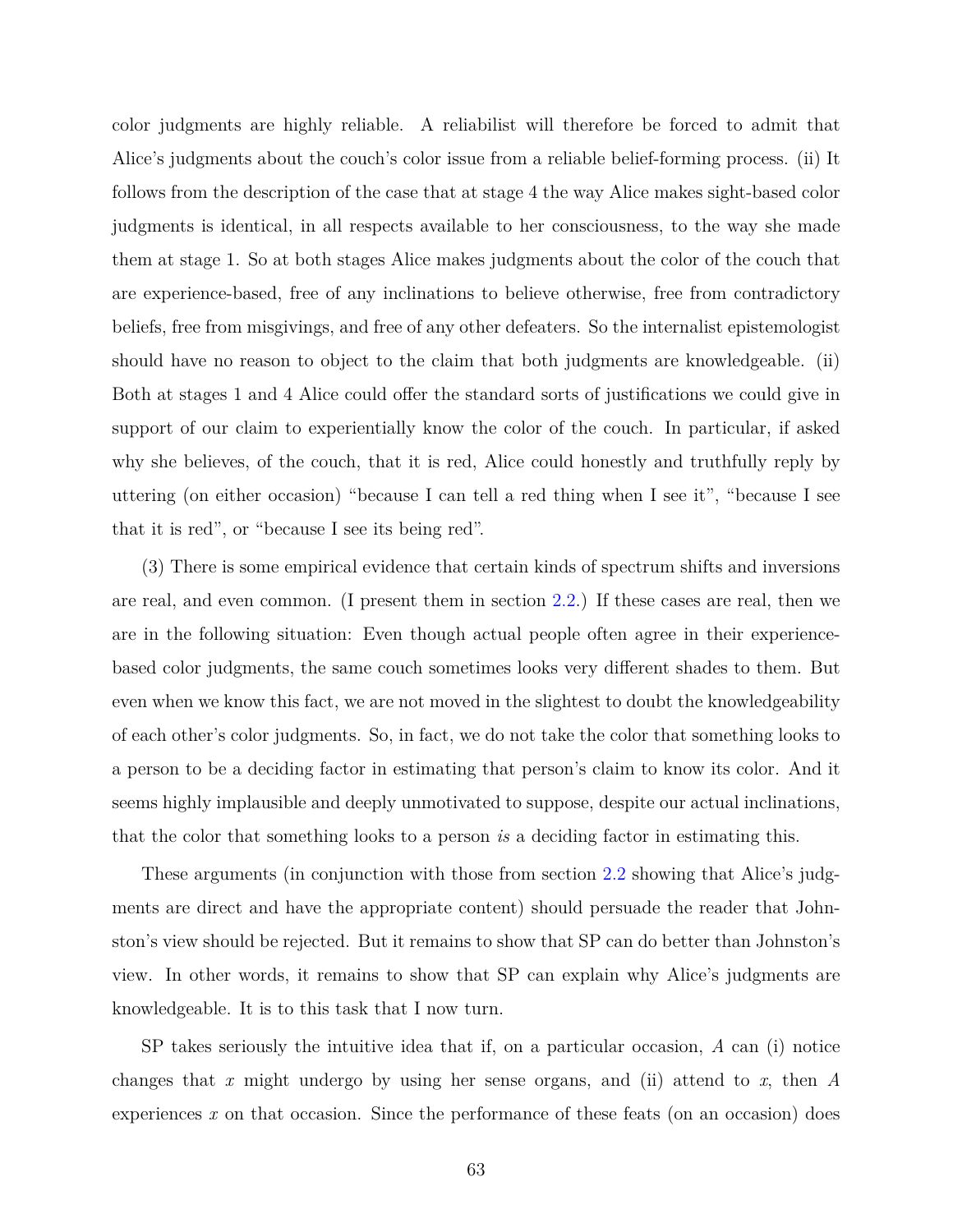color judgments are highly reliable. A reliabilist will therefore be forced to admit that Alice's judgments about the couch's color issue from a reliable belief-forming process. (ii) It follows from the description of the case that at stage 4 the way Alice makes sight-based color judgments is identical, in all respects available to her consciousness, to the way she made them at stage 1. So at both stages Alice makes judgments about the color of the couch that are experience-based, free of any inclinations to believe otherwise, free from contradictory beliefs, free from misgivings, and free of any other defeaters. So the internalist epistemologist should have no reason to object to the claim that both judgments are knowledgeable. (ii) Both at stages 1 and 4 Alice could offer the standard sorts of justifications we could give in support of our claim to experientially know the color of the couch. In particular, if asked why she believes, of the couch, that it is red, Alice could honestly and truthfully reply by uttering (on either occasion) "because I can tell a red thing when I see it", "because I see that it is red", or "because I see its being red".

(3) There is some empirical evidence that certain kinds of spectrum shifts and inversions are real, and even common. (I present them in section 2.2.) If these cases are real, then we are in the following situation: Even though actual people often agree in their experience-based color judgments, the same couch sometimes looks very different shades to them. But even when we know this fact, we are not moved in the slightest to doubt the knowledgeability of each other's color judgments. So, in fact, we do not take the color that something looks to a person to be a deciding factor in estimating that person's claim to know its color. And it seems highly implausible and deeply unmotivated to suppose, despite our actual inclinations, that the color that something looks to a person *is* a deciding factor in estimating this.

These arguments (in conjunction with those from section 2.2 showing that Alice's judgments are direct and have the appropriate content) should persuade the reader that Johnston's view should be rejected. But it remains to show that SP can do better than Johnston's view. In other words, it remains to show that SP can explain why Alice's judgments are knowledgeable. It is to this task that I now turn.

SP takes seriously the intuitive idea that if, on a particular occasion, $A$ can (i) notice changes that $x$ might undergo by using her sense organs, and (ii) attend to $x$, then $A$ experiences $x$ on that occasion. Since the performance of these feats (on an occasion) does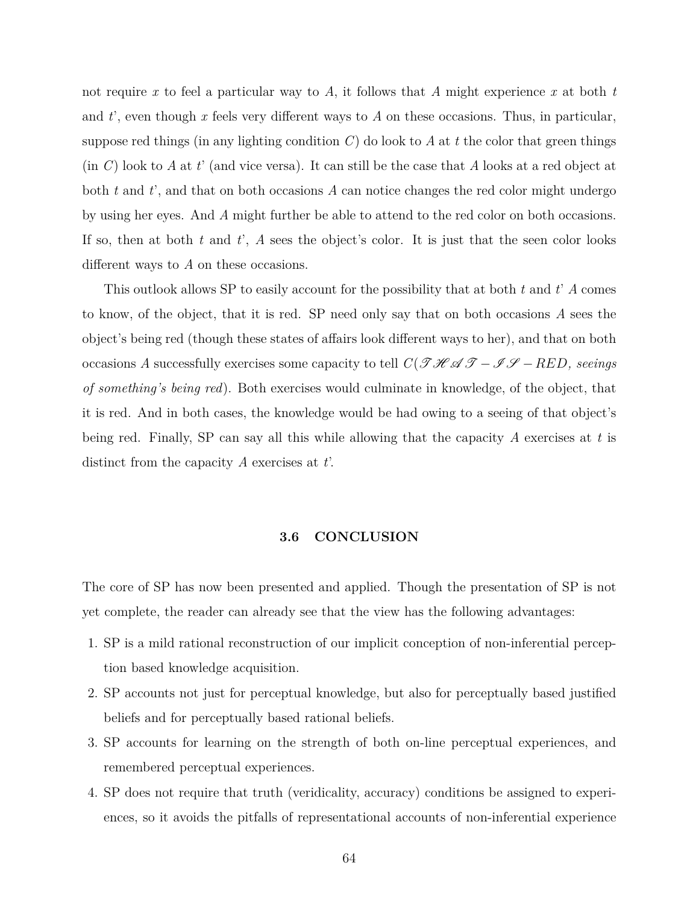not require $x$ to feel a particular way to $A$, it follows that $A$ might experience $x$ at both $t$ and $t'$, even though $x$ feels very different ways to $A$ on these occasions. Thus, in particular, suppose red things (in any lighting condition $C$) do look to $A$ at $t$ the color that green things (in $C$) look to $A$ at $t'$ (and vice versa). It can still be the case that $A$ looks at a red object at both $t$ and $t'$, and that on both occasions $A$ can notice changes the red color might undergo by using her eyes. And $A$ might further be able to attend to the red color on both occasions. If so, then at both $t$ and $t'$, $A$ sees the object's color. It is just that the seen color looks different ways to $A$ on these occasions.

This outlook allows SP to easily account for the possibility that at both $t$ and $t'$ $A$ comes to know, of the object, that it is red. SP need only say that on both occasions $A$ sees the object's being red (though these states of affairs look different ways to her), and that on both occasions $A$ successfully exercises some capacity to tell $C(\mathscr{THAT}-\mathscr{IS}-RED$, *seeings of something's being red*). Both exercises would culminate in knowledge, of the object, that it is red. And in both cases, the knowledge would be had owing to a seeing of that object's being red. Finally, SP can say all this while allowing that the capacity $A$ exercises at $t$ is distinct from the capacity $A$ exercises at $t'$.

### 3.6 CONCLUSION

The core of SP has now been presented and applied. Though the presentation of SP is not yet complete, the reader can already see that the view has the following advantages:

1. SP is a mild rational reconstruction of our implicit conception of non-inferential perception based knowledge acquisition.
2. SP accounts not just for perceptual knowledge, but also for perceptually based justified beliefs and for perceptually based rational beliefs.
3. SP accounts for learning on the strength of both on-line perceptual experiences, and remembered perceptual experiences.
4. SP does not require that truth (veridicality, accuracy) conditions be assigned to experiences, so it avoids the pitfalls of representational accounts of non-inferential experience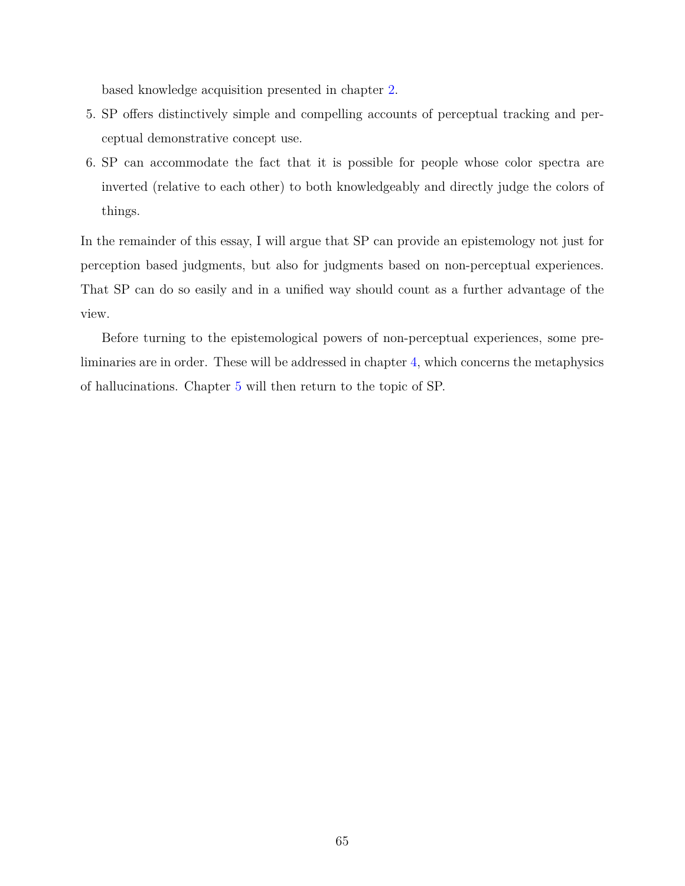based knowledge acquisition presented in chapter 2.

5. SP offers distinctively simple and compelling accounts of perceptual tracking and perceptual demonstrative concept use.
6. SP can accommodate the fact that it is possible for people whose color spectra are inverted (relative to each other) to both knowledgeably and directly judge the colors of things.

In the remainder of this essay, I will argue that SP can provide an epistemology not just for perception based judgments, but also for judgments based on non-perceptual experiences. That SP can do so easily and in a unified way should count as a further advantage of the view.

Before turning to the epistemological powers of non-perceptual experiences, some preliminaries are in order. These will be addressed in chapter 4, which concerns the metaphysics of hallucinations. Chapter 5 will then return to the topic of SP.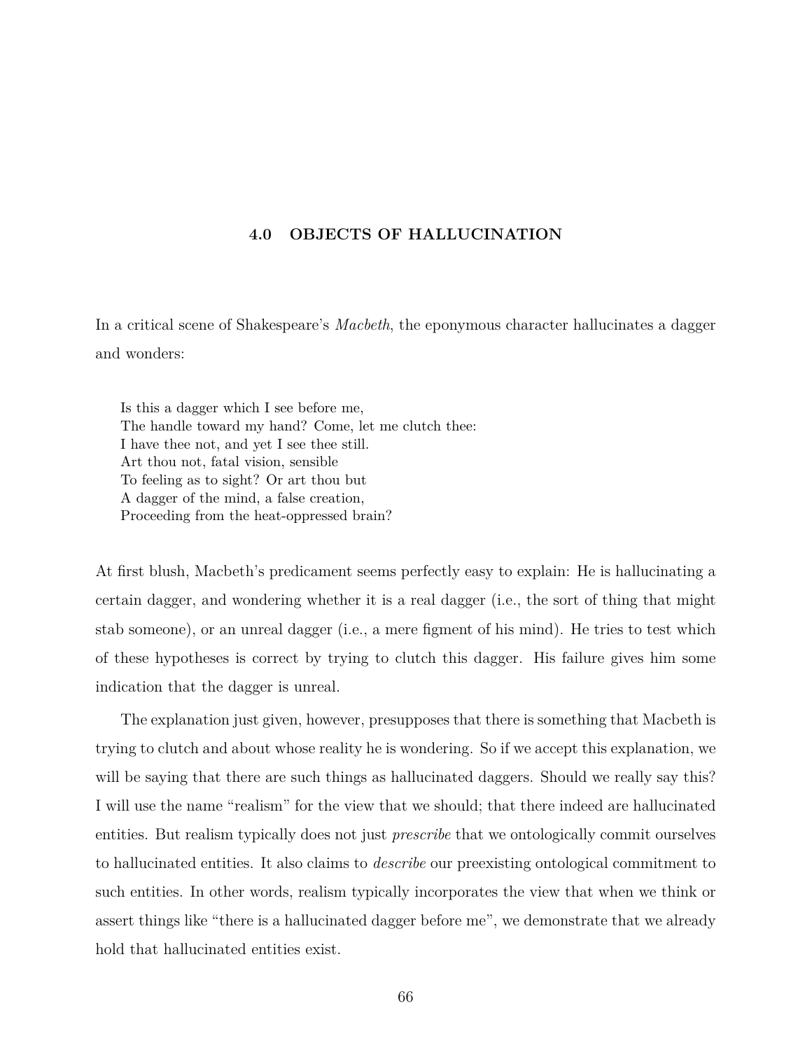# 4.0 OBJECTS OF HALLUCINATION

In a critical scene of Shakespeare's *Macbeth*, the eponymous character hallucinates a dagger and wonders:

> Is this a dagger which I see before me,
> The handle toward my hand? Come, let me clutch thee:
> I have thee not, and yet I see thee still.
> Art thou not, fatal vision, sensible
> To feeling as to sight? Or art thou but
> A dagger of the mind, a false creation,
> Proceeding from the heat-oppressed brain?

At first blush, Macbeth's predicament seems perfectly easy to explain: He is hallucinating a certain dagger, and wondering whether it is a real dagger (i.e., the sort of thing that might stab someone), or an unreal dagger (i.e., a mere figment of his mind). He tries to test which of these hypotheses is correct by trying to clutch this dagger. His failure gives him some indication that the dagger is unreal.

The explanation just given, however, presupposes that there is something that Macbeth is trying to clutch and about whose reality he is wondering. So if we accept this explanation, we will be saying that there are such things as hallucinated daggers. Should we really say this? I will use the name "realism" for the view that we should; that there indeed are hallucinated entities. But realism typically does not just *prescribe* that we ontologically commit ourselves to hallucinated entities. It also claims to *describe* our preexisting ontological commitment to such entities. In other words, realism typically incorporates the view that when we think or assert things like "there is a hallucinated dagger before me", we demonstrate that we already hold that hallucinated entities exist.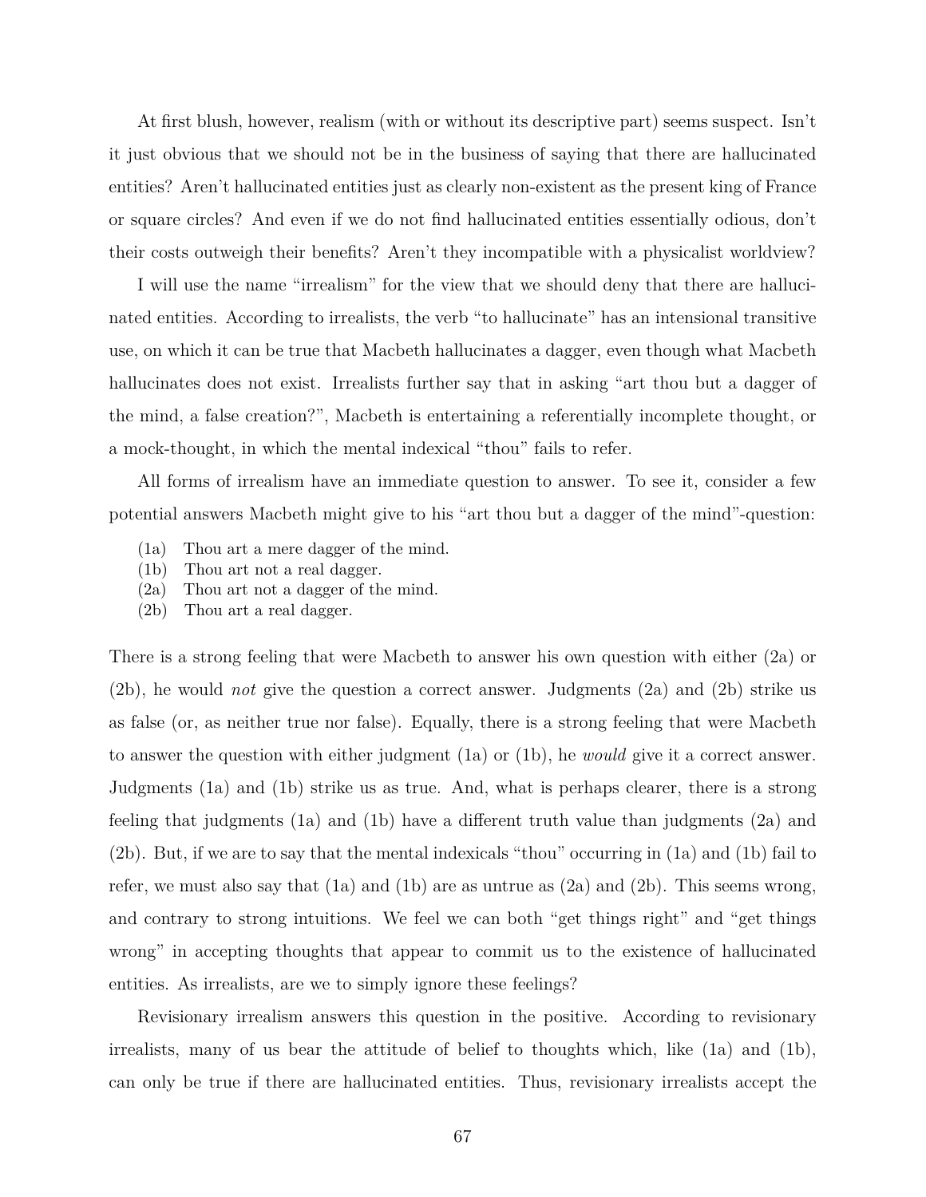At first blush, however, realism (with or without its descriptive part) seems suspect. Isn't it just obvious that we should not be in the business of saying that there are hallucinated entities? Aren't hallucinated entities just as clearly non-existent as the present king of France or square circles? And even if we do not find hallucinated entities essentially odious, don't their costs outweigh their benefits? Aren't they incompatible with a physicalist worldview?

I will use the name "irrealism" for the view that we should deny that there are hallucinated entities. According to irrealists, the verb "to hallucinate" has an intensional transitive use, on which it can be true that Macbeth hallucinates a dagger, even though what Macbeth hallucinates does not exist. Irrealists further say that in asking "art thou but a dagger of the mind, a false creation?", Macbeth is entertaining a referentially incomplete thought, or a mock-thought, in which the mental indexical "thou" fails to refer.

All forms of irrealism have an immediate question to answer. To see it, consider a few potential answers Macbeth might give to his "art thou but a dagger of the mind"-question:

(1a) Thou art a mere dagger of the mind.
(1b) Thou art not a real dagger.
(2a) Thou art not a dagger of the mind.
(2b) Thou art a real dagger.

There is a strong feeling that were Macbeth to answer his own question with either (2a) or (2b), he would *not* give the question a correct answer. Judgments (2a) and (2b) strike us as false (or, as neither true nor false). Equally, there is a strong feeling that were Macbeth to answer the question with either judgment (1a) or (1b), he *would* give it a correct answer. Judgments (1a) and (1b) strike us as true. And, what is perhaps clearer, there is a strong feeling that judgments (1a) and (1b) have a different truth value than judgments (2a) and (2b). But, if we are to say that the mental indexicals "thou" occurring in (1a) and (1b) fail to refer, we must also say that (1a) and (1b) are as untrue as (2a) and (2b). This seems wrong, and contrary to strong intuitions. We feel we can both "get things right" and "get things wrong" in accepting thoughts that appear to commit us to the existence of hallucinated entities. As irrealists, are we to simply ignore these feelings?

Revisionary irrealism answers this question in the positive. According to revisionary irrealists, many of us bear the attitude of belief to thoughts which, like (1a) and (1b), can only be true if there are hallucinated entities. Thus, revisionary irrealists accept the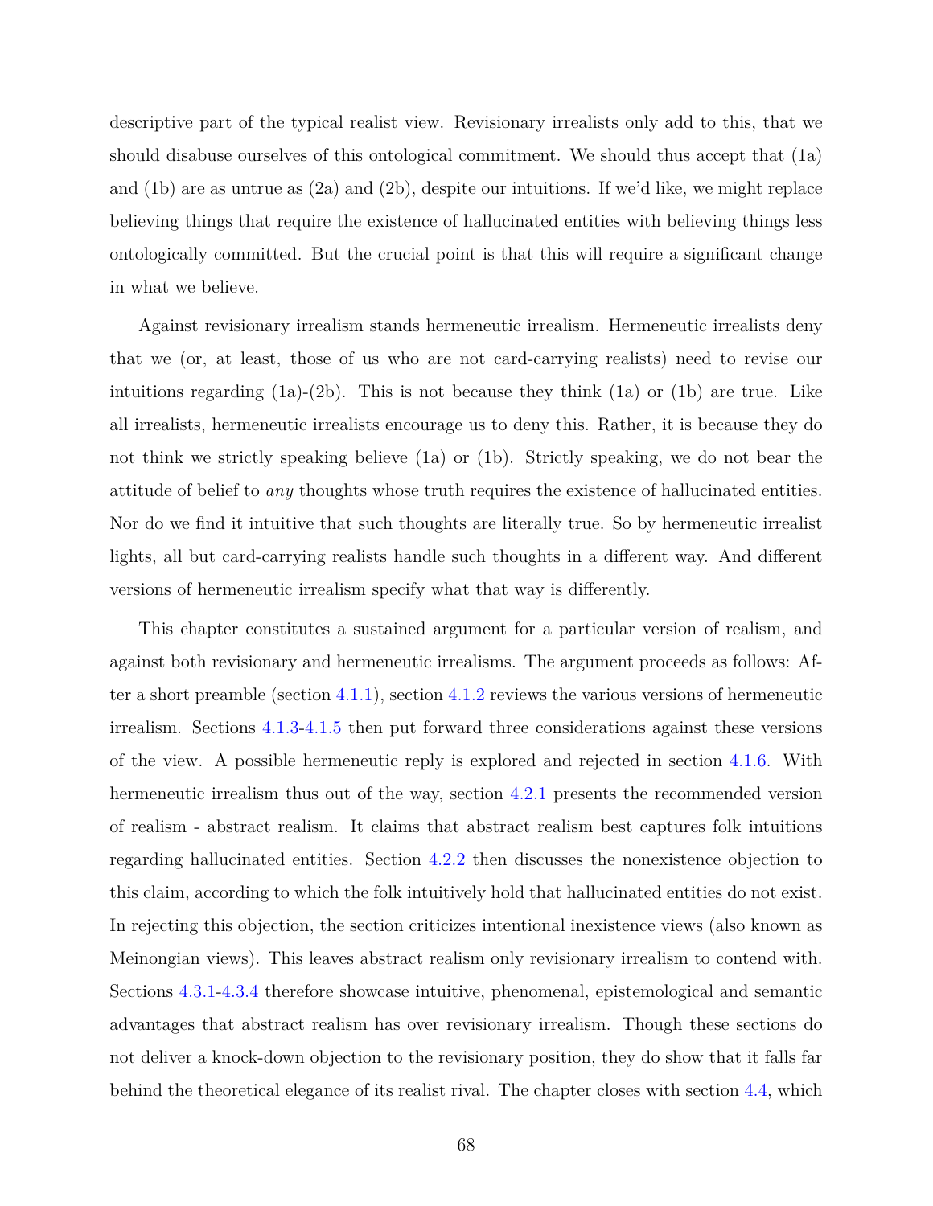descriptive part of the typical realist view. Revisionary irrealists only add to this, that we should disabuse ourselves of this ontological commitment. We should thus accept that (1a) and (1b) are as untrue as (2a) and (2b), despite our intuitions. If we'd like, we might replace believing things that require the existence of hallucinated entities with believing things less ontologically committed. But the crucial point is that this will require a significant change in what we believe.

Against revisionary irrealism stands hermeneutic irrealism. Hermeneutic irrealists deny that we (or, at least, those of us who are not card-carrying realists) need to revise our intuitions regarding (1a)-(2b). This is not because they think (1a) or (1b) are true. Like all irrealists, hermeneutic irrealists encourage us to deny this. Rather, it is because they do not think we strictly speaking believe (1a) or (1b). Strictly speaking, we do not bear the attitude of belief to *any* thoughts whose truth requires the existence of hallucinated entities. Nor do we find it intuitive that such thoughts are literally true. So by hermeneutic irrealist lights, all but card-carrying realists handle such thoughts in a different way. And different versions of hermeneutic irrealism specify what that way is differently.

This chapter constitutes a sustained argument for a particular version of realism, and against both revisionary and hermeneutic irrealisms. The argument proceeds as follows: After a short preamble (section 4.1.1), section 4.1.2 reviews the various versions of hermeneutic irrealism. Sections 4.1.3-4.1.5 then put forward three considerations against these versions of the view. A possible hermeneutic reply is explored and rejected in section 4.1.6. With hermeneutic irrealism thus out of the way, section 4.2.1 presents the recommended version of realism - abstract realism. It claims that abstract realism best captures folk intuitions regarding hallucinated entities. Section 4.2.2 then discusses the nonexistence objection to this claim, according to which the folk intuitively hold that hallucinated entities do not exist. In rejecting this objection, the section criticizes intentional inexistence views (also known as Meinongian views). This leaves abstract realism only revisionary irrealism to contend with. Sections 4.3.1-4.3.4 therefore showcase intuitive, phenomenal, epistemological and semantic advantages that abstract realism has over revisionary irrealism. Though these sections do not deliver a knock-down objection to the revisionary position, they do show that it falls far behind the theoretical elegance of its realist rival. The chapter closes with section 4.4, which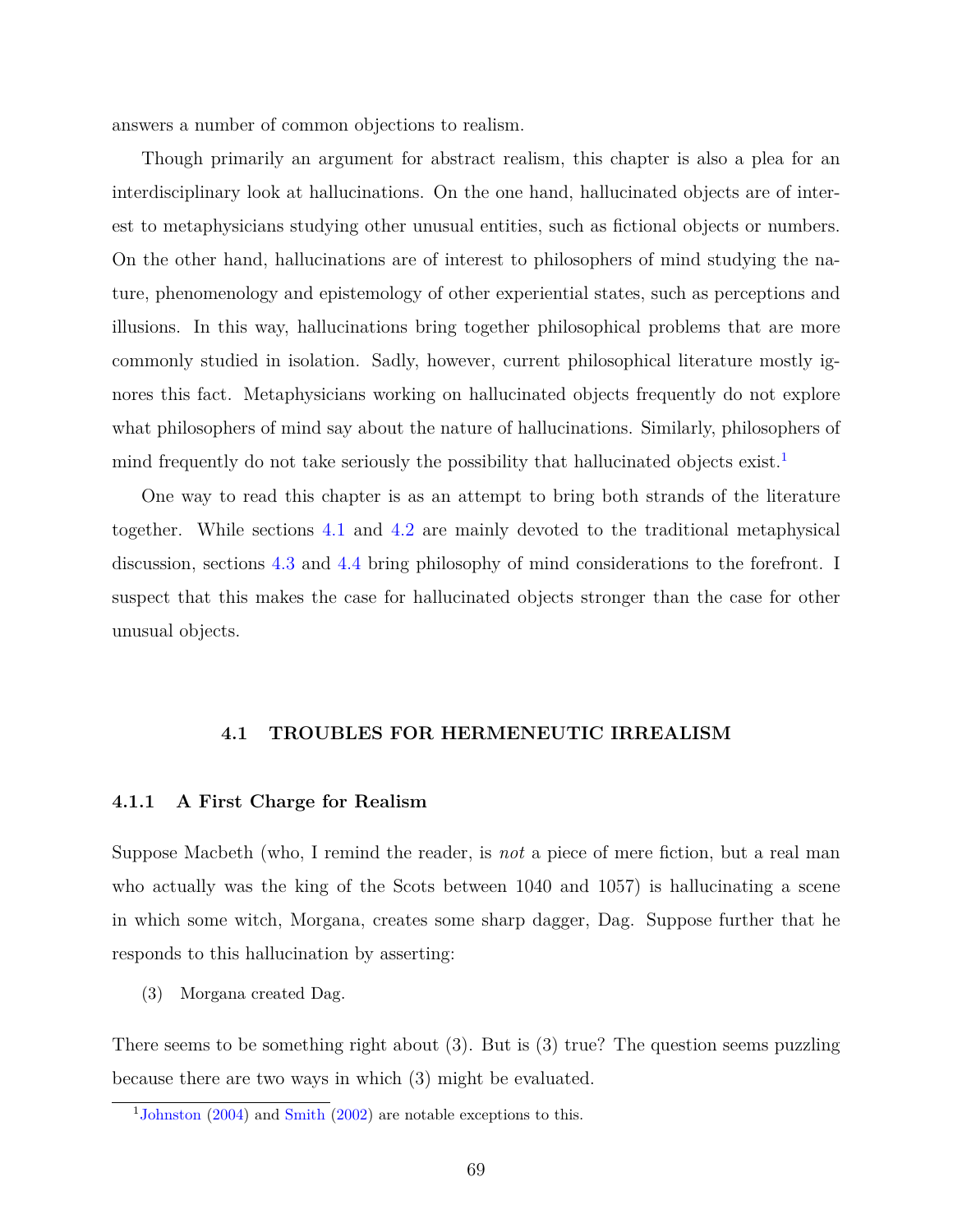answers a number of common objections to realism.

Though primarily an argument for abstract realism, this chapter is also a plea for an interdisciplinary look at hallucinations. On the one hand, hallucinated objects are of interest to metaphysicians studying other unusual entities, such as fictional objects or numbers. On the other hand, hallucinations are of interest to philosophers of mind studying the nature, phenomenology and epistemology of other experiential states, such as perceptions and illusions. In this way, hallucinations bring together philosophical problems that are more commonly studied in isolation. Sadly, however, current philosophical literature mostly ignores this fact. Metaphysicians working on hallucinated objects frequently do not explore what philosophers of mind say about the nature of hallucinations. Similarly, philosophers of mind frequently do not take seriously the possibility that hallucinated objects exist.[1]

One way to read this chapter is as an attempt to bring both strands of the literature together. While sections 4.1 and 4.2 are mainly devoted to the traditional metaphysical discussion, sections 4.3 and 4.4 bring philosophy of mind considerations to the forefront. I suspect that this makes the case for hallucinated objects stronger than the case for other unusual objects.

## 4.1 TROUBLES FOR HERMENEUTIC IRREALISM

### 4.1.1 A First Charge for Realism

Suppose Macbeth (who, I remind the reader, is *not* a piece of mere fiction, but a real man who actually was the king of the Scots between 1040 and 1057) is hallucinating a scene in which some witch, Morgana, creates some sharp dagger, Dag. Suppose further that he responds to this hallucination by asserting:

(3) Morgana created Dag.

There seems to be something right about (3). But is (3) true? The question seems puzzling because there are two ways in which (3) might be evaluated.

---

[1] Johnston (2004) and Smith (2002) are notable exceptions to this.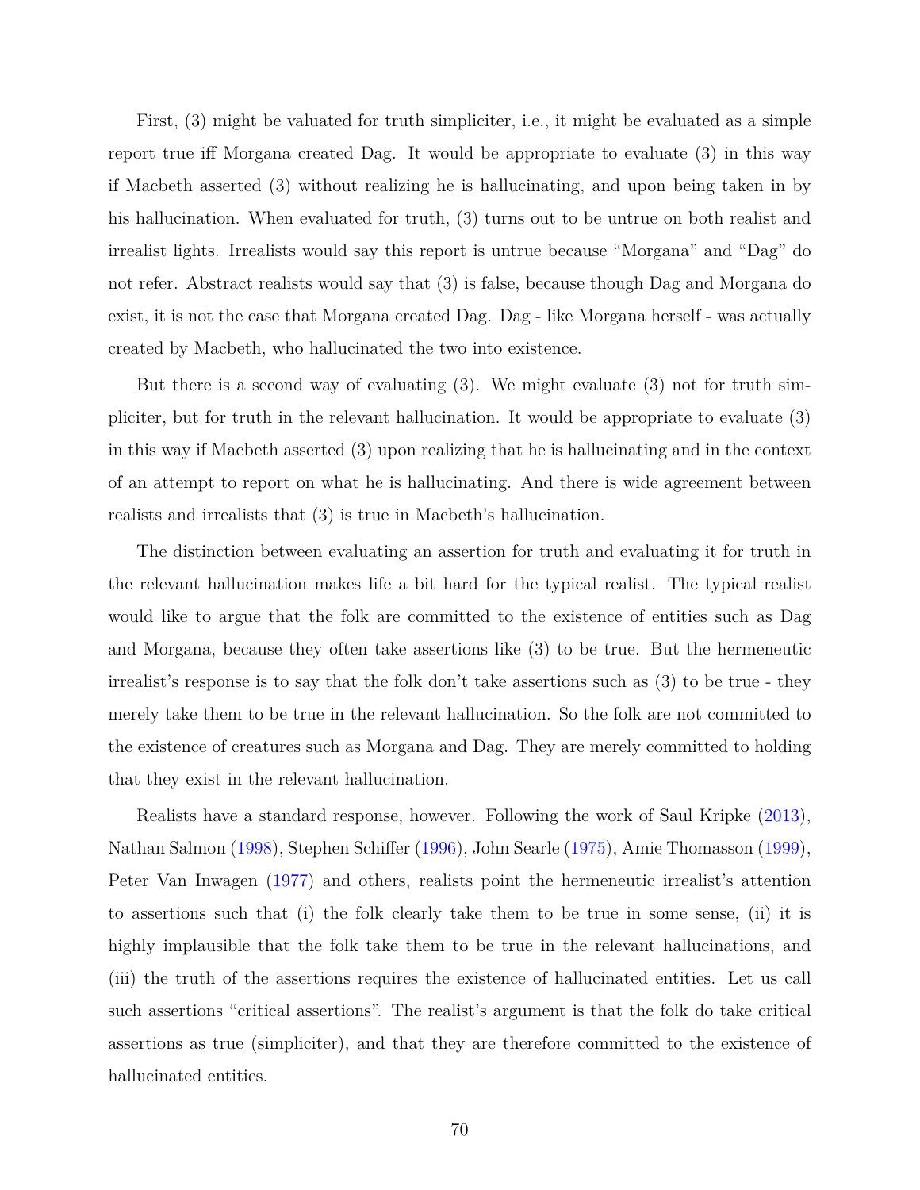First, (3) might be valuated for truth simpliciter, i.e., it might be evaluated as a simple report true iff Morgana created Dag. It would be appropriate to evaluate (3) in this way if Macbeth asserted (3) without realizing he is hallucinating, and upon being taken in by his hallucination. When evaluated for truth, (3) turns out to be untrue on both realist and irrealist lights. Irrealists would say this report is untrue because "Morgana" and "Dag" do not refer. Abstract realists would say that (3) is false, because though Dag and Morgana do exist, it is not the case that Morgana created Dag. Dag - like Morgana herself - was actually created by Macbeth, who hallucinated the two into existence.

But there is a second way of evaluating (3). We might evaluate (3) not for truth simpliciter, but for truth in the relevant hallucination. It would be appropriate to evaluate (3) in this way if Macbeth asserted (3) upon realizing that he is hallucinating and in the context of an attempt to report on what he is hallucinating. And there is wide agreement between realists and irrealists that (3) is true in Macbeth's hallucination.

The distinction between evaluating an assertion for truth and evaluating it for truth in the relevant hallucination makes life a bit hard for the typical realist. The typical realist would like to argue that the folk are committed to the existence of entities such as Dag and Morgana, because they often take assertions like (3) to be true. But the hermeneutic irrealist's response is to say that the folk don't take assertions such as (3) to be true - they merely take them to be true in the relevant hallucination. So the folk are not committed to the existence of creatures such as Morgana and Dag. They are merely committed to holding that they exist in the relevant hallucination.

Realists have a standard response, however. Following the work of Saul Kripke (2013), Nathan Salmon (1998), Stephen Schiffer (1996), John Searle (1975), Amie Thomasson (1999), Peter Van Inwagen (1977) and others, realists point the hermeneutic irrealist's attention to assertions such that (i) the folk clearly take them to be true in some sense, (ii) it is highly implausible that the folk take them to be true in the relevant hallucinations, and (iii) the truth of the assertions requires the existence of hallucinated entities. Let us call such assertions "critical assertions". The realist's argument is that the folk do take critical assertions as true (simpliciter), and that they are therefore committed to the existence of hallucinated entities.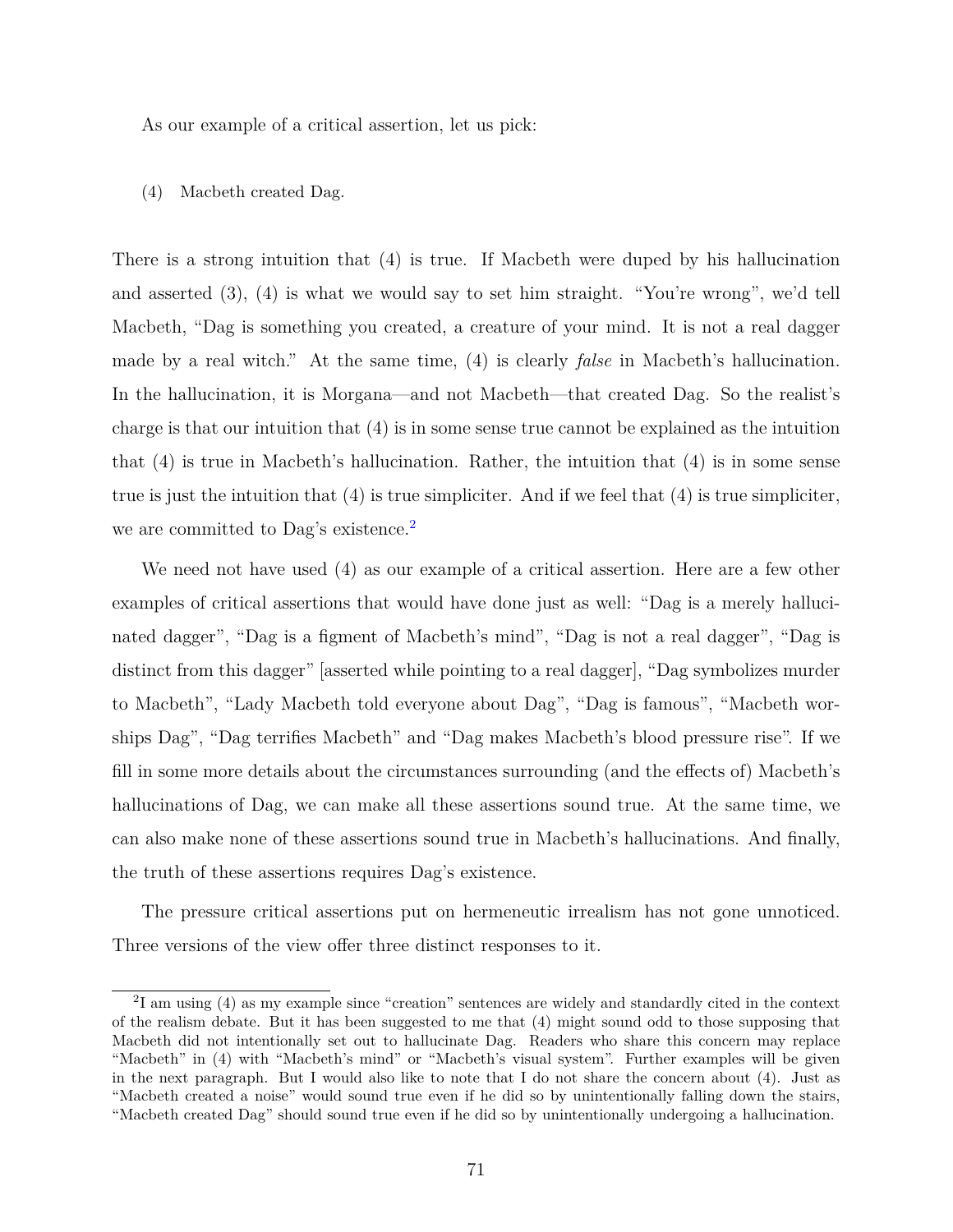As our example of a critical assertion, let us pick:

(4) Macbeth created Dag.

There is a strong intuition that (4) is true. If Macbeth were duped by his hallucination and asserted (3), (4) is what we would say to set him straight. "You're wrong", we'd tell Macbeth, "Dag is something you created, a creature of your mind. It is not a real dagger made by a real witch." At the same time, (4) is clearly *false* in Macbeth's hallucination. In the hallucination, it is Morgana—and not Macbeth—that created Dag. So the realist's charge is that our intuition that (4) is in some sense true cannot be explained as the intuition that (4) is true in Macbeth's hallucination. Rather, the intuition that (4) is in some sense true is just the intuition that (4) is true simpliciter. And if we feel that (4) is true simpliciter, we are committed to Dag's existence.[2]

We need not have used (4) as our example of a critical assertion. Here are a few other examples of critical assertions that would have done just as well: "Dag is a merely hallucinated dagger", "Dag is a figment of Macbeth's mind", "Dag is not a real dagger", "Dag is distinct from this dagger" [asserted while pointing to a real dagger], "Dag symbolizes murder to Macbeth", "Lady Macbeth told everyone about Dag", "Dag is famous", "Macbeth worships Dag", "Dag terrifies Macbeth" and "Dag makes Macbeth's blood pressure rise". If we fill in some more details about the circumstances surrounding (and the effects of) Macbeth's hallucinations of Dag, we can make all these assertions sound true. At the same time, we can also make none of these assertions sound true in Macbeth's hallucinations. And finally, the truth of these assertions requires Dag's existence.

The pressure critical assertions put on hermeneutic irrealism has not gone unnoticed. Three versions of the view offer three distinct responses to it.

[2] I am using (4) as my example since "creation" sentences are widely and standardly cited in the context of the realism debate. But it has been suggested to me that (4) might sound odd to those supposing that Macbeth did not intentionally set out to hallucinate Dag. Readers who share this concern may replace "Macbeth" in (4) with "Macbeth's mind" or "Macbeth's visual system". Further examples will be given in the next paragraph. But I would also like to note that I do not share the concern about (4). Just as "Macbeth created a noise" would sound true even if he did so by unintentionally falling down the stairs, "Macbeth created Dag" should sound true even if he did so by unintentionally undergoing a hallucination.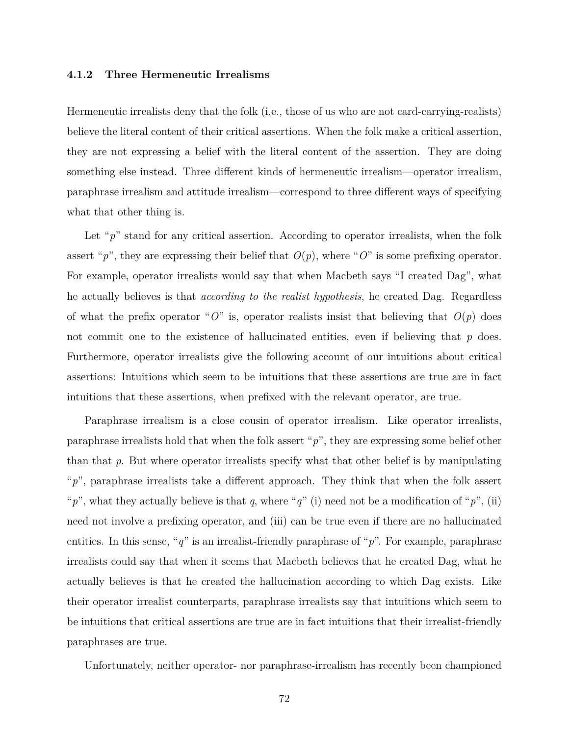### 4.1.2 Three Hermeneutic Irrealisms

Hermeneutic irrealists deny that the folk (i.e., those of us who are not card-carrying-realists) believe the literal content of their critical assertions. When the folk make a critical assertion, they are not expressing a belief with the literal content of the assertion. They are doing something else instead. Three different kinds of hermeneutic irrealism—operator irrealism, paraphrase irrealism and attitude irrealism—correspond to three different ways of specifying what that other thing is.

Let "$p$" stand for any critical assertion. According to operator irrealists, when the folk assert "$p$", they are expressing their belief that $O(p)$, where "$O$" is some prefixing operator. For example, operator irrealists would say that when Macbeth says "I created Dag", what he actually believes is that *according to the realist hypothesis*, he created Dag. Regardless of what the prefix operator "$O$" is, operator realists insist that believing that $O(p)$ does not commit one to the existence of hallucinated entities, even if believing that $p$ does. Furthermore, operator irrealists give the following account of our intuitions about critical assertions: Intuitions which seem to be intuitions that these assertions are true are in fact intuitions that these assertions, when prefixed with the relevant operator, are true.

Paraphrase irrealism is a close cousin of operator irrealism. Like operator irrealists, paraphrase irrealists hold that when the folk assert "$p$", they are expressing some belief other than that $p$. But where operator irrealists specify what that other belief is by manipulating "$p$", paraphrase irrealists take a different approach. They think that when the folk assert "$p$", what they actually believe is that $q$, where "$q$" (i) need not be a modification of "$p$", (ii) need not involve a prefixing operator, and (iii) can be true even if there are no hallucinated entities. In this sense, "$q$" is an irrealist-friendly paraphrase of "$p$". For example, paraphrase irrealists could say that when it seems that Macbeth believes that he created Dag, what he actually believes is that he created the hallucination according to which Dag exists. Like their operator irrealist counterparts, paraphrase irrealists say that intuitions which seem to be intuitions that critical assertions are true are in fact intuitions that their irrealist-friendly paraphrases are true.

Unfortunately, neither operator- nor paraphrase-irrealism has recently been championed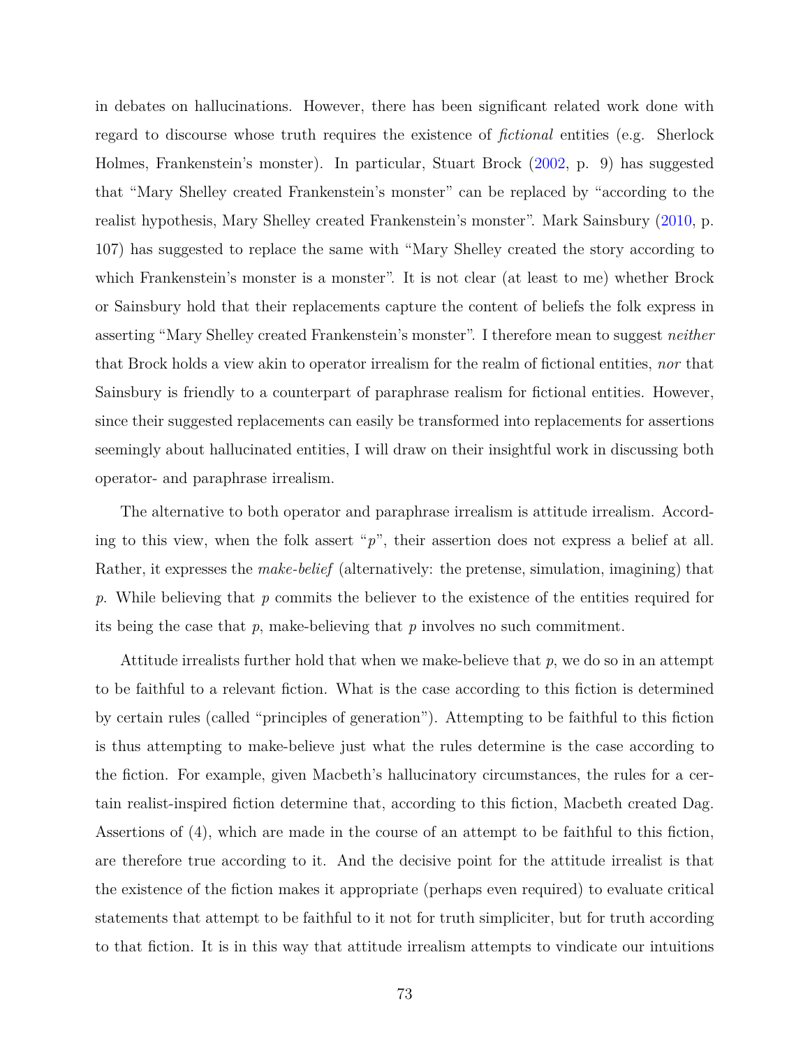in debates on hallucinations. However, there has been significant related work done with regard to discourse whose truth requires the existence of *fictional* entities (e.g. Sherlock Holmes, Frankenstein's monster). In particular, Stuart Brock (2002, p. 9) has suggested that "Mary Shelley created Frankenstein's monster" can be replaced by "according to the realist hypothesis, Mary Shelley created Frankenstein's monster". Mark Sainsbury (2010, p. 107) has suggested to replace the same with "Mary Shelley created the story according to which Frankenstein's monster is a monster". It is not clear (at least to me) whether Brock or Sainsbury hold that their replacements capture the content of beliefs the folk express in asserting "Mary Shelley created Frankenstein's monster". I therefore mean to suggest *neither* that Brock holds a view akin to operator irrealism for the realm of fictional entities, *nor* that Sainsbury is friendly to a counterpart of paraphrase realism for fictional entities. However, since their suggested replacements can easily be transformed into replacements for assertions seemingly about hallucinated entities, I will draw on their insightful work in discussing both operator- and paraphrase irrealism.

The alternative to both operator and paraphrase irrealism is attitude irrealism. According to this view, when the folk assert "$p$", their assertion does not express a belief at all. Rather, it expresses the *make-belief* (alternatively: the pretense, simulation, imagining) that $p$. While believing that $p$ commits the believer to the existence of the entities required for its being the case that $p$, make-believing that $p$ involves no such commitment.

Attitude irrealists further hold that when we make-believe that $p$, we do so in an attempt to be faithful to a relevant fiction. What is the case according to this fiction is determined by certain rules (called "principles of generation"). Attempting to be faithful to this fiction is thus attempting to make-believe just what the rules determine is the case according to the fiction. For example, given Macbeth's hallucinatory circumstances, the rules for a certain realist-inspired fiction determine that, according to this fiction, Macbeth created Dag. Assertions of (4), which are made in the course of an attempt to be faithful to this fiction, are therefore true according to it. And the decisive point for the attitude irrealist is that the existence of the fiction makes it appropriate (perhaps even required) to evaluate critical statements that attempt to be faithful to it not for truth simpliciter, but for truth according to that fiction. It is in this way that attitude irrealism attempts to vindicate our intuitions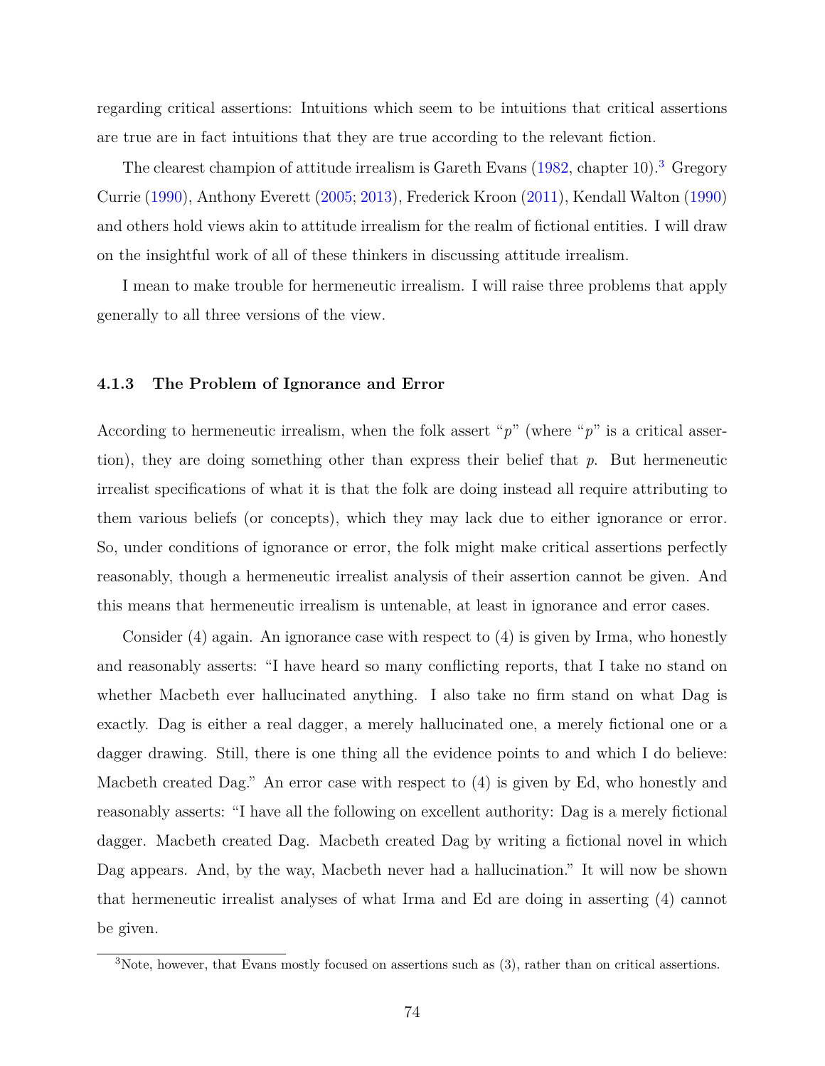regarding critical assertions: Intuitions which seem to be intuitions that critical assertions are true are in fact intuitions that they are true according to the relevant fiction.

The clearest champion of attitude irrealism is Gareth Evans (1982, chapter 10).[3] Gregory Currie (1990), Anthony Everett (2005; 2013), Frederick Kroon (2011), Kendall Walton (1990) and others hold views akin to attitude irrealism for the realm of fictional entities. I will draw on the insightful work of all of these thinkers in discussing attitude irrealism.

I mean to make trouble for hermeneutic irrealism. I will raise three problems that apply generally to all three versions of the view.

### 4.1.3 The Problem of Ignorance and Error

According to hermeneutic irrealism, when the folk assert "*p*" (where "*p*" is a critical assertion), they are doing something other than express their belief that *p*. But hermeneutic irrealist specifications of what it is that the folk are doing instead all require attributing to them various beliefs (or concepts), which they may lack due to either ignorance or error. So, under conditions of ignorance or error, the folk might make critical assertions perfectly reasonably, though a hermeneutic irrealist analysis of their assertion cannot be given. And this means that hermeneutic irrealism is untenable, at least in ignorance and error cases.

Consider (4) again. An ignorance case with respect to (4) is given by Irma, who honestly and reasonably asserts: "I have heard so many conflicting reports, that I take no stand on whether Macbeth ever hallucinated anything. I also take no firm stand on what Dag is exactly. Dag is either a real dagger, a merely hallucinated one, a merely fictional one or a dagger drawing. Still, there is one thing all the evidence points to and which I do believe: Macbeth created Dag." An error case with respect to (4) is given by Ed, who honestly and reasonably asserts: "I have all the following on excellent authority: Dag is a merely fictional dagger. Macbeth created Dag. Macbeth created Dag by writing a fictional novel in which Dag appears. And, by the way, Macbeth never had a hallucination." It will now be shown that hermeneutic irrealist analyses of what Irma and Ed are doing in asserting (4) cannot be given.

[3]Note, however, that Evans mostly focused on assertions such as (3), rather than on critical assertions.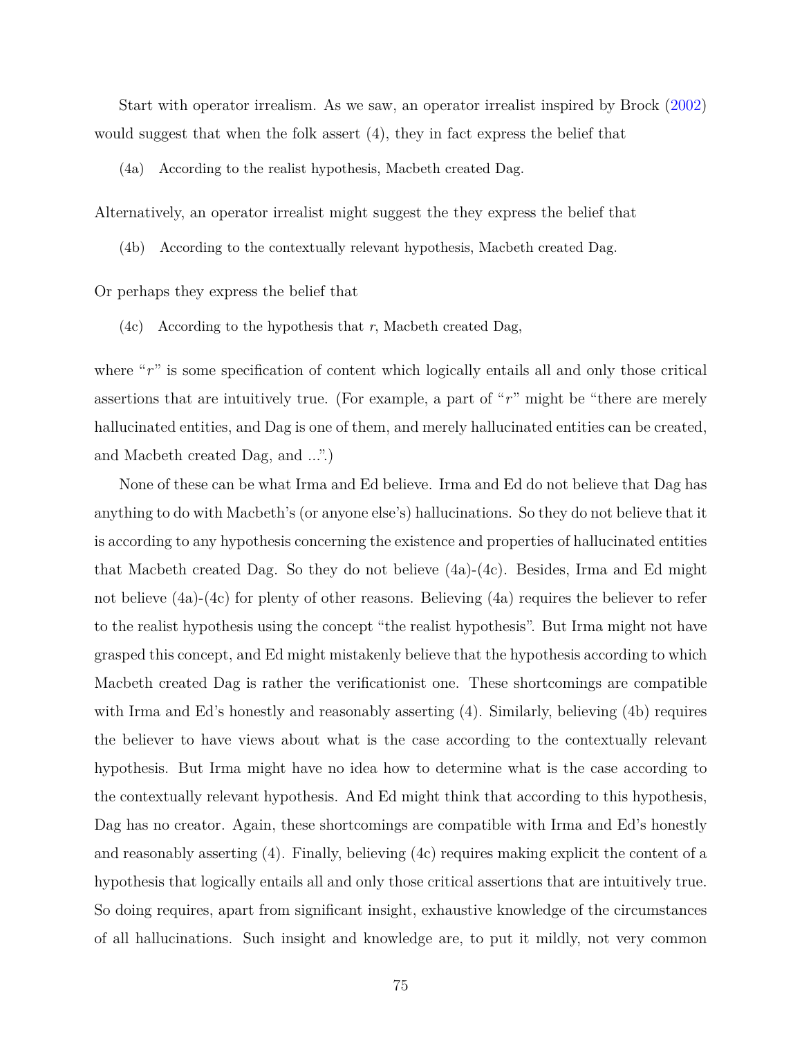Start with operator irrealism. As we saw, an operator irrealist inspired by Brock (2002) would suggest that when the folk assert (4), they in fact express the belief that

(4a) According to the realist hypothesis, Macbeth created Dag.

Alternatively, an operator irrealist might suggest the they express the belief that

(4b) According to the contextually relevant hypothesis, Macbeth created Dag.

Or perhaps they express the belief that

(4c) According to the hypothesis that *r*, Macbeth created Dag,

where "*r*" is some specification of content which logically entails all and only those critical assertions that are intuitively true. (For example, a part of "*r*" might be "there are merely hallucinated entities, and Dag is one of them, and merely hallucinated entities can be created, and Macbeth created Dag, and ...".)

None of these can be what Irma and Ed believe. Irma and Ed do not believe that Dag has anything to do with Macbeth's (or anyone else's) hallucinations. So they do not believe that it is according to any hypothesis concerning the existence and properties of hallucinated entities that Macbeth created Dag. So they do not believe (4a)-(4c). Besides, Irma and Ed might not believe (4a)-(4c) for plenty of other reasons. Believing (4a) requires the believer to refer to the realist hypothesis using the concept "the realist hypothesis". But Irma might not have grasped this concept, and Ed might mistakenly believe that the hypothesis according to which Macbeth created Dag is rather the verificationist one. These shortcomings are compatible with Irma and Ed's honestly and reasonably asserting (4). Similarly, believing (4b) requires the believer to have views about what is the case according to the contextually relevant hypothesis. But Irma might have no idea how to determine what is the case according to the contextually relevant hypothesis. And Ed might think that according to this hypothesis, Dag has no creator. Again, these shortcomings are compatible with Irma and Ed's honestly and reasonably asserting (4). Finally, believing (4c) requires making explicit the content of a hypothesis that logically entails all and only those critical assertions that are intuitively true. So doing requires, apart from significant insight, exhaustive knowledge of the circumstances of all hallucinations. Such insight and knowledge are, to put it mildly, not very common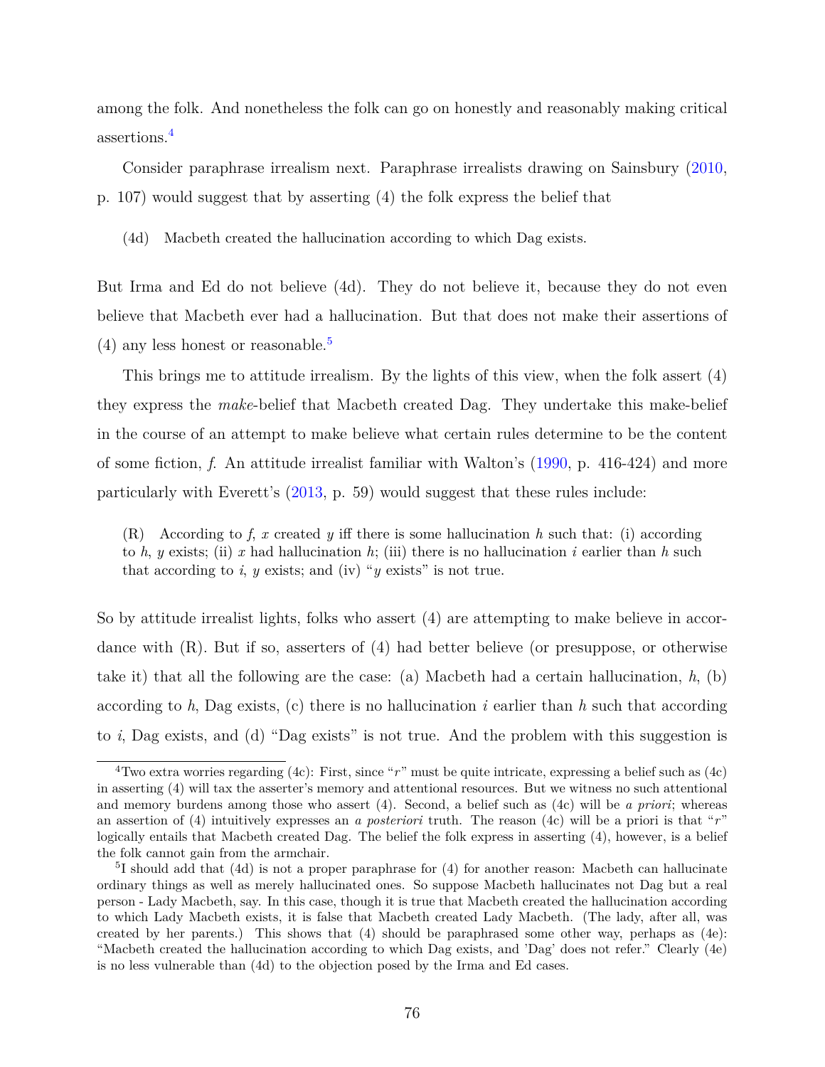among the folk. And nonetheless the folk can go on honestly and reasonably making critical assertions.[4]

Consider paraphrase irrealism next. Paraphrase irrealists drawing on Sainsbury (2010, p. 107) would suggest that by asserting (4) the folk express the belief that

> (4d) Macbeth created the hallucination according to which Dag exists.

But Irma and Ed do not believe (4d). They do not believe it, because they do not even believe that Macbeth ever had a hallucination. But that does not make their assertions of (4) any less honest or reasonable.[5]

This brings me to attitude irrealism. By the lights of this view, when the folk assert (4) they express the *make*-belief that Macbeth created Dag. They undertake this make-belief in the course of an attempt to make believe what certain rules determine to be the content of some fiction, *f*. An attitude irrealist familiar with Walton's (1990, p. 416-424) and more particularly with Everett's (2013, p. 59) would suggest that these rules include:

> (R) According to *f*, $x$ created $y$ iff there is some hallucination $h$ such that: (i) according to $h$, $y$ exists; (ii) $x$ had hallucination $h$; (iii) there is no hallucination $i$ earlier than $h$ such that according to $i$, $y$ exists; and (iv) "$y$ exists" is not true.

So by attitude irrealist lights, folks who assert (4) are attempting to make believe in accordance with (R). But if so, asserters of (4) had better believe (or presuppose, or otherwise take it) that all the following are the case: (a) Macbeth had a certain hallucination, $h$, (b) according to $h$, Dag exists, (c) there is no hallucination $i$ earlier than $h$ such that according to $i$, Dag exists, and (d) "Dag exists" is not true. And the problem with this suggestion is

[4] Two extra worries regarding (4c): First, since "$r$" must be quite intricate, expressing a belief such as (4c) in asserting (4) will tax the asserter's memory and attentional resources. But we witness no such attentional and memory burdens among those who assert (4). Second, a belief such as (4c) will be *a priori*; whereas an assertion of (4) intuitively expresses an *a posteriori* truth. The reason (4c) will be a priori is that "$r$" logically entails that Macbeth created Dag. The belief the folk express in asserting (4), however, is a belief the folk cannot gain from the armchair.

[5] I should add that (4d) is not a proper paraphrase for (4) for another reason: Macbeth can hallucinate ordinary things as well as merely hallucinated ones. So suppose Macbeth hallucinates not Dag but a real person - Lady Macbeth, say. In this case, though it is true that Macbeth created the hallucination according to which Lady Macbeth exists, it is false that Macbeth created Lady Macbeth. (The lady, after all, was created by her parents.) This shows that (4) should be paraphrased some other way, perhaps as (4e): "Macbeth created the hallucination according to which Dag exists, and 'Dag' does not refer." Clearly (4e) is no less vulnerable than (4d) to the objection posed by the Irma and Ed cases.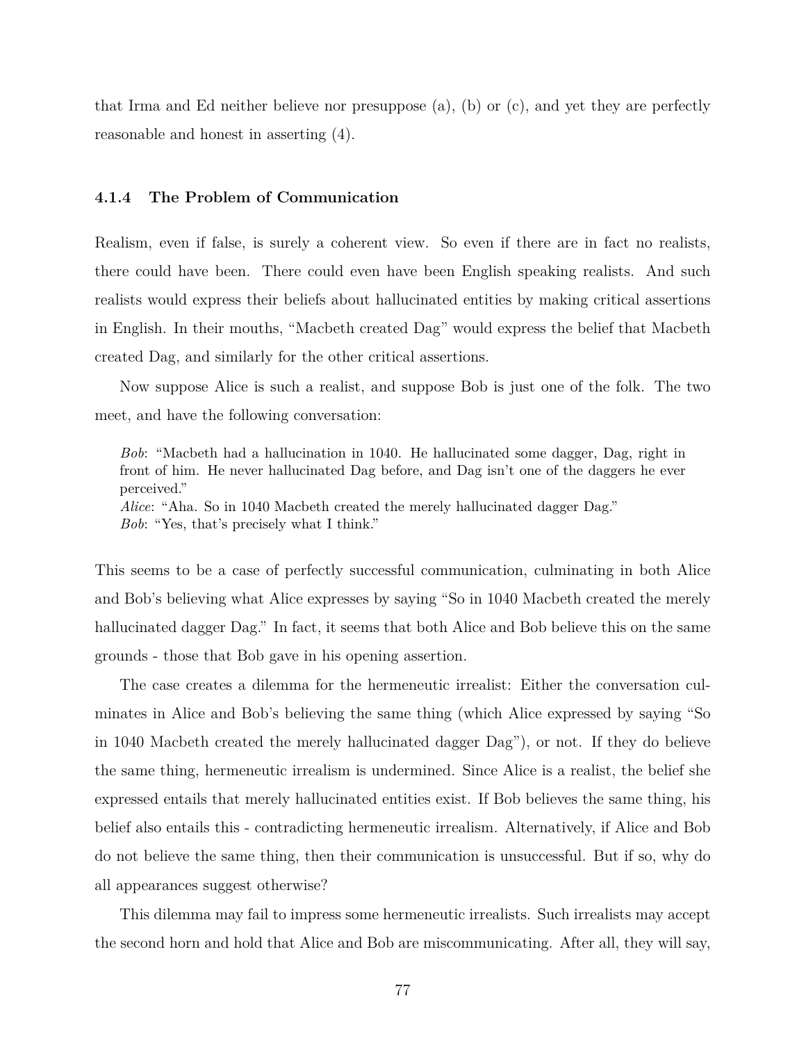that Irma and Ed neither believe nor presuppose (a), (b) or (c), and yet they are perfectly reasonable and honest in asserting (4).

### 4.1.4 The Problem of Communication

Realism, even if false, is surely a coherent view. So even if there are in fact no realists, there could have been. There could even have been English speaking realists. And such realists would express their beliefs about hallucinated entities by making critical assertions in English. In their mouths, "Macbeth created Dag" would express the belief that Macbeth created Dag, and similarly for the other critical assertions.

Now suppose Alice is such a realist, and suppose Bob is just one of the folk. The two meet, and have the following conversation:

> *Bob*: "Macbeth had a hallucination in 1040. He hallucinated some dagger, Dag, right in front of him. He never hallucinated Dag before, and Dag isn't one of the daggers he ever perceived."
> *Alice*: "Aha. So in 1040 Macbeth created the merely hallucinated dagger Dag."
> *Bob*: "Yes, that's precisely what I think."

This seems to be a case of perfectly successful communication, culminating in both Alice and Bob's believing what Alice expresses by saying "So in 1040 Macbeth created the merely hallucinated dagger Dag." In fact, it seems that both Alice and Bob believe this on the same grounds - those that Bob gave in his opening assertion.

The case creates a dilemma for the hermeneutic irrealist: Either the conversation culminates in Alice and Bob's believing the same thing (which Alice expressed by saying "So in 1040 Macbeth created the merely hallucinated dagger Dag"), or not. If they do believe the same thing, hermeneutic irrealism is undermined. Since Alice is a realist, the belief she expressed entails that merely hallucinated entities exist. If Bob believes the same thing, his belief also entails this - contradicting hermeneutic irrealism. Alternatively, if Alice and Bob do not believe the same thing, then their communication is unsuccessful. But if so, why do all appearances suggest otherwise?

This dilemma may fail to impress some hermeneutic irrealists. Such irrealists may accept the second horn and hold that Alice and Bob are miscommunicating. After all, they will say,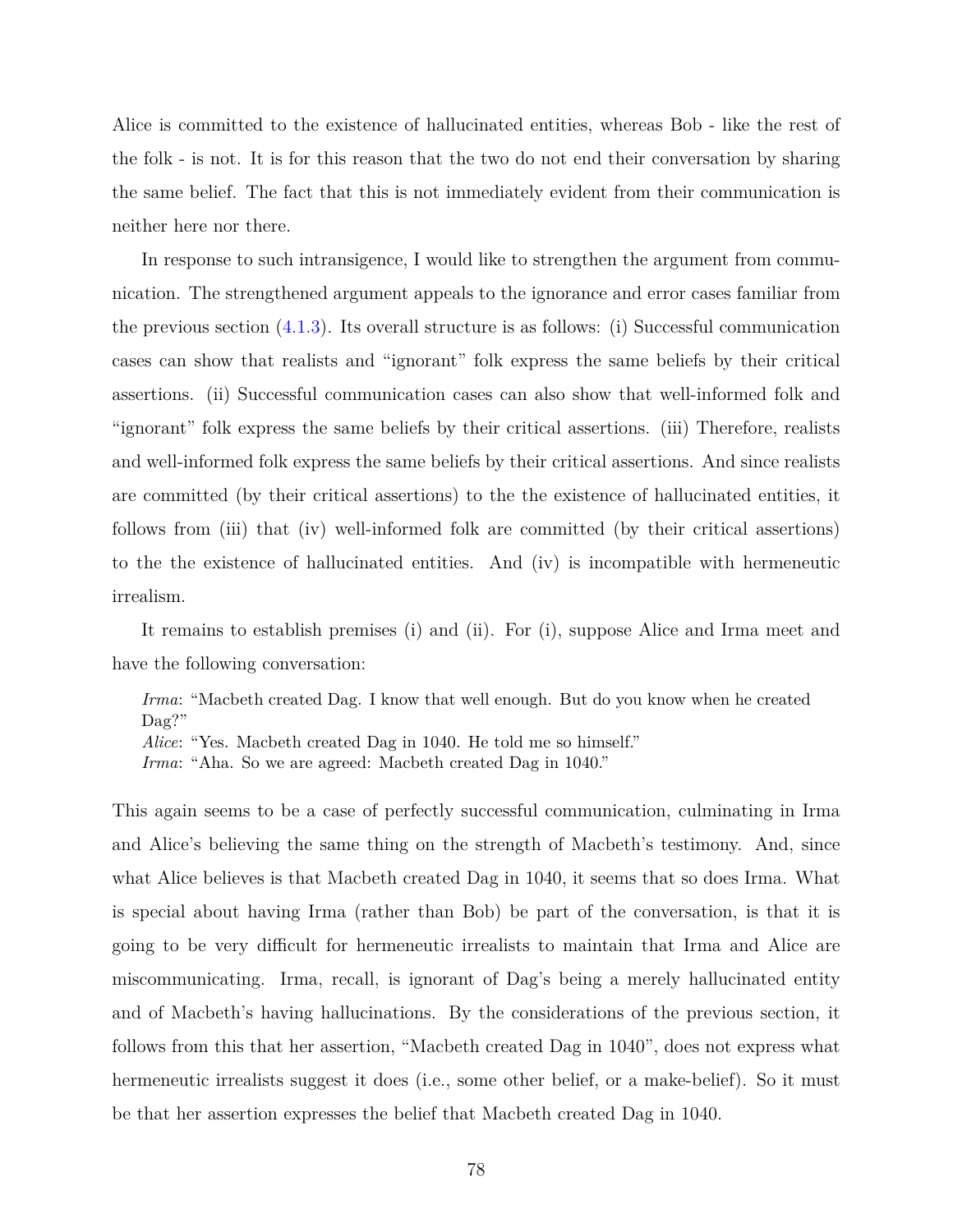Alice is committed to the existence of hallucinated entities, whereas Bob - like the rest of the folk - is not. It is for this reason that the two do not end their conversation by sharing the same belief. The fact that this is not immediately evident from their communication is neither here nor there.

In response to such intransigence, I would like to strengthen the argument from communication. The strengthened argument appeals to the ignorance and error cases familiar from the previous section (4.1.3). Its overall structure is as follows: (i) Successful communication cases can show that realists and "ignorant" folk express the same beliefs by their critical assertions. (ii) Successful communication cases can also show that well-informed folk and "ignorant" folk express the same beliefs by their critical assertions. (iii) Therefore, realists and well-informed folk express the same beliefs by their critical assertions. And since realists are committed (by their critical assertions) to the the existence of hallucinated entities, it follows from (iii) that (iv) well-informed folk are committed (by their critical assertions) to the the existence of hallucinated entities. And (iv) is incompatible with hermeneutic irrealism.

It remains to establish premises (i) and (ii). For (i), suppose Alice and Irma meet and have the following conversation:

> *Irma*: "Macbeth created Dag. I know that well enough. But do you know when he created Dag?"
> *Alice*: "Yes. Macbeth created Dag in 1040. He told me so himself."
> *Irma*: "Aha. So we are agreed: Macbeth created Dag in 1040."

This again seems to be a case of perfectly successful communication, culminating in Irma and Alice's believing the same thing on the strength of Macbeth's testimony. And, since what Alice believes is that Macbeth created Dag in 1040, it seems that so does Irma. What is special about having Irma (rather than Bob) be part of the conversation, is that it is going to be very difficult for hermeneutic irrealists to maintain that Irma and Alice are miscommunicating. Irma, recall, is ignorant of Dag's being a merely hallucinated entity and of Macbeth's having hallucinations. By the considerations of the previous section, it follows from this that her assertion, "Macbeth created Dag in 1040", does not express what hermeneutic irrealists suggest it does (i.e., some other belief, or a make-belief). So it must be that her assertion expresses the belief that Macbeth created Dag in 1040.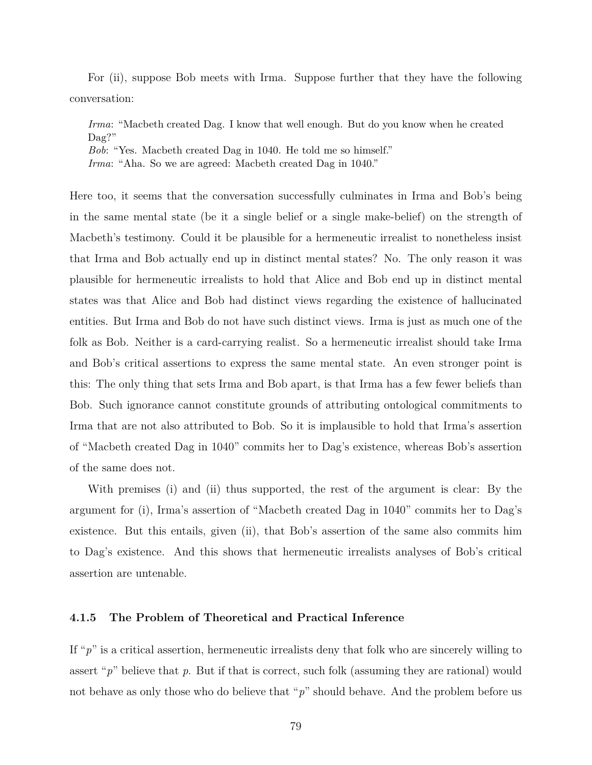For (ii), suppose Bob meets with Irma. Suppose further that they have the following conversation:

> *Irma*: "Macbeth created Dag. I know that well enough. But do you know when he created Dag?"
> *Bob*: "Yes. Macbeth created Dag in 1040. He told me so himself."
> *Irma*: "Aha. So we are agreed: Macbeth created Dag in 1040."

Here too, it seems that the conversation successfully culminates in Irma and Bob's being in the same mental state (be it a single belief or a single make-belief) on the strength of Macbeth's testimony. Could it be plausible for a hermeneutic irrealist to nonetheless insist that Irma and Bob actually end up in distinct mental states? No. The only reason it was plausible for hermeneutic irrealists to hold that Alice and Bob end up in distinct mental states was that Alice and Bob had distinct views regarding the existence of hallucinated entities. But Irma and Bob do not have such distinct views. Irma is just as much one of the folk as Bob. Neither is a card-carrying realist. So a hermeneutic irrealist should take Irma and Bob's critical assertions to express the same mental state. An even stronger point is this: The only thing that sets Irma and Bob apart, is that Irma has a few fewer beliefs than Bob. Such ignorance cannot constitute grounds of attributing ontological commitments to Irma that are not also attributed to Bob. So it is implausible to hold that Irma's assertion of "Macbeth created Dag in 1040" commits her to Dag's existence, whereas Bob's assertion of the same does not.

With premises (i) and (ii) thus supported, the rest of the argument is clear: By the argument for (i), Irma's assertion of "Macbeth created Dag in 1040" commits her to Dag's existence. But this entails, given (ii), that Bob's assertion of the same also commits him to Dag's existence. And this shows that hermeneutic irrealists analyses of Bob's critical assertion are untenable.

### 4.1.5 The Problem of Theoretical and Practical Inference

If "*p*" is a critical assertion, hermeneutic irrealists deny that folk who are sincerely willing to assert "*p*" believe that *p*. But if that is correct, such folk (assuming they are rational) would not behave as only those who do believe that "*p*" should behave. And the problem before us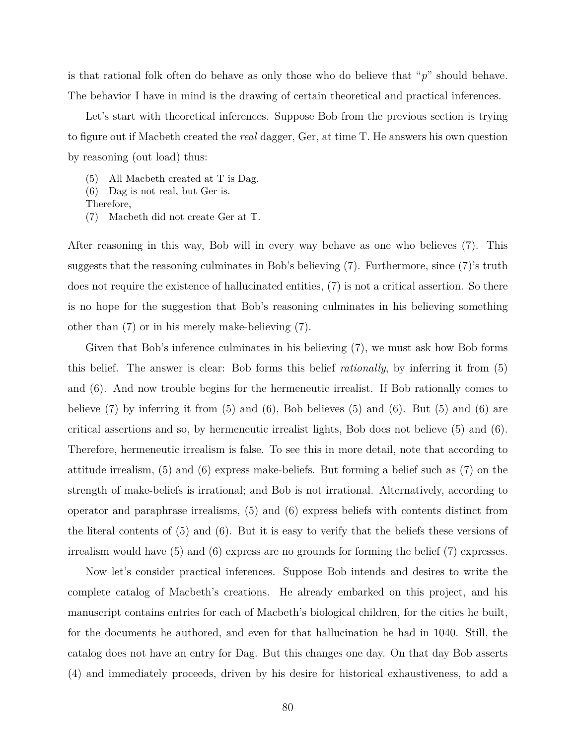is that rational folk often do behave as only those who do believe that "*p*" should behave. The behavior I have in mind is the drawing of certain theoretical and practical inferences.

Let's start with theoretical inferences. Suppose Bob from the previous section is trying to figure out if Macbeth created the *real* dagger, Ger, at time T. He answers his own question by reasoning (out load) thus:

(5) All Macbeth created at T is Dag.  
(6) Dag is not real, but Ger is.  
Therefore,  
(7) Macbeth did not create Ger at T.

After reasoning in this way, Bob will in every way behave as one who believes (7). This suggests that the reasoning culminates in Bob's believing (7). Furthermore, since (7)'s truth does not require the existence of hallucinated entities, (7) is not a critical assertion. So there is no hope for the suggestion that Bob's reasoning culminates in his believing something other than (7) or in his merely make-believing (7).

Given that Bob's inference culminates in his believing (7), we must ask how Bob forms this belief. The answer is clear: Bob forms this belief *rationally*, by inferring it from (5) and (6). And now trouble begins for the hermeneutic irrealist. If Bob rationally comes to believe (7) by inferring it from (5) and (6), Bob believes (5) and (6). But (5) and (6) are critical assertions and so, by hermeneutic irrealist lights, Bob does not believe (5) and (6). Therefore, hermeneutic irrealism is false. To see this in more detail, note that according to attitude irrealism, (5) and (6) express make-beliefs. But forming a belief such as (7) on the strength of make-beliefs is irrational; and Bob is not irrational. Alternatively, according to operator and paraphrase irrealisms, (5) and (6) express beliefs with contents distinct from the literal contents of (5) and (6). But it is easy to verify that the beliefs these versions of irrealism would have (5) and (6) express are no grounds for forming the belief (7) expresses.

Now let's consider practical inferences. Suppose Bob intends and desires to write the complete catalog of Macbeth's creations. He already embarked on this project, and his manuscript contains entries for each of Macbeth's biological children, for the cities he built, for the documents he authored, and even for that hallucination he had in 1040. Still, the catalog does not have an entry for Dag. But this changes one day. On that day Bob asserts (4) and immediately proceeds, driven by his desire for historical exhaustiveness, to add a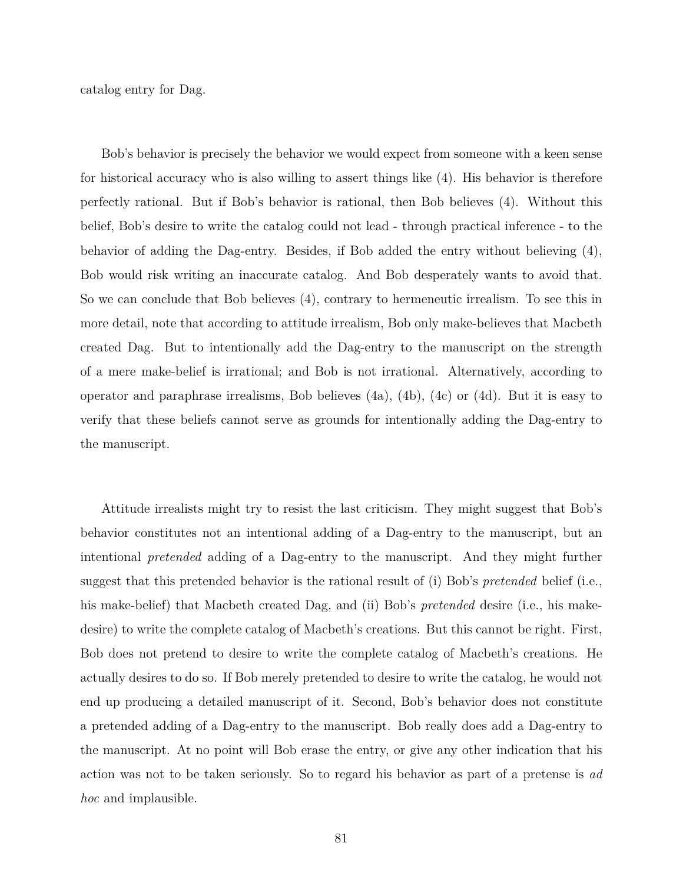catalog entry for Dag.

Bob's behavior is precisely the behavior we would expect from someone with a keen sense for historical accuracy who is also willing to assert things like (4). His behavior is therefore perfectly rational. But if Bob's behavior is rational, then Bob believes (4). Without this belief, Bob's desire to write the catalog could not lead - through practical inference - to the behavior of adding the Dag-entry. Besides, if Bob added the entry without believing (4), Bob would risk writing an inaccurate catalog. And Bob desperately wants to avoid that. So we can conclude that Bob believes (4), contrary to hermeneutic irrealism. To see this in more detail, note that according to attitude irrealism, Bob only make-believes that Macbeth created Dag. But to intentionally add the Dag-entry to the manuscript on the strength of a mere make-belief is irrational; and Bob is not irrational. Alternatively, according to operator and paraphrase irrealisms, Bob believes (4a), (4b), (4c) or (4d). But it is easy to verify that these beliefs cannot serve as grounds for intentionally adding the Dag-entry to the manuscript.

Attitude irrealists might try to resist the last criticism. They might suggest that Bob's behavior constitutes not an intentional adding of a Dag-entry to the manuscript, but an intentional *pretended* adding of a Dag-entry to the manuscript. And they might further suggest that this pretended behavior is the rational result of (i) Bob's *pretended* belief (i.e., his make-belief) that Macbeth created Dag, and (ii) Bob's *pretended* desire (i.e., his make-desire) to write the complete catalog of Macbeth's creations. But this cannot be right. First, Bob does not pretend to desire to write the complete catalog of Macbeth's creations. He actually desires to do so. If Bob merely pretended to desire to write the catalog, he would not end up producing a detailed manuscript of it. Second, Bob's behavior does not constitute a pretended adding of a Dag-entry to the manuscript. Bob really does add a Dag-entry to the manuscript. At no point will Bob erase the entry, or give any other indication that his action was not to be taken seriously. So to regard his behavior as part of a pretense is *ad hoc* and implausible.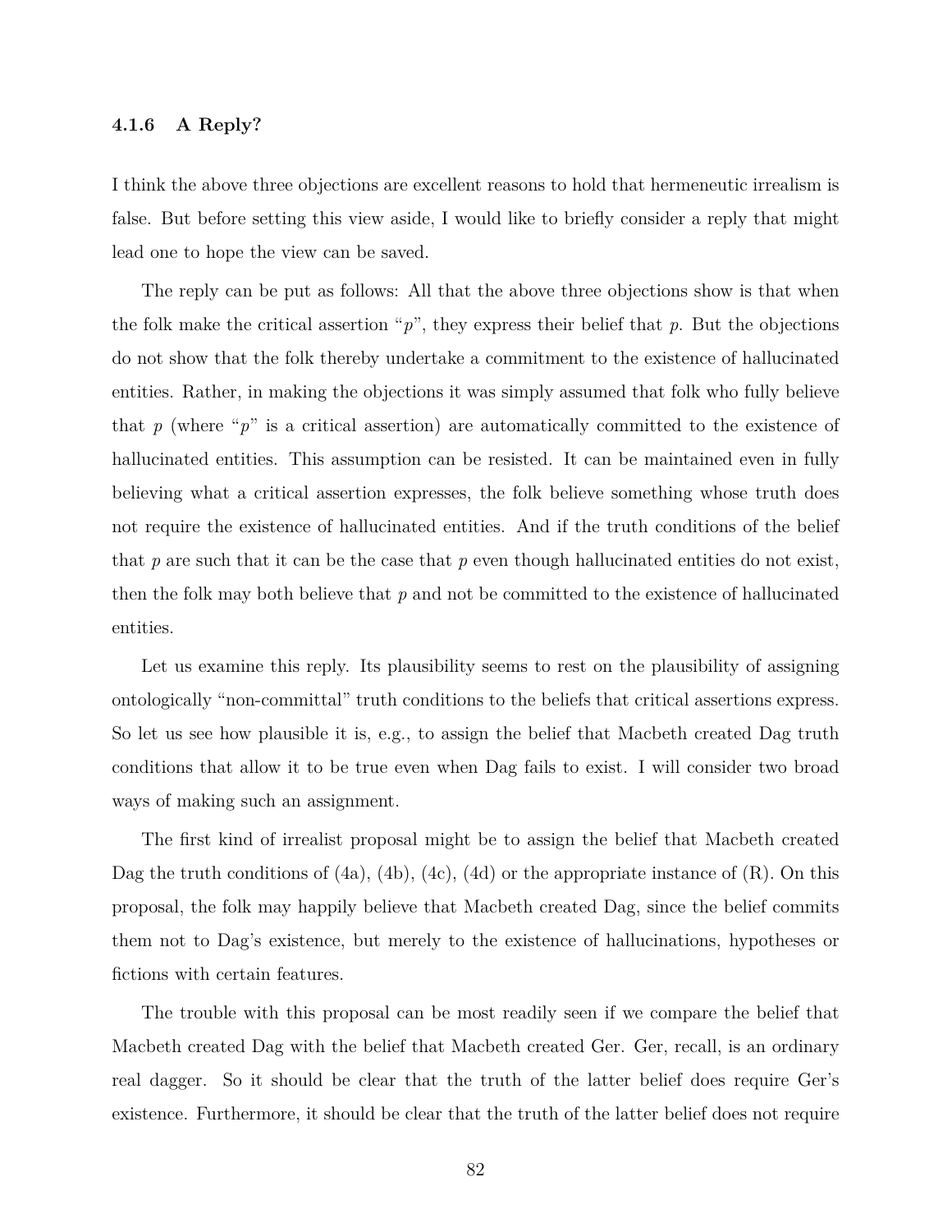### 4.1.6 A Reply?

I think the above three objections are excellent reasons to hold that hermeneutic irrealism is false. But before setting this view aside, I would like to briefly consider a reply that might lead one to hope the view can be saved.

The reply can be put as follows: All that the above three objections show is that when the folk make the critical assertion "*p*", they express their belief that *p*. But the objections do not show that the folk thereby undertake a commitment to the existence of hallucinated entities. Rather, in making the objections it was simply assumed that folk who fully believe that *p* (where "*p*" is a critical assertion) are automatically committed to the existence of hallucinated entities. This assumption can be resisted. It can be maintained even in fully believing what a critical assertion expresses, the folk believe something whose truth does not require the existence of hallucinated entities. And if the truth conditions of the belief that *p* are such that it can be the case that *p* even though hallucinated entities do not exist, then the folk may both believe that *p* and not be committed to the existence of hallucinated entities.

Let us examine this reply. Its plausibility seems to rest on the plausibility of assigning ontologically "non-committal" truth conditions to the beliefs that critical assertions express. So let us see how plausible it is, e.g., to assign the belief that Macbeth created Dag truth conditions that allow it to be true even when Dag fails to exist. I will consider two broad ways of making such an assignment.

The first kind of irrealist proposal might be to assign the belief that Macbeth created Dag the truth conditions of (4a), (4b), (4c), (4d) or the appropriate instance of (R). On this proposal, the folk may happily believe that Macbeth created Dag, since the belief commits them not to Dag's existence, but merely to the existence of hallucinations, hypotheses or fictions with certain features.

The trouble with this proposal can be most readily seen if we compare the belief that Macbeth created Dag with the belief that Macbeth created Ger. Ger, recall, is an ordinary real dagger. So it should be clear that the truth of the latter belief does require Ger's existence. Furthermore, it should be clear that the truth of the latter belief does not require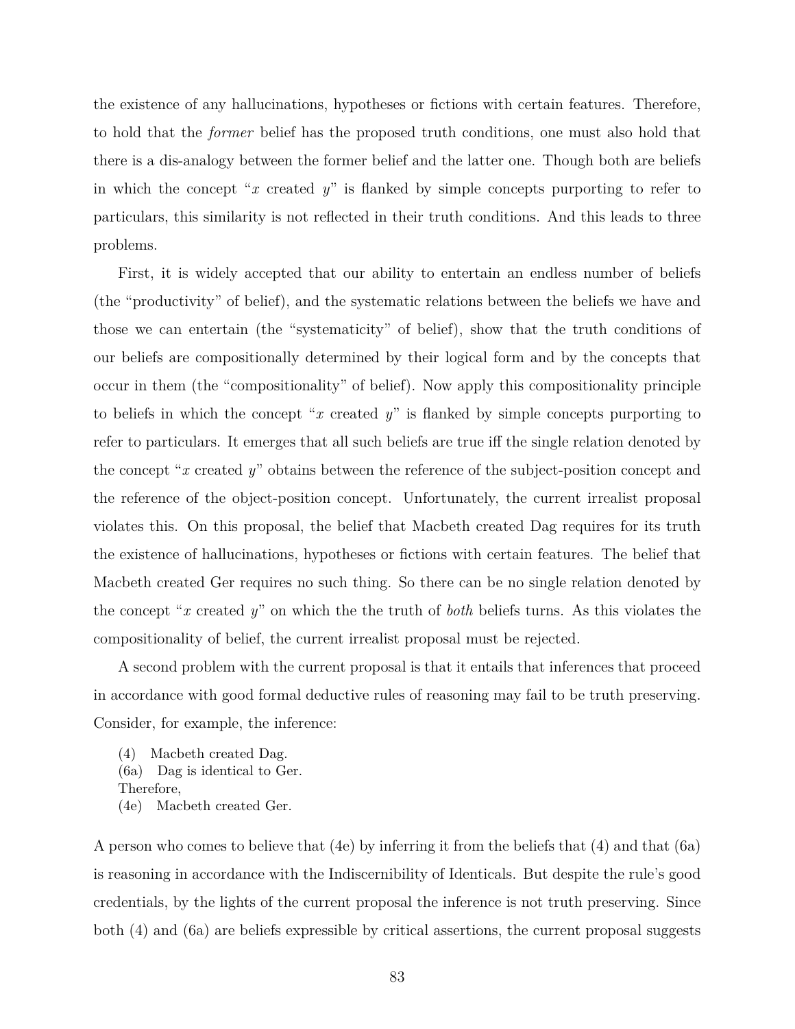the existence of any hallucinations, hypotheses or fictions with certain features. Therefore, to hold that the *former* belief has the proposed truth conditions, one must also hold that there is a dis-analogy between the former belief and the latter one. Though both are beliefs in which the concept "$x$ created $y$" is flanked by simple concepts purporting to refer to particulars, this similarity is not reflected in their truth conditions. And this leads to three problems.

First, it is widely accepted that our ability to entertain an endless number of beliefs (the "productivity" of belief), and the systematic relations between the beliefs we have and those we can entertain (the "systematicity" of belief), show that the truth conditions of our beliefs are compositionally determined by their logical form and by the concepts that occur in them (the "compositionality" of belief). Now apply this compositionality principle to beliefs in which the concept "$x$ created $y$" is flanked by simple concepts purporting to refer to particulars. It emerges that all such beliefs are true iff the single relation denoted by the concept "$x$ created $y$" obtains between the reference of the subject-position concept and the reference of the object-position concept. Unfortunately, the current irrealist proposal violates this. On this proposal, the belief that Macbeth created Dag requires for its truth the existence of hallucinations, hypotheses or fictions with certain features. The belief that Macbeth created Ger requires no such thing. So there can be no single relation denoted by the concept "$x$ created $y$" on which the the truth of *both* beliefs turns. As this violates the compositionality of belief, the current irrealist proposal must be rejected.

A second problem with the current proposal is that it entails that inferences that proceed in accordance with good formal deductive rules of reasoning may fail to be truth preserving. Consider, for example, the inference:

(4) Macbeth created Dag.
(6a) Dag is identical to Ger.
Therefore,
(4e) Macbeth created Ger.

A person who comes to believe that (4e) by inferring it from the beliefs that (4) and that (6a) is reasoning in accordance with the Indiscernibility of Identicals. But despite the rule's good credentials, by the lights of the current proposal the inference is not truth preserving. Since both (4) and (6a) are beliefs expressible by critical assertions, the current proposal suggests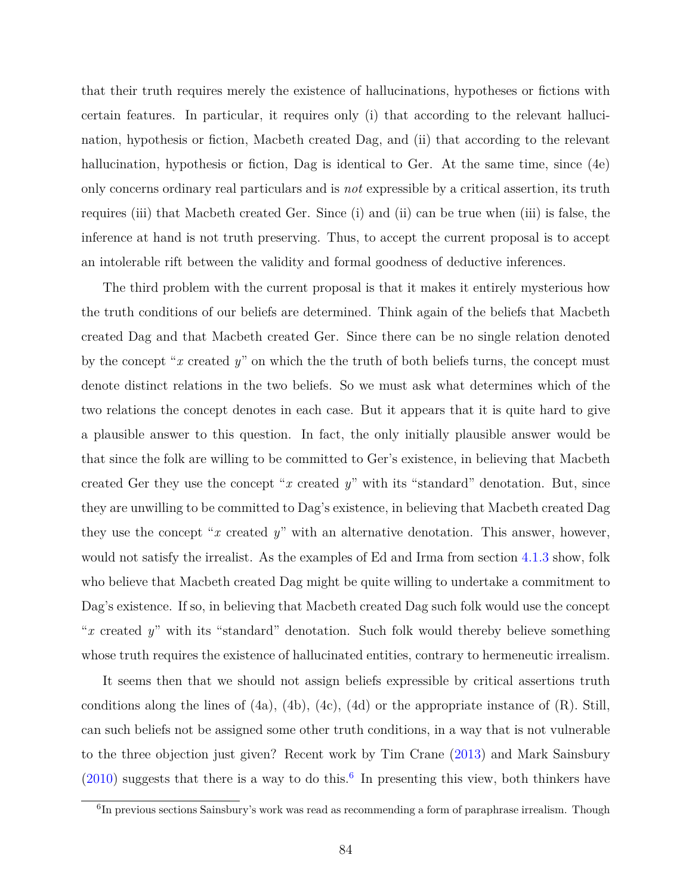that their truth requires merely the existence of hallucinations, hypotheses or fictions with certain features. In particular, it requires only (i) that according to the relevant hallucination, hypothesis or fiction, Macbeth created Dag, and (ii) that according to the relevant hallucination, hypothesis or fiction, Dag is identical to Ger. At the same time, since (4e) only concerns ordinary real particulars and is *not* expressible by a critical assertion, its truth requires (iii) that Macbeth created Ger. Since (i) and (ii) can be true when (iii) is false, the inference at hand is not truth preserving. Thus, to accept the current proposal is to accept an intolerable rift between the validity and formal goodness of deductive inferences.

The third problem with the current proposal is that it makes it entirely mysterious how the truth conditions of our beliefs are determined. Think again of the beliefs that Macbeth created Dag and that Macbeth created Ger. Since there can be no single relation denoted by the concept "$x$ created $y$" on which the the truth of both beliefs turns, the concept must denote distinct relations in the two beliefs. So we must ask what determines which of the two relations the concept denotes in each case. But it appears that it is quite hard to give a plausible answer to this question. In fact, the only initially plausible answer would be that since the folk are willing to be committed to Ger's existence, in believing that Macbeth created Ger they use the concept "$x$ created $y$" with its "standard" denotation. But, since they are unwilling to be committed to Dag's existence, in believing that Macbeth created Dag they use the concept "$x$ created $y$" with an alternative denotation. This answer, however, would not satisfy the irrealist. As the examples of Ed and Irma from section 4.1.3 show, folk who believe that Macbeth created Dag might be quite willing to undertake a commitment to Dag's existence. If so, in believing that Macbeth created Dag such folk would use the concept "$x$ created $y$" with its "standard" denotation. Such folk would thereby believe something whose truth requires the existence of hallucinated entities, contrary to hermeneutic irrealism.

It seems then that we should not assign beliefs expressible by critical assertions truth conditions along the lines of (4a), (4b), (4c), (4d) or the appropriate instance of (R). Still, can such beliefs not be assigned some other truth conditions, in a way that is not vulnerable to the three objection just given? Recent work by Tim Crane (2013) and Mark Sainsbury (2010) suggests that there is a way to do this.[6] In presenting this view, both thinkers have

[6] In previous sections Sainsbury's work was read as recommending a form of paraphrase irrealism. Though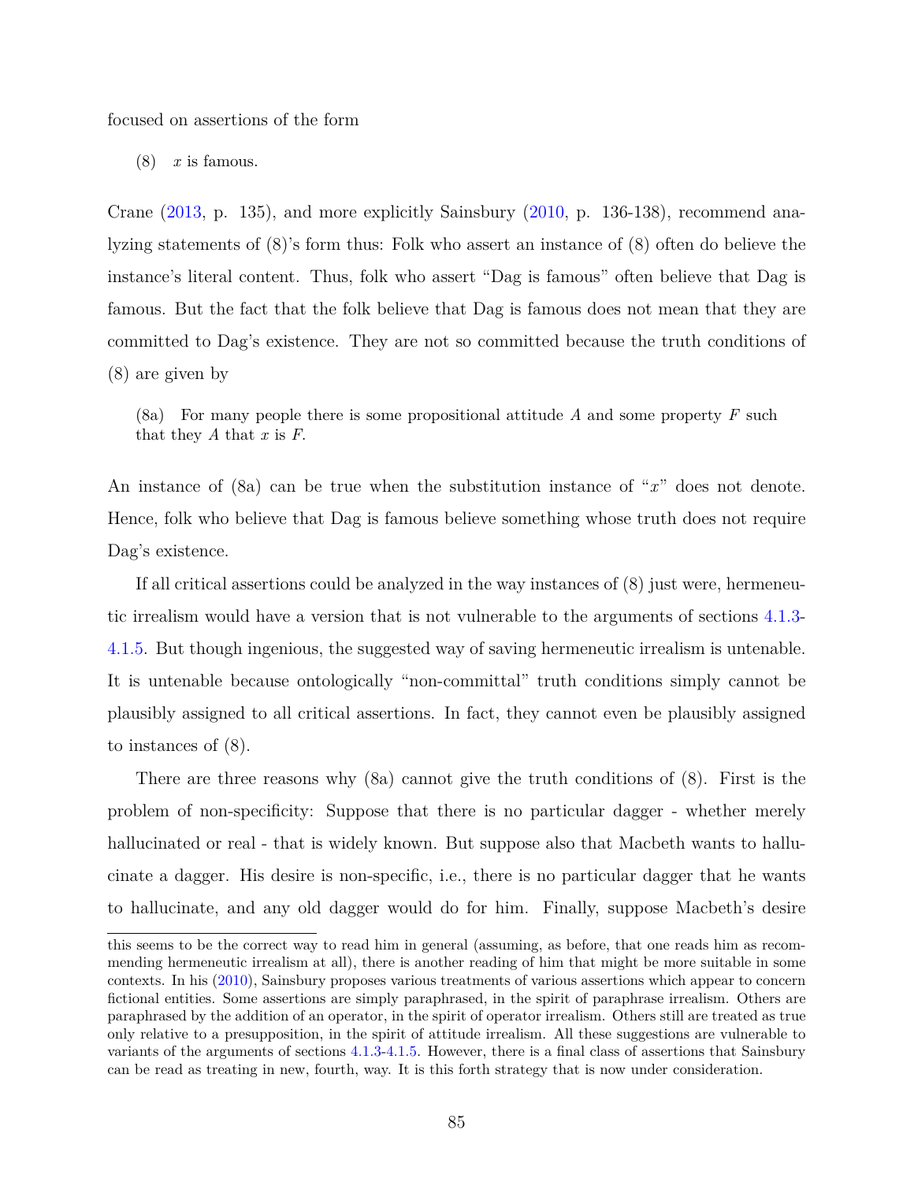focused on assertions of the form

(8) $x$ is famous.

Crane (2013, p. 135), and more explicitly Sainsbury (2010, p. 136-138), recommend analyzing statements of (8)'s form thus: Folk who assert an instance of (8) often do believe the instance's literal content. Thus, folk who assert "Dag is famous" often believe that Dag is famous. But the fact that the folk believe that Dag is famous does not mean that they are committed to Dag's existence. They are not so committed because the truth conditions of (8) are given by

> (8a) For many people there is some propositional attitude $A$ and some property $F$ such that they $A$ that $x$ is $F$.

An instance of (8a) can be true when the substitution instance of "$x$" does not denote. Hence, folk who believe that Dag is famous believe something whose truth does not require Dag's existence.

If all critical assertions could be analyzed in the way instances of (8) just were, hermeneutic irrealism would have a version that is not vulnerable to the arguments of sections 4.1.3-4.1.5. But though ingenious, the suggested way of saving hermeneutic irrealism is untenable. It is untenable because ontologically "non-committal" truth conditions simply cannot be plausibly assigned to all critical assertions. In fact, they cannot even be plausibly assigned to instances of (8).

There are three reasons why (8a) cannot give the truth conditions of (8). First is the problem of non-specificity: Suppose that there is no particular dagger - whether merely hallucinated or real - that is widely known. But suppose also that Macbeth wants to hallucinate a dagger. His desire is non-specific, i.e., there is no particular dagger that he wants to hallucinate, and any old dagger would do for him. Finally, suppose Macbeth's desire

this seems to be the correct way to read him in general (assuming, as before, that one reads him as recommending hermeneutic irrealism at all), there is another reading of him that might be more suitable in some contexts. In his (2010), Sainsbury proposes various treatments of various assertions which appear to concern fictional entities. Some assertions are simply paraphrased, in the spirit of paraphrase irrealism. Others are paraphrased by the addition of an operator, in the spirit of operator irrealism. Others still are treated as true only relative to a presupposition, in the spirit of attitude irrealism. All these suggestions are vulnerable to variants of the arguments of sections 4.1.3-4.1.5. However, there is a final class of assertions that Sainsbury can be read as treating in new, fourth, way. It is this forth strategy that is now under consideration.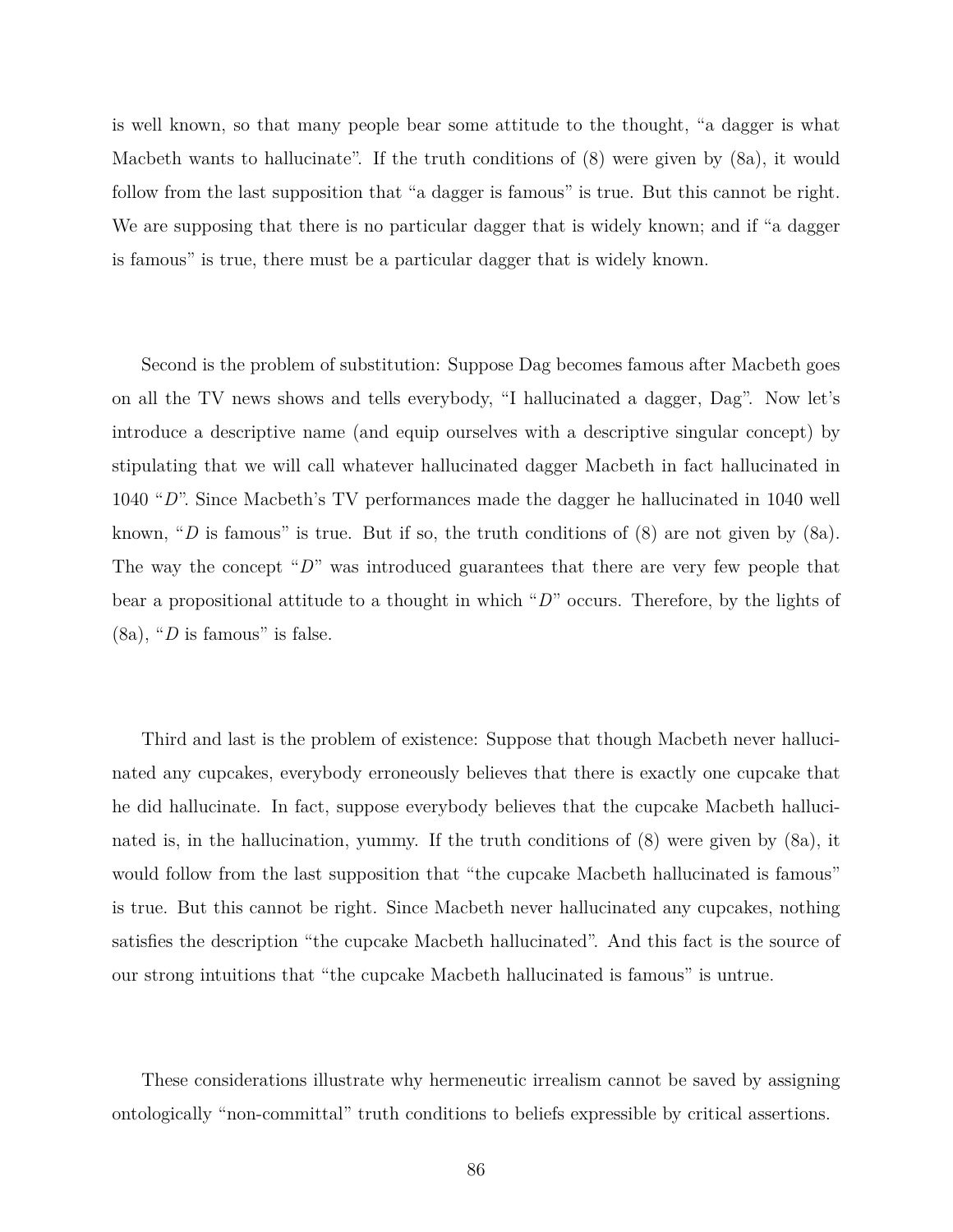is well known, so that many people bear some attitude to the thought, "a dagger is what Macbeth wants to hallucinate". If the truth conditions of (8) were given by (8a), it would follow from the last supposition that "a dagger is famous" is true. But this cannot be right. We are supposing that there is no particular dagger that is widely known; and if "a dagger is famous" is true, there must be a particular dagger that is widely known.

Second is the problem of substitution: Suppose Dag becomes famous after Macbeth goes on all the TV news shows and tells everybody, "I hallucinated a dagger, Dag". Now let's introduce a descriptive name (and equip ourselves with a descriptive singular concept) by stipulating that we will call whatever hallucinated dagger Macbeth in fact hallucinated in 1040 "*D*". Since Macbeth's TV performances made the dagger he hallucinated in 1040 well known, "*D* is famous" is true. But if so, the truth conditions of (8) are not given by (8a). The way the concept "*D*" was introduced guarantees that there are very few people that bear a propositional attitude to a thought in which "*D*" occurs. Therefore, by the lights of (8a), "*D* is famous" is false.

Third and last is the problem of existence: Suppose that though Macbeth never hallucinated any cupcakes, everybody erroneously believes that there is exactly one cupcake that he did hallucinate. In fact, suppose everybody believes that the cupcake Macbeth hallucinated is, in the hallucination, yummy. If the truth conditions of (8) were given by (8a), it would follow from the last supposition that "the cupcake Macbeth hallucinated is famous" is true. But this cannot be right. Since Macbeth never hallucinated any cupcakes, nothing satisfies the description "the cupcake Macbeth hallucinated". And this fact is the source of our strong intuitions that "the cupcake Macbeth hallucinated is famous" is untrue.

These considerations illustrate why hermeneutic irrealism cannot be saved by assigning ontologically "non-committal" truth conditions to beliefs expressible by critical assertions.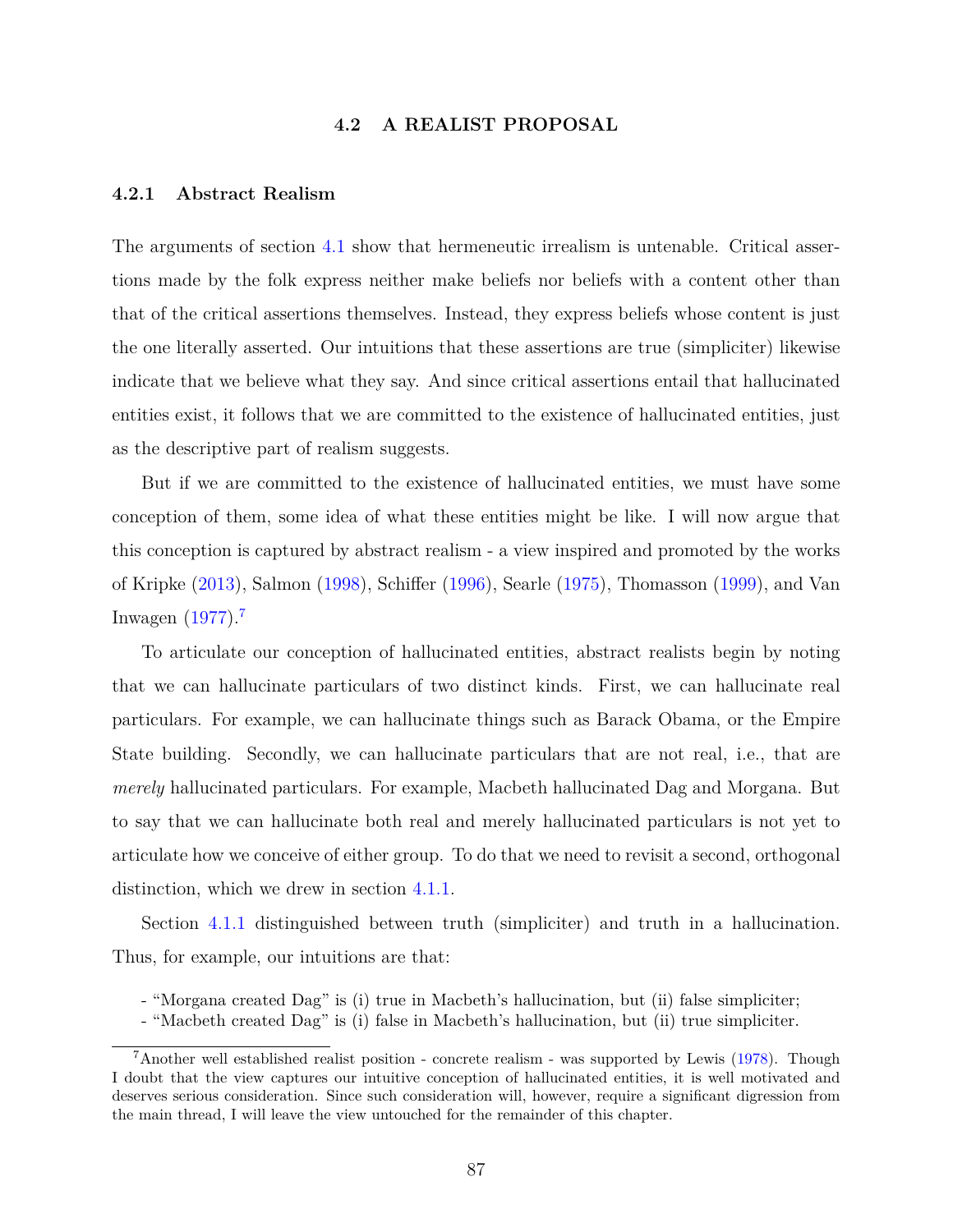## 4.2 A REALIST PROPOSAL

### 4.2.1 Abstract Realism

The arguments of section 4.1 show that hermeneutic irrealism is untenable. Critical assertions made by the folk express neither make beliefs nor beliefs with a content other than that of the critical assertions themselves. Instead, they express beliefs whose content is just the one literally asserted. Our intuitions that these assertions are true (simpliciter) likewise indicate that we believe what they say. And since critical assertions entail that hallucinated entities exist, it follows that we are committed to the existence of hallucinated entities, just as the descriptive part of realism suggests.

But if we are committed to the existence of hallucinated entities, we must have some conception of them, some idea of what these entities might be like. I will now argue that this conception is captured by abstract realism - a view inspired and promoted by the works of Kripke (2013), Salmon (1998), Schiffer (1996), Searle (1975), Thomasson (1999), and Van Inwagen (1977).[7]

To articulate our conception of hallucinated entities, abstract realists begin by noting that we can hallucinate particulars of two distinct kinds. First, we can hallucinate real particulars. For example, we can hallucinate things such as Barack Obama, or the Empire State building. Secondly, we can hallucinate particulars that are not real, i.e., that are *merely* hallucinated particulars. For example, Macbeth hallucinated Dag and Morgana. But to say that we can hallucinate both real and merely hallucinated particulars is not yet to articulate how we conceive of either group. To do that we need to revisit a second, orthogonal distinction, which we drew in section 4.1.1.

Section 4.1.1 distinguished between truth (simpliciter) and truth in a hallucination. Thus, for example, our intuitions are that:

- "Morgana created Dag" is (i) true in Macbeth's hallucination, but (ii) false simpliciter;
- "Macbeth created Dag" is (i) false in Macbeth's hallucination, but (ii) true simpliciter.

[7] Another well established realist position - concrete realism - was supported by Lewis (1978). Though I doubt that the view captures our intuitive conception of hallucinated entities, it is well motivated and deserves serious consideration. Since such consideration will, however, require a significant digression from the main thread, I will leave the view untouched for the remainder of this chapter.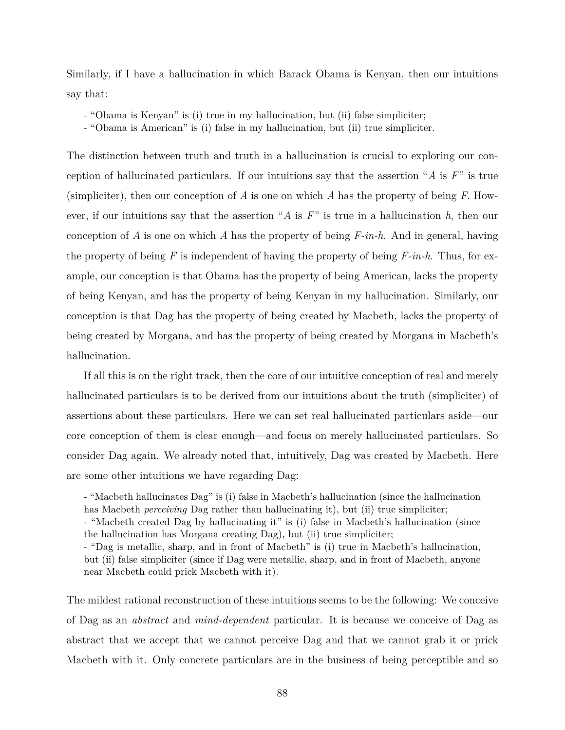Similarly, if I have a hallucination in which Barack Obama is Kenyan, then our intuitions say that:

- "Obama is Kenyan" is (i) true in my hallucination, but (ii) false simpliciter;
- "Obama is American" is (i) false in my hallucination, but (ii) true simpliciter.

The distinction between truth and truth in a hallucination is crucial to exploring our conception of hallucinated particulars. If our intuitions say that the assertion "*A* is *F*" is true (simpliciter), then our conception of *A* is one on which *A* has the property of being *F*. However, if our intuitions say that the assertion "*A* is *F*" is true in a hallucination *h*, then our conception of *A* is one on which *A* has the property of being *F-in-h*. And in general, having the property of being *F* is independent of having the property of being *F-in-h*. Thus, for example, our conception is that Obama has the property of being American, lacks the property of being Kenyan, and has the property of being Kenyan in my hallucination. Similarly, our conception is that Dag has the property of being created by Macbeth, lacks the property of being created by Morgana, and has the property of being created by Morgana in Macbeth's hallucination.

If all this is on the right track, then the core of our intuitive conception of real and merely hallucinated particulars is to be derived from our intuitions about the truth (simpliciter) of assertions about these particulars. Here we can set real hallucinated particulars aside—our core conception of them is clear enough—and focus on merely hallucinated particulars. So consider Dag again. We already noted that, intuitively, Dag was created by Macbeth. Here are some other intuitions we have regarding Dag:

- "Macbeth hallucinates Dag" is (i) false in Macbeth's hallucination (since the hallucination has Macbeth *perceiving* Dag rather than hallucinating it), but (ii) true simpliciter;
- "Macbeth created Dag by hallucinating it" is (i) false in Macbeth's hallucination (since the hallucination has Morgana creating Dag), but (ii) true simpliciter;
- "Dag is metallic, sharp, and in front of Macbeth" is (i) true in Macbeth's hallucination, but (ii) false simpliciter (since if Dag were metallic, sharp, and in front of Macbeth, anyone near Macbeth could prick Macbeth with it).

The mildest rational reconstruction of these intuitions seems to be the following: We conceive of Dag as an *abstract* and *mind-dependent* particular. It is because we conceive of Dag as abstract that we accept that we cannot perceive Dag and that we cannot grab it or prick Macbeth with it. Only concrete particulars are in the business of being perceptible and so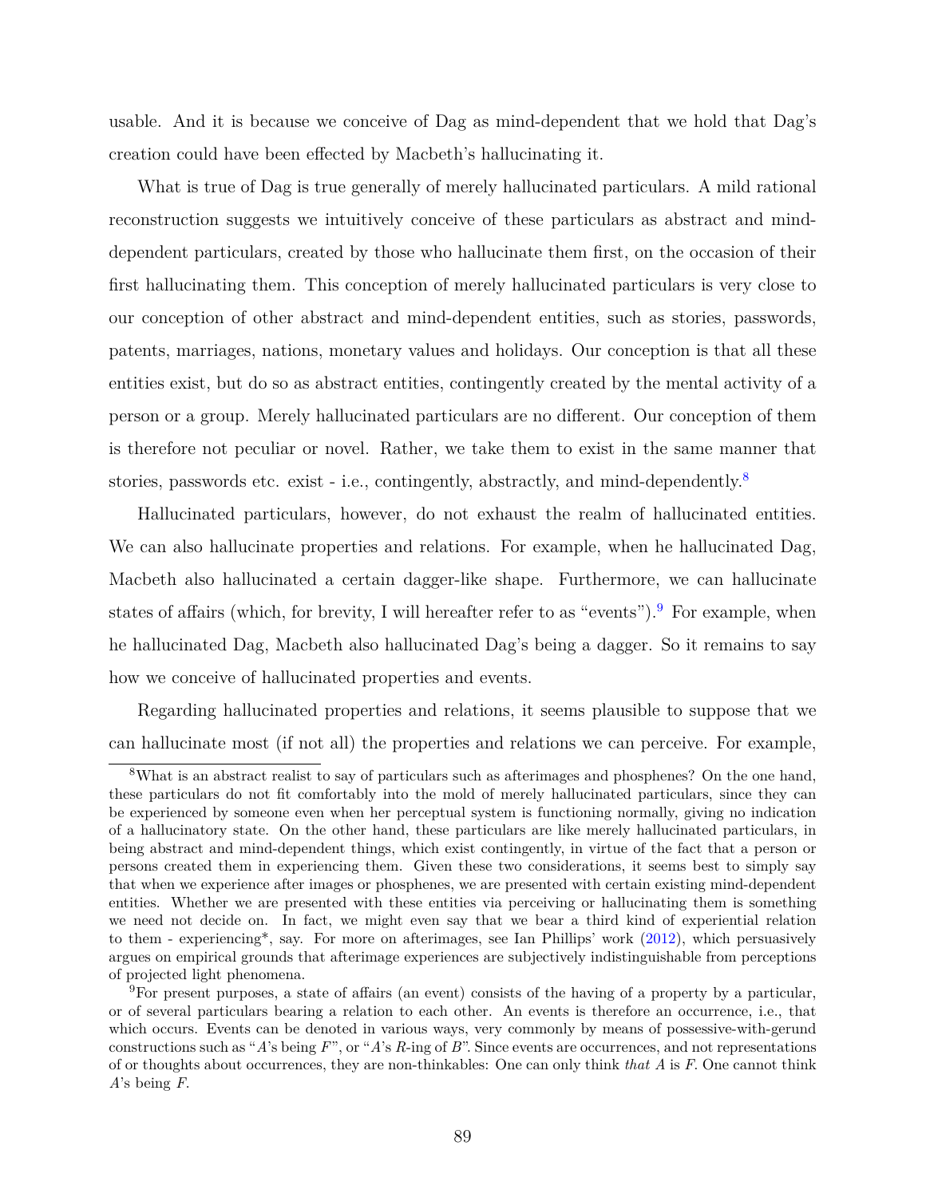usable. And it is because we conceive of Dag as mind-dependent that we hold that Dag's creation could have been effected by Macbeth's hallucinating it.

What is true of Dag is true generally of merely hallucinated particulars. A mild rational reconstruction suggests we intuitively conceive of these particulars as abstract and mind-dependent particulars, created by those who hallucinate them first, on the occasion of their first hallucinating them. This conception of merely hallucinated particulars is very close to our conception of other abstract and mind-dependent entities, such as stories, passwords, patents, marriages, nations, monetary values and holidays. Our conception is that all these entities exist, but do so as abstract entities, contingently created by the mental activity of a person or a group. Merely hallucinated particulars are no different. Our conception of them is therefore not peculiar or novel. Rather, we take them to exist in the same manner that stories, passwords etc. exist - i.e., contingently, abstractly, and mind-dependently.[8]

Hallucinated particulars, however, do not exhaust the realm of hallucinated entities. We can also hallucinate properties and relations. For example, when he hallucinated Dag, Macbeth also hallucinated a certain dagger-like shape. Furthermore, we can hallucinate states of affairs (which, for brevity, I will hereafter refer to as "events").[9] For example, when he hallucinated Dag, Macbeth also hallucinated Dag's being a dagger. So it remains to say how we conceive of hallucinated properties and events.

Regarding hallucinated properties and relations, it seems plausible to suppose that we can hallucinate most (if not all) the properties and relations we can perceive. For example,

[8] What is an abstract realist to say of particulars such as afterimages and phosphenes? On the one hand, these particulars do not fit comfortably into the mold of merely hallucinated particulars, since they can be experienced by someone even when her perceptual system is functioning normally, giving no indication of a hallucinatory state. On the other hand, these particulars are like merely hallucinated particulars, in being abstract and mind-dependent things, which exist contingently, in virtue of the fact that a person or persons created them in experiencing them. Given these two considerations, it seems best to simply say that when we experience after images or phosphenes, we are presented with certain existing mind-dependent entities. Whether we are presented with these entities via perceiving or hallucinating them is something we need not decide on. In fact, we might even say that we bear a third kind of experiential relation to them - experiencing*, say. For more on afterimages, see Ian Phillips' work (2012), which persuasively argues on empirical grounds that afterimage experiences are subjectively indistinguishable from perceptions of projected light phenomena.

[9] For present purposes, a state of affairs (an event) consists of the having of a property by a particular, or of several particulars bearing a relation to each other. An events is therefore an occurrence, i.e., that which occurs. Events can be denoted in various ways, very commonly by means of possessive-with-gerund constructions such as "*A*'s being *F*", or "*A*'s *R*-ing of *B*". Since events are occurrences, and not representations of or thoughts about occurrences, they are non-thinkables: One can only think *that* *A* is *F*. One cannot think *A*'s being *F*.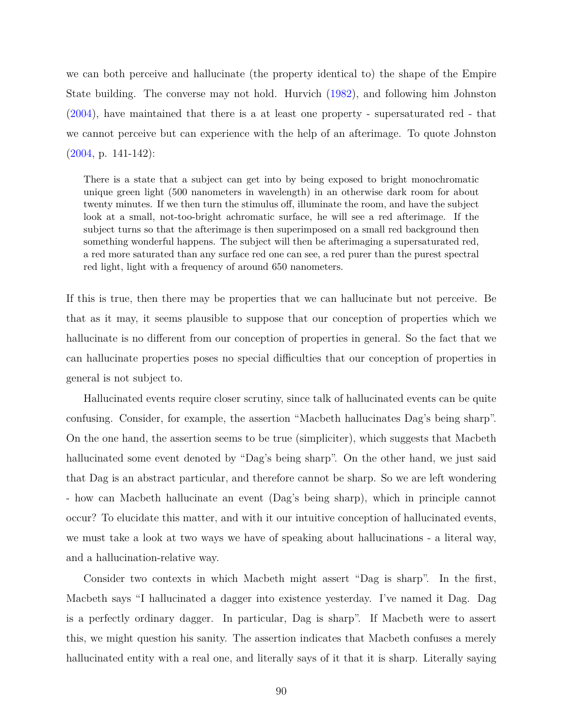we can both perceive and hallucinate (the property identical to) the shape of the Empire State building. The converse may not hold. Hurvich (1982), and following him Johnston (2004), have maintained that there is a at least one property - supersaturated red - that we cannot perceive but can experience with the help of an afterimage. To quote Johnston (2004, p. 141-142):

> There is a state that a subject can get into by being exposed to bright monochromatic unique green light (500 nanometers in wavelength) in an otherwise dark room for about twenty minutes. If we then turn the stimulus off, illuminate the room, and have the subject look at a small, not-too-bright achromatic surface, he will see a red afterimage. If the subject turns so that the afterimage is then superimposed on a small red background then something wonderful happens. The subject will then be afterimaging a supersaturated red, a red more saturated than any surface red one can see, a red purer than the purest spectral red light, light with a frequency of around 650 nanometers.

If this is true, then there may be properties that we can hallucinate but not perceive. Be that as it may, it seems plausible to suppose that our conception of properties which we hallucinate is no different from our conception of properties in general. So the fact that we can hallucinate properties poses no special difficulties that our conception of properties in general is not subject to.

Hallucinated events require closer scrutiny, since talk of hallucinated events can be quite confusing. Consider, for example, the assertion "Macbeth hallucinates Dag's being sharp". On the one hand, the assertion seems to be true (simpliciter), which suggests that Macbeth hallucinated some event denoted by "Dag's being sharp". On the other hand, we just said that Dag is an abstract particular, and therefore cannot be sharp. So we are left wondering - how can Macbeth hallucinate an event (Dag's being sharp), which in principle cannot occur? To elucidate this matter, and with it our intuitive conception of hallucinated events, we must take a look at two ways we have of speaking about hallucinations - a literal way, and a hallucination-relative way.

Consider two contexts in which Macbeth might assert "Dag is sharp". In the first, Macbeth says "I hallucinated a dagger into existence yesterday. I've named it Dag. Dag is a perfectly ordinary dagger. In particular, Dag is sharp". If Macbeth were to assert this, we might question his sanity. The assertion indicates that Macbeth confuses a merely hallucinated entity with a real one, and literally says of it that it is sharp. Literally saying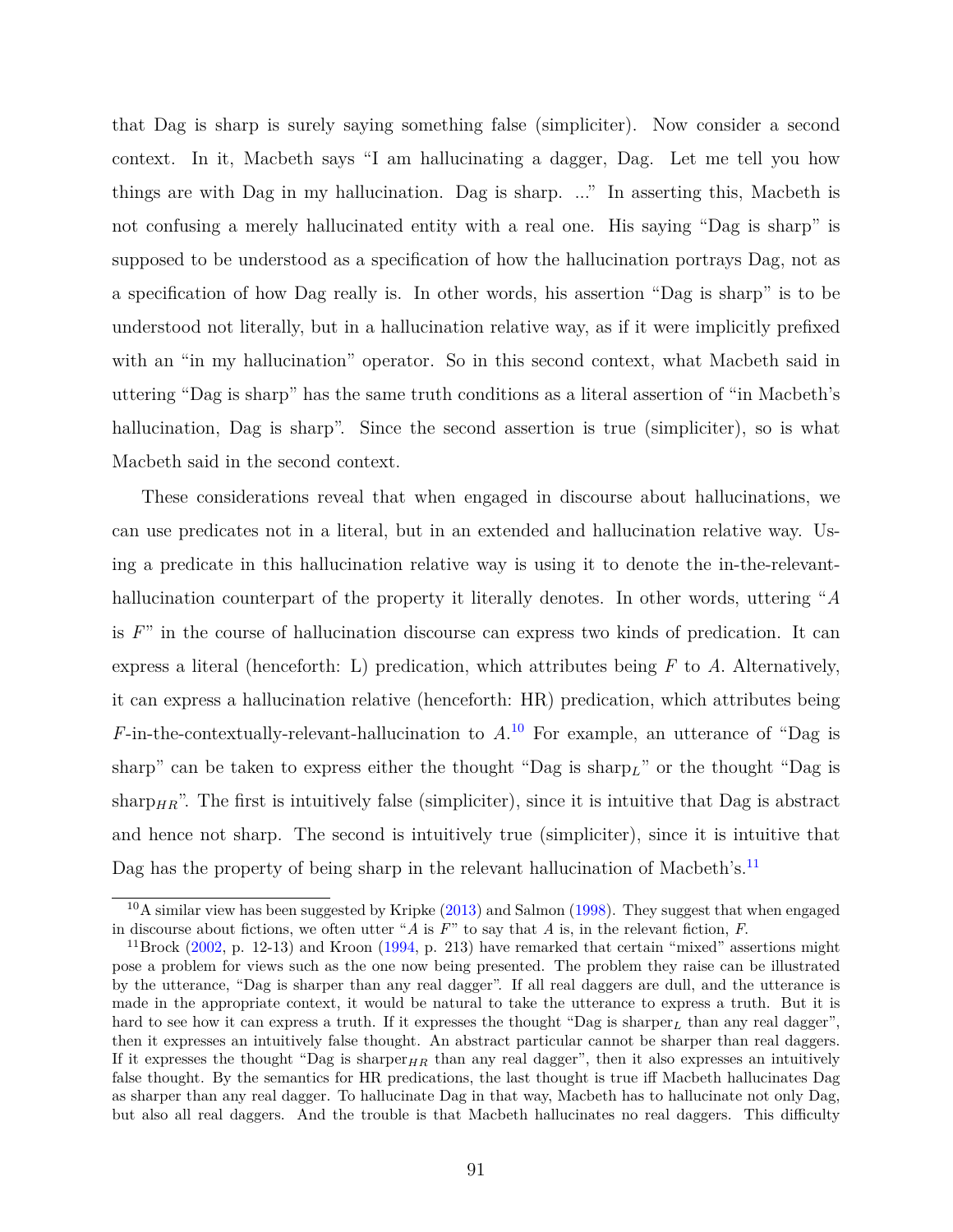that Dag is sharp is surely saying something false (simpliciter). Now consider a second context. In it, Macbeth says "I am hallucinating a dagger, Dag. Let me tell you how things are with Dag in my hallucination. Dag is sharp. ..." In asserting this, Macbeth is not confusing a merely hallucinated entity with a real one. His saying "Dag is sharp" is supposed to be understood as a specification of how the hallucination portrays Dag, not as a specification of how Dag really is. In other words, his assertion "Dag is sharp" is to be understood not literally, but in a hallucination relative way, as if it were implicitly prefixed with an "in my hallucination" operator. So in this second context, what Macbeth said in uttering "Dag is sharp" has the same truth conditions as a literal assertion of "in Macbeth's hallucination, Dag is sharp". Since the second assertion is true (simpliciter), so is what Macbeth said in the second context.

These considerations reveal that when engaged in discourse about hallucinations, we can use predicates not in a literal, but in an extended and hallucination relative way. Using a predicate in this hallucination relative way is using it to denote the in-the-relevant-hallucination counterpart of the property it literally denotes. In other words, uttering "$A$ is $F$" in the course of hallucination discourse can express two kinds of predication. It can express a literal (henceforth: L) predication, which attributes being $F$ to $A$. Alternatively, it can express a hallucination relative (henceforth: HR) predication, which attributes being $F$-in-the-contextually-relevant-hallucination to $A$.[10] For example, an utterance of "Dag is sharp" can be taken to express either the thought "Dag is $\text{sharp}_L$" or the thought "Dag is $\text{sharp}_{HR}$". The first is intuitively false (simpliciter), since it is intuitive that Dag is abstract and hence not sharp. The second is intuitively true (simpliciter), since it is intuitive that Dag has the property of being sharp in the relevant hallucination of Macbeth's.[11]

---

[10] A similar view has been suggested by Kripke (2013) and Salmon (1998). They suggest that when engaged in discourse about fictions, we often utter "$A$ is $F$" to say that $A$ is, in the relevant fiction, $F$.

[11] Brock (2002, p. 12-13) and Kroon (1994, p. 213) have remarked that certain "mixed" assertions might pose a problem for views such as the one now being presented. The problem they raise can be illustrated by the utterance, "Dag is sharper than any real dagger". If all real daggers are dull, and the utterance is made in the appropriate context, it would be natural to take the utterance to express a truth. But it is hard to see how it can express a truth. If it expresses the thought "Dag is $\text{sharper}_L$ than any real dagger", then it expresses an intuitively false thought. An abstract particular cannot be sharper than real daggers. If it expresses the thought "Dag is $\text{sharper}_{HR}$ than any real dagger", then it also expresses an intuitively false thought. By the semantics for HR predications, the last thought is true iff Macbeth hallucinates Dag as sharper than any real dagger. To hallucinate Dag in that way, Macbeth has to hallucinate not only Dag, but also all real daggers. And the trouble is that Macbeth hallucinates no real daggers. This difficulty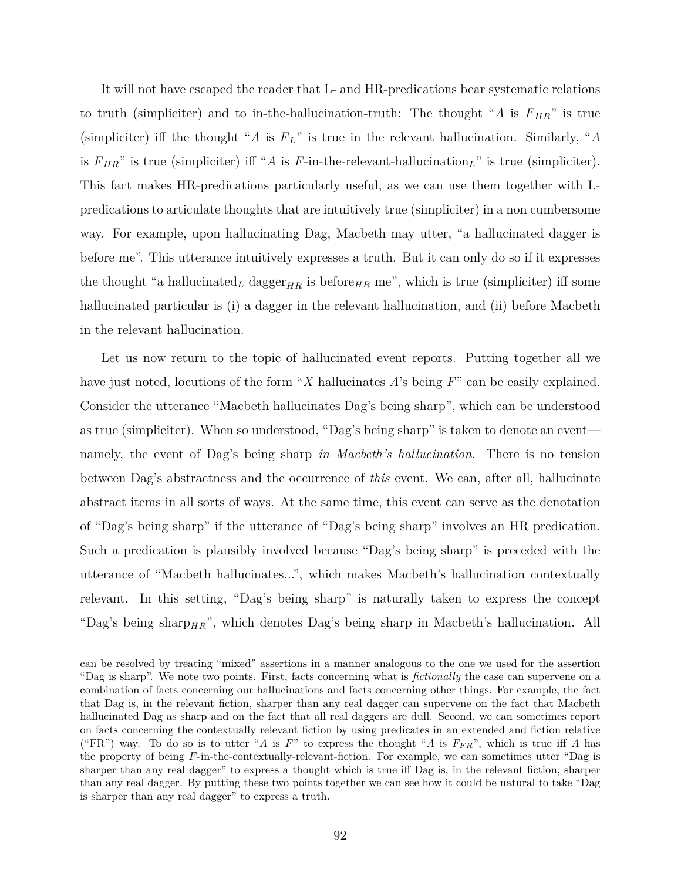It will not have escaped the reader that L- and HR-predications bear systematic relations to truth (simpliciter) and to in-the-hallucination-truth: The thought "$A$ is $F_{HR}$" is true (simpliciter) iff the thought "$A$ is $F_L$" is true in the relevant hallucination. Similarly, "$A$ is $F_{HR}$" is true (simpliciter) iff "$A$ is $F$-in-the-relevant-hallucination$_L$" is true (simpliciter). This fact makes HR-predications particularly useful, as we can use them together with L-predications to articulate thoughts that are intuitively true (simpliciter) in a non cumbersome way. For example, upon hallucinating Dag, Macbeth may utter, "a hallucinated dagger is before me". This utterance intuitively expresses a truth. But it can only do so if it expresses the thought "a hallucinated$_L$ dagger$_{HR}$ is before$_{HR}$ me", which is true (simpliciter) iff some hallucinated particular is (i) a dagger in the relevant hallucination, and (ii) before Macbeth in the relevant hallucination.

Let us now return to the topic of hallucinated event reports. Putting together all we have just noted, locutions of the form "$X$ hallucinates $A$'s being $F$" can be easily explained. Consider the utterance "Macbeth hallucinates Dag's being sharp", which can be understood as true (simpliciter). When so understood, "Dag's being sharp" is taken to denote an event—namely, the event of Dag's being sharp *in Macbeth's hallucination*. There is no tension between Dag's abstractness and the occurrence of *this* event. We can, after all, hallucinate abstract items in all sorts of ways. At the same time, this event can serve as the denotation of "Dag's being sharp" if the utterance of "Dag's being sharp" involves an HR predication. Such a predication is plausibly involved because "Dag's being sharp" is preceded with the utterance of "Macbeth hallucinates...", which makes Macbeth's hallucination contextually relevant. In this setting, "Dag's being sharp" is naturally taken to express the concept "Dag's being sharp$_{HR}$", which denotes Dag's being sharp in Macbeth's hallucination. All

can be resolved by treating "mixed" assertions in a manner analogous to the one we used for the assertion "Dag is sharp". We note two points. First, facts concerning what is *fictionally* the case can supervene on a combination of facts concerning our hallucinations and facts concerning other things. For example, the fact that Dag is, in the relevant fiction, sharper than any real dagger can supervene on the fact that Macbeth hallucinated Dag as sharp and on the fact that all real daggers are dull. Second, we can sometimes report on facts concerning the contextually relevant fiction by using predicates in an extended and fiction relative ("FR") way. To do so is to utter "$A$ is $F$" to express the thought "$A$ is $F_{FR}$", which is true iff $A$ has the property of being $F$-in-the-contextually-relevant-fiction. For example, we can sometimes utter "Dag is sharper than any real dagger" to express a thought which is true iff Dag is, in the relevant fiction, sharper than any real dagger. By putting these two points together we can see how it could be natural to take "Dag is sharper than any real dagger" to express a truth.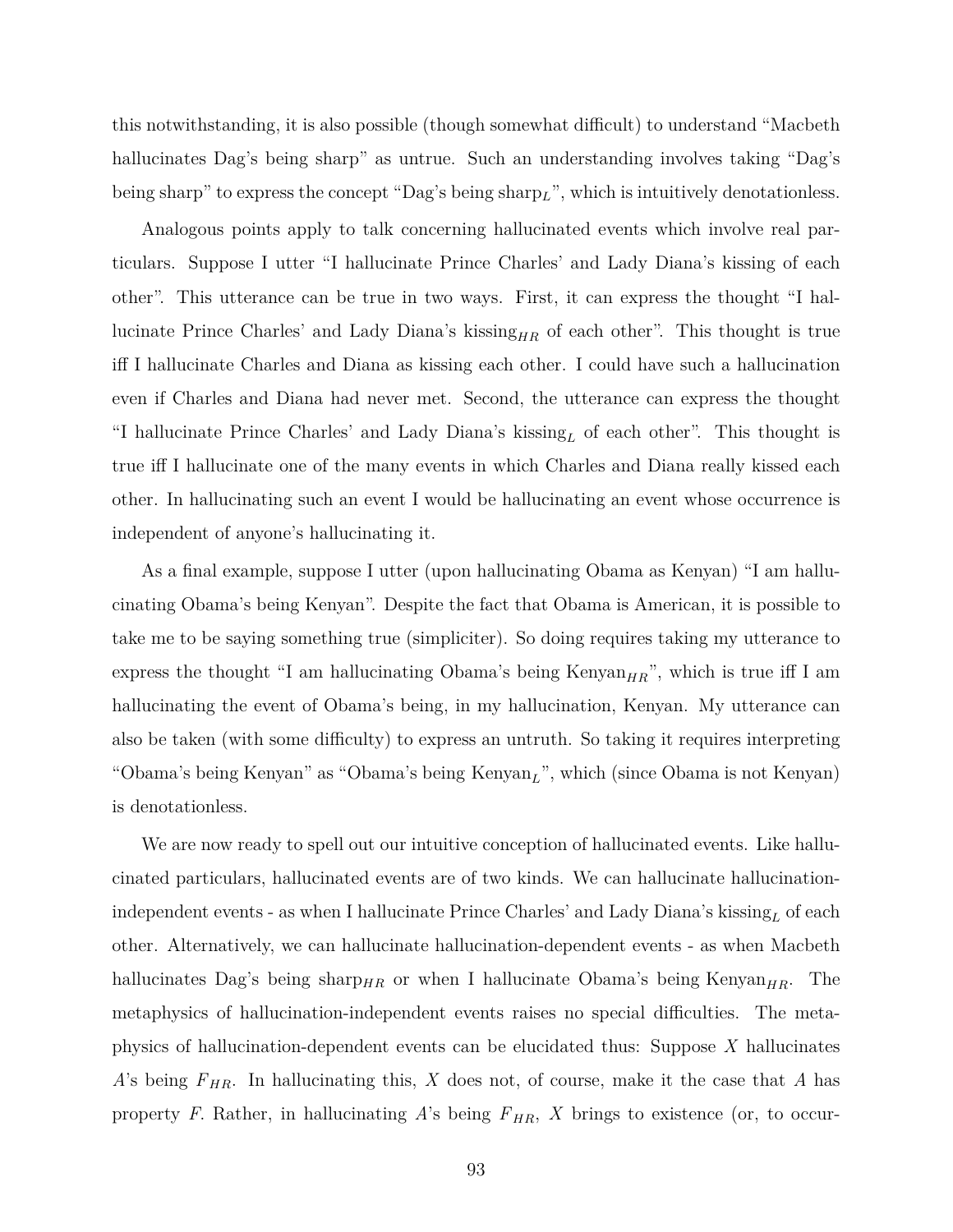this notwithstanding, it is also possible (though somewhat difficult) to understand "Macbeth hallucinates Dag's being sharp" as untrue. Such an understanding involves taking "Dag's being sharp" to express the concept "Dag's being sharp$_L$", which is intuitively denotationless.

Analogous points apply to talk concerning hallucinated events which involve real particulars. Suppose I utter "I hallucinate Prince Charles' and Lady Diana's kissing of each other". This utterance can be true in two ways. First, it can express the thought "I hallucinate Prince Charles' and Lady Diana's kissing$_{HR}$ of each other". This thought is true iff I hallucinate Charles and Diana as kissing each other. I could have such a hallucination even if Charles and Diana had never met. Second, the utterance can express the thought "I hallucinate Prince Charles' and Lady Diana's kissing$_L$ of each other". This thought is true iff I hallucinate one of the many events in which Charles and Diana really kissed each other. In hallucinating such an event I would be hallucinating an event whose occurrence is independent of anyone's hallucinating it.

As a final example, suppose I utter (upon hallucinating Obama as Kenyan) "I am hallucinating Obama's being Kenyan". Despite the fact that Obama is American, it is possible to take me to be saying something true (simpliciter). So doing requires taking my utterance to express the thought "I am hallucinating Obama's being Kenyan$_{HR}$", which is true iff I am hallucinating the event of Obama's being, in my hallucination, Kenyan. My utterance can also be taken (with some difficulty) to express an untruth. So taking it requires interpreting "Obama's being Kenyan" as "Obama's being Kenyan$_L$", which (since Obama is not Kenyan) is denotationless.

We are now ready to spell out our intuitive conception of hallucinated events. Like hallucinated particulars, hallucinated events are of two kinds. We can hallucinate hallucination-independent events - as when I hallucinate Prince Charles' and Lady Diana's kissing$_L$ of each other. Alternatively, we can hallucinate hallucination-dependent events - as when Macbeth hallucinates Dag's being sharp$_{HR}$ or when I hallucinate Obama's being Kenyan$_{HR}$. The metaphysics of hallucination-independent events raises no special difficulties. The metaphysics of hallucination-dependent events can be elucidated thus: Suppose $X$ hallucinates $A$'s being $F_{HR}$. In hallucinating this, $X$ does not, of course, make it the case that $A$ has property $F$. Rather, in hallucinating $A$'s being $F_{HR}$, $X$ brings to existence (or, to occur-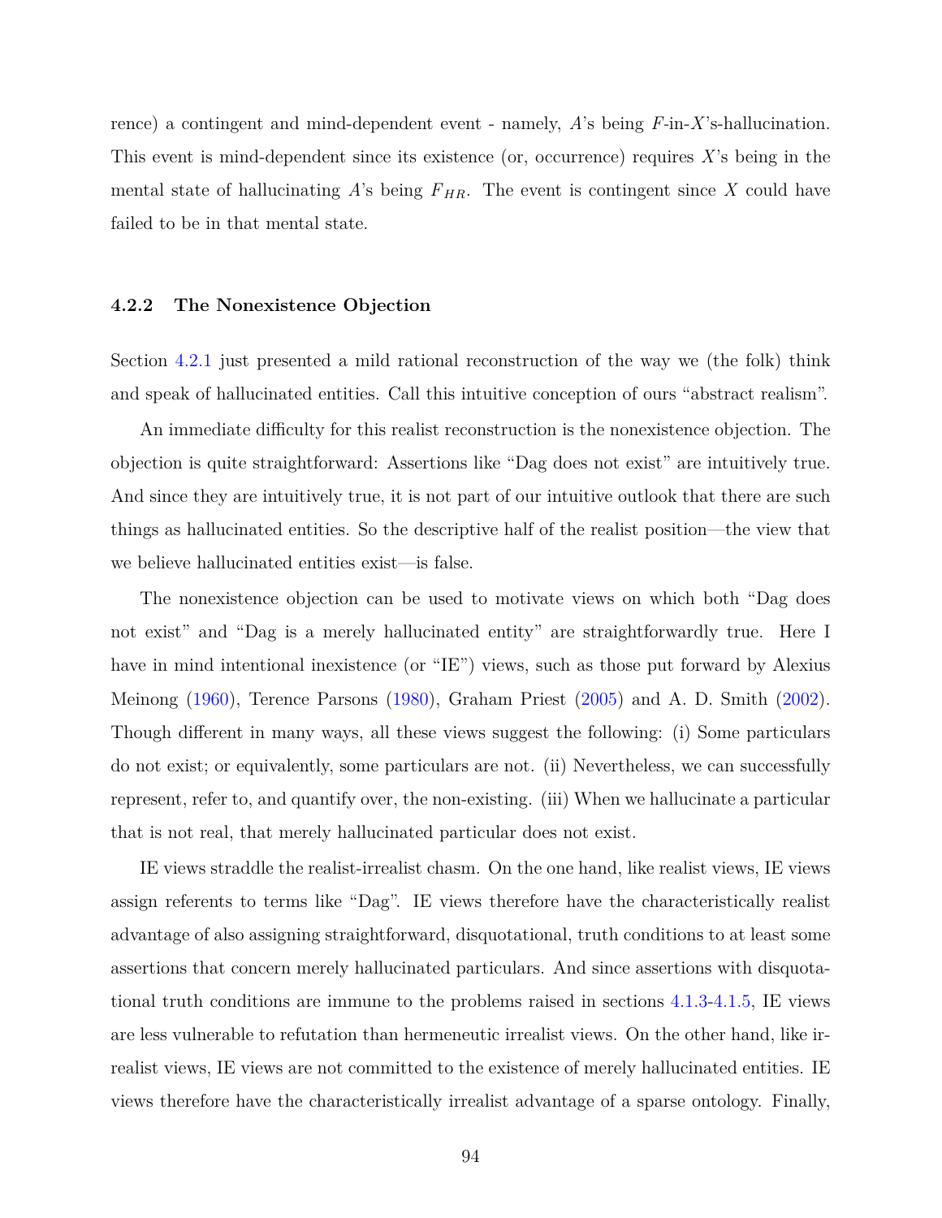rence) a contingent and mind-dependent event - namely, $A$'s being $F$-in-$X$'s-hallucination. This event is mind-dependent since its existence (or, occurrence) requires $X$'s being in the mental state of hallucinating $A$'s being $F_{HR}$. The event is contingent since $X$ could have failed to be in that mental state.

### 4.2.2 The Nonexistence Objection

Section 4.2.1 just presented a mild rational reconstruction of the way we (the folk) think and speak of hallucinated entities. Call this intuitive conception of ours "abstract realism".

An immediate difficulty for this realist reconstruction is the nonexistence objection. The objection is quite straightforward: Assertions like "Dag does not exist" are intuitively true. And since they are intuitively true, it is not part of our intuitive outlook that there are such things as hallucinated entities. So the descriptive half of the realist position—the view that we believe hallucinated entities exist—is false.

The nonexistence objection can be used to motivate views on which both "Dag does not exist" and "Dag is a merely hallucinated entity" are straightforwardly true. Here I have in mind intentional inexistence (or "IE") views, such as those put forward by Alexius Meinong (1960), Terence Parsons (1980), Graham Priest (2005) and A. D. Smith (2002). Though different in many ways, all these views suggest the following: (i) Some particulars do not exist; or equivalently, some particulars are not. (ii) Nevertheless, we can successfully represent, refer to, and quantify over, the non-existing. (iii) When we hallucinate a particular that is not real, that merely hallucinated particular does not exist.

IE views straddle the realist-irrealist chasm. On the one hand, like realist views, IE views assign referents to terms like "Dag". IE views therefore have the characteristically realist advantage of also assigning straightforward, disquotational, truth conditions to at least some assertions that concern merely hallucinated particulars. And since assertions with disquotational truth conditions are immune to the problems raised in sections 4.1.3-4.1.5, IE views are less vulnerable to refutation than hermeneutic irrealist views. On the other hand, like irrealist views, IE views are not committed to the existence of merely hallucinated entities. IE views therefore have the characteristically irrealist advantage of a sparse ontology. Finally,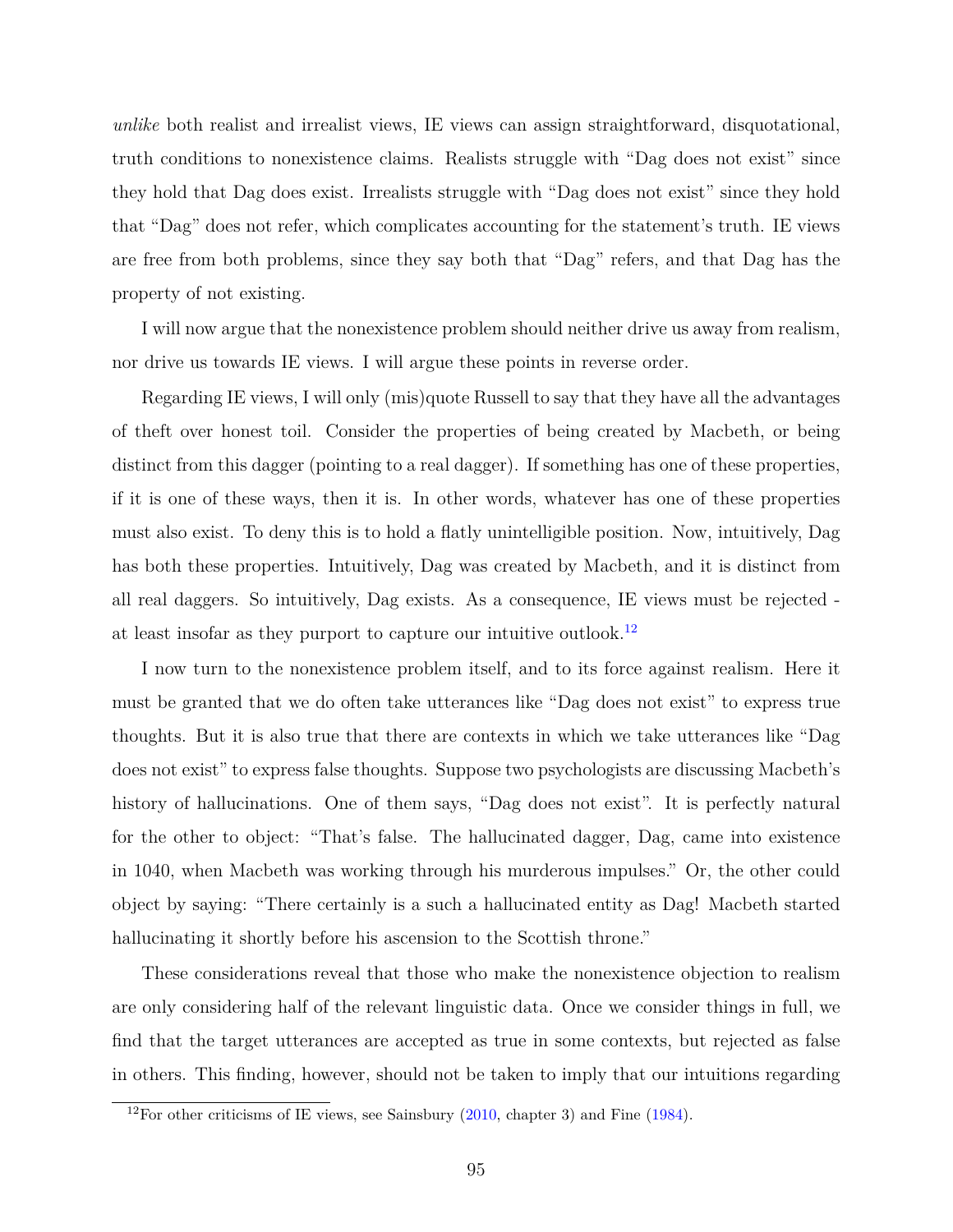*unlike* both realist and irrealist views, IE views can assign straightforward, disquotational, truth conditions to nonexistence claims. Realists struggle with "Dag does not exist" since they hold that Dag does exist. Irrealists struggle with "Dag does not exist" since they hold that "Dag" does not refer, which complicates accounting for the statement's truth. IE views are free from both problems, since they say both that "Dag" refers, and that Dag has the property of not existing.

I will now argue that the nonexistence problem should neither drive us away from realism, nor drive us towards IE views. I will argue these points in reverse order.

Regarding IE views, I will only (mis)quote Russell to say that they have all the advantages of theft over honest toil. Consider the properties of being created by Macbeth, or being distinct from this dagger (pointing to a real dagger). If something has one of these properties, if it is one of these ways, then it is. In other words, whatever has one of these properties must also exist. To deny this is to hold a flatly unintelligible position. Now, intuitively, Dag has both these properties. Intuitively, Dag was created by Macbeth, and it is distinct from all real daggers. So intuitively, Dag exists. As a consequence, IE views must be rejected - at least insofar as they purport to capture our intuitive outlook.[12]

I now turn to the nonexistence problem itself, and to its force against realism. Here it must be granted that we do often take utterances like "Dag does not exist" to express true thoughts. But it is also true that there are contexts in which we take utterances like "Dag does not exist" to express false thoughts. Suppose two psychologists are discussing Macbeth's history of hallucinations. One of them says, "Dag does not exist". It is perfectly natural for the other to object: "That's false. The hallucinated dagger, Dag, came into existence in 1040, when Macbeth was working through his murderous impulses." Or, the other could object by saying: "There certainly is a such a hallucinated entity as Dag! Macbeth started hallucinating it shortly before his ascension to the Scottish throne."

These considerations reveal that those who make the nonexistence objection to realism are only considering half of the relevant linguistic data. Once we consider things in full, we find that the target utterances are accepted as true in some contexts, but rejected as false in others. This finding, however, should not be taken to imply that our intuitions regarding

[12] For other criticisms of IE views, see Sainsbury (2010, chapter 3) and Fine (1984).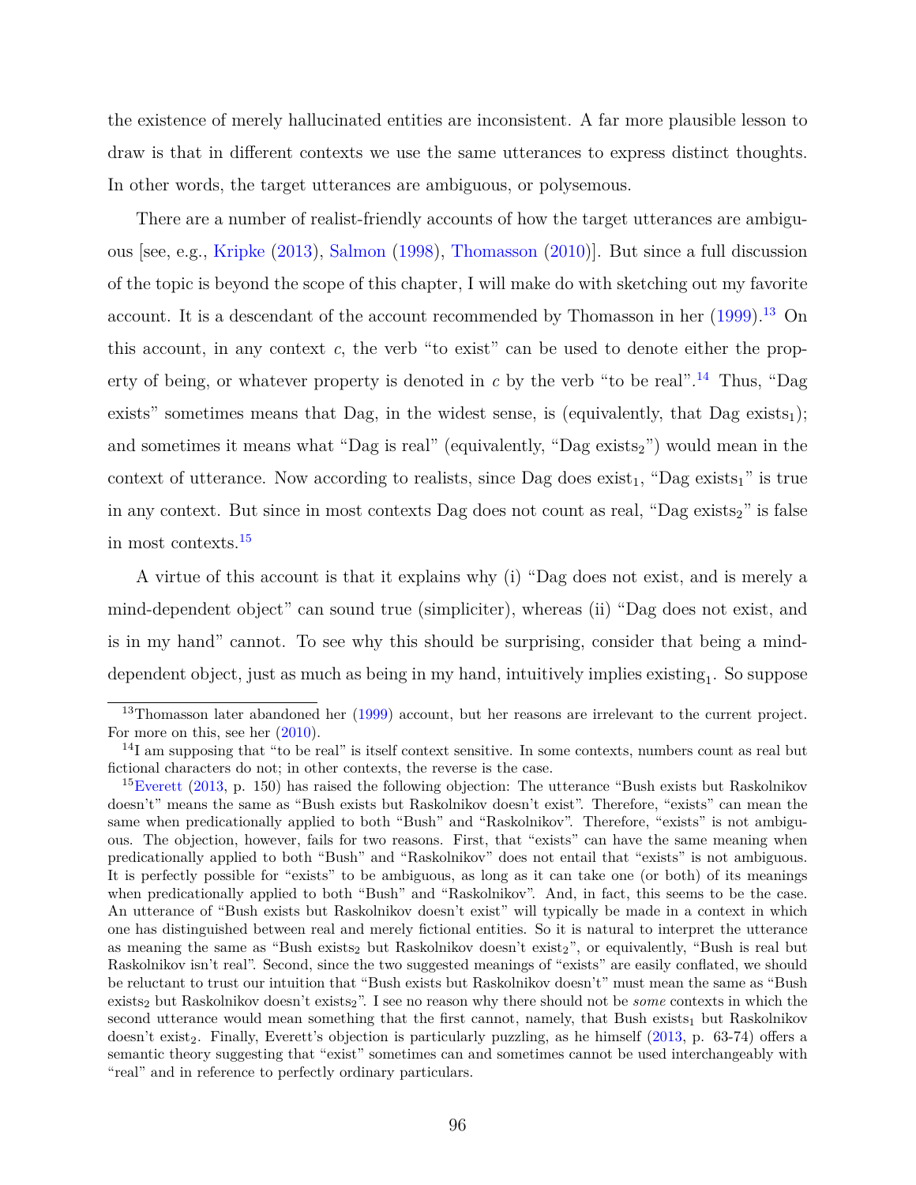the existence of merely hallucinated entities are inconsistent. A far more plausible lesson to draw is that in different contexts we use the same utterances to express distinct thoughts. In other words, the target utterances are ambiguous, or polysemous.

There are a number of realist-friendly accounts of how the target utterances are ambiguous [see, e.g., Kripke (2013), Salmon (1998), Thomasson (2010)]. But since a full discussion of the topic is beyond the scope of this chapter, I will make do with sketching out my favorite account. It is a descendant of the account recommended by Thomasson in her (1999).[13] On this account, in any context *c*, the verb "to exist" can be used to denote either the property of being, or whatever property is denoted in *c* by the verb "to be real".[14] Thus, "Dag exists" sometimes means that Dag, in the widest sense, is (equivalently, that Dag exists$_1$); and sometimes it means what "Dag is real" (equivalently, "Dag exists$_2$") would mean in the context of utterance. Now according to realists, since Dag does exist$_1$, "Dag exists$_1$" is true in any context. But since in most contexts Dag does not count as real, "Dag exists$_2$" is false in most contexts.[15]

A virtue of this account is that it explains why (i) "Dag does not exist, and is merely a mind-dependent object" can sound true (simpliciter), whereas (ii) "Dag does not exist, and is in my hand" cannot. To see why this should be surprising, consider that being a mind-dependent object, just as much as being in my hand, intuitively implies existing$_1$. So suppose

---

[13]Thomasson later abandoned her (1999) account, but her reasons are irrelevant to the current project. For more on this, see her (2010).

[14]I am supposing that "to be real" is itself context sensitive. In some contexts, numbers count as real but fictional characters do not; in other contexts, the reverse is the case.

[15]Everett (2013, p. 150) has raised the following objection: The utterance "Bush exists but Raskolnikov doesn't" means the same as "Bush exists but Raskolnikov doesn't exist". Therefore, "exists" can mean the same when predicationally applied to both "Bush" and "Raskolnikov". Therefore, "exists" is not ambiguous. The objection, however, fails for two reasons. First, that "exists" can have the same meaning when predicationally applied to both "Bush" and "Raskolnikov" does not entail that "exists" is not ambiguous. It is perfectly possible for "exists" to be ambiguous, as long as it can take one (or both) of its meanings when predicationally applied to both "Bush" and "Raskolnikov". And, in fact, this seems to be the case. An utterance of "Bush exists but Raskolnikov doesn't exist" will typically be made in a context in which one has distinguished between real and merely fictional entities. So it is natural to interpret the utterance as meaning the same as "Bush exists$_2$ but Raskolnikov doesn't exist$_2$", or equivalently, "Bush is real but Raskolnikov isn't real". Second, since the two suggested meanings of "exists" are easily conflated, we should be reluctant to trust our intuition that "Bush exists but Raskolnikov doesn't" must mean the same as "Bush exists$_2$ but Raskolnikov doesn't exists$_2$". I see no reason why there should not be *some* contexts in which the second utterance would mean something that the first cannot, namely, that Bush exists$_1$ but Raskolnikov doesn't exist$_2$. Finally, Everett's objection is particularly puzzling, as he himself (2013, p. 63-74) offers a semantic theory suggesting that "exist" sometimes can and sometimes cannot be used interchangeably with "real" and in reference to perfectly ordinary particulars.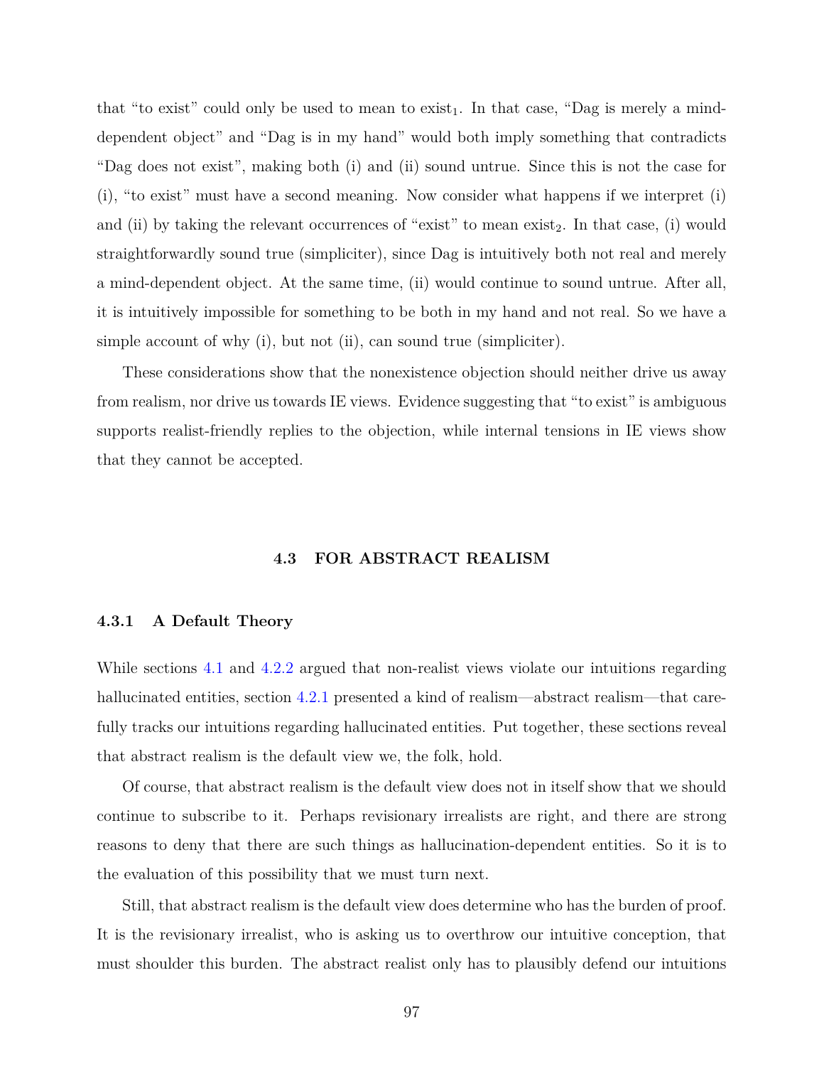that "to exist" could only be used to mean to exist$_1$. In that case, "Dag is merely a mind-dependent object" and "Dag is in my hand" would both imply something that contradicts "Dag does not exist", making both (i) and (ii) sound untrue. Since this is not the case for (i), "to exist" must have a second meaning. Now consider what happens if we interpret (i) and (ii) by taking the relevant occurrences of "exist" to mean exist$_2$. In that case, (i) would straightforwardly sound true (simpliciter), since Dag is intuitively both not real and merely a mind-dependent object. At the same time, (ii) would continue to sound untrue. After all, it is intuitively impossible for something to be both in my hand and not real. So we have a simple account of why (i), but not (ii), can sound true (simpliciter).

These considerations show that the nonexistence objection should neither drive us away from realism, nor drive us towards IE views. Evidence suggesting that "to exist" is ambiguous supports realist-friendly replies to the objection, while internal tensions in IE views show that they cannot be accepted.

## 4.3 FOR ABSTRACT REALISM

### 4.3.1 A Default Theory

While sections 4.1 and 4.2.2 argued that non-realist views violate our intuitions regarding hallucinated entities, section 4.2.1 presented a kind of realism—abstract realism—that carefully tracks our intuitions regarding hallucinated entities. Put together, these sections reveal that abstract realism is the default view we, the folk, hold.

Of course, that abstract realism is the default view does not in itself show that we should continue to subscribe to it. Perhaps revisionary irrealists are right, and there are strong reasons to deny that there are such things as hallucination-dependent entities. So it is to the evaluation of this possibility that we must turn next.

Still, that abstract realism is the default view does determine who has the burden of proof. It is the revisionary irrealist, who is asking us to overthrow our intuitive conception, that must shoulder this burden. The abstract realist only has to plausibly defend our intuitions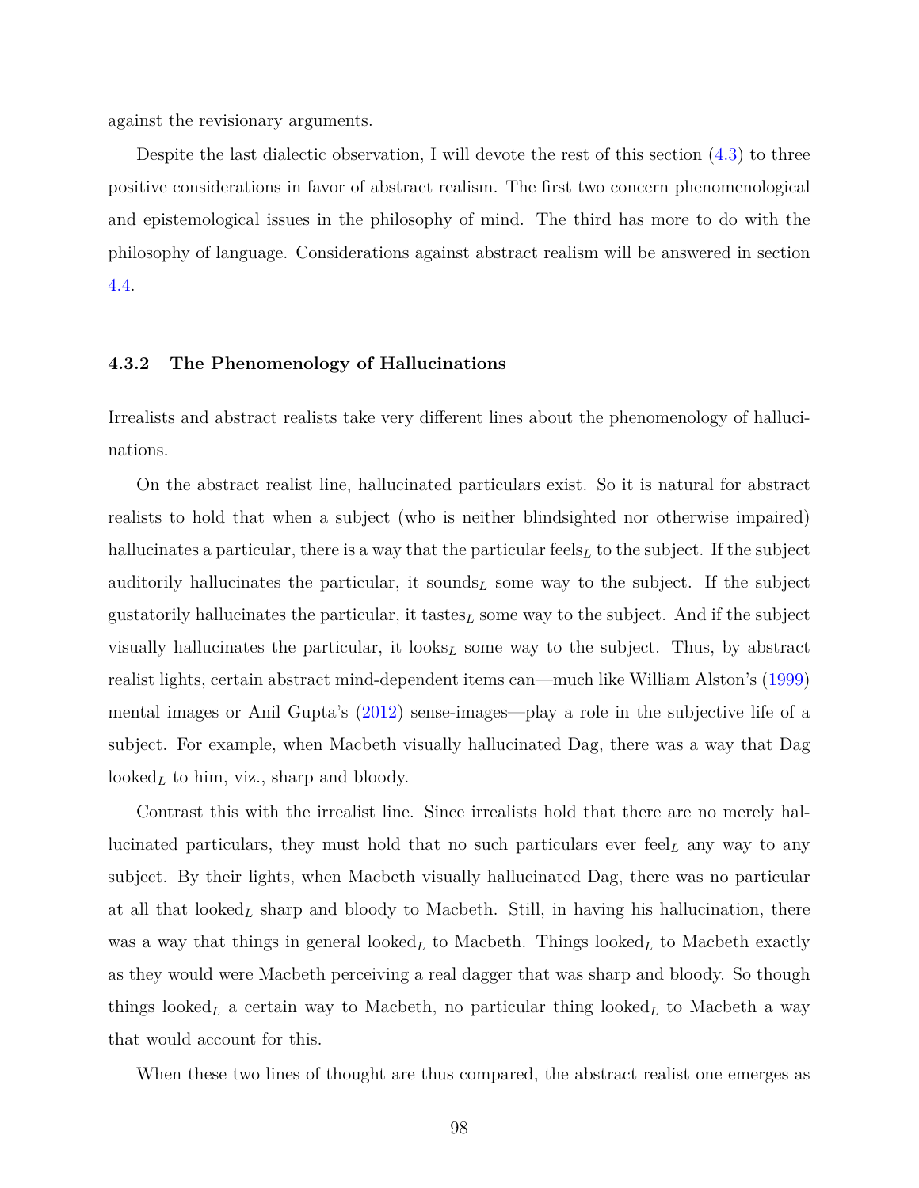against the revisionary arguments.

Despite the last dialectic observation, I will devote the rest of this section (4.3) to three positive considerations in favor of abstract realism. The first two concern phenomenological and epistemological issues in the philosophy of mind. The third has more to do with the philosophy of language. Considerations against abstract realism will be answered in section 4.4.

### 4.3.2 The Phenomenology of Hallucinations

Irrealists and abstract realists take very different lines about the phenomenology of hallucinations.

On the abstract realist line, hallucinated particulars exist. So it is natural for abstract realists to hold that when a subject (who is neither blindsighted nor otherwise impaired) hallucinates a particular, there is a way that the particular feels$_L$ to the subject. If the subject auditorily hallucinates the particular, it sounds$_L$ some way to the subject. If the subject gustatorily hallucinates the particular, it tastes$_L$ some way to the subject. And if the subject visually hallucinates the particular, it looks$_L$ some way to the subject. Thus, by abstract realist lights, certain abstract mind-dependent items can—much like William Alston's (1999) mental images or Anil Gupta's (2012) sense-images—play a role in the subjective life of a subject. For example, when Macbeth visually hallucinated Dag, there was a way that Dag looked$_L$ to him, viz., sharp and bloody.

Contrast this with the irrealist line. Since irrealists hold that there are no merely hallucinated particulars, they must hold that no such particulars ever feel$_L$ any way to any subject. By their lights, when Macbeth visually hallucinated Dag, there was no particular at all that looked$_L$ sharp and bloody to Macbeth. Still, in having his hallucination, there was a way that things in general looked$_L$ to Macbeth. Things looked$_L$ to Macbeth exactly as they would were Macbeth perceiving a real dagger that was sharp and bloody. So though things looked$_L$ a certain way to Macbeth, no particular thing looked$_L$ to Macbeth a way that would account for this.

When these two lines of thought are thus compared, the abstract realist one emerges as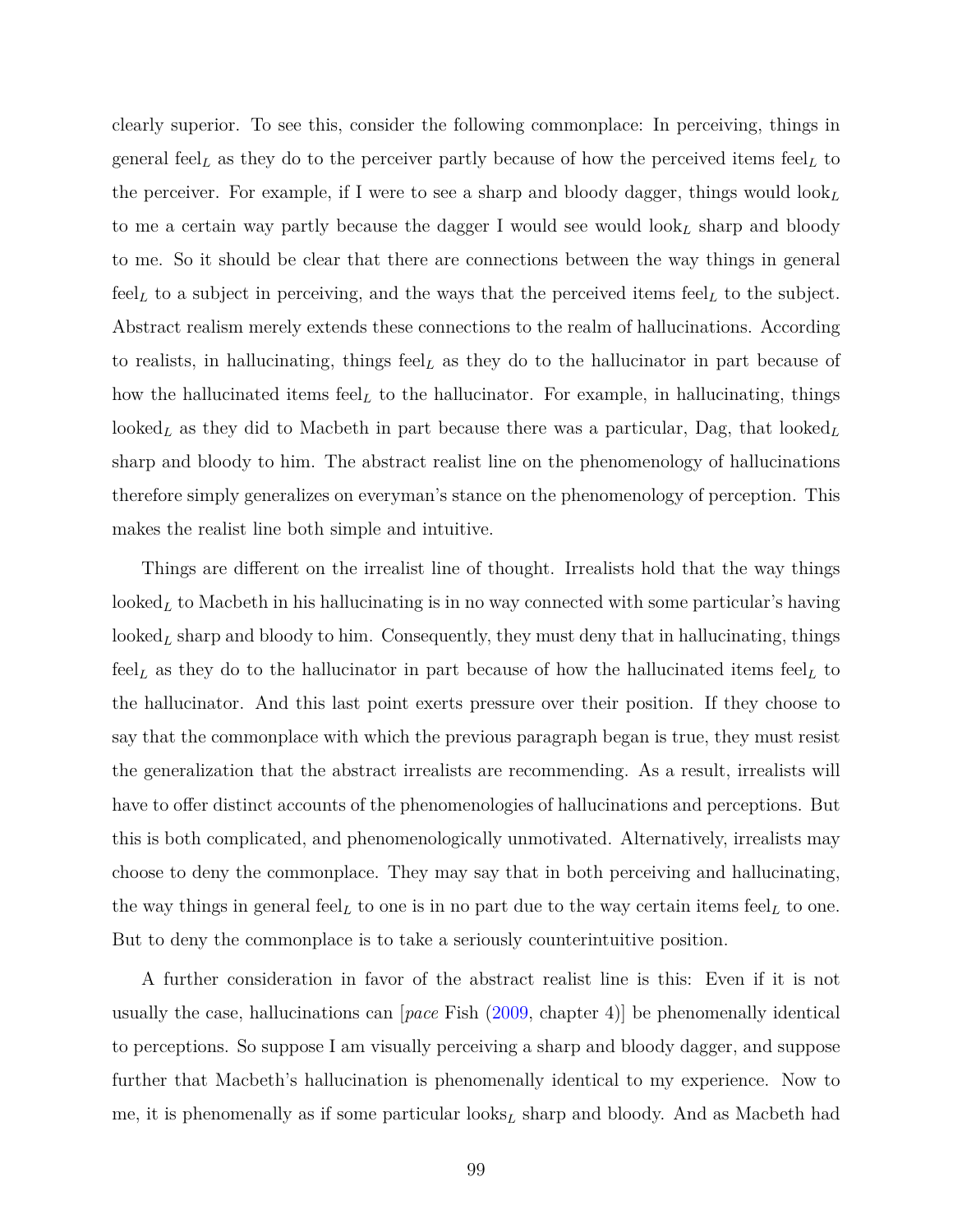clearly superior. To see this, consider the following commonplace: In perceiving, things in general feel$_L$ as they do to the perceiver partly because of how the perceived items feel$_L$ to the perceiver. For example, if I were to see a sharp and bloody dagger, things would look$_L$ to me a certain way partly because the dagger I would see would look$_L$ sharp and bloody to me. So it should be clear that there are connections between the way things in general feel$_L$ to a subject in perceiving, and the ways that the perceived items feel$_L$ to the subject. Abstract realism merely extends these connections to the realm of hallucinations. According to realists, in hallucinating, things feel$_L$ as they do to the hallucinator in part because of how the hallucinated items feel$_L$ to the hallucinator. For example, in hallucinating, things looked$_L$ as they did to Macbeth in part because there was a particular, Dag, that looked$_L$ sharp and bloody to him. The abstract realist line on the phenomenology of hallucinations therefore simply generalizes on everyman's stance on the phenomenology of perception. This makes the realist line both simple and intuitive.

Things are different on the irrealist line of thought. Irrealists hold that the way things looked$_L$ to Macbeth in his hallucinating is in no way connected with some particular's having looked$_L$ sharp and bloody to him. Consequently, they must deny that in hallucinating, things feel$_L$ as they do to the hallucinator in part because of how the hallucinated items feel$_L$ to the hallucinator. And this last point exerts pressure over their position. If they choose to say that the commonplace with which the previous paragraph began is true, they must resist the generalization that the abstract irrealists are recommending. As a result, irrealists will have to offer distinct accounts of the phenomenologies of hallucinations and perceptions. But this is both complicated, and phenomenologically unmotivated. Alternatively, irrealists may choose to deny the commonplace. They may say that in both perceiving and hallucinating, the way things in general feel$_L$ to one is in no part due to the way certain items feel$_L$ to one. But to deny the commonplace is to take a seriously counterintuitive position.

A further consideration in favor of the abstract realist line is this: Even if it is not usually the case, hallucinations can [*pace* Fish (2009, chapter 4)] be phenomenally identical to perceptions. So suppose I am visually perceiving a sharp and bloody dagger, and suppose further that Macbeth's hallucination is phenomenally identical to my experience. Now to me, it is phenomenally as if some particular looks$_L$ sharp and bloody. And as Macbeth had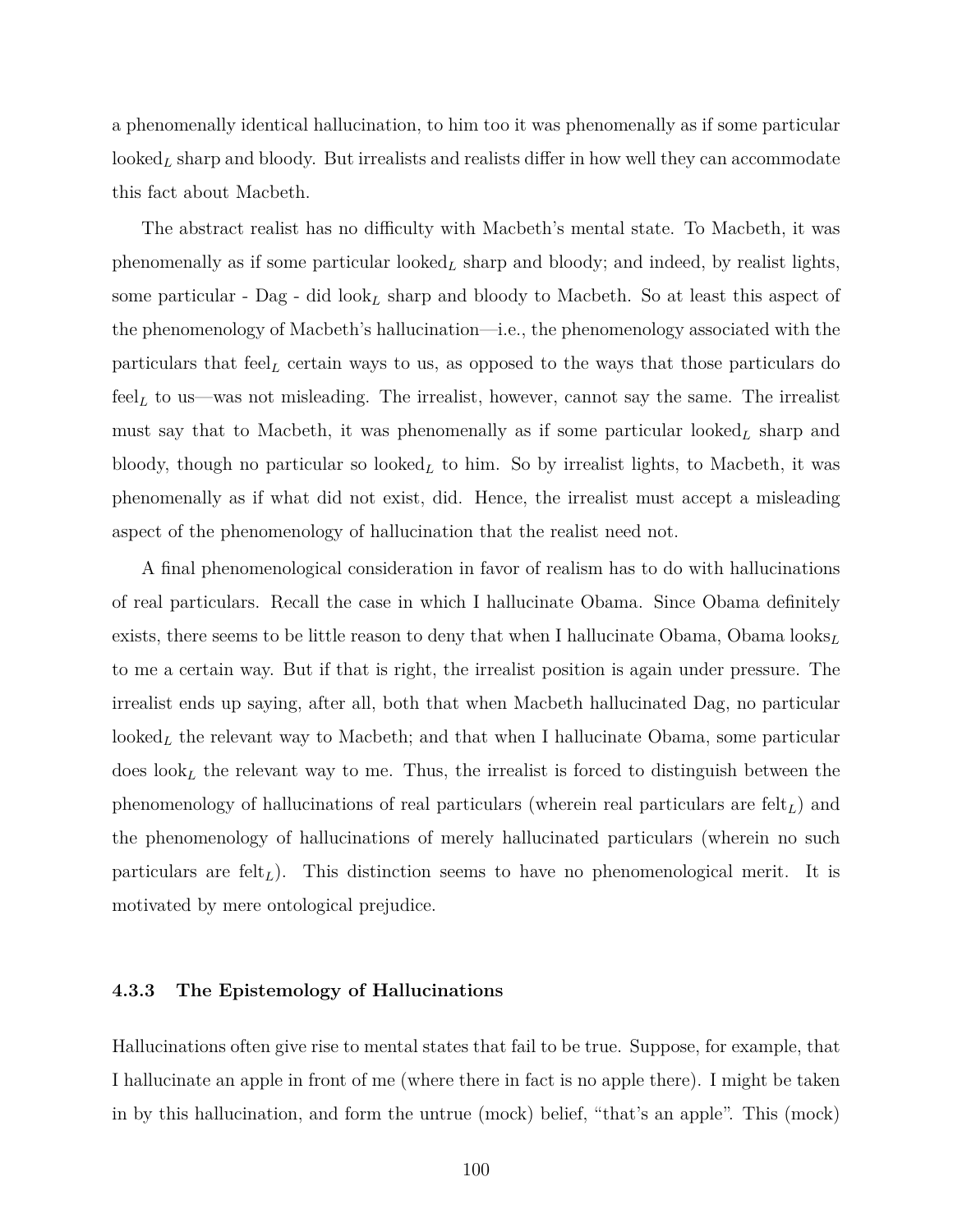a phenomenally identical hallucination, to him too it was phenomenally as if some particular looked$_L$ sharp and bloody. But irrealists and realists differ in how well they can accommodate this fact about Macbeth.

The abstract realist has no difficulty with Macbeth's mental state. To Macbeth, it was phenomenally as if some particular looked$_L$ sharp and bloody; and indeed, by realist lights, some particular - Dag - did look$_L$ sharp and bloody to Macbeth. So at least this aspect of the phenomenology of Macbeth's hallucination—i.e., the phenomenology associated with the particulars that feel$_L$ certain ways to us, as opposed to the ways that those particulars do feel$_L$ to us—was not misleading. The irrealist, however, cannot say the same. The irrealist must say that to Macbeth, it was phenomenally as if some particular looked$_L$ sharp and bloody, though no particular so looked$_L$ to him. So by irrealist lights, to Macbeth, it was phenomenally as if what did not exist, did. Hence, the irrealist must accept a misleading aspect of the phenomenology of hallucination that the realist need not.

A final phenomenological consideration in favor of realism has to do with hallucinations of real particulars. Recall the case in which I hallucinate Obama. Since Obama definitely exists, there seems to be little reason to deny that when I hallucinate Obama, Obama looks$_L$ to me a certain way. But if that is right, the irrealist position is again under pressure. The irrealist ends up saying, after all, both that when Macbeth hallucinated Dag, no particular looked$_L$ the relevant way to Macbeth; and that when I hallucinate Obama, some particular does look$_L$ the relevant way to me. Thus, the irrealist is forced to distinguish between the phenomenology of hallucinations of real particulars (wherein real particulars are felt$_L$) and the phenomenology of hallucinations of merely hallucinated particulars (wherein no such particulars are felt$_L$). This distinction seems to have no phenomenological merit. It is motivated by mere ontological prejudice.

### 4.3.3 The Epistemology of Hallucinations

Hallucinations often give rise to mental states that fail to be true. Suppose, for example, that I hallucinate an apple in front of me (where there in fact is no apple there). I might be taken in by this hallucination, and form the untrue (mock) belief, "that's an apple". This (mock)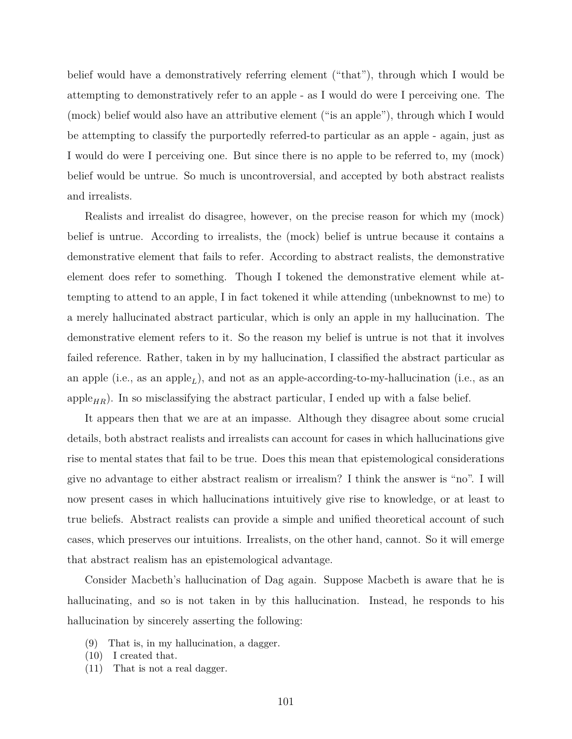belief would have a demonstratively referring element ("that"), through which I would be attempting to demonstratively refer to an apple - as I would do were I perceiving one. The (mock) belief would also have an attributive element ("is an apple"), through which I would be attempting to classify the purportedly referred-to particular as an apple - again, just as I would do were I perceiving one. But since there is no apple to be referred to, my (mock) belief would be untrue. So much is uncontroversial, and accepted by both abstract realists and irrealists.

Realists and irrealist do disagree, however, on the precise reason for which my (mock) belief is untrue. According to irrealists, the (mock) belief is untrue because it contains a demonstrative element that fails to refer. According to abstract realists, the demonstrative element does refer to something. Though I tokened the demonstrative element while attempting to attend to an apple, I in fact tokened it while attending (unbeknownst to me) to a merely hallucinated abstract particular, which is only an apple in my hallucination. The demonstrative element refers to it. So the reason my belief is untrue is not that it involves failed reference. Rather, taken in by my hallucination, I classified the abstract particular as an apple (i.e., as an apple$_L$), and not as an apple-according-to-my-hallucination (i.e., as an apple$_{HR}$). In so misclassifying the abstract particular, I ended up with a false belief.

It appears then that we are at an impasse. Although they disagree about some crucial details, both abstract realists and irrealists can account for cases in which hallucinations give rise to mental states that fail to be true. Does this mean that epistemological considerations give no advantage to either abstract realism or irrealism? I think the answer is "no". I will now present cases in which hallucinations intuitively give rise to knowledge, or at least to true beliefs. Abstract realists can provide a simple and unified theoretical account of such cases, which preserves our intuitions. Irrealists, on the other hand, cannot. So it will emerge that abstract realism has an epistemological advantage.

Consider Macbeth's hallucination of Dag again. Suppose Macbeth is aware that he is hallucinating, and so is not taken in by this hallucination. Instead, he responds to his hallucination by sincerely asserting the following:

(9) That is, in my hallucination, a dagger.
(10) I created that.
(11) That is not a real dagger.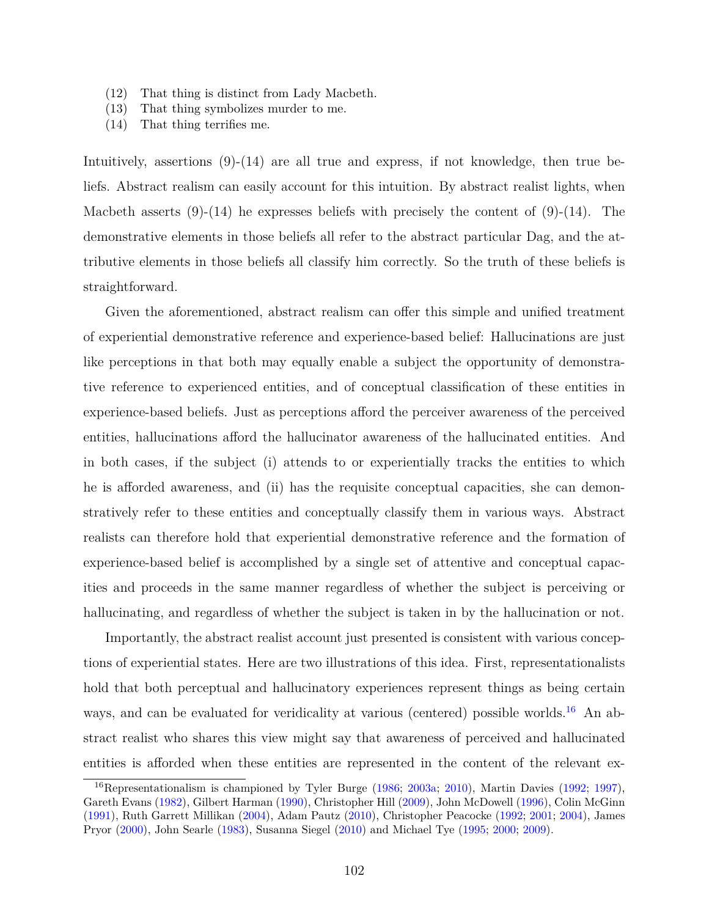(12) That thing is distinct from Lady Macbeth.
(13) That thing symbolizes murder to me.
(14) That thing terrifies me.

Intuitively, assertions (9)-(14) are all true and express, if not knowledge, then true beliefs. Abstract realism can easily account for this intuition. By abstract realist lights, when Macbeth asserts (9)-(14) he expresses beliefs with precisely the content of (9)-(14). The demonstrative elements in those beliefs all refer to the abstract particular Dag, and the attributive elements in those beliefs all classify him correctly. So the truth of these beliefs is straightforward.

Given the aforementioned, abstract realism can offer this simple and unified treatment of experiential demonstrative reference and experience-based belief: Hallucinations are just like perceptions in that both may equally enable a subject the opportunity of demonstrative reference to experienced entities, and of conceptual classification of these entities in experience-based beliefs. Just as perceptions afford the perceiver awareness of the perceived entities, hallucinations afford the hallucinator awareness of the hallucinated entities. And in both cases, if the subject (i) attends to or experientially tracks the entities to which he is afforded awareness, and (ii) has the requisite conceptual capacities, she can demonstratively refer to these entities and conceptually classify them in various ways. Abstract realists can therefore hold that experiential demonstrative reference and the formation of experience-based belief is accomplished by a single set of attentive and conceptual capacities and proceeds in the same manner regardless of whether the subject is perceiving or hallucinating, and regardless of whether the subject is taken in by the hallucination or not.

Importantly, the abstract realist account just presented is consistent with various conceptions of experiential states. Here are two illustrations of this idea. First, representationalists hold that both perceptual and hallucinatory experiences represent things as being certain ways, and can be evaluated for veridicality at various (centered) possible worlds.[16] An abstract realist who shares this view might say that awareness of perceived and hallucinated entities is afforded when these entities are represented in the content of the relevant ex-

[16] Representationalism is championed by Tyler Burge (1986; 2003a; 2010), Martin Davies (1992; 1997), Gareth Evans (1982), Gilbert Harman (1990), Christopher Hill (2009), John McDowell (1996), Colin McGinn (1991), Ruth Garrett Millikan (2004), Adam Pautz (2010), Christopher Peacocke (1992; 2001; 2004), James Pryor (2000), John Searle (1983), Susanna Siegel (2010) and Michael Tye (1995; 2000; 2009).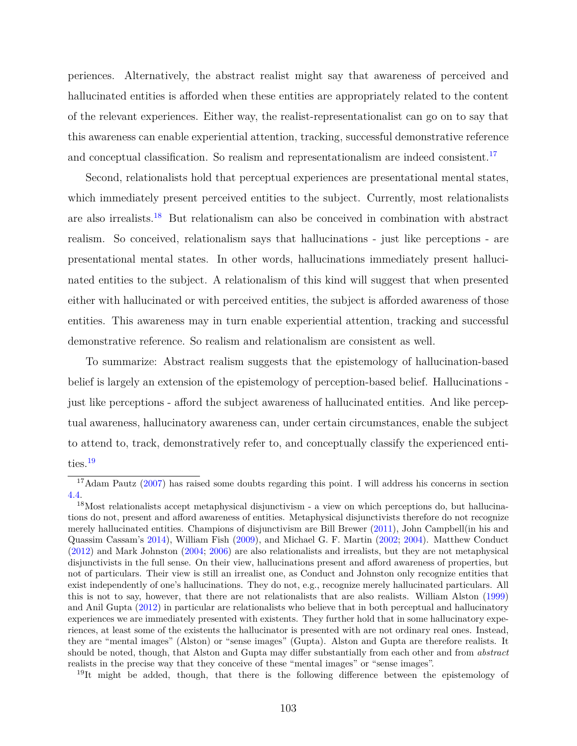periences. Alternatively, the abstract realist might say that awareness of perceived and hallucinated entities is afforded when these entities are appropriately related to the content of the relevant experiences. Either way, the realist-representationalist can go on to say that this awareness can enable experiential attention, tracking, successful demonstrative reference and conceptual classification. So realism and representationalism are indeed consistent.[17]

Second, relationalists hold that perceptual experiences are presentational mental states, which immediately present perceived entities to the subject. Currently, most relationalists are also irrealists.[18] But relationalism can also be conceived in combination with abstract realism. So conceived, relationalism says that hallucinations - just like perceptions - are presentational mental states. In other words, hallucinations immediately present hallucinated entities to the subject. A relationalism of this kind will suggest that when presented either with hallucinated or with perceived entities, the subject is afforded awareness of those entities. This awareness may in turn enable experiential attention, tracking and successful demonstrative reference. So realism and relationalism are consistent as well.

To summarize: Abstract realism suggests that the epistemology of hallucination-based belief is largely an extension of the epistemology of perception-based belief. Hallucinations - just like perceptions - afford the subject awareness of hallucinated entities. And like perceptual awareness, hallucinatory awareness can, under certain circumstances, enable the subject to attend to, track, demonstratively refer to, and conceptually classify the experienced entities.[19]

---

[17] Adam Pautz (2007) has raised some doubts regarding this point. I will address his concerns in section 4.4.

[18] Most relationalists accept metaphysical disjunctivism - a view on which perceptions do, but hallucinations do not, present and afford awareness of entities. Metaphysical disjunctivists therefore do not recognize merely hallucinated entities. Champions of disjunctivism are Bill Brewer (2011), John Campbell(in his and Quassim Cassam's 2014), William Fish (2009), and Michael G. F. Martin (2002; 2004). Matthew Conduct (2012) and Mark Johnston (2004; 2006) are also relationalists and irrealists, but they are not metaphysical disjunctivists in the full sense. On their view, hallucinations present and afford awareness of properties, but not of particulars. Their view is still an irrealist one, as Conduct and Johnston only recognize entities that exist independently of one's hallucinations. They do not, e.g., recognize merely hallucinated particulars. All this is not to say, however, that there are not relationalists that are also realists. William Alston (1999) and Anil Gupta (2012) in particular are relationalists who believe that in both perceptual and hallucinatory experiences we are immediately presented with existents. They further hold that in some hallucinatory experiences, at least some of the existents the hallucinator is presented with are not ordinary real ones. Instead, they are "mental images" (Alston) or "sense images" (Gupta). Alston and Gupta are therefore realists. It should be noted, though, that Alston and Gupta may differ substantially from each other and from *abstract* realists in the precise way that they conceive of these "mental images" or "sense images".

[19] It might be added, though, that there is the following difference between the epistemology of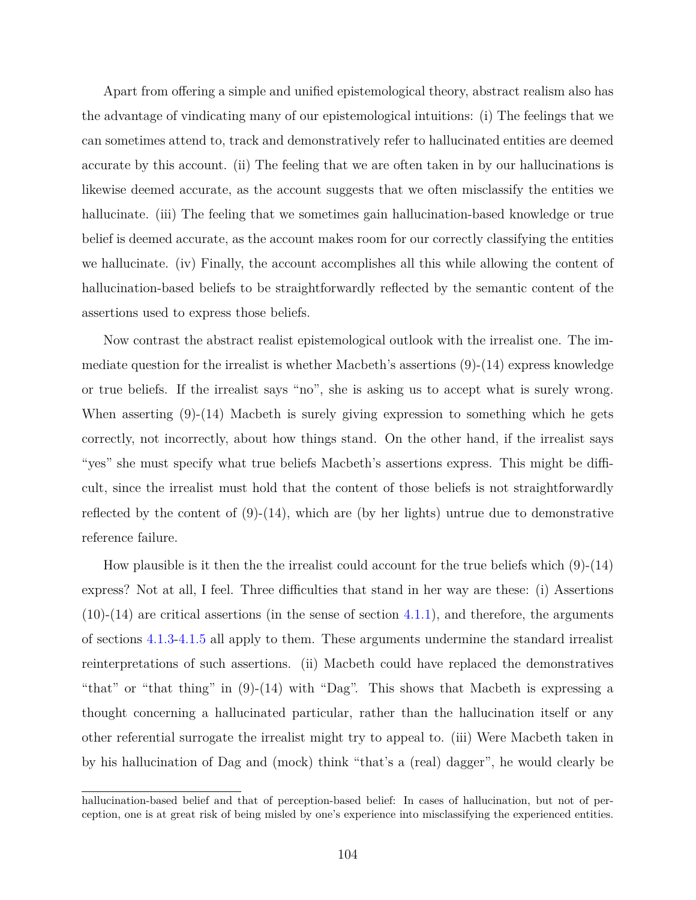Apart from offering a simple and unified epistemological theory, abstract realism also has the advantage of vindicating many of our epistemological intuitions: (i) The feelings that we can sometimes attend to, track and demonstratively refer to hallucinated entities are deemed accurate by this account. (ii) The feeling that we are often taken in by our hallucinations is likewise deemed accurate, as the account suggests that we often misclassify the entities we hallucinate. (iii) The feeling that we sometimes gain hallucination-based knowledge or true belief is deemed accurate, as the account makes room for our correctly classifying the entities we hallucinate. (iv) Finally, the account accomplishes all this while allowing the content of hallucination-based beliefs to be straightforwardly reflected by the semantic content of the assertions used to express those beliefs.

Now contrast the abstract realist epistemological outlook with the irrealist one. The immediate question for the irrealist is whether Macbeth's assertions (9)-(14) express knowledge or true beliefs. If the irrealist says "no", she is asking us to accept what is surely wrong. When asserting (9)-(14) Macbeth is surely giving expression to something which he gets correctly, not incorrectly, about how things stand. On the other hand, if the irrealist says "yes" she must specify what true beliefs Macbeth's assertions express. This might be difficult, since the irrealist must hold that the content of those beliefs is not straightforwardly reflected by the content of (9)-(14), which are (by her lights) untrue due to demonstrative reference failure.

How plausible is it then the the irrealist could account for the true beliefs which (9)-(14) express? Not at all, I feel. Three difficulties that stand in her way are these: (i) Assertions (10)-(14) are critical assertions (in the sense of section 4.1.1), and therefore, the arguments of sections 4.1.3-4.1.5 all apply to them. These arguments undermine the standard irrealist reinterpretations of such assertions. (ii) Macbeth could have replaced the demonstratives "that" or "that thing" in (9)-(14) with "Dag". This shows that Macbeth is expressing a thought concerning a hallucinated particular, rather than the hallucination itself or any other referential surrogate the irrealist might try to appeal to. (iii) Were Macbeth taken in by his hallucination of Dag and (mock) think "that's a (real) dagger", he would clearly be

hallucination-based belief and that of perception-based belief: In cases of hallucination, but not of perception, one is at great risk of being misled by one's experience into misclassifying the experienced entities.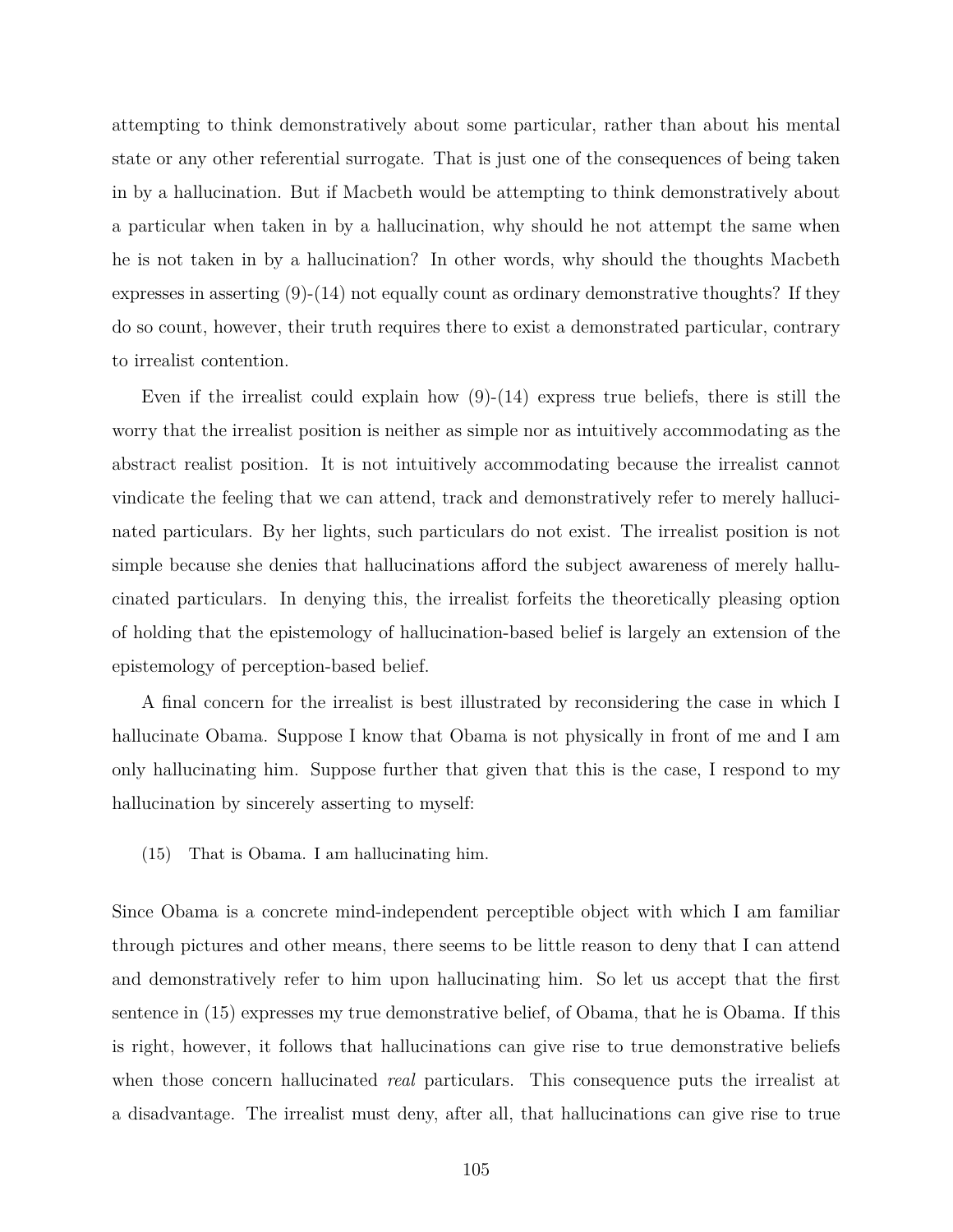attempting to think demonstratively about some particular, rather than about his mental state or any other referential surrogate. That is just one of the consequences of being taken in by a hallucination. But if Macbeth would be attempting to think demonstratively about a particular when taken in by a hallucination, why should he not attempt the same when he is not taken in by a hallucination? In other words, why should the thoughts Macbeth expresses in asserting (9)-(14) not equally count as ordinary demonstrative thoughts? If they do so count, however, their truth requires there to exist a demonstrated particular, contrary to irrealist contention.

Even if the irrealist could explain how (9)-(14) express true beliefs, there is still the worry that the irrealist position is neither as simple nor as intuitively accommodating as the abstract realist position. It is not intuitively accommodating because the irrealist cannot vindicate the feeling that we can attend, track and demonstratively refer to merely hallucinated particulars. By her lights, such particulars do not exist. The irrealist position is not simple because she denies that hallucinations afford the subject awareness of merely hallucinated particulars. In denying this, the irrealist forfeits the theoretically pleasing option of holding that the epistemology of hallucination-based belief is largely an extension of the epistemology of perception-based belief.

A final concern for the irrealist is best illustrated by reconsidering the case in which I hallucinate Obama. Suppose I know that Obama is not physically in front of me and I am only hallucinating him. Suppose further that given that this is the case, I respond to my hallucination by sincerely asserting to myself:

(15) That is Obama. I am hallucinating him.

Since Obama is a concrete mind-independent perceptible object with which I am familiar through pictures and other means, there seems to be little reason to deny that I can attend and demonstratively refer to him upon hallucinating him. So let us accept that the first sentence in (15) expresses my true demonstrative belief, of Obama, that he is Obama. If this is right, however, it follows that hallucinations can give rise to true demonstrative beliefs when those concern hallucinated *real* particulars. This consequence puts the irrealist at a disadvantage. The irrealist must deny, after all, that hallucinations can give rise to true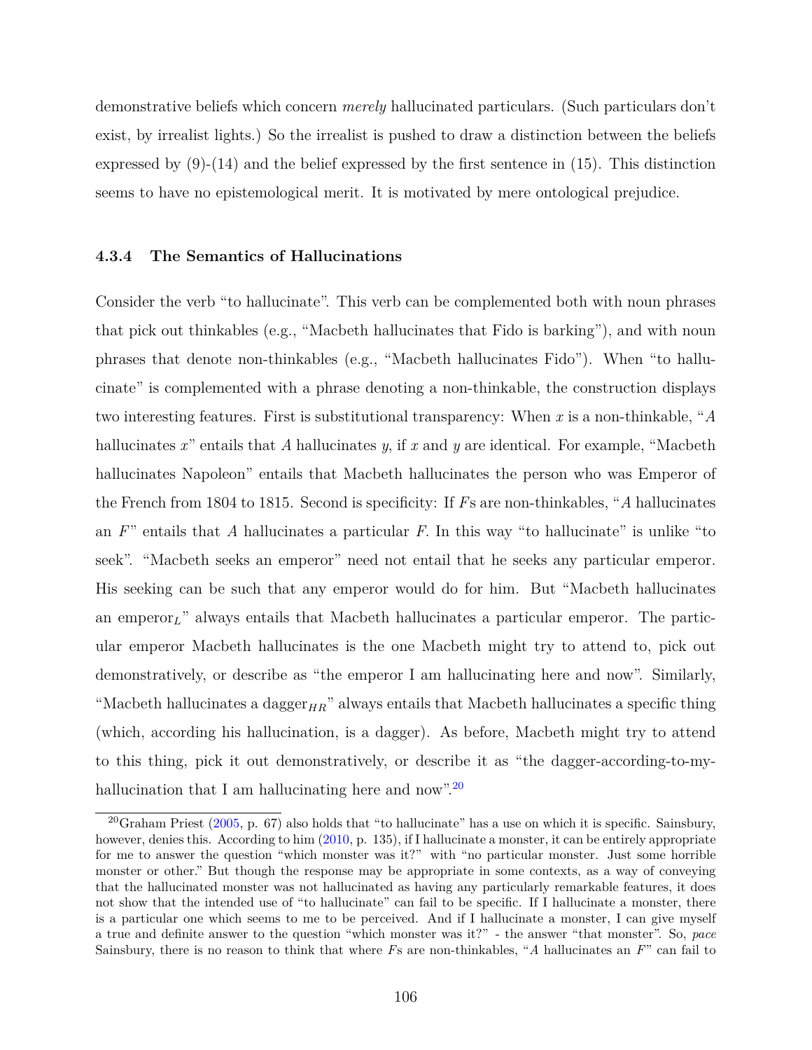demonstrative beliefs which concern *merely* hallucinated particulars. (Such particulars don't exist, by irrealist lights.) So the irrealist is pushed to draw a distinction between the beliefs expressed by (9)-(14) and the belief expressed by the first sentence in (15). This distinction seems to have no epistemological merit. It is motivated by mere ontological prejudice.

### 4.3.4 The Semantics of Hallucinations

Consider the verb "to hallucinate". This verb can be complemented both with noun phrases that pick out thinkables (e.g., "Macbeth hallucinates that Fido is barking"), and with noun phrases that denote non-thinkables (e.g., "Macbeth hallucinates Fido"). When "to hallucinate" is complemented with a phrase denoting a non-thinkable, the construction displays two interesting features. First is substitutional transparency: When $x$ is a non-thinkable, "$A$ hallucinates $x$" entails that $A$ hallucinates $y$, if $x$ and $y$ are identical. For example, "Macbeth hallucinates Napoleon" entails that Macbeth hallucinates the person who was Emperor of the French from 1804 to 1815. Second is specificity: If $F$s are non-thinkables, "$A$ hallucinates an $F$" entails that $A$ hallucinates a particular $F$. In this way "to hallucinate" is unlike "to seek". "Macbeth seeks an emperor" need not entail that he seeks any particular emperor. His seeking can be such that any emperor would do for him. But "Macbeth hallucinates an emperor$_L$" always entails that Macbeth hallucinates a particular emperor. The particular emperor Macbeth hallucinates is the one Macbeth might try to attend to, pick out demonstratively, or describe as "the emperor I am hallucinating here and now". Similarly, "Macbeth hallucinates a dagger$_{HR}$" always entails that Macbeth hallucinates a specific thing (which, according his hallucination, is a dagger). As before, Macbeth might try to attend to this thing, pick it out demonstratively, or describe it as "the dagger-according-to-my-hallucination that I am hallucinating here and now".[20]

[20] Graham Priest (2005, p. 67) also holds that "to hallucinate" has a use on which it is specific. Sainsbury, however, denies this. According to him (2010, p. 135), if I hallucinate a monster, it can be entirely appropriate for me to answer the question "which monster was it?" with "no particular monster. Just some horrible monster or other." But though the response may be appropriate in some contexts, as a way of conveying that the hallucinated monster was not hallucinated as having any particularly remarkable features, it does not show that the intended use of "to hallucinate" can fail to be specific. If I hallucinate a monster, there is a particular one which seems to me to be perceived. And if I hallucinate a monster, I can give myself a true and definite answer to the question "which monster was it?" - the answer "that monster". So, *pace* Sainsbury, there is no reason to think that where $F$s are non-thinkables, "$A$ hallucinates an $F$" can fail to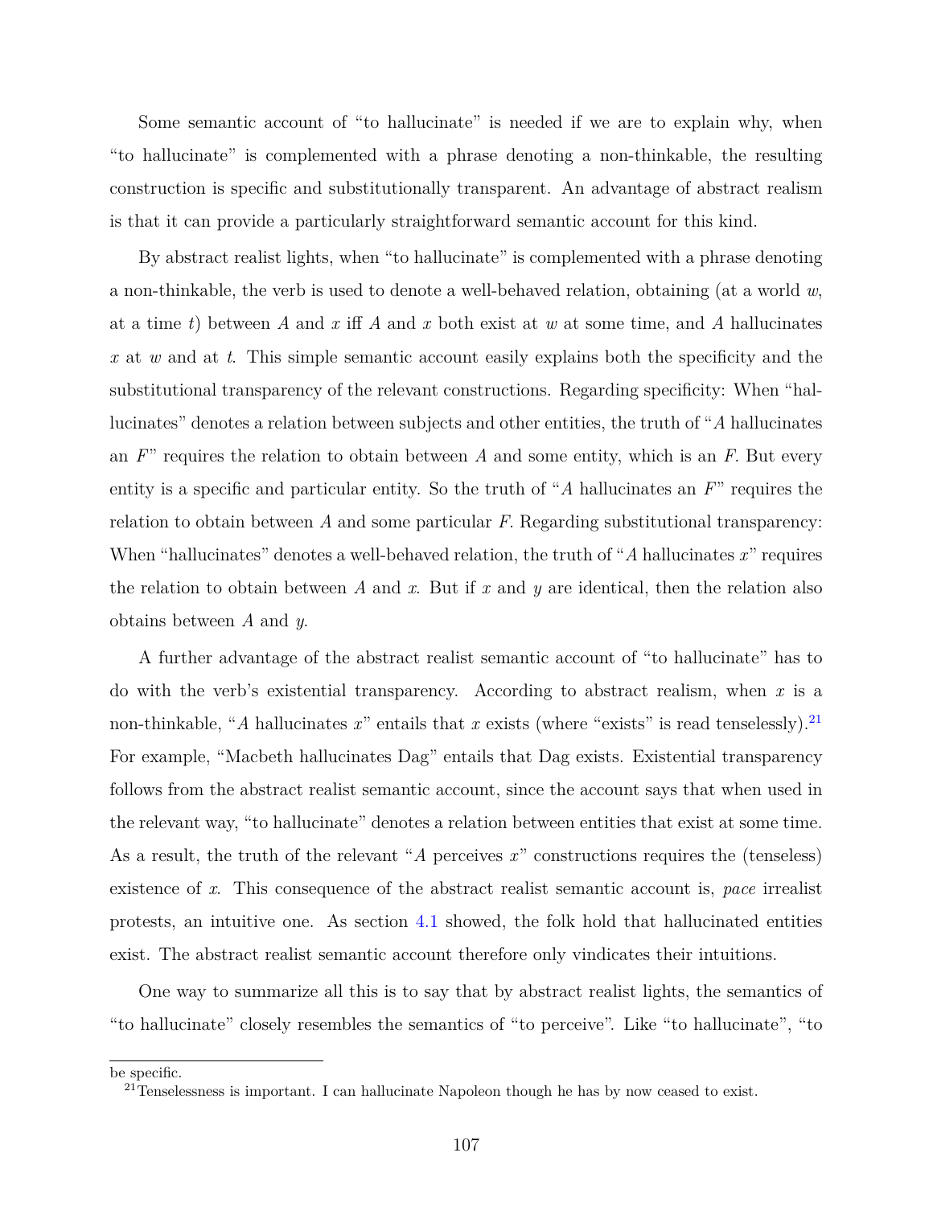Some semantic account of "to hallucinate" is needed if we are to explain why, when "to hallucinate" is complemented with a phrase denoting a non-thinkable, the resulting construction is specific and substitutionally transparent. An advantage of abstract realism is that it can provide a particularly straightforward semantic account for this kind.

By abstract realist lights, when "to hallucinate" is complemented with a phrase denoting a non-thinkable, the verb is used to denote a well-behaved relation, obtaining (at a world $w$, at a time $t$) between $A$ and $x$ iff $A$ and $x$ both exist at $w$ at some time, and $A$ hallucinates $x$ at $w$ and at $t$. This simple semantic account easily explains both the specificity and the substitutional transparency of the relevant constructions. Regarding specificity: When "hallucinates" denotes a relation between subjects and other entities, the truth of "$A$ hallucinates an $F$" requires the relation to obtain between $A$ and some entity, which is an $F$. But every entity is a specific and particular entity. So the truth of "$A$ hallucinates an $F$" requires the relation to obtain between $A$ and some particular $F$. Regarding substitutional transparency: When "hallucinates" denotes a well-behaved relation, the truth of "$A$ hallucinates $x$" requires the relation to obtain between $A$ and $x$. But if $x$ and $y$ are identical, then the relation also obtains between $A$ and $y$.

A further advantage of the abstract realist semantic account of "to hallucinate" has to do with the verb's existential transparency. According to abstract realism, when $x$ is a non-thinkable, "$A$ hallucinates $x$" entails that $x$ exists (where "exists" is read tenselessly).[21] For example, "Macbeth hallucinates Dag" entails that Dag exists. Existential transparency follows from the abstract realist semantic account, since the account says that when used in the relevant way, "to hallucinate" denotes a relation between entities that exist at some time. As a result, the truth of the relevant "$A$ perceives $x$" constructions requires the (tenseless) existence of $x$. This consequence of the abstract realist semantic account is, *pace* irrealist protests, an intuitive one. As section 4.1 showed, the folk hold that hallucinated entities exist. The abstract realist semantic account therefore only vindicates their intuitions.

One way to summarize all this is to say that by abstract realist lights, the semantics of "to hallucinate" closely resembles the semantics of "to perceive". Like "to hallucinate", "to

be specific.

[21] Tenselessness is important. I can hallucinate Napoleon though he has by now ceased to exist.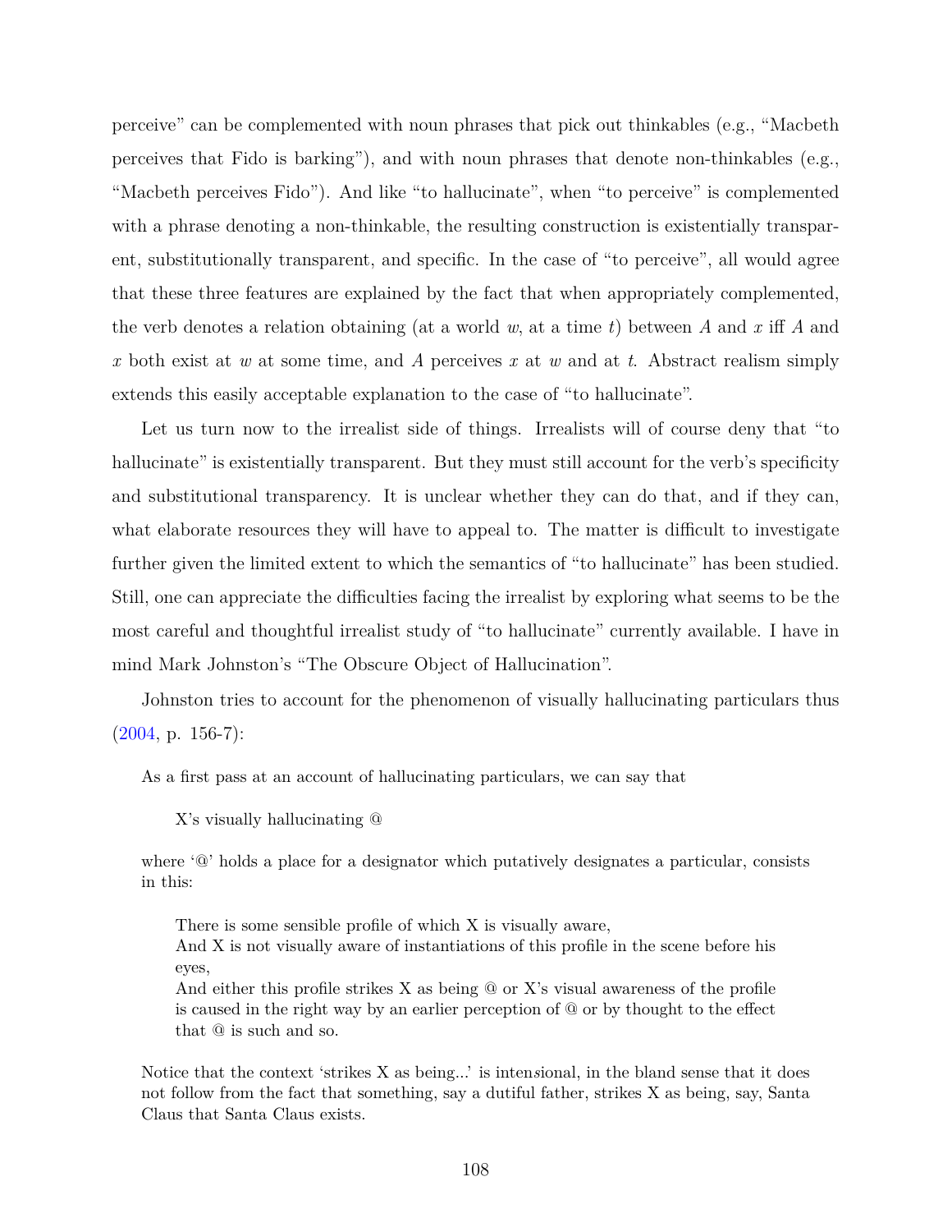perceive" can be complemented with noun phrases that pick out thinkables (e.g., "Macbeth perceives that Fido is barking"), and with noun phrases that denote non-thinkables (e.g., "Macbeth perceives Fido"). And like "to hallucinate", when "to perceive" is complemented with a phrase denoting a non-thinkable, the resulting construction is existentially transparent, substitutionally transparent, and specific. In the case of "to perceive", all would agree that these three features are explained by the fact that when appropriately complemented, the verb denotes a relation obtaining (at a world $w$, at a time $t$) between $A$ and $x$ iff $A$ and $x$ both exist at $w$ at some time, and $A$ perceives $x$ at $w$ and at $t$. Abstract realism simply extends this easily acceptable explanation to the case of "to hallucinate".

Let us turn now to the irrealist side of things. Irrealists will of course deny that "to hallucinate" is existentially transparent. But they must still account for the verb's specificity and substitutional transparency. It is unclear whether they can do that, and if they can, what elaborate resources they will have to appeal to. The matter is difficult to investigate further given the limited extent to which the semantics of "to hallucinate" has been studied. Still, one can appreciate the difficulties facing the irrealist by exploring what seems to be the most careful and thoughtful irrealist study of "to hallucinate" currently available. I have in mind Mark Johnston's "The Obscure Object of Hallucination".

Johnston tries to account for the phenomenon of visually hallucinating particulars thus (2004, p. 156-7):

> As a first pass at an account of hallucinating particulars, we can say that
>
> > X's visually hallucinating @
>
> where '@' holds a place for a designator which putatively designates a particular, consists in this:
>
> > There is some sensible profile of which X is visually aware,
> > And X is not visually aware of instantiations of this profile in the scene before his eyes,
> > And either this profile strikes X as being @ or X's visual awareness of the profile is caused in the right way by an earlier perception of @ or by thought to the effect that @ is such and so.
>
> Notice that the context 'strikes X as being...' is inten*s*ional, in the bland sense that it does not follow from the fact that something, say a dutiful father, strikes X as being, say, Santa Claus that Santa Claus exists.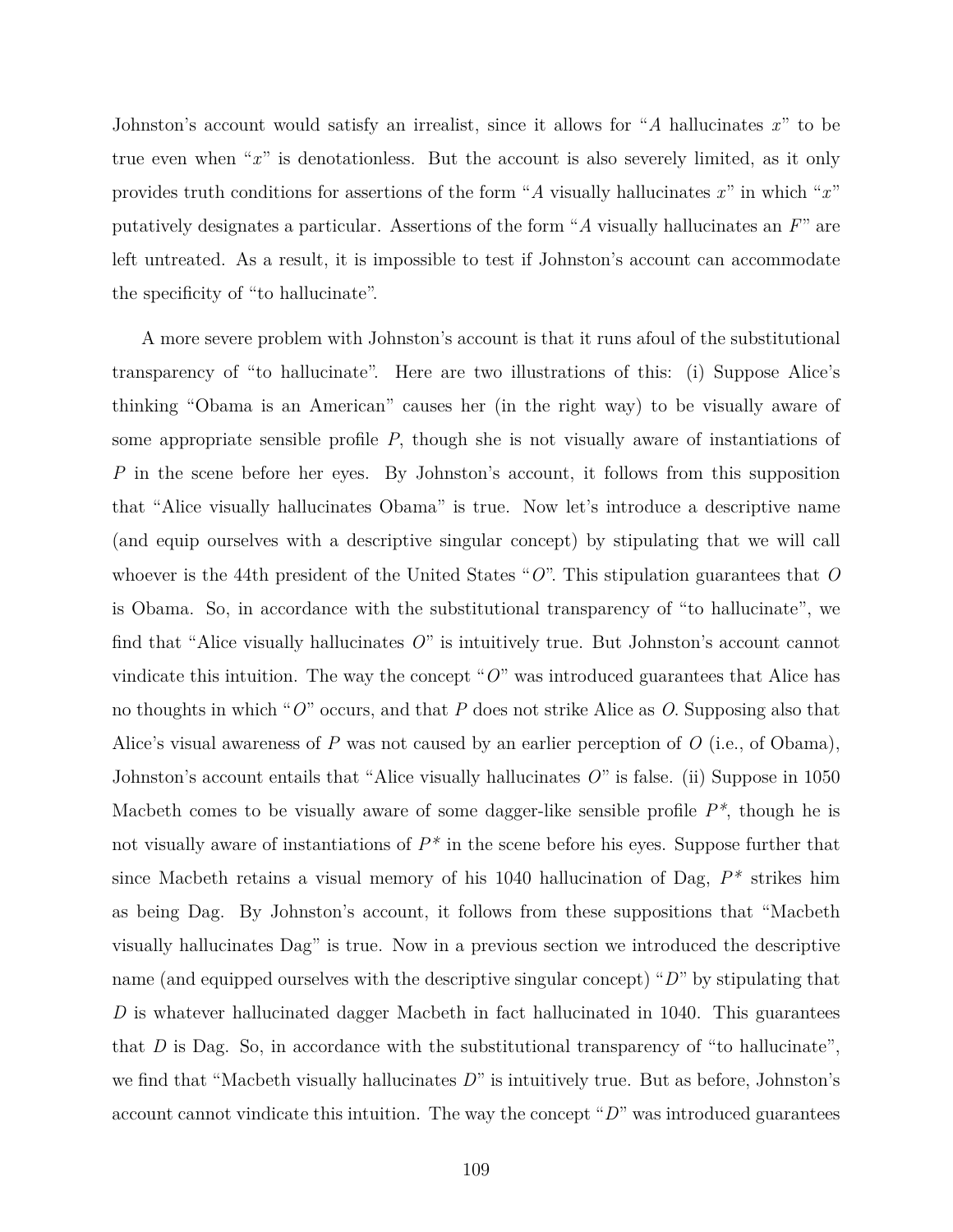Johnston's account would satisfy an irrealist, since it allows for "*A* hallucinates *x*" to be true even when "*x*" is denotationless. But the account is also severely limited, as it only provides truth conditions for assertions of the form "*A* visually hallucinates *x*" in which "*x*" putatively designates a particular. Assertions of the form "*A* visually hallucinates an *F*" are left untreated. As a result, it is impossible to test if Johnston's account can accommodate the specificity of "to hallucinate".

A more severe problem with Johnston's account is that it runs afoul of the substitutional transparency of "to hallucinate". Here are two illustrations of this: (i) Suppose Alice's thinking "Obama is an American" causes her (in the right way) to be visually aware of some appropriate sensible profile *P*, though she is not visually aware of instantiations of *P* in the scene before her eyes. By Johnston's account, it follows from this supposition that "Alice visually hallucinates Obama" is true. Now let's introduce a descriptive name (and equip ourselves with a descriptive singular concept) by stipulating that we will call whoever is the 44th president of the United States "*O*". This stipulation guarantees that *O* is Obama. So, in accordance with the substitutional transparency of "to hallucinate", we find that "Alice visually hallucinates *O*" is intuitively true. But Johnston's account cannot vindicate this intuition. The way the concept "*O*" was introduced guarantees that Alice has no thoughts in which "*O*" occurs, and that *P* does not strike Alice as *O*. Supposing also that Alice's visual awareness of *P* was not caused by an earlier perception of *O* (i.e., of Obama), Johnston's account entails that "Alice visually hallucinates *O*" is false. (ii) Suppose in 1050 Macbeth comes to be visually aware of some dagger-like sensible profile *P\**, though he is not visually aware of instantiations of *P\** in the scene before his eyes. Suppose further that since Macbeth retains a visual memory of his 1040 hallucination of Dag, *P\** strikes him as being Dag. By Johnston's account, it follows from these suppositions that "Macbeth visually hallucinates Dag" is true. Now in a previous section we introduced the descriptive name (and equipped ourselves with the descriptive singular concept) "*D*" by stipulating that *D* is whatever hallucinated dagger Macbeth in fact hallucinated in 1040. This guarantees that *D* is Dag. So, in accordance with the substitutional transparency of "to hallucinate", we find that "Macbeth visually hallucinates *D*" is intuitively true. But as before, Johnston's account cannot vindicate this intuition. The way the concept "*D*" was introduced guarantees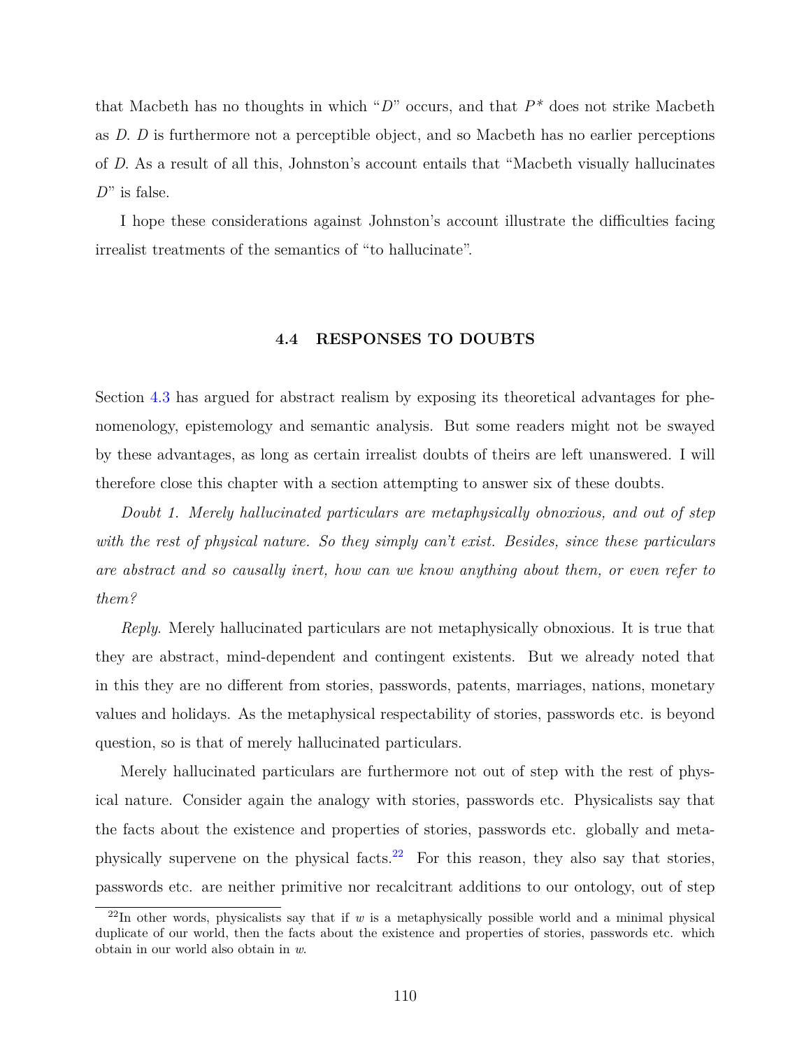that Macbeth has no thoughts in which "$D$" occurs, and that $P^*$ does not strike Macbeth as $D$. $D$ is furthermore not a perceptible object, and so Macbeth has no earlier perceptions of $D$. As a result of all this, Johnston's account entails that "Macbeth visually hallucinates $D$" is false.

I hope these considerations against Johnston's account illustrate the difficulties facing irrealist treatments of the semantics of "to hallucinate".

## 4.4 RESPONSES TO DOUBTS

Section 4.3 has argued for abstract realism by exposing its theoretical advantages for phenomenology, epistemology and semantic analysis. But some readers might not be swayed by these advantages, as long as certain irrealist doubts of theirs are left unanswered. I will therefore close this chapter with a section attempting to answer six of these doubts.

*Doubt 1. Merely hallucinated particulars are metaphysically obnoxious, and out of step with the rest of physical nature. So they simply can't exist. Besides, since these particulars are abstract and so causally inert, how can we know anything about them, or even refer to them?*

*Reply.* Merely hallucinated particulars are not metaphysically obnoxious. It is true that they are abstract, mind-dependent and contingent existents. But we already noted that in this they are no different from stories, passwords, patents, marriages, nations, monetary values and holidays. As the metaphysical respectability of stories, passwords etc. is beyond question, so is that of merely hallucinated particulars.

Merely hallucinated particulars are furthermore not out of step with the rest of physical nature. Consider again the analogy with stories, passwords etc. Physicalists say that the facts about the existence and properties of stories, passwords etc. globally and metaphysically supervene on the physical facts.[22] For this reason, they also say that stories, passwords etc. are neither primitive nor recalcitrant additions to our ontology, out of step

[22] In other words, physicalists say that if $w$ is a metaphysically possible world and a minimal physical duplicate of our world, then the facts about the existence and properties of stories, passwords etc. which obtain in our world also obtain in $w$.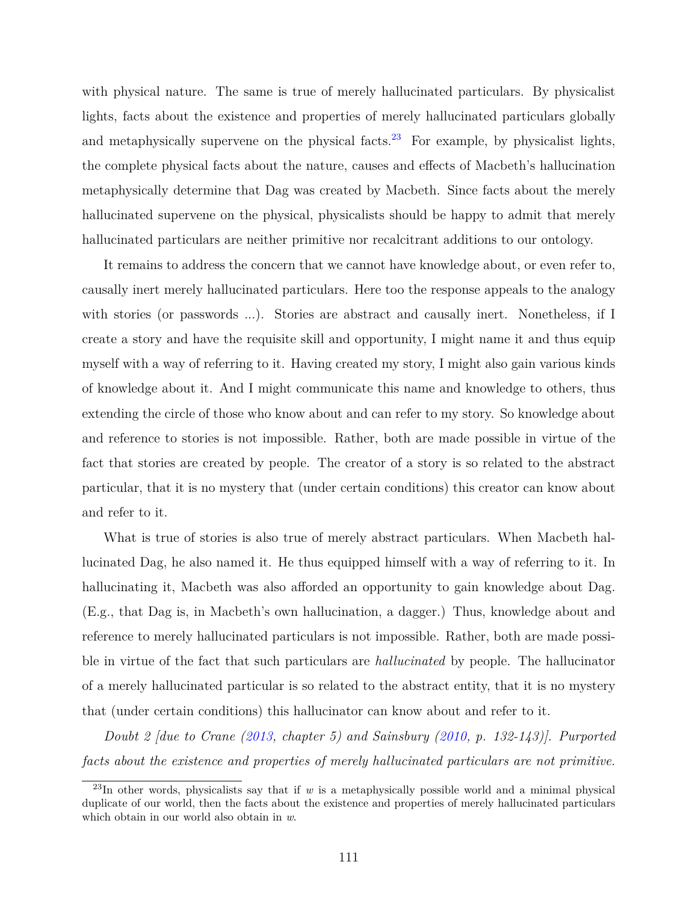with physical nature. The same is true of merely hallucinated particulars. By physicalist lights, facts about the existence and properties of merely hallucinated particulars globally and metaphysically supervene on the physical facts.[23] For example, by physicalist lights, the complete physical facts about the nature, causes and effects of Macbeth's hallucination metaphysically determine that Dag was created by Macbeth. Since facts about the merely hallucinated supervene on the physical, physicalists should be happy to admit that merely hallucinated particulars are neither primitive nor recalcitrant additions to our ontology.

It remains to address the concern that we cannot have knowledge about, or even refer to, causally inert merely hallucinated particulars. Here too the response appeals to the analogy with stories (or passwords ...). Stories are abstract and causally inert. Nonetheless, if I create a story and have the requisite skill and opportunity, I might name it and thus equip myself with a way of referring to it. Having created my story, I might also gain various kinds of knowledge about it. And I might communicate this name and knowledge to others, thus extending the circle of those who know about and can refer to my story. So knowledge about and reference to stories is not impossible. Rather, both are made possible in virtue of the fact that stories are created by people. The creator of a story is so related to the abstract particular, that it is no mystery that (under certain conditions) this creator can know about and refer to it.

What is true of stories is also true of merely abstract particulars. When Macbeth hallucinated Dag, he also named it. He thus equipped himself with a way of referring to it. In hallucinating it, Macbeth was also afforded an opportunity to gain knowledge about Dag. (E.g., that Dag is, in Macbeth's own hallucination, a dagger.) Thus, knowledge about and reference to merely hallucinated particulars is not impossible. Rather, both are made possible in virtue of the fact that such particulars are *hallucinated* by people. The hallucinator of a merely hallucinated particular is so related to the abstract entity, that it is no mystery that (under certain conditions) this hallucinator can know about and refer to it.

*Doubt 2 [due to Crane (2013, chapter 5) and Sainsbury (2010, p. 132-143)]. Purported facts about the existence and properties of merely hallucinated particulars are not primitive.*

[23] In other words, physicalists say that if $w$ is a metaphysically possible world and a minimal physical duplicate of our world, then the facts about the existence and properties of merely hallucinated particulars which obtain in our world also obtain in $w$.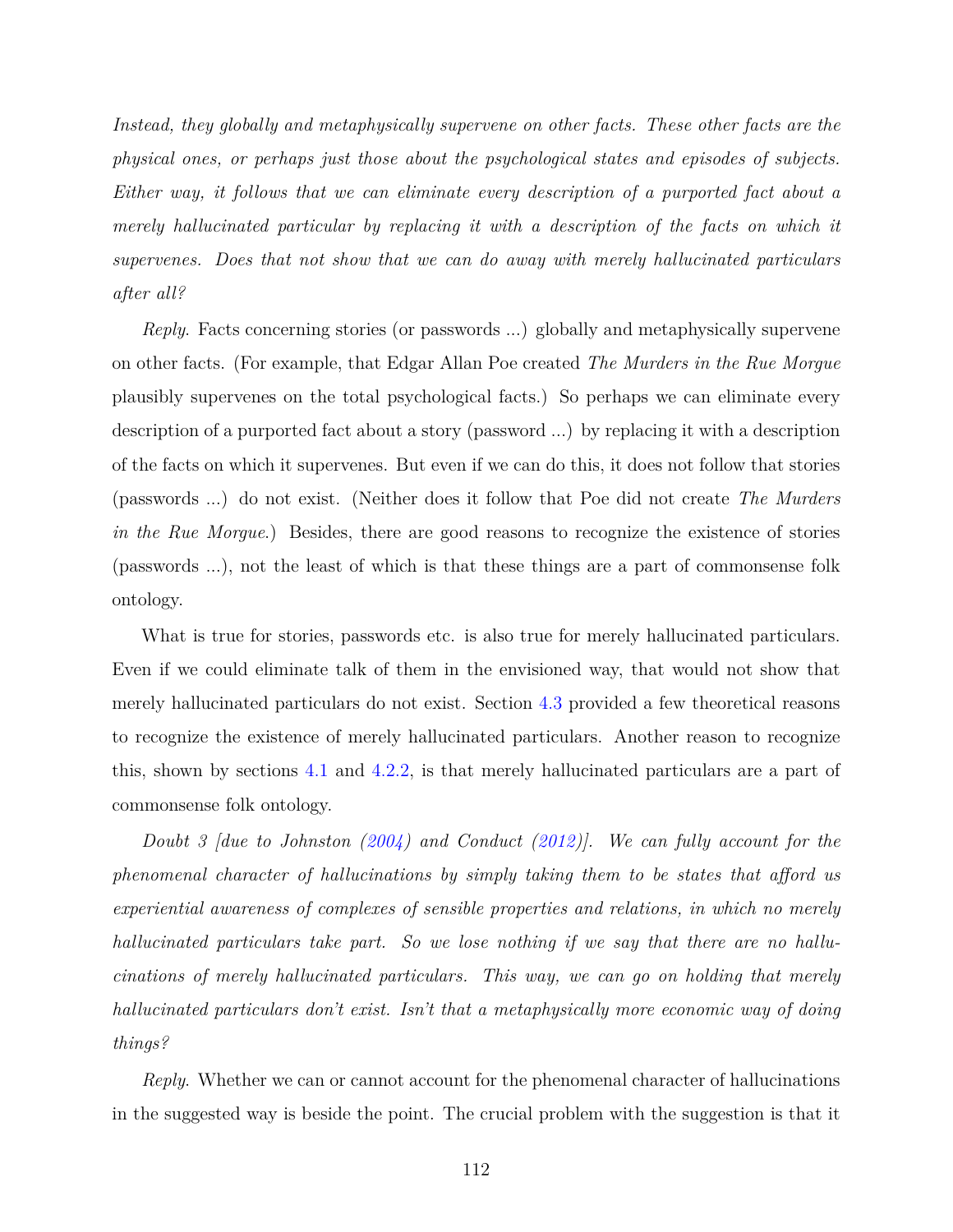*Instead, they globally and metaphysically supervene on other facts. These other facts are the physical ones, or perhaps just those about the psychological states and episodes of subjects. Either way, it follows that we can eliminate every description of a purported fact about a merely hallucinated particular by replacing it with a description of the facts on which it supervenes. Does that not show that we can do away with merely hallucinated particulars after all?*

*Reply*. Facts concerning stories (or passwords ...) globally and metaphysically supervene on other facts. (For example, that Edgar Allan Poe created *The Murders in the Rue Morgue* plausibly supervenes on the total psychological facts.) So perhaps we can eliminate every description of a purported fact about a story (password ...) by replacing it with a description of the facts on which it supervenes. But even if we can do this, it does not follow that stories (passwords ...) do not exist. (Neither does it follow that Poe did not create *The Murders in the Rue Morgue*.) Besides, there are good reasons to recognize the existence of stories (passwords ...), not the least of which is that these things are a part of commonsense folk ontology.

What is true for stories, passwords etc. is also true for merely hallucinated particulars. Even if we could eliminate talk of them in the envisioned way, that would not show that merely hallucinated particulars do not exist. Section 4.3 provided a few theoretical reasons to recognize the existence of merely hallucinated particulars. Another reason to recognize this, shown by sections 4.1 and 4.2.2, is that merely hallucinated particulars are a part of commonsense folk ontology.

*Doubt 3 [due to Johnston (2004) and Conduct (2012)]. We can fully account for the phenomenal character of hallucinations by simply taking them to be states that afford us experiential awareness of complexes of sensible properties and relations, in which no merely hallucinated particulars take part. So we lose nothing if we say that there are no hallucinations of merely hallucinated particulars. This way, we can go on holding that merely hallucinated particulars don't exist. Isn't that a metaphysically more economic way of doing things?*

*Reply*. Whether we can or cannot account for the phenomenal character of hallucinations in the suggested way is beside the point. The crucial problem with the suggestion is that it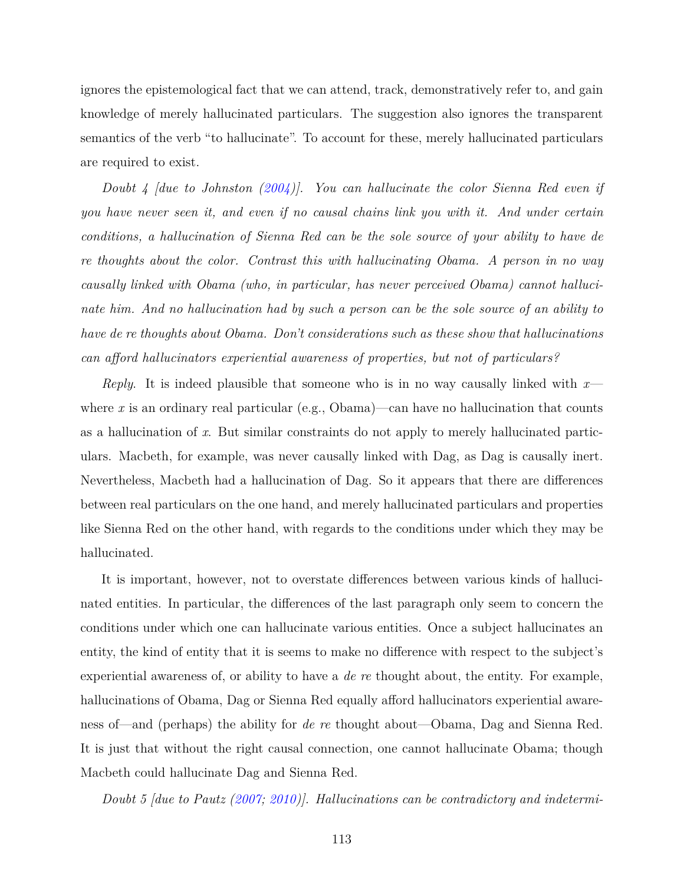ignores the epistemological fact that we can attend, track, demonstratively refer to, and gain knowledge of merely hallucinated particulars. The suggestion also ignores the transparent semantics of the verb "to hallucinate". To account for these, merely hallucinated particulars are required to exist.

*Doubt 4 [due to Johnston (2004)]. You can hallucinate the color Sienna Red even if you have never seen it, and even if no causal chains link you with it. And under certain conditions, a hallucination of Sienna Red can be the sole source of your ability to have de re thoughts about the color. Contrast this with hallucinating Obama. A person in no way causally linked with Obama (who, in particular, has never perceived Obama) cannot hallucinate him. And no hallucination had by such a person can be the sole source of an ability to have de re thoughts about Obama. Don't considerations such as these show that hallucinations can afford hallucinators experiential awareness of properties, but not of particulars?*

*Reply*. It is indeed plausible that someone who is in no way causally linked with $x$—where $x$ is an ordinary real particular (e.g., Obama)—can have no hallucination that counts as a hallucination of $x$. But similar constraints do not apply to merely hallucinated particulars. Macbeth, for example, was never causally linked with Dag, as Dag is causally inert. Nevertheless, Macbeth had a hallucination of Dag. So it appears that there are differences between real particulars on the one hand, and merely hallucinated particulars and properties like Sienna Red on the other hand, with regards to the conditions under which they may be hallucinated.

It is important, however, not to overstate differences between various kinds of hallucinated entities. In particular, the differences of the last paragraph only seem to concern the conditions under which one can hallucinate various entities. Once a subject hallucinates an entity, the kind of entity that it is seems to make no difference with respect to the subject's experiential awareness of, or ability to have a *de re* thought about, the entity. For example, hallucinations of Obama, Dag or Sienna Red equally afford hallucinators experiential awareness of—and (perhaps) the ability for *de re* thought about—Obama, Dag and Sienna Red. It is just that without the right causal connection, one cannot hallucinate Obama; though Macbeth could hallucinate Dag and Sienna Red.

*Doubt 5 [due to Pautz (2007; 2010)]. Hallucinations can be contradictory and indetermi-*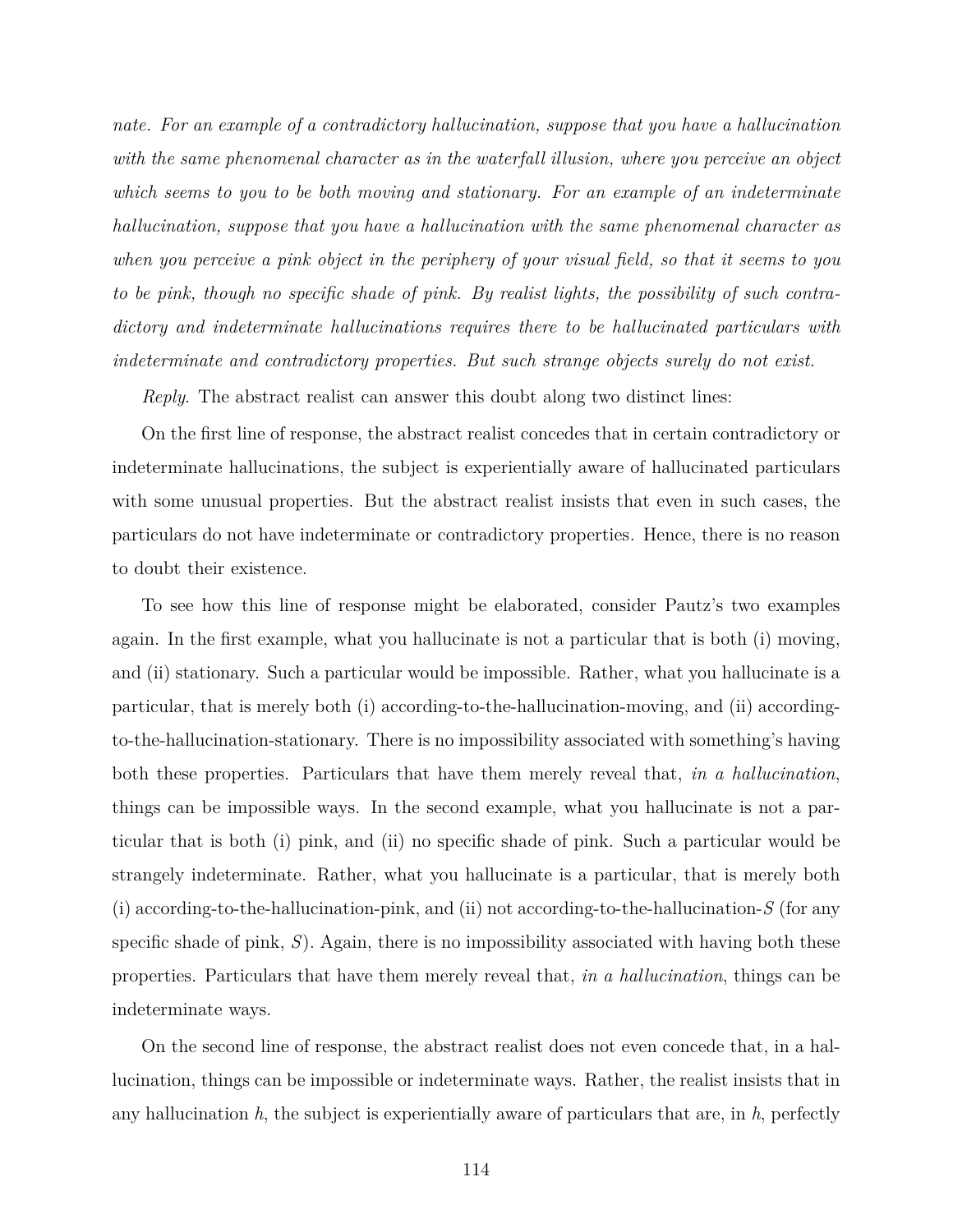*nate. For an example of a contradictory hallucination, suppose that you have a hallucination with the same phenomenal character as in the waterfall illusion, where you perceive an object which seems to you to be both moving and stationary. For an example of an indeterminate hallucination, suppose that you have a hallucination with the same phenomenal character as when you perceive a pink object in the periphery of your visual field, so that it seems to you to be pink, though no specific shade of pink. By realist lights, the possibility of such contradictory and indeterminate hallucinations requires there to be hallucinated particulars with indeterminate and contradictory properties. But such strange objects surely do not exist.*

*Reply*. The abstract realist can answer this doubt along two distinct lines:

On the first line of response, the abstract realist concedes that in certain contradictory or indeterminate hallucinations, the subject is experientially aware of hallucinated particulars with some unusual properties. But the abstract realist insists that even in such cases, the particulars do not have indeterminate or contradictory properties. Hence, there is no reason to doubt their existence.

To see how this line of response might be elaborated, consider Pautz's two examples again. In the first example, what you hallucinate is not a particular that is both (i) moving, and (ii) stationary. Such a particular would be impossible. Rather, what you hallucinate is a particular, that is merely both (i) according-to-the-hallucination-moving, and (ii) according-to-the-hallucination-stationary. There is no impossibility associated with something's having both these properties. Particulars that have them merely reveal that, *in a hallucination*, things can be impossible ways. In the second example, what you hallucinate is not a particular that is both (i) pink, and (ii) no specific shade of pink. Such a particular would be strangely indeterminate. Rather, what you hallucinate is a particular, that is merely both (i) according-to-the-hallucination-pink, and (ii) not according-to-the-hallucination-$S$ (for any specific shade of pink, $S$). Again, there is no impossibility associated with having both these properties. Particulars that have them merely reveal that, *in a hallucination*, things can be indeterminate ways.

On the second line of response, the abstract realist does not even concede that, in a hallucination, things can be impossible or indeterminate ways. Rather, the realist insists that in any hallucination $h$, the subject is experientially aware of particulars that are, in $h$, perfectly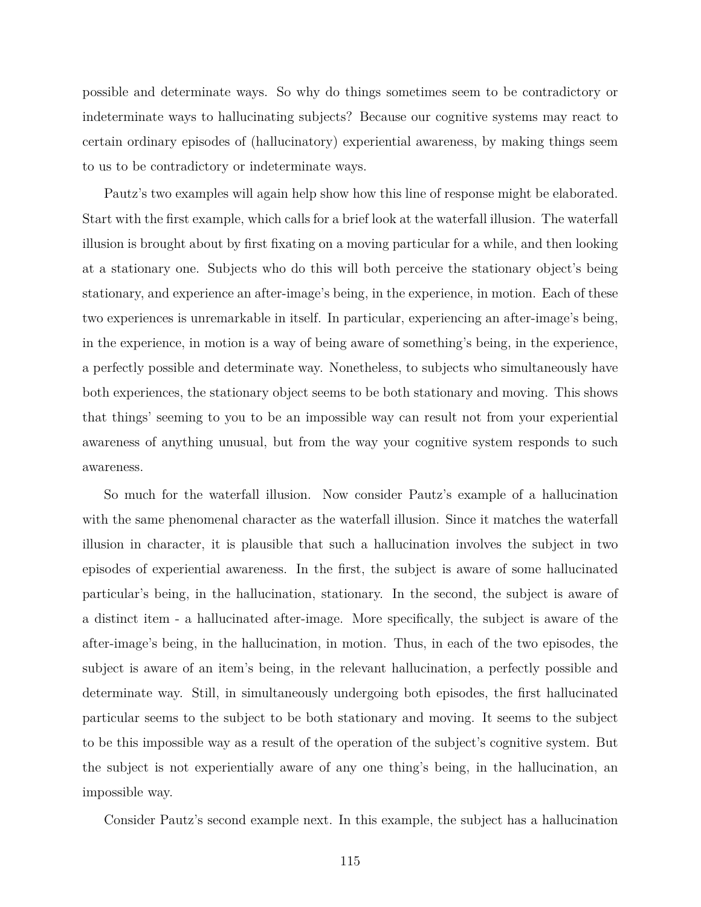possible and determinate ways. So why do things sometimes seem to be contradictory or indeterminate ways to hallucinating subjects? Because our cognitive systems may react to certain ordinary episodes of (hallucinatory) experiential awareness, by making things seem to us to be contradictory or indeterminate ways.

Pautz's two examples will again help show how this line of response might be elaborated. Start with the first example, which calls for a brief look at the waterfall illusion. The waterfall illusion is brought about by first fixating on a moving particular for a while, and then looking at a stationary one. Subjects who do this will both perceive the stationary object's being stationary, and experience an after-image's being, in the experience, in motion. Each of these two experiences is unremarkable in itself. In particular, experiencing an after-image's being, in the experience, in motion is a way of being aware of something's being, in the experience, a perfectly possible and determinate way. Nonetheless, to subjects who simultaneously have both experiences, the stationary object seems to be both stationary and moving. This shows that things' seeming to you to be an impossible way can result not from your experiential awareness of anything unusual, but from the way your cognitive system responds to such awareness.

So much for the waterfall illusion. Now consider Pautz's example of a hallucination with the same phenomenal character as the waterfall illusion. Since it matches the waterfall illusion in character, it is plausible that such a hallucination involves the subject in two episodes of experiential awareness. In the first, the subject is aware of some hallucinated particular's being, in the hallucination, stationary. In the second, the subject is aware of a distinct item - a hallucinated after-image. More specifically, the subject is aware of the after-image's being, in the hallucination, in motion. Thus, in each of the two episodes, the subject is aware of an item's being, in the relevant hallucination, a perfectly possible and determinate way. Still, in simultaneously undergoing both episodes, the first hallucinated particular seems to the subject to be both stationary and moving. It seems to the subject to be this impossible way as a result of the operation of the subject's cognitive system. But the subject is not experientially aware of any one thing's being, in the hallucination, an impossible way.

Consider Pautz's second example next. In this example, the subject has a hallucination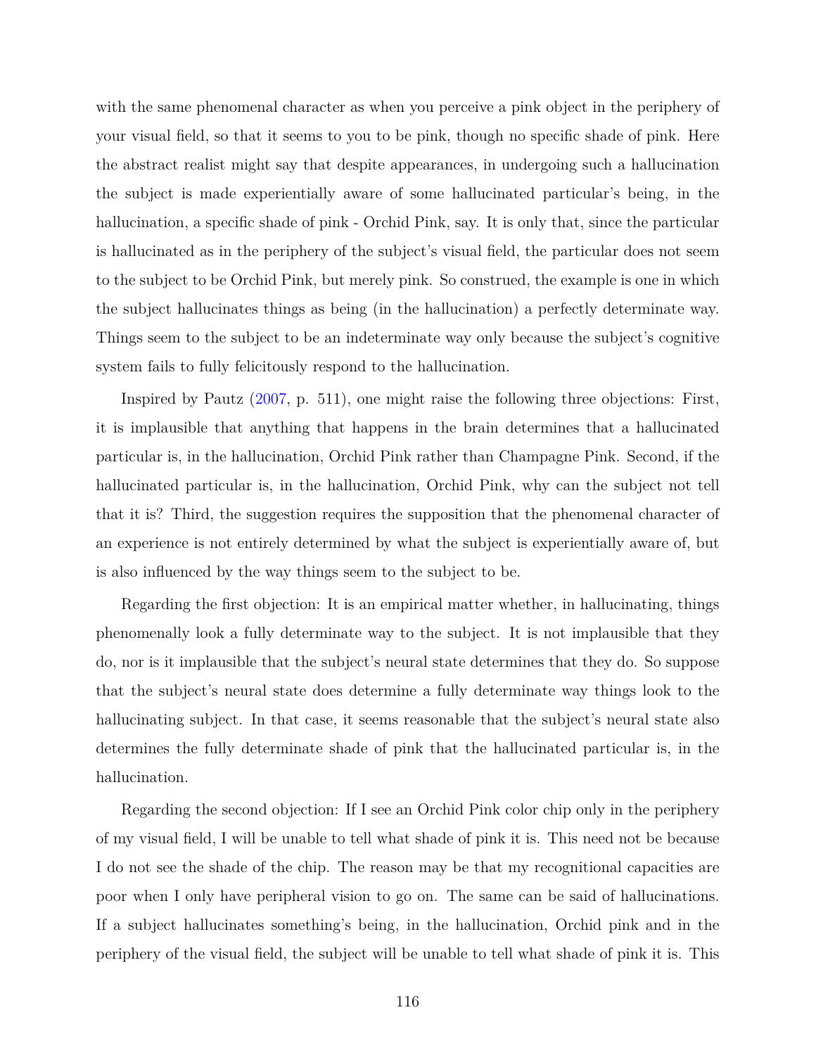with the same phenomenal character as when you perceive a pink object in the periphery of your visual field, so that it seems to you to be pink, though no specific shade of pink. Here the abstract realist might say that despite appearances, in undergoing such a hallucination the subject is made experientially aware of some hallucinated particular's being, in the hallucination, a specific shade of pink - Orchid Pink, say. It is only that, since the particular is hallucinated as in the periphery of the subject's visual field, the particular does not seem to the subject to be Orchid Pink, but merely pink. So construed, the example is one in which the subject hallucinates things as being (in the hallucination) a perfectly determinate way. Things seem to the subject to be an indeterminate way only because the subject's cognitive system fails to fully felicitously respond to the hallucination.

Inspired by Pautz (2007, p. 511), one might raise the following three objections: First, it is implausible that anything that happens in the brain determines that a hallucinated particular is, in the hallucination, Orchid Pink rather than Champagne Pink. Second, if the hallucinated particular is, in the hallucination, Orchid Pink, why can the subject not tell that it is? Third, the suggestion requires the supposition that the phenomenal character of an experience is not entirely determined by what the subject is experientially aware of, but is also influenced by the way things seem to the subject to be.

Regarding the first objection: It is an empirical matter whether, in hallucinating, things phenomenally look a fully determinate way to the subject. It is not implausible that they do, nor is it implausible that the subject's neural state determines that they do. So suppose that the subject's neural state does determine a fully determinate way things look to the hallucinating subject. In that case, it seems reasonable that the subject's neural state also determines the fully determinate shade of pink that the hallucinated particular is, in the hallucination.

Regarding the second objection: If I see an Orchid Pink color chip only in the periphery of my visual field, I will be unable to tell what shade of pink it is. This need not be because I do not see the shade of the chip. The reason may be that my recognitional capacities are poor when I only have peripheral vision to go on. The same can be said of hallucinations. If a subject hallucinates something's being, in the hallucination, Orchid pink and in the periphery of the visual field, the subject will be unable to tell what shade of pink it is. This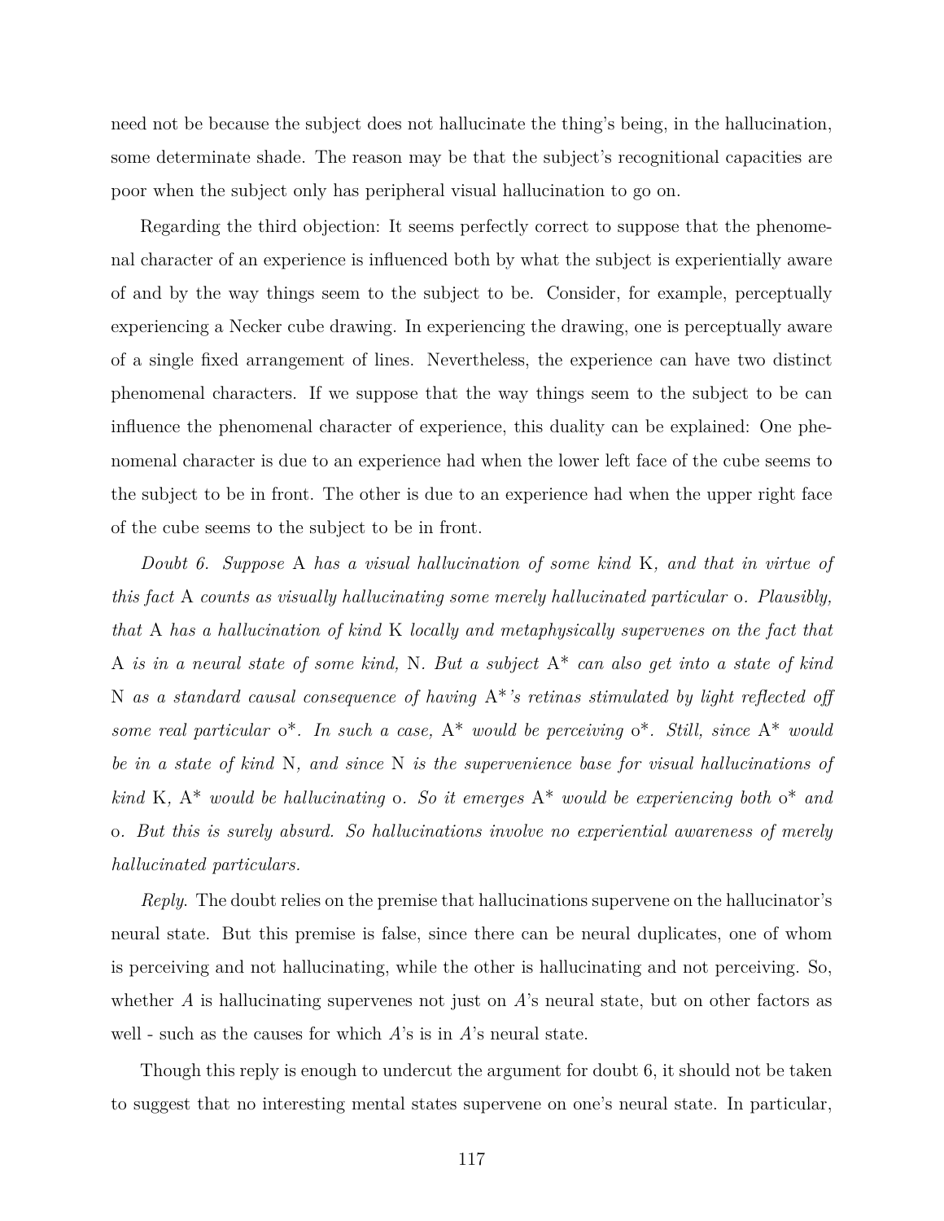need not be because the subject does not hallucinate the thing's being, in the hallucination, some determinate shade. The reason may be that the subject's recognitional capacities are poor when the subject only has peripheral visual hallucination to go on.

Regarding the third objection: It seems perfectly correct to suppose that the phenomenal character of an experience is influenced both by what the subject is experientially aware of and by the way things seem to the subject to be. Consider, for example, perceptually experiencing a Necker cube drawing. In experiencing the drawing, one is perceptually aware of a single fixed arrangement of lines. Nevertheless, the experience can have two distinct phenomenal characters. If we suppose that the way things seem to the subject to be can influence the phenomenal character of experience, this duality can be explained: One phenomenal character is due to an experience had when the lower left face of the cube seems to the subject to be in front. The other is due to an experience had when the upper right face of the cube seems to the subject to be in front.

*Doubt 6. Suppose* A *has a visual hallucination of some kind* K*, and that in virtue of this fact* A *counts as visually hallucinating some merely hallucinated particular* o*. Plausibly, that* A *has a hallucination of kind* K *locally and metaphysically supervenes on the fact that* A *is in a neural state of some kind,* N*. But a subject* A\* *can also get into a state of kind* N *as a standard causal consequence of having* A\**'s retinas stimulated by light reflected off some real particular* o\**. In such a case,* A\* *would be perceiving* o\**. Still, since* A\* *would be in a state of kind* N*, and since* N *is the supervenience base for visual hallucinations of kind* K*,* A\* *would be hallucinating* o*. So it emerges* A\* *would be experiencing both* o\* *and* o*. But this is surely absurd. So hallucinations involve no experiential awareness of merely hallucinated particulars.*

*Reply*. The doubt relies on the premise that hallucinations supervene on the hallucinator's neural state. But this premise is false, since there can be neural duplicates, one of whom is perceiving and not hallucinating, while the other is hallucinating and not perceiving. So, whether $A$ is hallucinating supervenes not just on $A$'s neural state, but on other factors as well - such as the causes for which $A$'s is in $A$'s neural state.

Though this reply is enough to undercut the argument for doubt 6, it should not be taken to suggest that no interesting mental states supervene on one's neural state. In particular,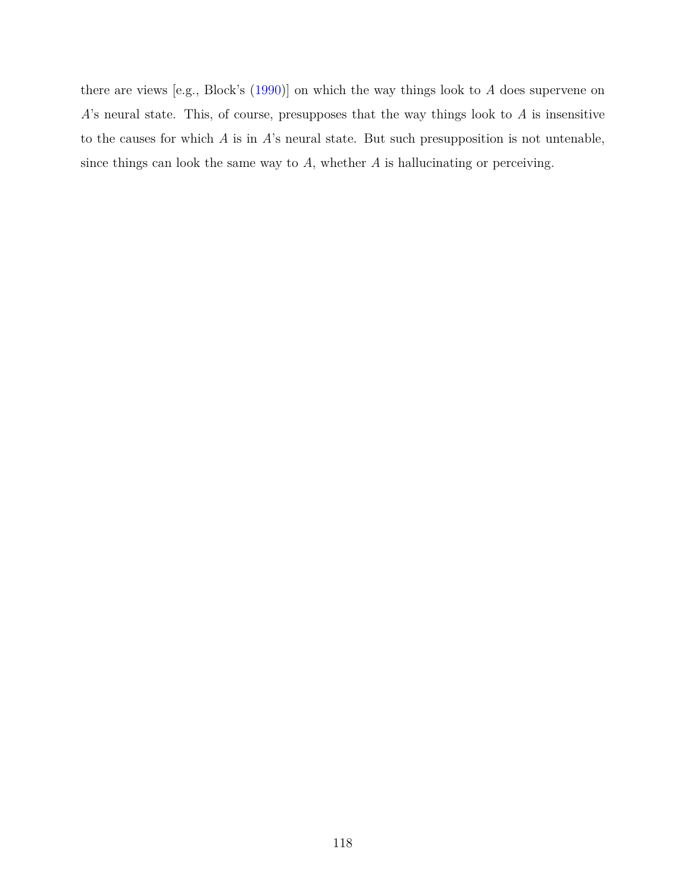there are views [e.g., Block's (1990)] on which the way things look to $A$ does supervene on $A$'s neural state. This, of course, presupposes that the way things look to $A$ is insensitive to the causes for which $A$ is in $A$'s neural state. But such presupposition is not untenable, since things can look the same way to $A$, whether $A$ is hallucinating or perceiving.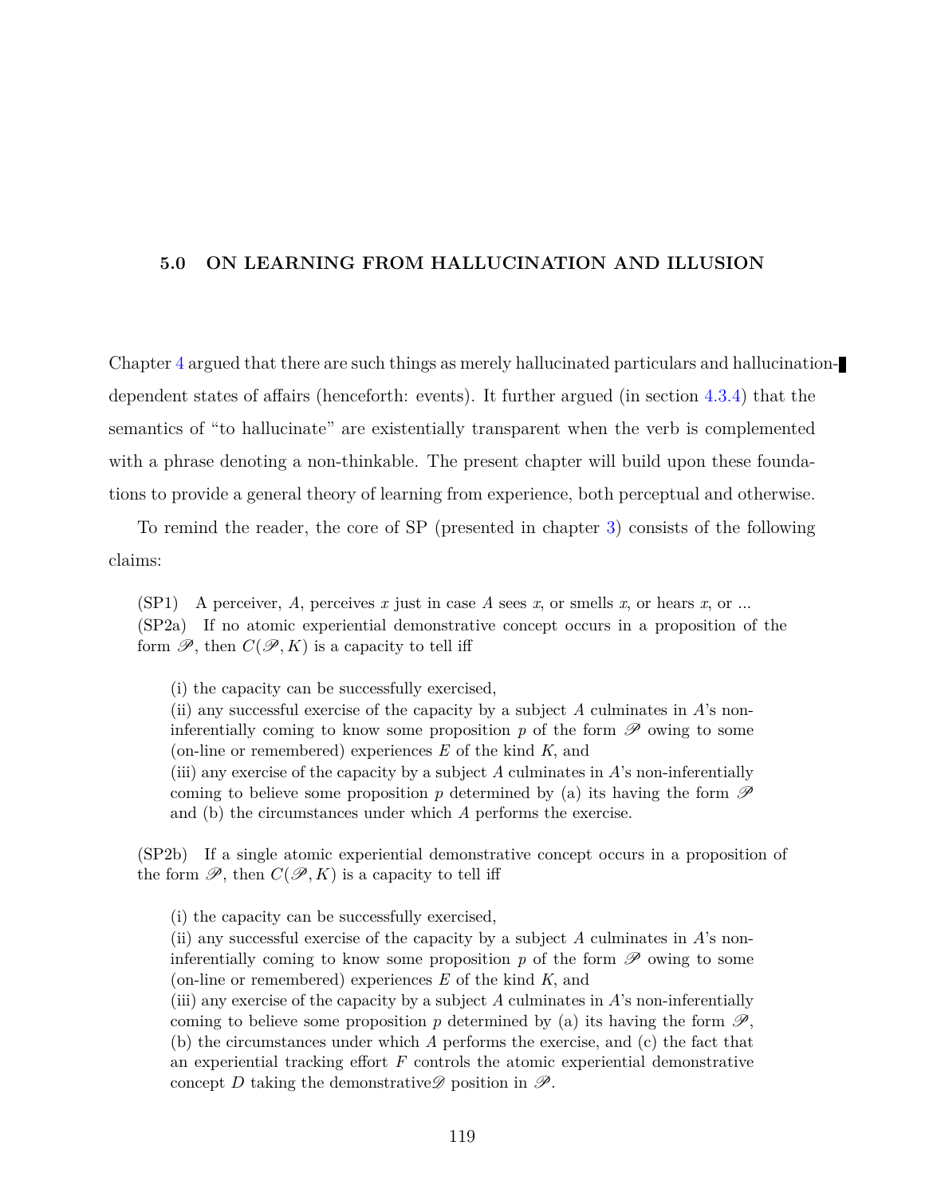# 5.0 ON LEARNING FROM HALLUCINATION AND ILLUSION

Chapter 4 argued that there are such things as merely hallucinated particulars and hallucination-dependent states of affairs (henceforth: events). It further argued (in section 4.3.4) that the semantics of "to hallucinate" are existentially transparent when the verb is complemented with a phrase denoting a non-thinkable. The present chapter will build upon these foundations to provide a general theory of learning from experience, both perceptual and otherwise.

To remind the reader, the core of SP (presented in chapter 3) consists of the following claims:

(SP1) A perceiver, $A$, perceives $x$ just in case $A$ sees $x$, or smells $x$, or hears $x$, or ...

(SP2a) If no atomic experiential demonstrative concept occurs in a proposition of the form $\mathscr{P}$, then $C(\mathscr{P}, K)$ is a capacity to tell iff

> (i) the capacity can be successfully exercised,
>
> (ii) any successful exercise of the capacity by a subject $A$ culminates in $A$'s non-inferentially coming to know some proposition $p$ of the form $\mathscr{P}$ owing to some (on-line or remembered) experiences $E$ of the kind $K$, and
>
> (iii) any exercise of the capacity by a subject $A$ culminates in $A$'s non-inferentially coming to believe some proposition $p$ determined by (a) its having the form $\mathscr{P}$ and (b) the circumstances under which $A$ performs the exercise.

(SP2b) If a single atomic experiential demonstrative concept occurs in a proposition of the form $\mathscr{P}$, then $C(\mathscr{P}, K)$ is a capacity to tell iff

> (i) the capacity can be successfully exercised,
>
> (ii) any successful exercise of the capacity by a subject $A$ culminates in $A$'s non-inferentially coming to know some proposition $p$ of the form $\mathscr{P}$ owing to some (on-line or remembered) experiences $E$ of the kind $K$, and
>
> (iii) any exercise of the capacity by a subject $A$ culminates in $A$'s non-inferentially coming to believe some proposition $p$ determined by (a) its having the form $\mathscr{P}$, (b) the circumstances under which $A$ performs the exercise, and (c) the fact that an experiential tracking effort $F$ controls the atomic experiential demonstrative concept $D$ taking the demonstrative$\mathscr{D}$ position in $\mathscr{P}$.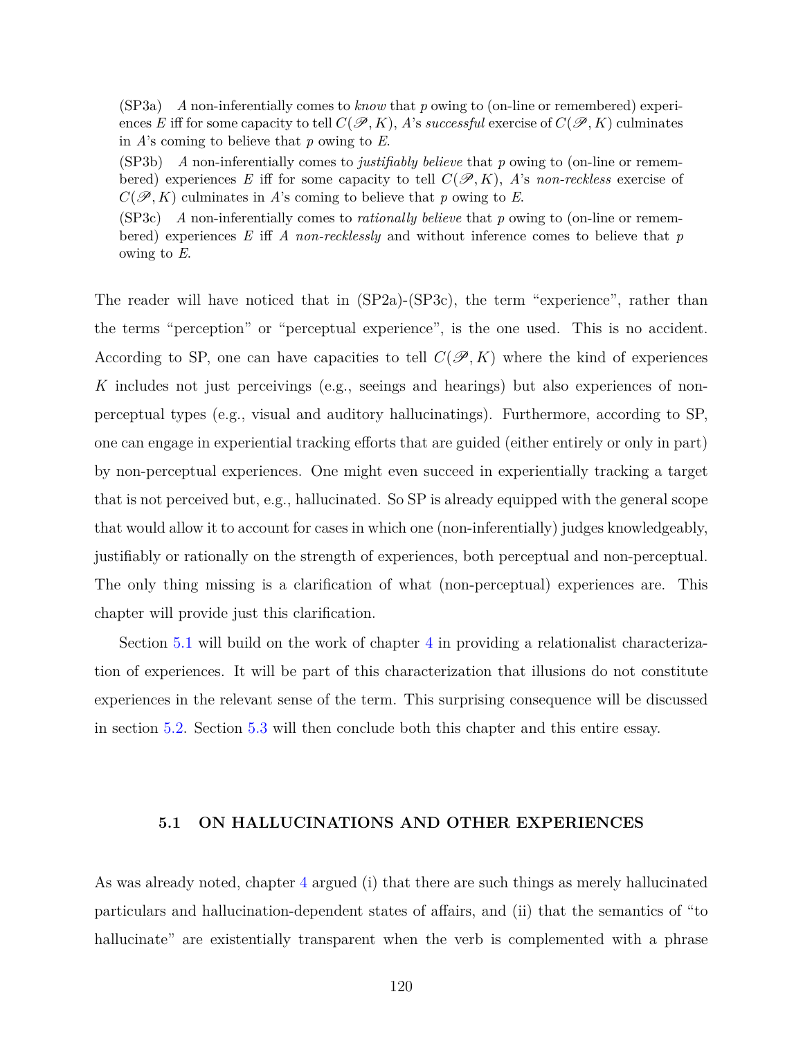(SP3a) $A$ non-inferentially comes to *know* that $p$ owing to (on-line or remembered) experiences $E$ iff for some capacity to tell $C(\mathscr{P}, K)$, $A$'s *successful* exercise of $C(\mathscr{P}, K)$ culminates in $A$'s coming to believe that $p$ owing to $E$.

(SP3b) $A$ non-inferentially comes to *justifiably believe* that $p$ owing to (on-line or remembered) experiences $E$ iff for some capacity to tell $C(\mathscr{P}, K)$, $A$'s *non-reckless* exercise of $C(\mathscr{P}, K)$ culminates in $A$'s coming to believe that $p$ owing to $E$.

(SP3c) $A$ non-inferentially comes to *rationally believe* that $p$ owing to (on-line or remembered) experiences $E$ iff $A$ *non-recklessly* and without inference comes to believe that $p$ owing to $E$.

The reader will have noticed that in (SP2a)-(SP3c), the term "experience", rather than the terms "perception" or "perceptual experience", is the one used. This is no accident. According to SP, one can have capacities to tell $C(\mathscr{P}, K)$ where the kind of experiences $K$ includes not just perceivings (e.g., seeings and hearings) but also experiences of non-perceptual types (e.g., visual and auditory hallucinatings). Furthermore, according to SP, one can engage in experiential tracking efforts that are guided (either entirely or only in part) by non-perceptual experiences. One might even succeed in experientially tracking a target that is not perceived but, e.g., hallucinated. So SP is already equipped with the general scope that would allow it to account for cases in which one (non-inferentially) judges knowledgeably, justifiably or rationally on the strength of experiences, both perceptual and non-perceptual. The only thing missing is a clarification of what (non-perceptual) experiences are. This chapter will provide just this clarification.

Section 5.1 will build on the work of chapter 4 in providing a relationalist characterization of experiences. It will be part of this characterization that illusions do not constitute experiences in the relevant sense of the term. This surprising consequence will be discussed in section 5.2. Section 5.3 will then conclude both this chapter and this entire essay.

## 5.1 ON HALLUCINATIONS AND OTHER EXPERIENCES

As was already noted, chapter 4 argued (i) that there are such things as merely hallucinated particulars and hallucination-dependent states of affairs, and (ii) that the semantics of "to hallucinate" are existentially transparent when the verb is complemented with a phrase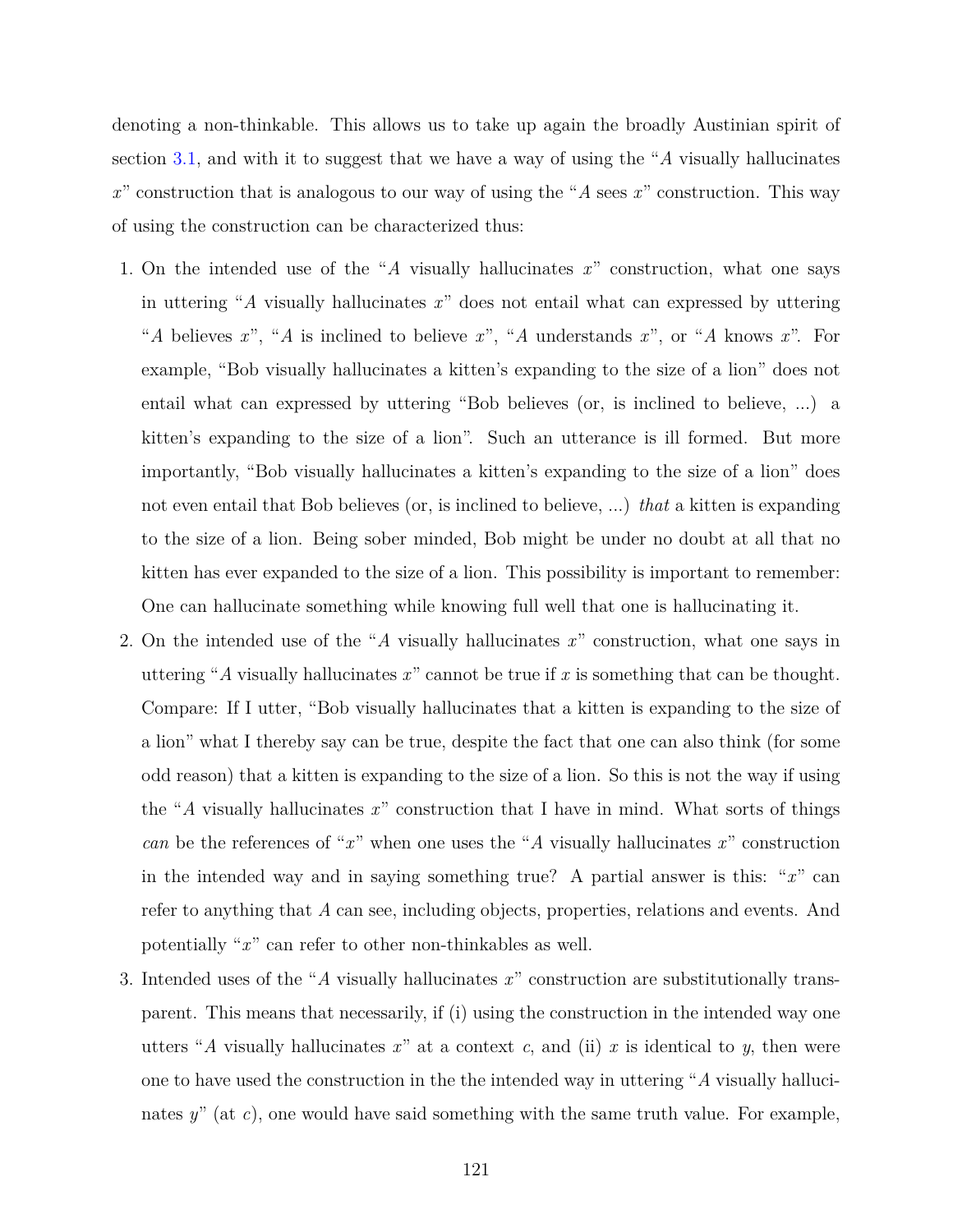denoting a non-thinkable. This allows us to take up again the broadly Austinian spirit of section 3.1, and with it to suggest that we have a way of using the "$A$ visually hallucinates $x$" construction that is analogous to our way of using the "$A$ sees $x$" construction. This way of using the construction can be characterized thus:

1. On the intended use of the "$A$ visually hallucinates $x$" construction, what one says in uttering "$A$ visually hallucinates $x$" does not entail what can expressed by uttering "$A$ believes $x$", "$A$ is inclined to believe $x$", "$A$ understands $x$", or "$A$ knows $x$". For example, "Bob visually hallucinates a kitten's expanding to the size of a lion" does not entail what can expressed by uttering "Bob believes (or, is inclined to believe, ...) a kitten's expanding to the size of a lion". Such an utterance is ill formed. But more importantly, "Bob visually hallucinates a kitten's expanding to the size of a lion" does not even entail that Bob believes (or, is inclined to believe, ...) *that* a kitten is expanding to the size of a lion. Being sober minded, Bob might be under no doubt at all that no kitten has ever expanded to the size of a lion. This possibility is important to remember: One can hallucinate something while knowing full well that one is hallucinating it.
2. On the intended use of the "$A$ visually hallucinates $x$" construction, what one says in uttering "$A$ visually hallucinates $x$" cannot be true if $x$ is something that can be thought. Compare: If I utter, "Bob visually hallucinates that a kitten is expanding to the size of a lion" what I thereby say can be true, despite the fact that one can also think (for some odd reason) that a kitten is expanding to the size of a lion. So this is not the way if using the "$A$ visually hallucinates $x$" construction that I have in mind. What sorts of things *can* be the references of "$x$" when one uses the "$A$ visually hallucinates $x$" construction in the intended way and in saying something true? A partial answer is this: "$x$" can refer to anything that $A$ can see, including objects, properties, relations and events. And potentially "$x$" can refer to other non-thinkables as well.
3. Intended uses of the "$A$ visually hallucinates $x$" construction are substitutionally transparent. This means that necessarily, if (i) using the construction in the intended way one utters "$A$ visually hallucinates $x$" at a context $c$, and (ii) $x$ is identical to $y$, then were one to have used the construction in the the intended way in uttering "$A$ visually hallucinates $y$" (at $c$), one would have said something with the same truth value. For example,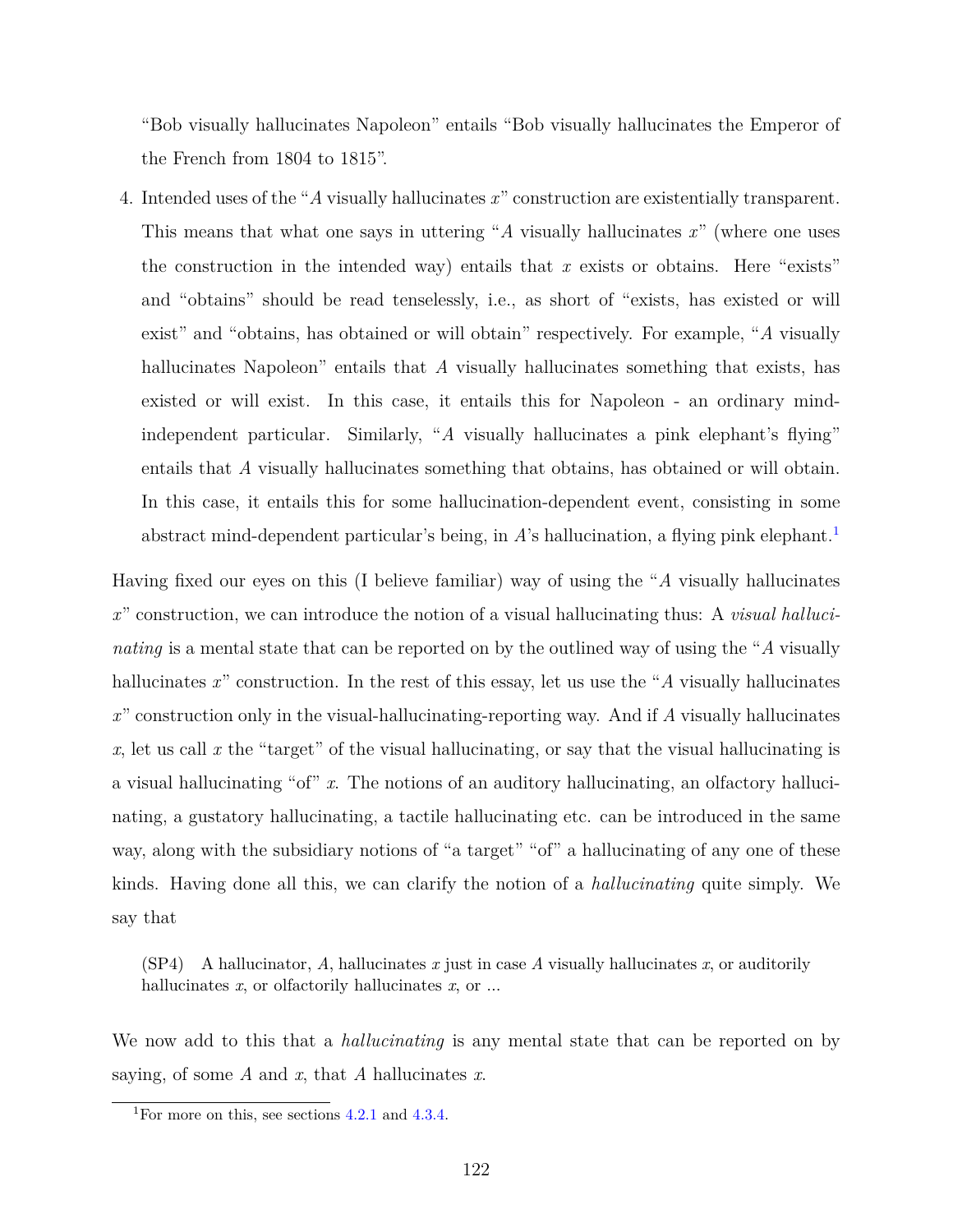"Bob visually hallucinates Napoleon" entails "Bob visually hallucinates the Emperor of the French from 1804 to 1815".

4. Intended uses of the "$A$ visually hallucinates $x$" construction are existentially transparent. This means that what one says in uttering "$A$ visually hallucinates $x$" (where one uses the construction in the intended way) entails that $x$ exists or obtains. Here "exists" and "obtains" should be read tenselessly, i.e., as short of "exists, has existed or will exist" and "obtains, has obtained or will obtain" respectively. For example, "$A$ visually hallucinates Napoleon" entails that $A$ visually hallucinates something that exists, has existed or will exist. In this case, it entails this for Napoleon - an ordinary mind-independent particular. Similarly, "$A$ visually hallucinates a pink elephant's flying" entails that $A$ visually hallucinates something that obtains, has obtained or will obtain. In this case, it entails this for some hallucination-dependent event, consisting in some abstract mind-dependent particular's being, in $A$'s hallucination, a flying pink elephant.[1]

Having fixed our eyes on this (I believe familiar) way of using the "$A$ visually hallucinates $x$" construction, we can introduce the notion of a visual hallucinating thus: A *visual hallucinating* is a mental state that can be reported on by the outlined way of using the "$A$ visually hallucinates $x$" construction. In the rest of this essay, let us use the "$A$ visually hallucinates $x$" construction only in the visual-hallucinating-reporting way. And if $A$ visually hallucinates $x$, let us call $x$ the "target" of the visual hallucinating, or say that the visual hallucinating is a visual hallucinating "of" $x$. The notions of an auditory hallucinating, an olfactory hallucinating, a gustatory hallucinating, a tactile hallucinating etc. can be introduced in the same way, along with the subsidiary notions of "a target" "of" a hallucinating of any one of these kinds. Having done all this, we can clarify the notion of a *hallucinating* quite simply. We say that

> (SP4) A hallucinator, $A$, hallucinates $x$ just in case $A$ visually hallucinates $x$, or auditorily hallucinates $x$, or olfactorily hallucinates $x$, or ...

We now add to this that a *hallucinating* is any mental state that can be reported on by saying, of some $A$ and $x$, that $A$ hallucinates $x$.

[1] For more on this, see sections 4.2.1 and 4.3.4.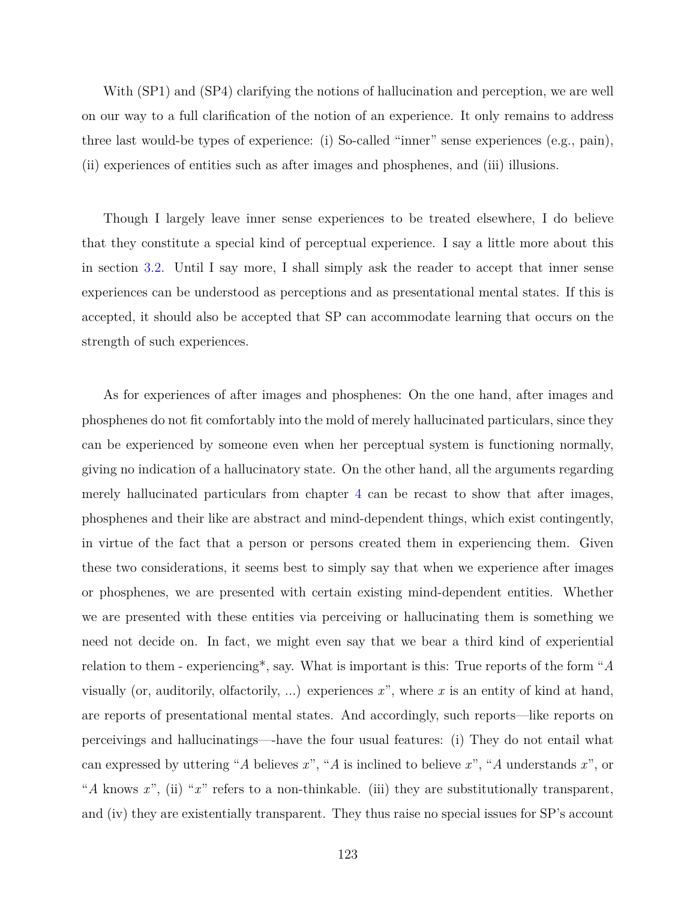With (SP1) and (SP4) clarifying the notions of hallucination and perception, we are well on our way to a full clarification of the notion of an experience. It only remains to address three last would-be types of experience: (i) So-called "inner" sense experiences (e.g., pain), (ii) experiences of entities such as after images and phosphenes, and (iii) illusions.

Though I largely leave inner sense experiences to be treated elsewhere, I do believe that they constitute a special kind of perceptual experience. I say a little more about this in section 3.2. Until I say more, I shall simply ask the reader to accept that inner sense experiences can be understood as perceptions and as presentational mental states. If this is accepted, it should also be accepted that SP can accommodate learning that occurs on the strength of such experiences.

As for experiences of after images and phosphenes: On the one hand, after images and phosphenes do not fit comfortably into the mold of merely hallucinated particulars, since they can be experienced by someone even when her perceptual system is functioning normally, giving no indication of a hallucinatory state. On the other hand, all the arguments regarding merely hallucinated particulars from chapter 4 can be recast to show that after images, phosphenes and their like are abstract and mind-dependent things, which exist contingently, in virtue of the fact that a person or persons created them in experiencing them. Given these two considerations, it seems best to simply say that when we experience after images or phosphenes, we are presented with certain existing mind-dependent entities. Whether we are presented with these entities via perceiving or hallucinating them is something we need not decide on. In fact, we might even say that we bear a third kind of experiential relation to them - experiencing*, say. What is important is this: True reports of the form "*A* visually (or, auditorily, olfactorily, ...) experiences *x*", where *x* is an entity of kind at hand, are reports of presentational mental states. And accordingly, such reports—like reports on perceivings and hallucinatings—-have the four usual features: (i) They do not entail what can expressed by uttering "*A* believes *x*", "*A* is inclined to believe *x*", "*A* understands *x*", or "*A* knows *x*", (ii) "*x*" refers to a non-thinkable. (iii) they are substitutionally transparent, and (iv) they are existentially transparent. They thus raise no special issues for SP's account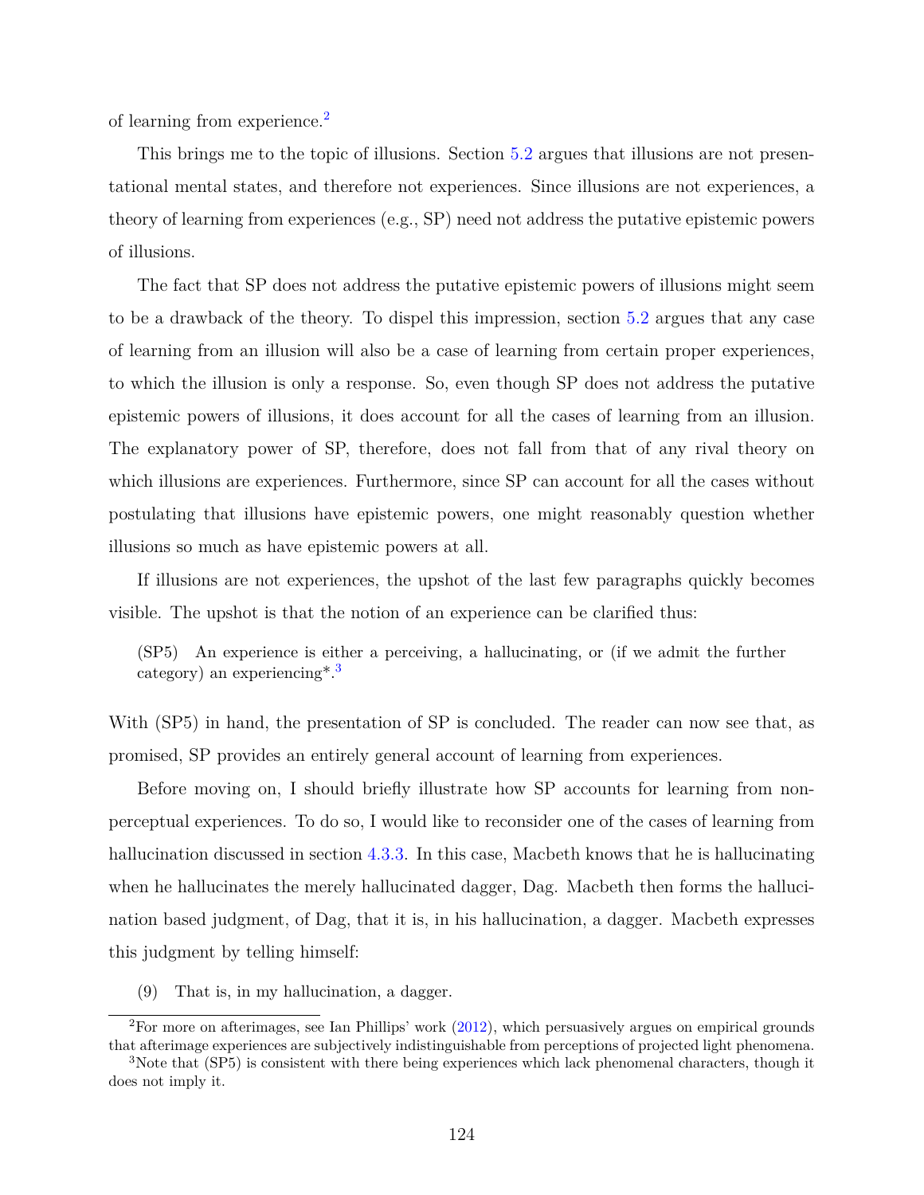of learning from experience.[2]

This brings me to the topic of illusions. Section 5.2 argues that illusions are not presentational mental states, and therefore not experiences. Since illusions are not experiences, a theory of learning from experiences (e.g., SP) need not address the putative epistemic powers of illusions.

The fact that SP does not address the putative epistemic powers of illusions might seem to be a drawback of the theory. To dispel this impression, section 5.2 argues that any case of learning from an illusion will also be a case of learning from certain proper experiences, to which the illusion is only a response. So, even though SP does not address the putative epistemic powers of illusions, it does account for all the cases of learning from an illusion. The explanatory power of SP, therefore, does not fall from that of any rival theory on which illusions are experiences. Furthermore, since SP can account for all the cases without postulating that illusions have epistemic powers, one might reasonably question whether illusions so much as have epistemic powers at all.

If illusions are not experiences, the upshot of the last few paragraphs quickly becomes visible. The upshot is that the notion of an experience can be clarified thus:

> (SP5) An experience is either a perceiving, a hallucinating, or (if we admit the further category) an experiencing*.[3]

With (SP5) in hand, the presentation of SP is concluded. The reader can now see that, as promised, SP provides an entirely general account of learning from experiences.

Before moving on, I should briefly illustrate how SP accounts for learning from non-perceptual experiences. To do so, I would like to reconsider one of the cases of learning from hallucination discussed in section 4.3.3. In this case, Macbeth knows that he is hallucinating when he hallucinates the merely hallucinated dagger, Dag. Macbeth then forms the hallucination based judgment, of Dag, that it is, in his hallucination, a dagger. Macbeth expresses this judgment by telling himself:

> (9) That is, in my hallucination, a dagger.

---

[2] For more on afterimages, see Ian Phillips' work (2012), which persuasively argues on empirical grounds that afterimage experiences are subjectively indistinguishable from perceptions of projected light phenomena.

[3] Note that (SP5) is consistent with there being experiences which lack phenomenal characters, though it does not imply it.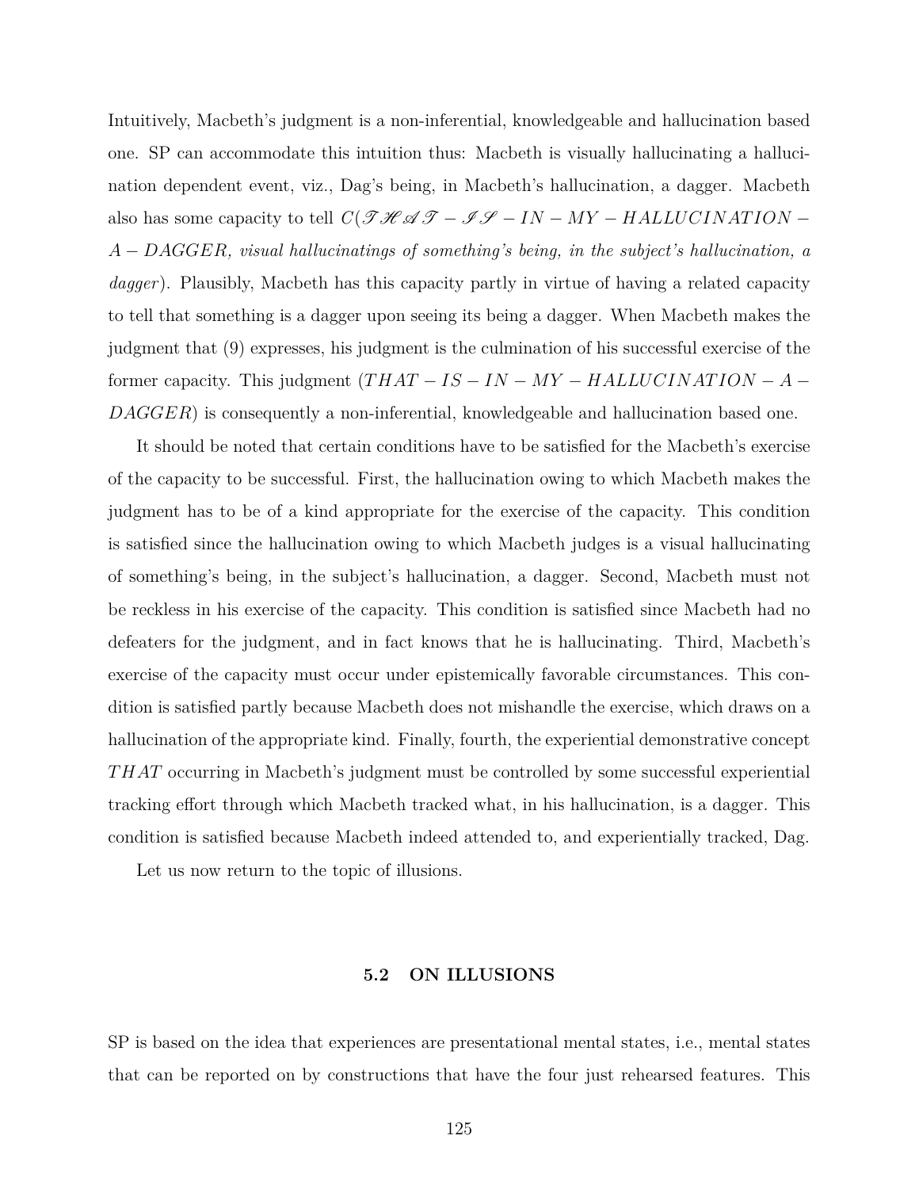Intuitively, Macbeth's judgment is a non-inferential, knowledgeable and hallucination based one. SP can accommodate this intuition thus: Macbeth is visually hallucinating a hallucination dependent event, viz., Dag's being, in Macbeth's hallucination, a dagger. Macbeth also has some capacity to tell $C(\mathscr{THAT} - \mathscr{IS} - IN - MY - HALLUCINATION - A - DAGGER$, *visual hallucinatings of something's being, in the subject's hallucination, a dagger*). Plausibly, Macbeth has this capacity partly in virtue of having a related capacity to tell that something is a dagger upon seeing its being a dagger. When Macbeth makes the judgment that (9) expresses, his judgment is the culmination of his successful exercise of the former capacity. This judgment ($THAT - IS - IN - MY - HALLUCINATION - A - DAGGER$) is consequently a non-inferential, knowledgeable and hallucination based one.

It should be noted that certain conditions have to be satisfied for the Macbeth's exercise of the capacity to be successful. First, the hallucination owing to which Macbeth makes the judgment has to be of a kind appropriate for the exercise of the capacity. This condition is satisfied since the hallucination owing to which Macbeth judges is a visual hallucinating of something's being, in the subject's hallucination, a dagger. Second, Macbeth must not be reckless in his exercise of the capacity. This condition is satisfied since Macbeth had no defeaters for the judgment, and in fact knows that he is hallucinating. Third, Macbeth's exercise of the capacity must occur under epistemically favorable circumstances. This condition is satisfied partly because Macbeth does not mishandle the exercise, which draws on a hallucination of the appropriate kind. Finally, fourth, the experiential demonstrative concept $THAT$ occurring in Macbeth's judgment must be controlled by some successful experiential tracking effort through which Macbeth tracked what, in his hallucination, is a dagger. This condition is satisfied because Macbeth indeed attended to, and experientially tracked, Dag.

Let us now return to the topic of illusions.

## 5.2 ON ILLUSIONS

SP is based on the idea that experiences are presentational mental states, i.e., mental states that can be reported on by constructions that have the four just rehearsed features. This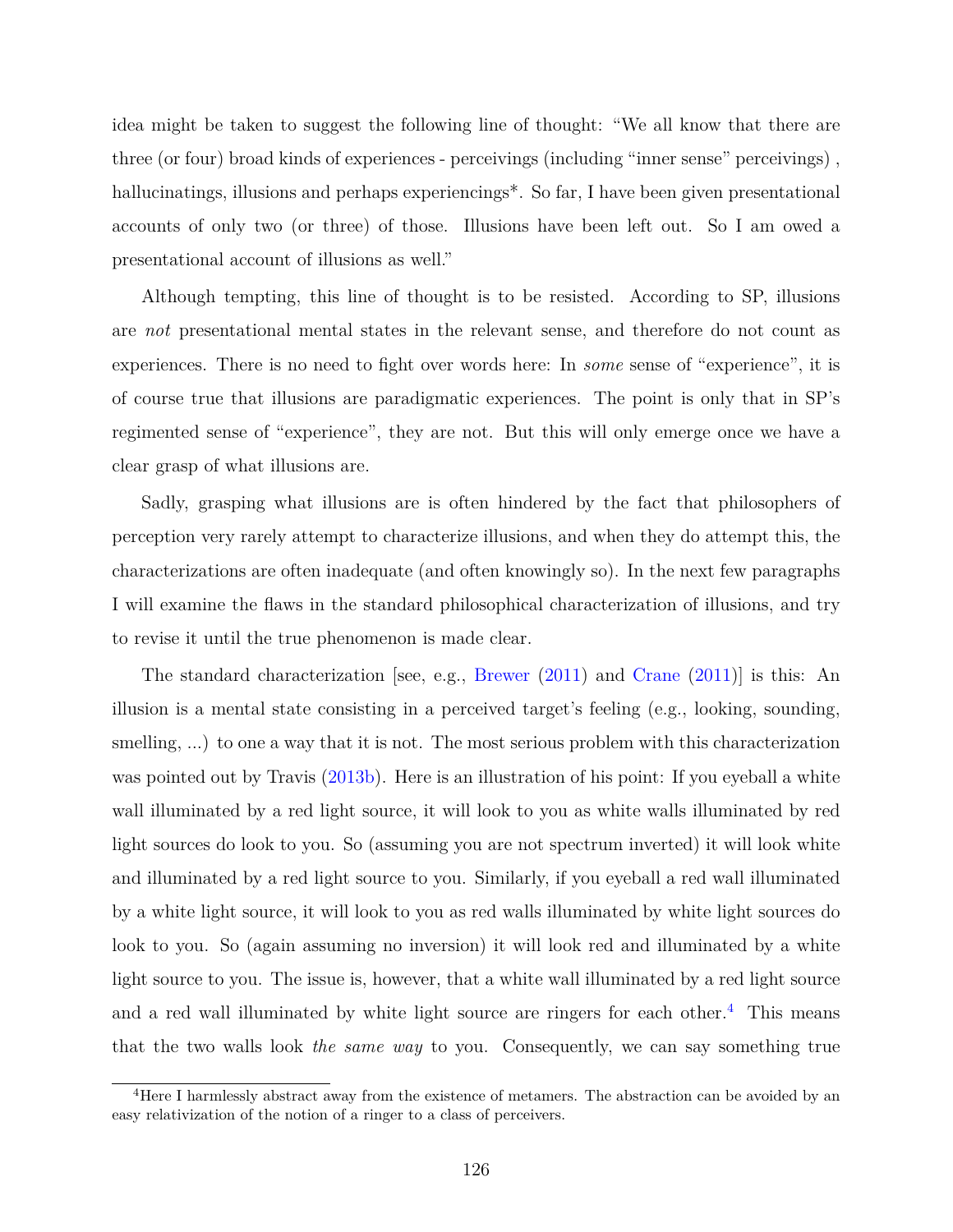idea might be taken to suggest the following line of thought: "We all know that there are three (or four) broad kinds of experiences - perceivings (including "inner sense" perceivings) , hallucinatings, illusions and perhaps experiencings*. So far, I have been given presentational accounts of only two (or three) of those. Illusions have been left out. So I am owed a presentational account of illusions as well."

Although tempting, this line of thought is to be resisted. According to SP, illusions are *not* presentational mental states in the relevant sense, and therefore do not count as experiences. There is no need to fight over words here: In *some* sense of "experience", it is of course true that illusions are paradigmatic experiences. The point is only that in SP's regimented sense of "experience", they are not. But this will only emerge once we have a clear grasp of what illusions are.

Sadly, grasping what illusions are is often hindered by the fact that philosophers of perception very rarely attempt to characterize illusions, and when they do attempt this, the characterizations are often inadequate (and often knowingly so). In the next few paragraphs I will examine the flaws in the standard philosophical characterization of illusions, and try to revise it until the true phenomenon is made clear.

The standard characterization [see, e.g., Brewer (2011) and Crane (2011)] is this: An illusion is a mental state consisting in a perceived target's feeling (e.g., looking, sounding, smelling, ...) to one a way that it is not. The most serious problem with this characterization was pointed out by Travis (2013b). Here is an illustration of his point: If you eyeball a white wall illuminated by a red light source, it will look to you as white walls illuminated by red light sources do look to you. So (assuming you are not spectrum inverted) it will look white and illuminated by a red light source to you. Similarly, if you eyeball a red wall illuminated by a white light source, it will look to you as red walls illuminated by white light sources do look to you. So (again assuming no inversion) it will look red and illuminated by a white light source to you. The issue is, however, that a white wall illuminated by a red light source and a red wall illuminated by white light source are ringers for each other.[4] This means that the two walls look *the same way* to you. Consequently, we can say something true

[4]Here I harmlessly abstract away from the existence of metamers. The abstraction can be avoided by an easy relativization of the notion of a ringer to a class of perceivers.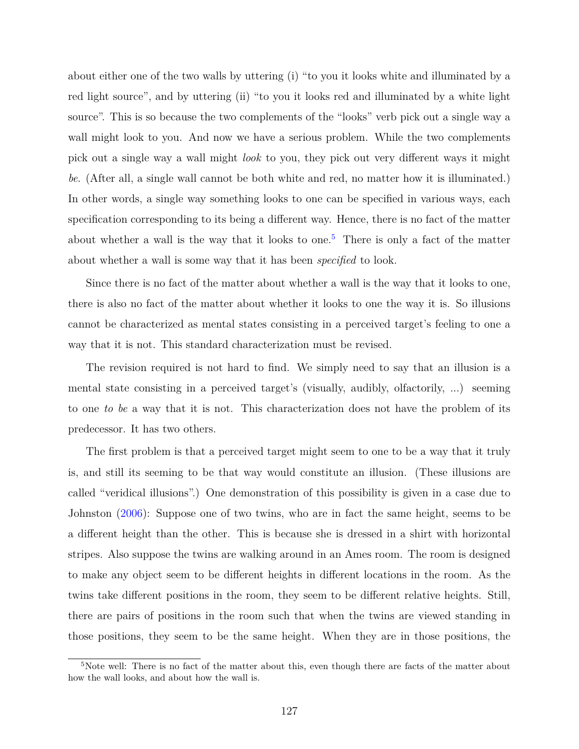about either one of the two walls by uttering (i) "to you it looks white and illuminated by a red light source", and by uttering (ii) "to you it looks red and illuminated by a white light source". This is so because the two complements of the "looks" verb pick out a single way a wall might look to you. And now we have a serious problem. While the two complements pick out a single way a wall might *look* to you, they pick out very different ways it might *be*. (After all, a single wall cannot be both white and red, no matter how it is illuminated.) In other words, a single way something looks to one can be specified in various ways, each specification corresponding to its being a different way. Hence, there is no fact of the matter about whether a wall is the way that it looks to one.[5] There is only a fact of the matter about whether a wall is some way that it has been *specified* to look.

Since there is no fact of the matter about whether a wall is the way that it looks to one, there is also no fact of the matter about whether it looks to one the way it is. So illusions cannot be characterized as mental states consisting in a perceived target's feeling to one a way that it is not. This standard characterization must be revised.

The revision required is not hard to find. We simply need to say that an illusion is a mental state consisting in a perceived target's (visually, audibly, olfactorily, ...) seeming to one *to be* a way that it is not. This characterization does not have the problem of its predecessor. It has two others.

The first problem is that a perceived target might seem to one to be a way that it truly is, and still its seeming to be that way would constitute an illusion. (These illusions are called "veridical illusions".) One demonstration of this possibility is given in a case due to Johnston (2006): Suppose one of two twins, who are in fact the same height, seems to be a different height than the other. This is because she is dressed in a shirt with horizontal stripes. Also suppose the twins are walking around in an Ames room. The room is designed to make any object seem to be different heights in different locations in the room. As the twins take different positions in the room, they seem to be different relative heights. Still, there are pairs of positions in the room such that when the twins are viewed standing in those positions, they seem to be the same height. When they are in those positions, the

[5] Note well: There is no fact of the matter about this, even though there are facts of the matter about how the wall looks, and about how the wall is.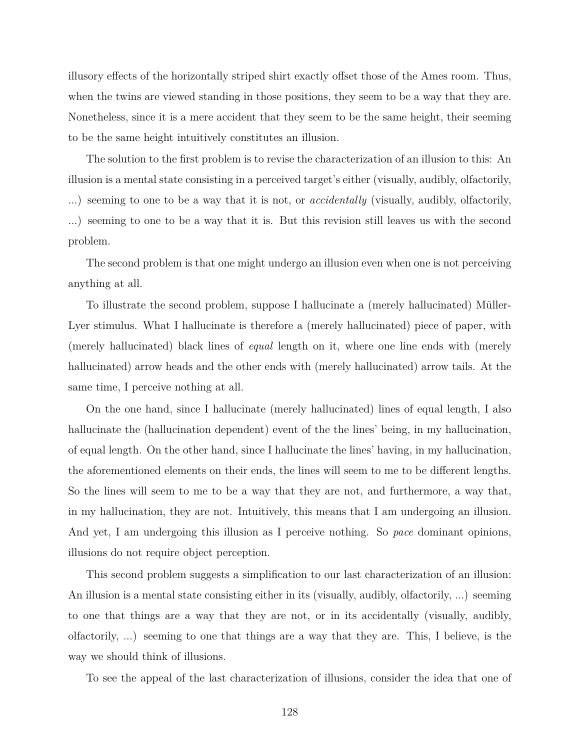illusory effects of the horizontally striped shirt exactly offset those of the Ames room. Thus, when the twins are viewed standing in those positions, they seem to be a way that they are. Nonetheless, since it is a mere accident that they seem to be the same height, their seeming to be the same height intuitively constitutes an illusion.

The solution to the first problem is to revise the characterization of an illusion to this: An illusion is a mental state consisting in a perceived target's either (visually, audibly, olfactorily, ...) seeming to one to be a way that it is not, or *accidentally* (visually, audibly, olfactorily, ...) seeming to one to be a way that it is. But this revision still leaves us with the second problem.

The second problem is that one might undergo an illusion even when one is not perceiving anything at all.

To illustrate the second problem, suppose I hallucinate a (merely hallucinated) Müller-Lyer stimulus. What I hallucinate is therefore a (merely hallucinated) piece of paper, with (merely hallucinated) black lines of *equal* length on it, where one line ends with (merely hallucinated) arrow heads and the other ends with (merely hallucinated) arrow tails. At the same time, I perceive nothing at all.

On the one hand, since I hallucinate (merely hallucinated) lines of equal length, I also hallucinate the (hallucination dependent) event of the the lines' being, in my hallucination, of equal length. On the other hand, since I hallucinate the lines' having, in my hallucination, the aforementioned elements on their ends, the lines will seem to me to be different lengths. So the lines will seem to me to be a way that they are not, and furthermore, a way that, in my hallucination, they are not. Intuitively, this means that I am undergoing an illusion. And yet, I am undergoing this illusion as I perceive nothing. So *pace* dominant opinions, illusions do not require object perception.

This second problem suggests a simplification to our last characterization of an illusion: An illusion is a mental state consisting either in its (visually, audibly, olfactorily, ...) seeming to one that things are a way that they are not, or in its accidentally (visually, audibly, olfactorily, ...) seeming to one that things are a way that they are. This, I believe, is the way we should think of illusions.

To see the appeal of the last characterization of illusions, consider the idea that one of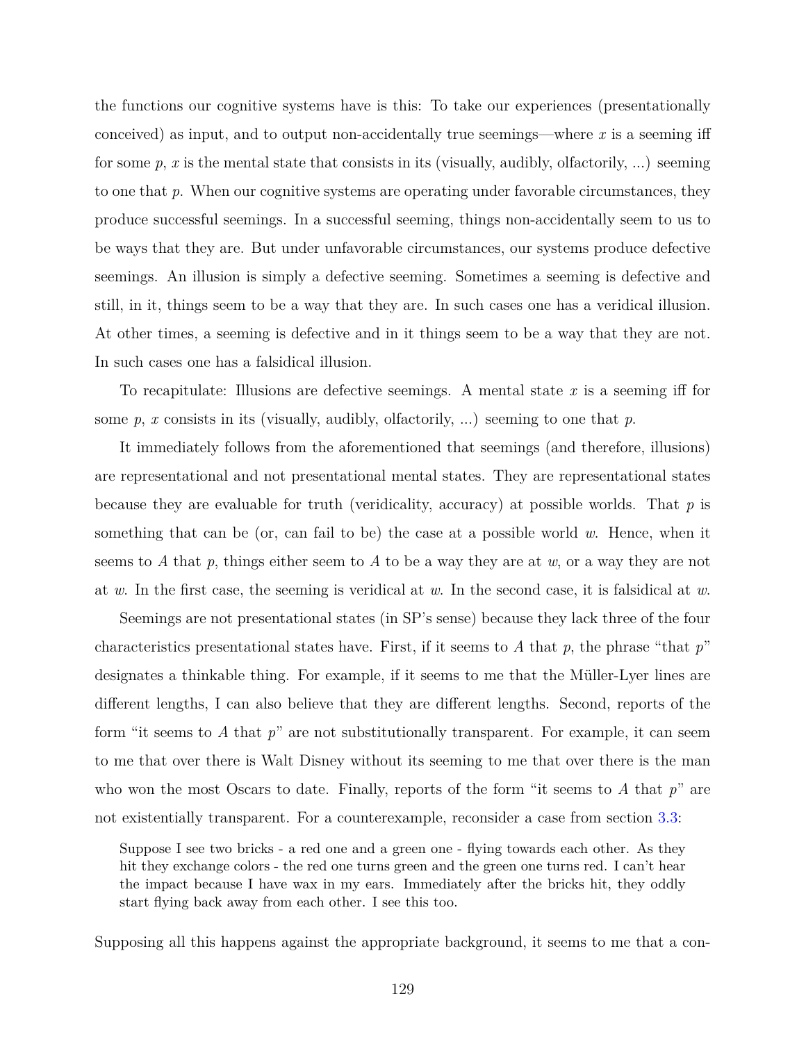the functions our cognitive systems have is this: To take our experiences (presentationally conceived) as input, and to output non-accidentally true seemings—where $x$ is a seeming iff for some $p$, $x$ is the mental state that consists in its (visually, audibly, olfactorily, ...) seeming to one that $p$. When our cognitive systems are operating under favorable circumstances, they produce successful seemings. In a successful seeming, things non-accidentally seem to us to be ways that they are. But under unfavorable circumstances, our systems produce defective seemings. An illusion is simply a defective seeming. Sometimes a seeming is defective and still, in it, things seem to be a way that they are. In such cases one has a veridical illusion. At other times, a seeming is defective and in it things seem to be a way that they are not. In such cases one has a falsidical illusion.

To recapitulate: Illusions are defective seemings. A mental state $x$ is a seeming iff for some $p$, $x$ consists in its (visually, audibly, olfactorily, ...) seeming to one that $p$.

It immediately follows from the aforementioned that seemings (and therefore, illusions) are representational and not presentational mental states. They are representational states because they are evaluable for truth (veridicality, accuracy) at possible worlds. That $p$ is something that can be (or, can fail to be) the case at a possible world $w$. Hence, when it seems to $A$ that $p$, things either seem to $A$ to be a way they are at $w$, or a way they are not at $w$. In the first case, the seeming is veridical at $w$. In the second case, it is falsidical at $w$.

Seemings are not presentational states (in SP's sense) because they lack three of the four characteristics presentational states have. First, if it seems to $A$ that $p$, the phrase "that $p$" designates a thinkable thing. For example, if it seems to me that the Müller-Lyer lines are different lengths, I can also believe that they are different lengths. Second, reports of the form "it seems to $A$ that $p$" are not substitutionally transparent. For example, it can seem to me that over there is Walt Disney without its seeming to me that over there is the man who won the most Oscars to date. Finally, reports of the form "it seems to $A$ that $p$" are not existentially transparent. For a counterexample, reconsider a case from section 3.3:

> Suppose I see two bricks - a red one and a green one - flying towards each other. As they hit they exchange colors - the red one turns green and the green one turns red. I can't hear the impact because I have wax in my ears. Immediately after the bricks hit, they oddly start flying back away from each other. I see this too.

Supposing all this happens against the appropriate background, it seems to me that a con-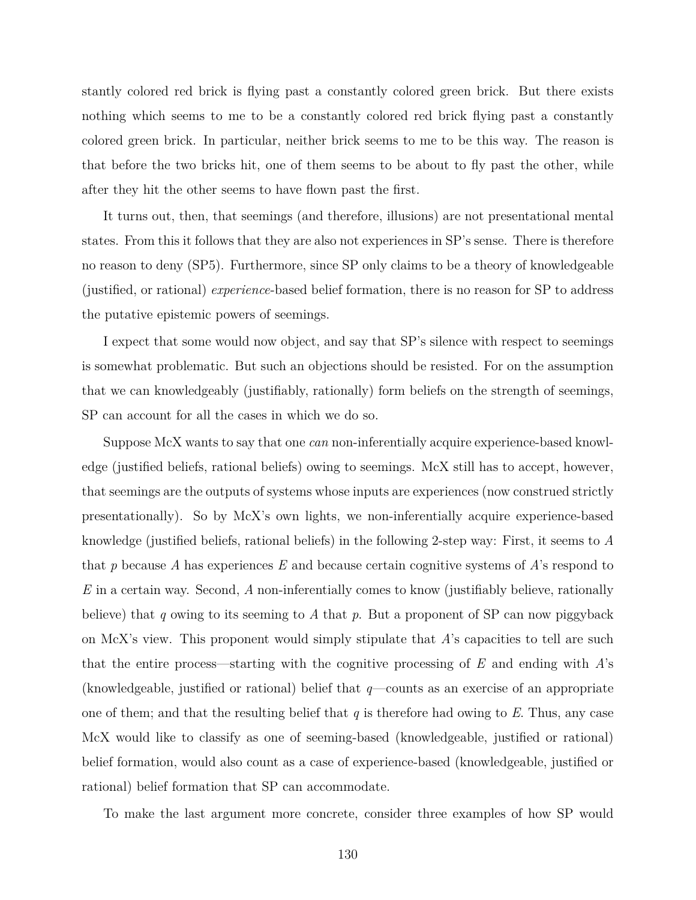stantly colored red brick is flying past a constantly colored green brick. But there exists nothing which seems to me to be a constantly colored red brick flying past a constantly colored green brick. In particular, neither brick seems to me to be this way. The reason is that before the two bricks hit, one of them seems to be about to fly past the other, while after they hit the other seems to have flown past the first.

It turns out, then, that seemings (and therefore, illusions) are not presentational mental states. From this it follows that they are also not experiences in SP's sense. There is therefore no reason to deny (SP5). Furthermore, since SP only claims to be a theory of knowledgeable (justified, or rational) *experience*-based belief formation, there is no reason for SP to address the putative epistemic powers of seemings.

I expect that some would now object, and say that SP's silence with respect to seemings is somewhat problematic. But such an objections should be resisted. For on the assumption that we can knowledgeably (justifiably, rationally) form beliefs on the strength of seemings, SP can account for all the cases in which we do so.

Suppose McX wants to say that one *can* non-inferentially acquire experience-based knowledge (justified beliefs, rational beliefs) owing to seemings. McX still has to accept, however, that seemings are the outputs of systems whose inputs are experiences (now construed strictly presentationally). So by McX's own lights, we non-inferentially acquire experience-based knowledge (justified beliefs, rational beliefs) in the following 2-step way: First, it seems to $A$ that $p$ because $A$ has experiences $E$ and because certain cognitive systems of $A$'s respond to $E$ in a certain way. Second, $A$ non-inferentially comes to know (justifiably believe, rationally believe) that $q$ owing to its seeming to $A$ that $p$. But a proponent of SP can now piggyback on McX's view. This proponent would simply stipulate that $A$'s capacities to tell are such that the entire process—starting with the cognitive processing of $E$ and ending with $A$'s (knowledgeable, justified or rational) belief that $q$—counts as an exercise of an appropriate one of them; and that the resulting belief that $q$ is therefore had owing to $E$. Thus, any case McX would like to classify as one of seeming-based (knowledgeable, justified or rational) belief formation, would also count as a case of experience-based (knowledgeable, justified or rational) belief formation that SP can accommodate.

To make the last argument more concrete, consider three examples of how SP would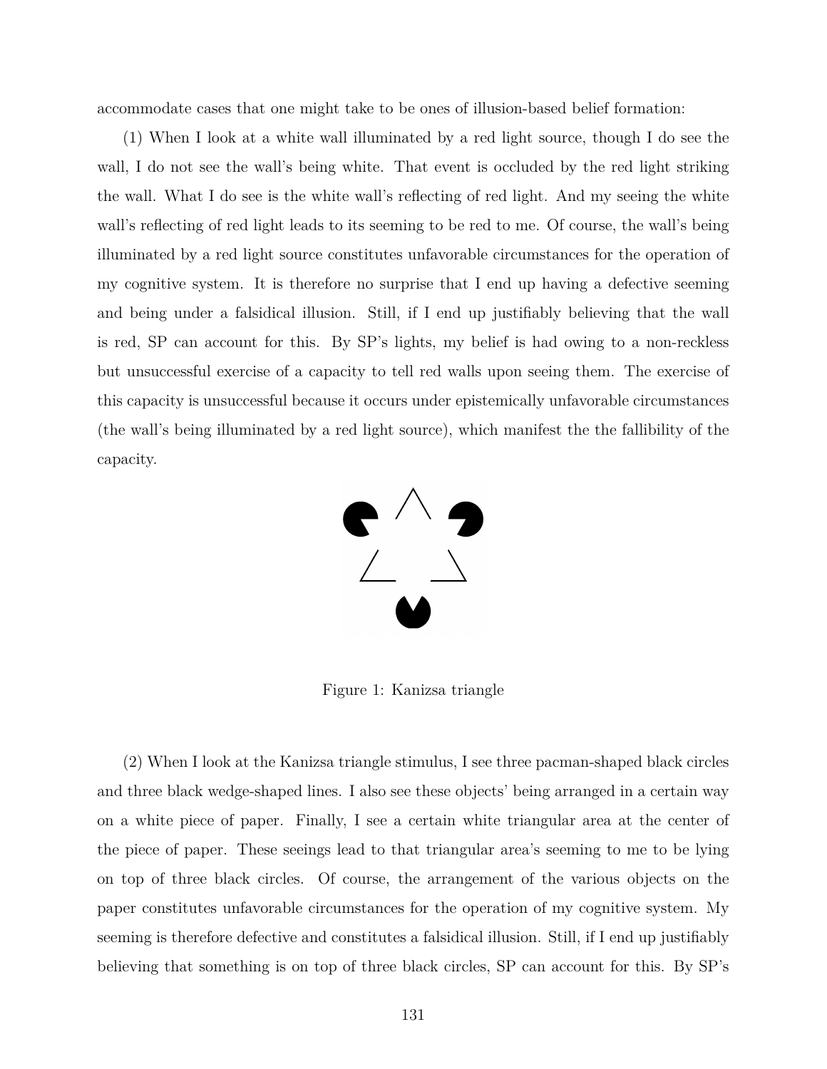accommodate cases that one might take to be ones of illusion-based belief formation:

(1) When I look at a white wall illuminated by a red light source, though I do see the wall, I do not see the wall's being white. That event is occluded by the red light striking the wall. What I do see is the white wall's reflecting of red light. And my seeing the white wall's reflecting of red light leads to its seeming to be red to me. Of course, the wall's being illuminated by a red light source constitutes unfavorable circumstances for the operation of my cognitive system. It is therefore no surprise that I end up having a defective seeming and being under a falsidical illusion. Still, if I end up justifiably believing that the wall is red, SP can account for this. By SP's lights, my belief is had owing to a non-reckless but unsuccessful exercise of a capacity to tell red walls upon seeing them. The exercise of this capacity is unsuccessful because it occurs under epistemically unfavorable circumstances (the wall's being illuminated by a red light source), which manifest the the fallibility of the capacity.

Figure 1: Kanizsa triangle

(2) When I look at the Kanizsa triangle stimulus, I see three pacman-shaped black circles and three black wedge-shaped lines. I also see these objects' being arranged in a certain way on a white piece of paper. Finally, I see a certain white triangular area at the center of the piece of paper. These seeings lead to that triangular area's seeming to me to be lying on top of three black circles. Of course, the arrangement of the various objects on the paper constitutes unfavorable circumstances for the operation of my cognitive system. My seeming is therefore defective and constitutes a falsidical illusion. Still, if I end up justifiably believing that something is on top of three black circles, SP can account for this. By SP's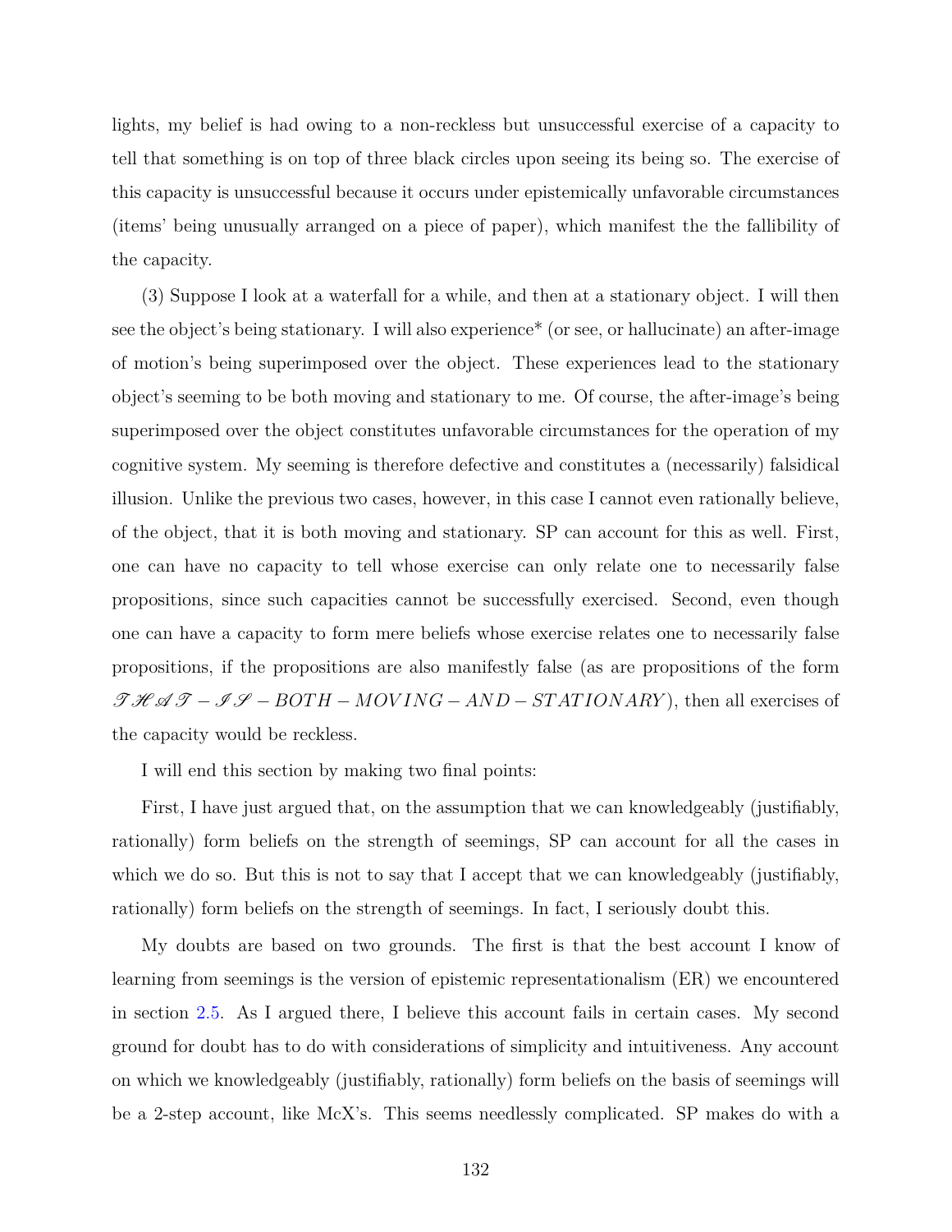lights, my belief is had owing to a non-reckless but unsuccessful exercise of a capacity to tell that something is on top of three black circles upon seeing its being so. The exercise of this capacity is unsuccessful because it occurs under epistemically unfavorable circumstances (items' being unusually arranged on a piece of paper), which manifest the the fallibility of the capacity.

(3) Suppose I look at a waterfall for a while, and then at a stationary object. I will then see the object's being stationary. I will also experience* (or see, or hallucinate) an after-image of motion's being superimposed over the object. These experiences lead to the stationary object's seeming to be both moving and stationary to me. Of course, the after-image's being superimposed over the object constitutes unfavorable circumstances for the operation of my cognitive system. My seeming is therefore defective and constitutes a (necessarily) falsidical illusion. Unlike the previous two cases, however, in this case I cannot even rationally believe, of the object, that it is both moving and stationary. SP can account for this as well. First, one can have no capacity to tell whose exercise can only relate one to necessarily false propositions, since such capacities cannot be successfully exercised. Second, even though one can have a capacity to form mere beliefs whose exercise relates one to necessarily false propositions, if the propositions are also manifestly false (as are propositions of the form $\mathscr{THAT}-\mathscr{IS}-BOTH-MOVING-AND-STATIONARY$), then all exercises of the capacity would be reckless.

I will end this section by making two final points:

First, I have just argued that, on the assumption that we can knowledgeably (justifiably, rationally) form beliefs on the strength of seemings, SP can account for all the cases in which we do so. But this is not to say that I accept that we can knowledgeably (justifiably, rationally) form beliefs on the strength of seemings. In fact, I seriously doubt this.

My doubts are based on two grounds. The first is that the best account I know of learning from seemings is the version of epistemic representationalism (ER) we encountered in section 2.5. As I argued there, I believe this account fails in certain cases. My second ground for doubt has to do with considerations of simplicity and intuitiveness. Any account on which we knowledgeably (justifiably, rationally) form beliefs on the basis of seemings will be a 2-step account, like McX's. This seems needlessly complicated. SP makes do with a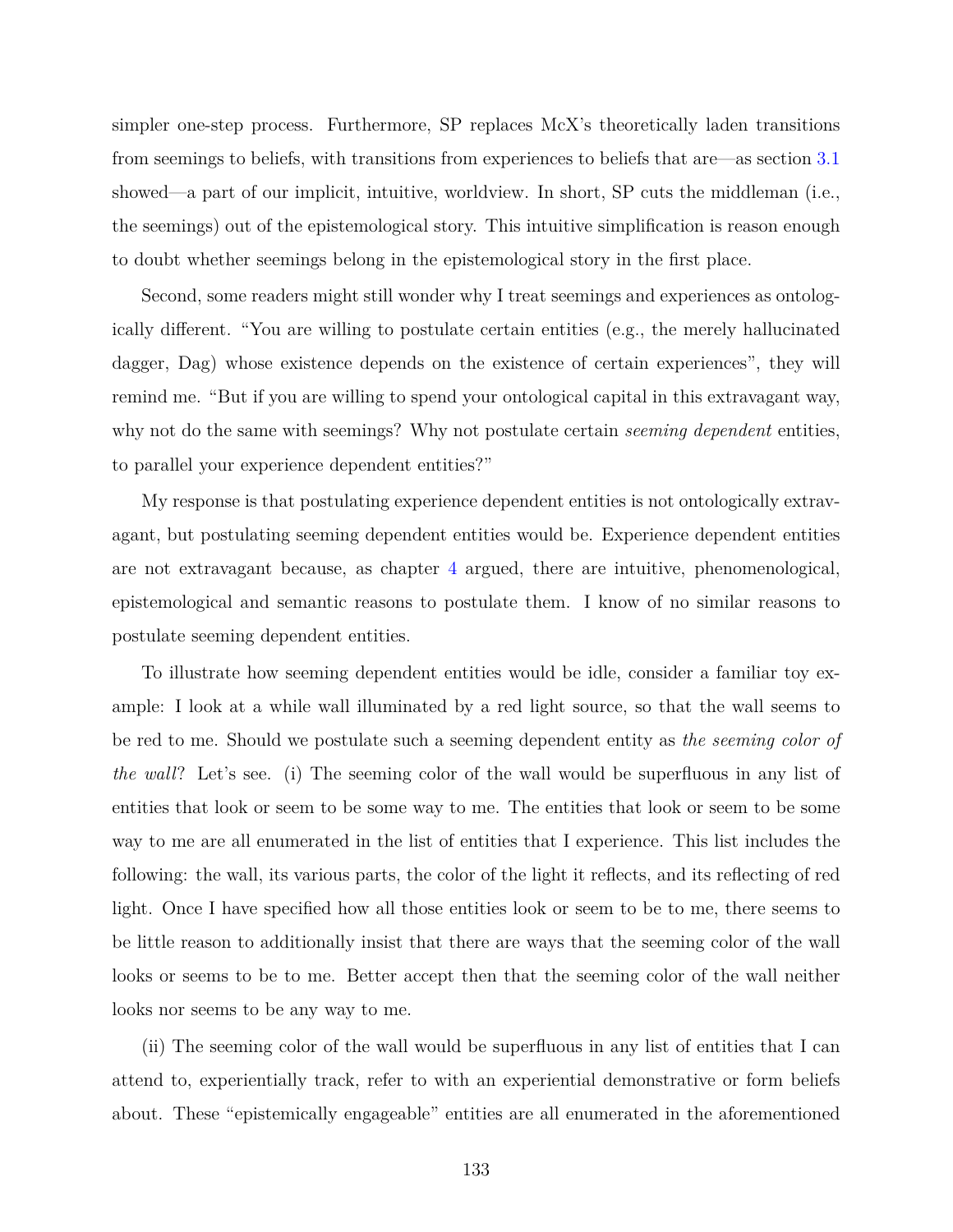simpler one-step process. Furthermore, SP replaces McX's theoretically laden transitions from seemings to beliefs, with transitions from experiences to beliefs that are—as section 3.1 showed—a part of our implicit, intuitive, worldview. In short, SP cuts the middleman (i.e., the seemings) out of the epistemological story. This intuitive simplification is reason enough to doubt whether seemings belong in the epistemological story in the first place.

Second, some readers might still wonder why I treat seemings and experiences as ontologically different. "You are willing to postulate certain entities (e.g., the merely hallucinated dagger, Dag) whose existence depends on the existence of certain experiences", they will remind me. "But if you are willing to spend your ontological capital in this extravagant way, why not do the same with seemings? Why not postulate certain *seeming dependent* entities, to parallel your experience dependent entities?"

My response is that postulating experience dependent entities is not ontologically extravagant, but postulating seeming dependent entities would be. Experience dependent entities are not extravagant because, as chapter 4 argued, there are intuitive, phenomenological, epistemological and semantic reasons to postulate them. I know of no similar reasons to postulate seeming dependent entities.

To illustrate how seeming dependent entities would be idle, consider a familiar toy example: I look at a while wall illuminated by a red light source, so that the wall seems to be red to me. Should we postulate such a seeming dependent entity as *the seeming color of the wall*? Let's see. (i) The seeming color of the wall would be superfluous in any list of entities that look or seem to be some way to me. The entities that look or seem to be some way to me are all enumerated in the list of entities that I experience. This list includes the following: the wall, its various parts, the color of the light it reflects, and its reflecting of red light. Once I have specified how all those entities look or seem to be to me, there seems to be little reason to additionally insist that there are ways that the seeming color of the wall looks or seems to be to me. Better accept then that the seeming color of the wall neither looks nor seems to be any way to me.

(ii) The seeming color of the wall would be superfluous in any list of entities that I can attend to, experientially track, refer to with an experiential demonstrative or form beliefs about. These "epistemically engageable" entities are all enumerated in the aforementioned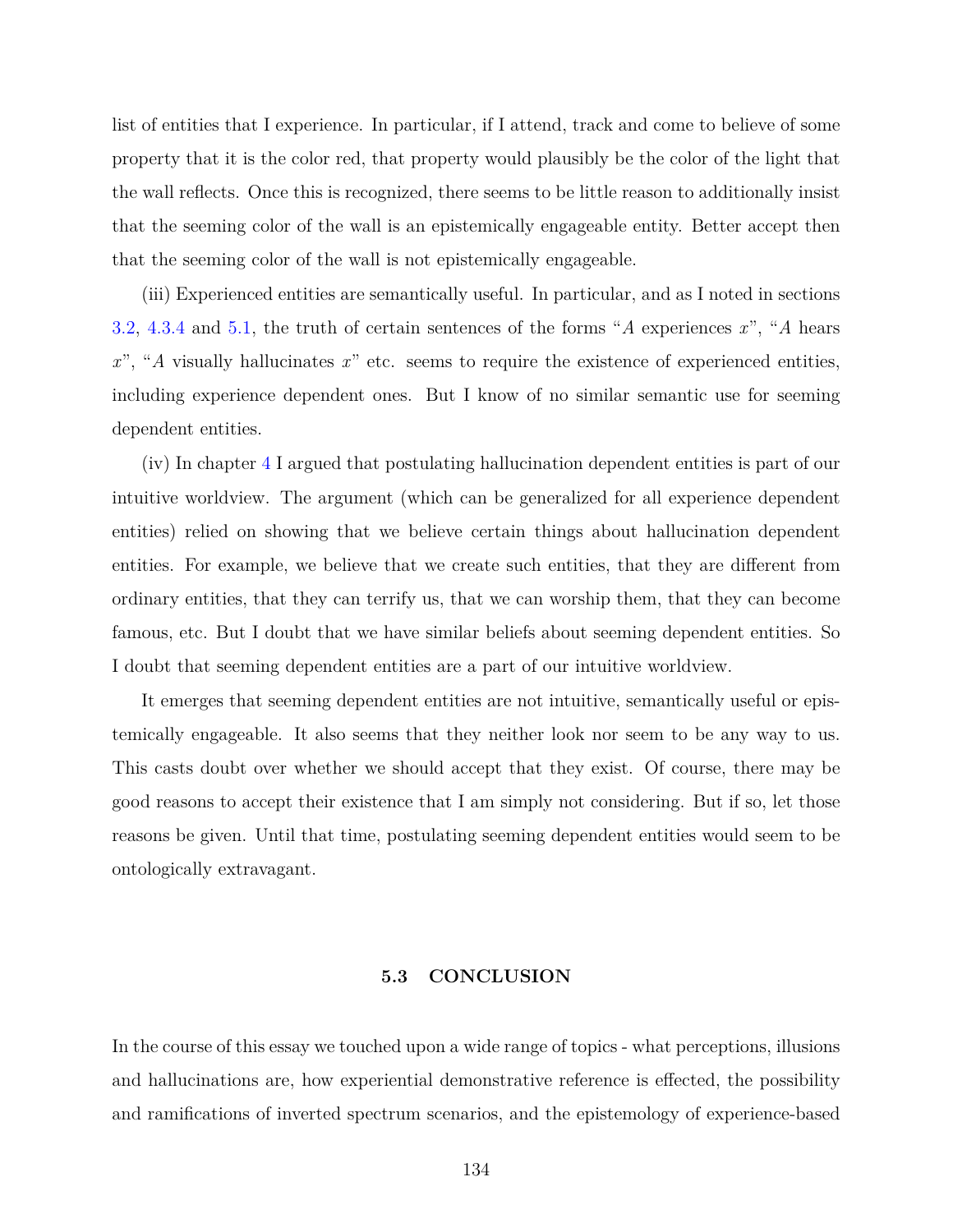list of entities that I experience. In particular, if I attend, track and come to believe of some property that it is the color red, that property would plausibly be the color of the light that the wall reflects. Once this is recognized, there seems to be little reason to additionally insist that the seeming color of the wall is an epistemically engageable entity. Better accept then that the seeming color of the wall is not epistemically engageable.

(iii) Experienced entities are semantically useful. In particular, and as I noted in sections 3.2, 4.3.4 and 5.1, the truth of certain sentences of the forms "$A$ experiences $x$", "$A$ hears $x$", "$A$ visually hallucinates $x$" etc. seems to require the existence of experienced entities, including experience dependent ones. But I know of no similar semantic use for seeming dependent entities.

(iv) In chapter 4 I argued that postulating hallucination dependent entities is part of our intuitive worldview. The argument (which can be generalized for all experience dependent entities) relied on showing that we believe certain things about hallucination dependent entities. For example, we believe that we create such entities, that they are different from ordinary entities, that they can terrify us, that we can worship them, that they can become famous, etc. But I doubt that we have similar beliefs about seeming dependent entities. So I doubt that seeming dependent entities are a part of our intuitive worldview.

It emerges that seeming dependent entities are not intuitive, semantically useful or epistemically engageable. It also seems that they neither look nor seem to be any way to us. This casts doubt over whether we should accept that they exist. Of course, there may be good reasons to accept their existence that I am simply not considering. But if so, let those reasons be given. Until that time, postulating seeming dependent entities would seem to be ontologically extravagant.

### 5.3 CONCLUSION

In the course of this essay we touched upon a wide range of topics - what perceptions, illusions and hallucinations are, how experiential demonstrative reference is effected, the possibility and ramifications of inverted spectrum scenarios, and the epistemology of experience-based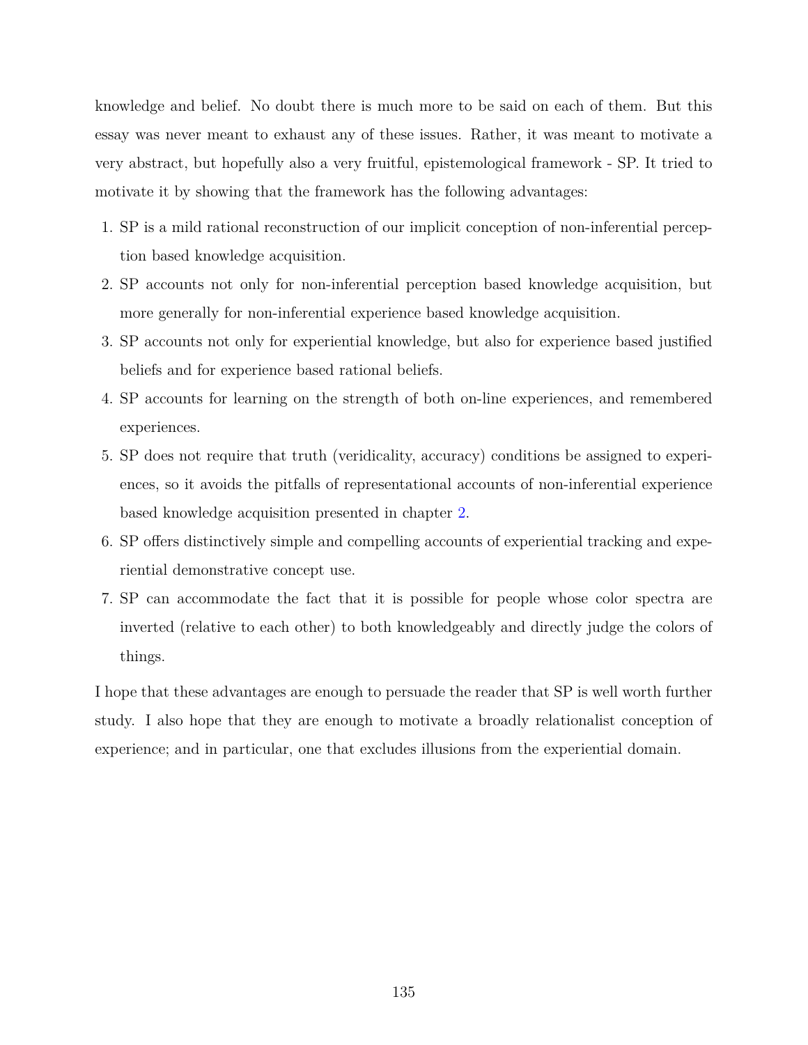knowledge and belief. No doubt there is much more to be said on each of them. But this essay was never meant to exhaust any of these issues. Rather, it was meant to motivate a very abstract, but hopefully also a very fruitful, epistemological framework - SP. It tried to motivate it by showing that the framework has the following advantages:

1. SP is a mild rational reconstruction of our implicit conception of non-inferential perception based knowledge acquisition.
2. SP accounts not only for non-inferential perception based knowledge acquisition, but more generally for non-inferential experience based knowledge acquisition.
3. SP accounts not only for experiential knowledge, but also for experience based justified beliefs and for experience based rational beliefs.
4. SP accounts for learning on the strength of both on-line experiences, and remembered experiences.
5. SP does not require that truth (veridicality, accuracy) conditions be assigned to experiences, so it avoids the pitfalls of representational accounts of non-inferential experience based knowledge acquisition presented in chapter 2.
6. SP offers distinctively simple and compelling accounts of experiential tracking and experiential demonstrative concept use.
7. SP can accommodate the fact that it is possible for people whose color spectra are inverted (relative to each other) to both knowledgeably and directly judge the colors of things.

I hope that these advantages are enough to persuade the reader that SP is well worth further study. I also hope that they are enough to motivate a broadly relationalist conception of experience; and in particular, one that excludes illusions from the experiential domain.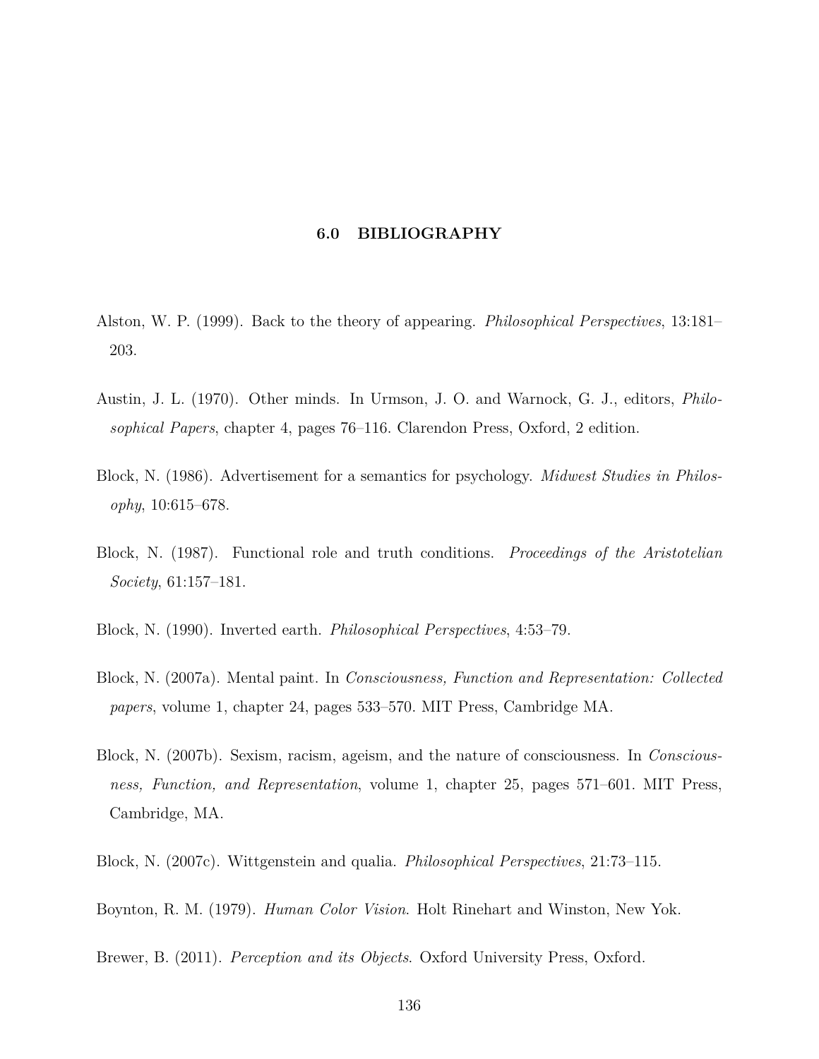# 6.0 BIBLIOGRAPHY

Alston, W. P. (1999). Back to the theory of appearing. *Philosophical Perspectives*, 13:181–203.

Austin, J. L. (1970). Other minds. In Urmson, J. O. and Warnock, G. J., editors, *Philosophical Papers*, chapter 4, pages 76–116. Clarendon Press, Oxford, 2 edition.

Block, N. (1986). Advertisement for a semantics for psychology. *Midwest Studies in Philosophy*, 10:615–678.

Block, N. (1987). Functional role and truth conditions. *Proceedings of the Aristotelian Society*, 61:157–181.

Block, N. (1990). Inverted earth. *Philosophical Perspectives*, 4:53–79.

Block, N. (2007a). Mental paint. In *Consciousness, Function and Representation: Collected papers*, volume 1, chapter 24, pages 533–570. MIT Press, Cambridge MA.

Block, N. (2007b). Sexism, racism, ageism, and the nature of consciousness. In *Consciousness, Function, and Representation*, volume 1, chapter 25, pages 571–601. MIT Press, Cambridge, MA.

Block, N. (2007c). Wittgenstein and qualia. *Philosophical Perspectives*, 21:73–115.

Boynton, R. M. (1979). *Human Color Vision*. Holt Rinehart and Winston, New Yok.

Brewer, B. (2011). *Perception and its Objects*. Oxford University Press, Oxford.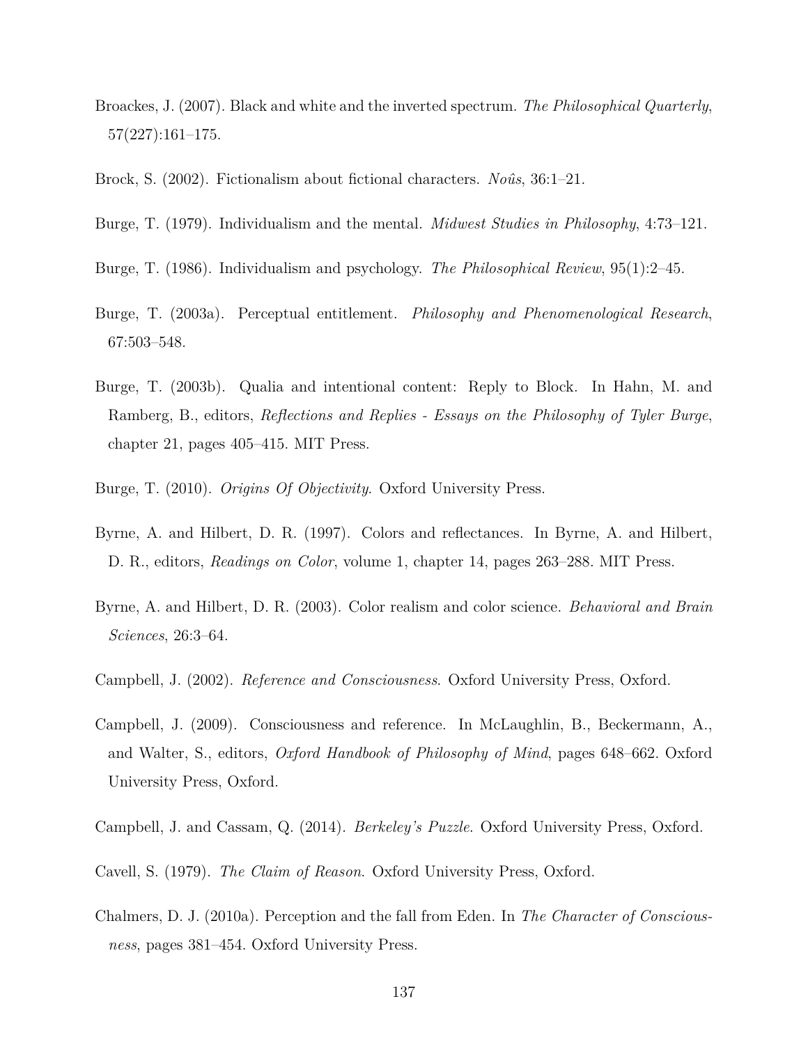Broackes, J. (2007). Black and white and the inverted spectrum. *The Philosophical Quarterly*, 57(227):161–175.

Brock, S. (2002). Fictionalism about fictional characters. *Noûs*, 36:1–21.

Burge, T. (1979). Individualism and the mental. *Midwest Studies in Philosophy*, 4:73–121.

Burge, T. (1986). Individualism and psychology. *The Philosophical Review*, 95(1):2–45.

Burge, T. (2003a). Perceptual entitlement. *Philosophy and Phenomenological Research*, 67:503–548.

Burge, T. (2003b). Qualia and intentional content: Reply to Block. In Hahn, M. and Ramberg, B., editors, *Reflections and Replies - Essays on the Philosophy of Tyler Burge*, chapter 21, pages 405–415. MIT Press.

Burge, T. (2010). *Origins Of Objectivity*. Oxford University Press.

Byrne, A. and Hilbert, D. R. (1997). Colors and reflectances. In Byrne, A. and Hilbert, D. R., editors, *Readings on Color*, volume 1, chapter 14, pages 263–288. MIT Press.

Byrne, A. and Hilbert, D. R. (2003). Color realism and color science. *Behavioral and Brain Sciences*, 26:3–64.

Campbell, J. (2002). *Reference and Consciousness*. Oxford University Press, Oxford.

Campbell, J. (2009). Consciousness and reference. In McLaughlin, B., Beckermann, A., and Walter, S., editors, *Oxford Handbook of Philosophy of Mind*, pages 648–662. Oxford University Press, Oxford.

Campbell, J. and Cassam, Q. (2014). *Berkeley's Puzzle*. Oxford University Press, Oxford.

Cavell, S. (1979). *The Claim of Reason*. Oxford University Press, Oxford.

Chalmers, D. J. (2010a). Perception and the fall from Eden. In *The Character of Consciousness*, pages 381–454. Oxford University Press.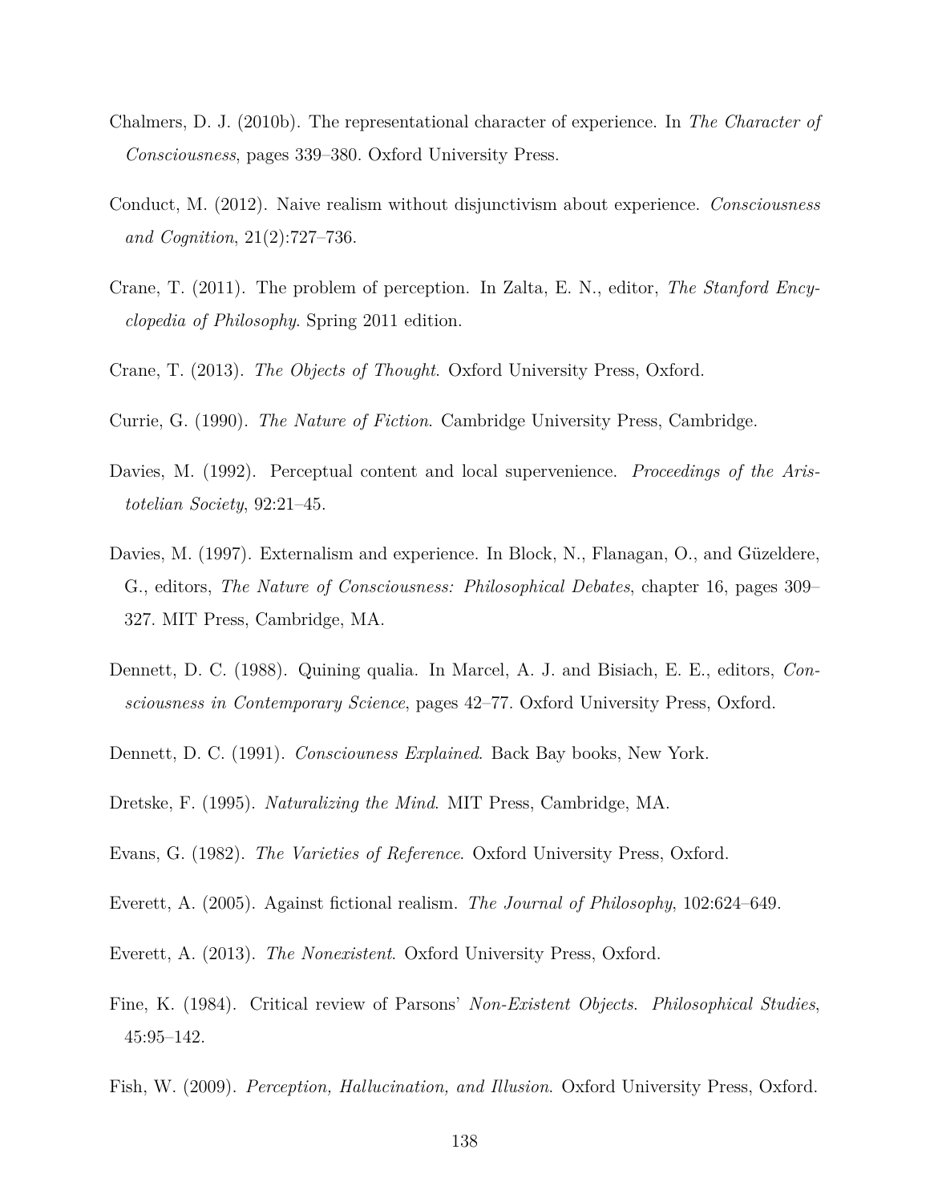Chalmers, D. J. (2010b). The representational character of experience. In *The Character of Consciousness*, pages 339–380. Oxford University Press.

Conduct, M. (2012). Naive realism without disjunctivism about experience. *Consciousness and Cognition*, 21(2):727–736.

Crane, T. (2011). The problem of perception. In Zalta, E. N., editor, *The Stanford Encyclopedia of Philosophy*. Spring 2011 edition.

Crane, T. (2013). *The Objects of Thought*. Oxford University Press, Oxford.

Currie, G. (1990). *The Nature of Fiction*. Cambridge University Press, Cambridge.

Davies, M. (1992). Perceptual content and local supervenience. *Proceedings of the Aristotelian Society*, 92:21–45.

Davies, M. (1997). Externalism and experience. In Block, N., Flanagan, O., and Güzeldere, G., editors, *The Nature of Consciousness: Philosophical Debates*, chapter 16, pages 309–327. MIT Press, Cambridge, MA.

Dennett, D. C. (1988). Quining qualia. In Marcel, A. J. and Bisiach, E. E., editors, *Consciousness in Contemporary Science*, pages 42–77. Oxford University Press, Oxford.

Dennett, D. C. (1991). *Consciouness Explained*. Back Bay books, New York.

Dretske, F. (1995). *Naturalizing the Mind*. MIT Press, Cambridge, MA.

Evans, G. (1982). *The Varieties of Reference*. Oxford University Press, Oxford.

Everett, A. (2005). Against fictional realism. *The Journal of Philosophy*, 102:624–649.

Everett, A. (2013). *The Nonexistent*. Oxford University Press, Oxford.

Fine, K. (1984). Critical review of Parsons' *Non-Existent Objects*. *Philosophical Studies*, 45:95–142.

Fish, W. (2009). *Perception, Hallucination, and Illusion*. Oxford University Press, Oxford.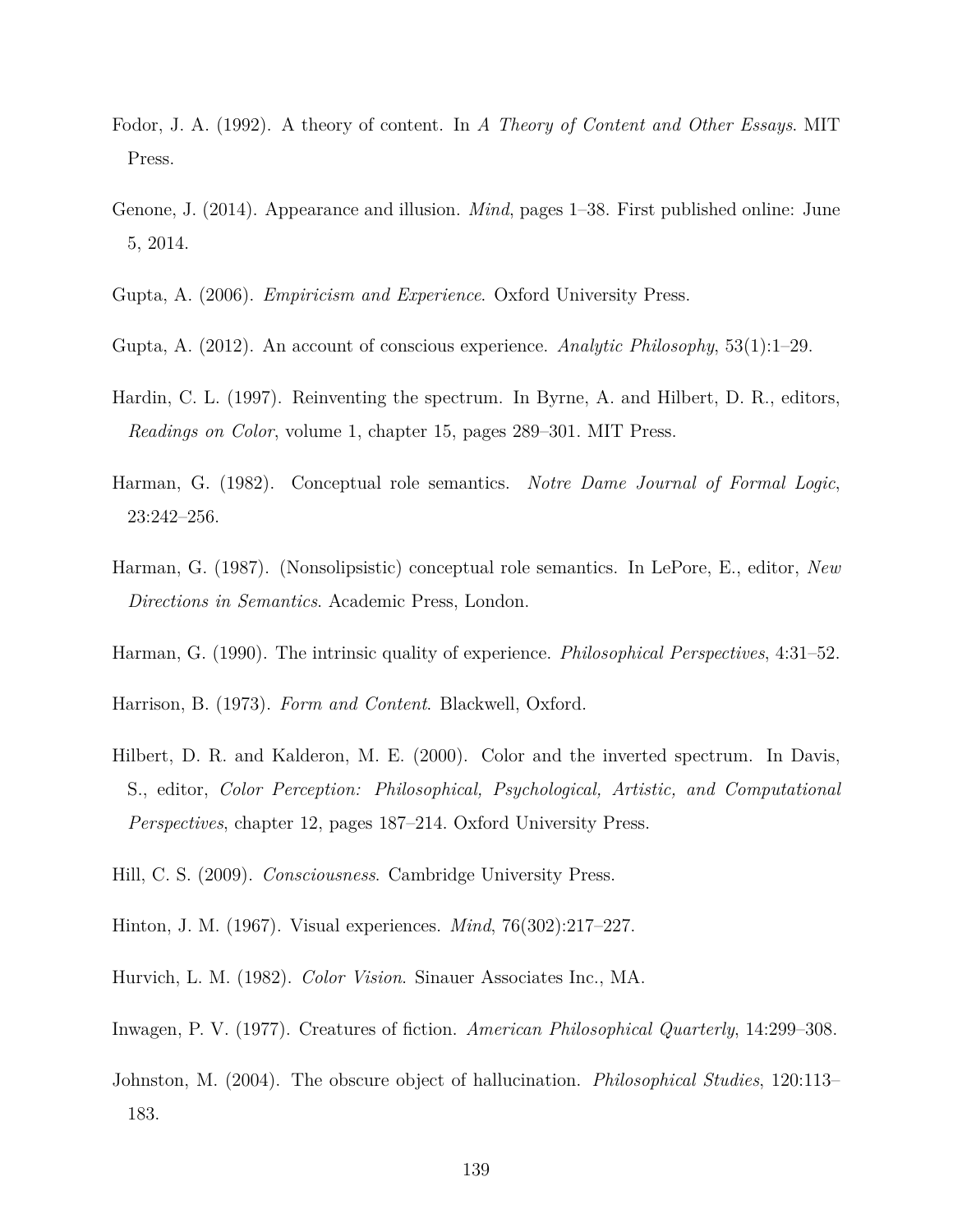Fodor, J. A. (1992). A theory of content. In *A Theory of Content and Other Essays*. MIT Press.

Genone, J. (2014). Appearance and illusion. *Mind*, pages 1–38. First published online: June 5, 2014.

Gupta, A. (2006). *Empiricism and Experience*. Oxford University Press.

Gupta, A. (2012). An account of conscious experience. *Analytic Philosophy*, 53(1):1–29.

Hardin, C. L. (1997). Reinventing the spectrum. In Byrne, A. and Hilbert, D. R., editors, *Readings on Color*, volume 1, chapter 15, pages 289–301. MIT Press.

Harman, G. (1982). Conceptual role semantics. *Notre Dame Journal of Formal Logic*, 23:242–256.

Harman, G. (1987). (Nonsolipsistic) conceptual role semantics. In LePore, E., editor, *New Directions in Semantics*. Academic Press, London.

Harman, G. (1990). The intrinsic quality of experience. *Philosophical Perspectives*, 4:31–52.

Harrison, B. (1973). *Form and Content*. Blackwell, Oxford.

Hilbert, D. R. and Kalderon, M. E. (2000). Color and the inverted spectrum. In Davis, S., editor, *Color Perception: Philosophical, Psychological, Artistic, and Computational Perspectives*, chapter 12, pages 187–214. Oxford University Press.

Hill, C. S. (2009). *Consciousness*. Cambridge University Press.

Hinton, J. M. (1967). Visual experiences. *Mind*, 76(302):217–227.

Hurvich, L. M. (1982). *Color Vision*. Sinauer Associates Inc., MA.

Inwagen, P. V. (1977). Creatures of fiction. *American Philosophical Quarterly*, 14:299–308.

Johnston, M. (2004). The obscure object of hallucination. *Philosophical Studies*, 120:113–183.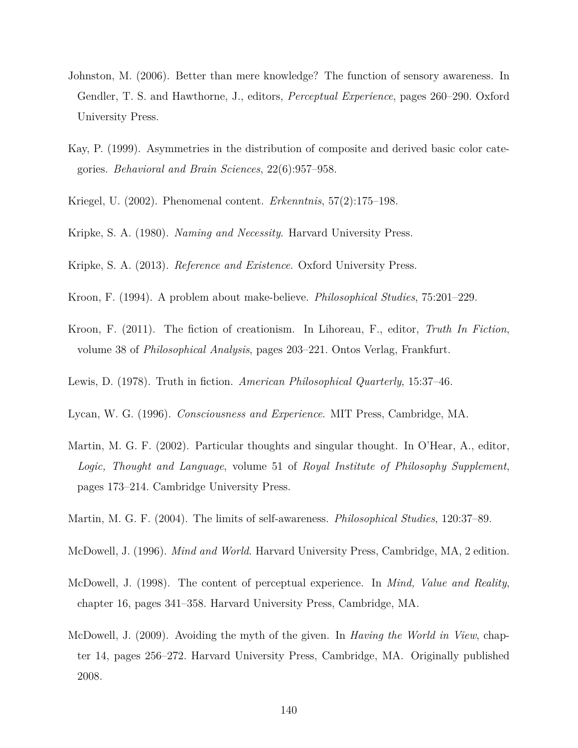Johnston, M. (2006). Better than mere knowledge? The function of sensory awareness. In Gendler, T. S. and Hawthorne, J., editors, *Perceptual Experience*, pages 260–290. Oxford University Press.

Kay, P. (1999). Asymmetries in the distribution of composite and derived basic color categories. *Behavioral and Brain Sciences*, 22(6):957–958.

Kriegel, U. (2002). Phenomenal content. *Erkenntnis*, 57(2):175–198.

Kripke, S. A. (1980). *Naming and Necessity*. Harvard University Press.

Kripke, S. A. (2013). *Reference and Existence*. Oxford University Press.

Kroon, F. (1994). A problem about make-believe. *Philosophical Studies*, 75:201–229.

Kroon, F. (2011). The fiction of creationism. In Lihoreau, F., editor, *Truth In Fiction*, volume 38 of *Philosophical Analysis*, pages 203–221. Ontos Verlag, Frankfurt.

Lewis, D. (1978). Truth in fiction. *American Philosophical Quarterly*, 15:37–46.

Lycan, W. G. (1996). *Consciousness and Experience*. MIT Press, Cambridge, MA.

Martin, M. G. F. (2002). Particular thoughts and singular thought. In O'Hear, A., editor, *Logic, Thought and Language*, volume 51 of *Royal Institute of Philosophy Supplement*, pages 173–214. Cambridge University Press.

Martin, M. G. F. (2004). The limits of self-awareness. *Philosophical Studies*, 120:37–89.

McDowell, J. (1996). *Mind and World*. Harvard University Press, Cambridge, MA, 2 edition.

McDowell, J. (1998). The content of perceptual experience. In *Mind, Value and Reality*, chapter 16, pages 341–358. Harvard University Press, Cambridge, MA.

McDowell, J. (2009). Avoiding the myth of the given. In *Having the World in View*, chapter 14, pages 256–272. Harvard University Press, Cambridge, MA. Originally published 2008.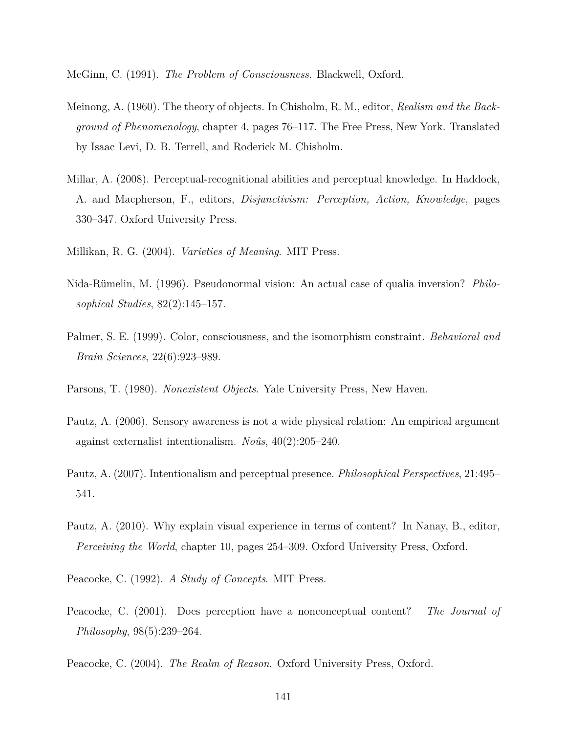McGinn, C. (1991). *The Problem of Consciousness*. Blackwell, Oxford.

Meinong, A. (1960). The theory of objects. In Chisholm, R. M., editor, *Realism and the Background of Phenomenology*, chapter 4, pages 76–117. The Free Press, New York. Translated by Isaac Levi, D. B. Terrell, and Roderick M. Chisholm.

Millar, A. (2008). Perceptual-recognitional abilities and perceptual knowledge. In Haddock, A. and Macpherson, F., editors, *Disjunctivism: Perception, Action, Knowledge*, pages 330–347. Oxford University Press.

Millikan, R. G. (2004). *Varieties of Meaning*. MIT Press.

Nida-Rümelin, M. (1996). Pseudonormal vision: An actual case of qualia inversion? *Philosophical Studies*, 82(2):145–157.

Palmer, S. E. (1999). Color, consciousness, and the isomorphism constraint. *Behavioral and Brain Sciences*, 22(6):923–989.

Parsons, T. (1980). *Nonexistent Objects*. Yale University Press, New Haven.

Pautz, A. (2006). Sensory awareness is not a wide physical relation: An empirical argument against externalist intentionalism. *Noûs*, 40(2):205–240.

Pautz, A. (2007). Intentionalism and perceptual presence. *Philosophical Perspectives*, 21:495–541.

Pautz, A. (2010). Why explain visual experience in terms of content? In Nanay, B., editor, *Perceiving the World*, chapter 10, pages 254–309. Oxford University Press, Oxford.

Peacocke, C. (1992). *A Study of Concepts*. MIT Press.

Peacocke, C. (2001). Does perception have a nonconceptual content? *The Journal of Philosophy*, 98(5):239–264.

Peacocke, C. (2004). *The Realm of Reason*. Oxford University Press, Oxford.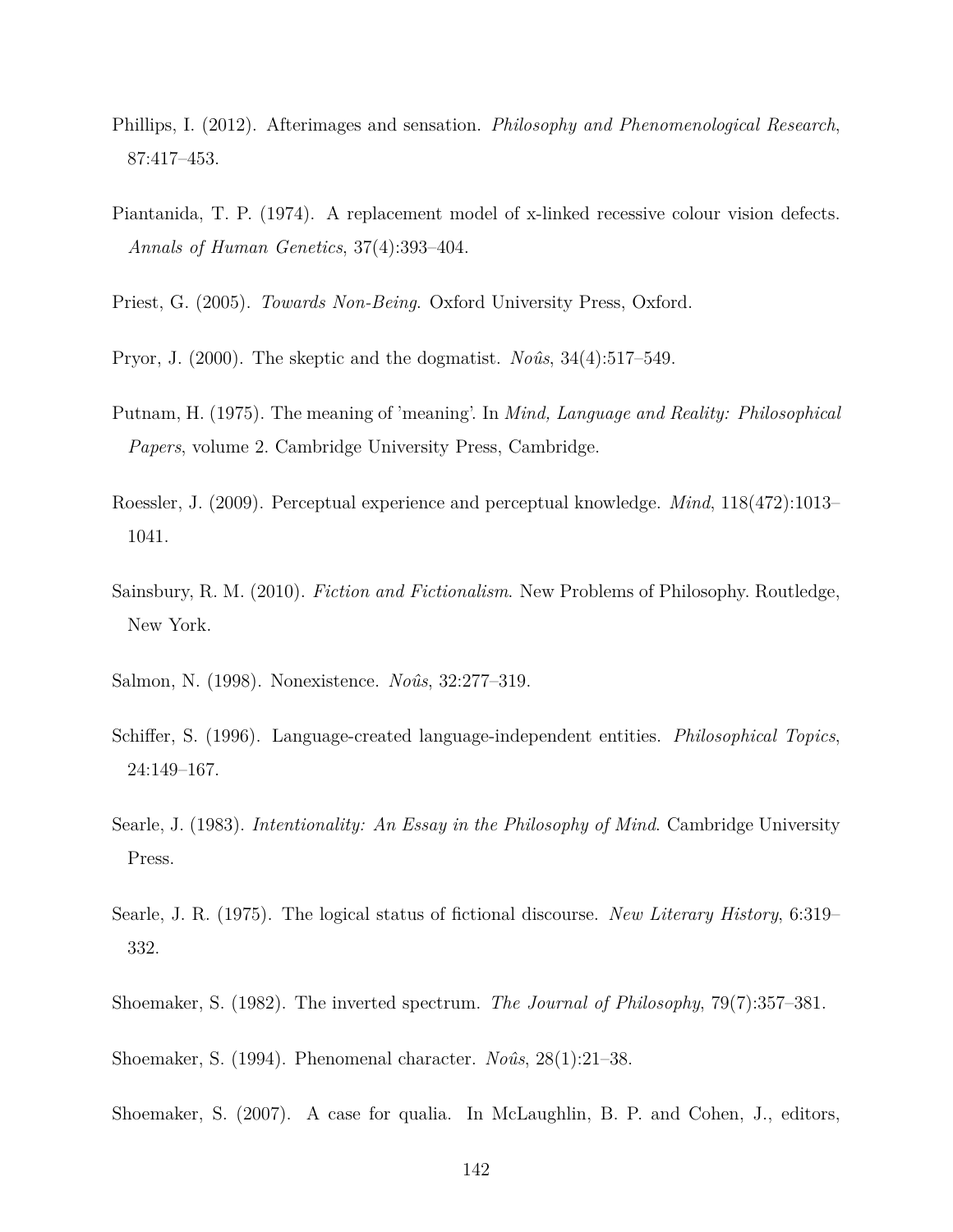Phillips, I. (2012). Afterimages and sensation. *Philosophy and Phenomenological Research*, 87:417–453.

Piantanida, T. P. (1974). A replacement model of x-linked recessive colour vision defects. *Annals of Human Genetics*, 37(4):393–404.

Priest, G. (2005). *Towards Non-Being*. Oxford University Press, Oxford.

Pryor, J. (2000). The skeptic and the dogmatist. *Noûs*, 34(4):517–549.

Putnam, H. (1975). The meaning of 'meaning'. In *Mind, Language and Reality: Philosophical Papers*, volume 2. Cambridge University Press, Cambridge.

Roessler, J. (2009). Perceptual experience and perceptual knowledge. *Mind*, 118(472):1013–1041.

Sainsbury, R. M. (2010). *Fiction and Fictionalism*. New Problems of Philosophy. Routledge, New York.

Salmon, N. (1998). Nonexistence. *Noûs*, 32:277–319.

Schiffer, S. (1996). Language-created language-independent entities. *Philosophical Topics*, 24:149–167.

Searle, J. (1983). *Intentionality: An Essay in the Philosophy of Mind*. Cambridge University Press.

Searle, J. R. (1975). The logical status of fictional discourse. *New Literary History*, 6:319–332.

Shoemaker, S. (1982). The inverted spectrum. *The Journal of Philosophy*, 79(7):357–381.

Shoemaker, S. (1994). Phenomenal character. *Noûs*, 28(1):21–38.

Shoemaker, S. (2007). A case for qualia. In McLaughlin, B. P. and Cohen, J., editors,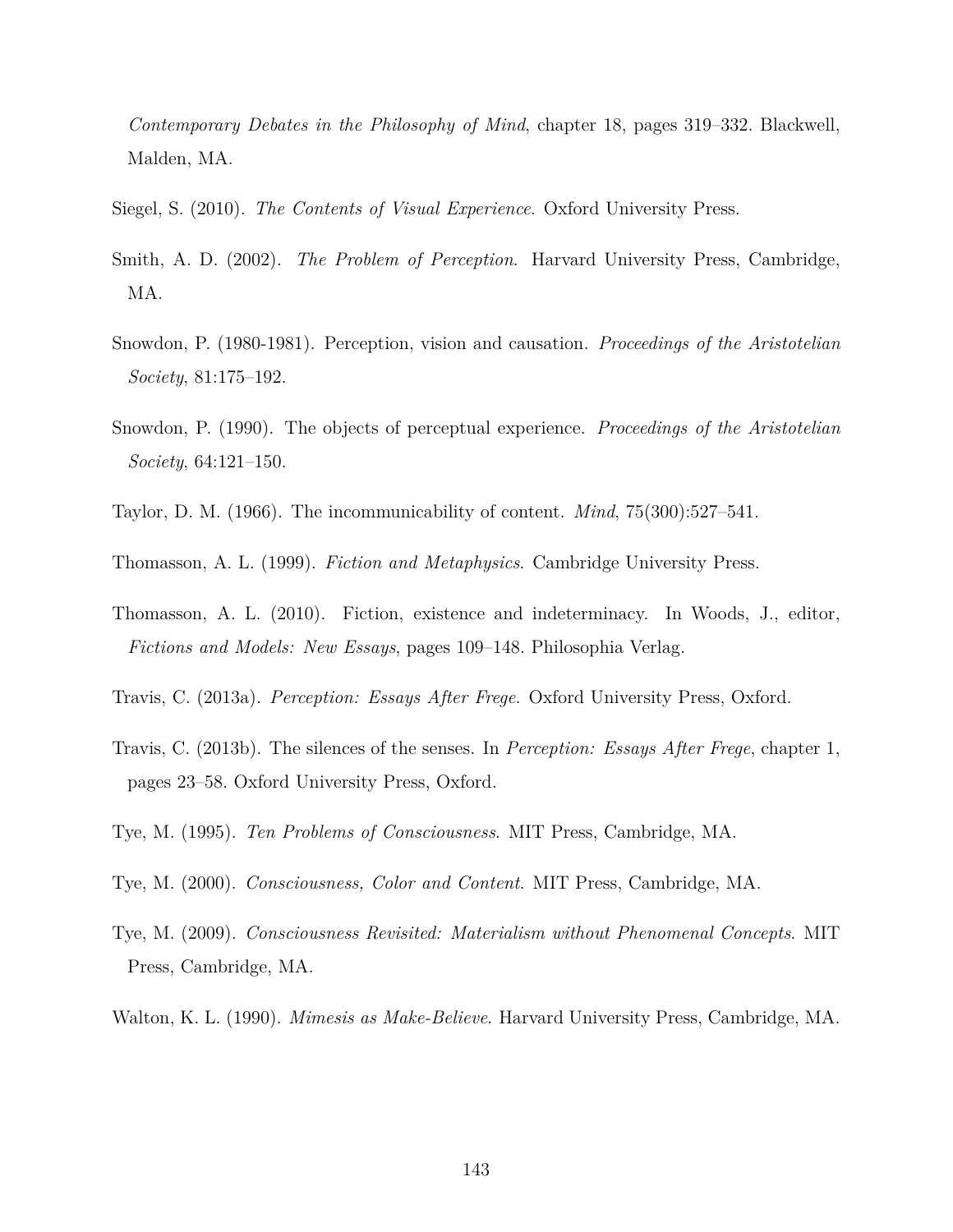*Contemporary Debates in the Philosophy of Mind*, chapter 18, pages 319–332. Blackwell, Malden, MA.

Siegel, S. (2010). *The Contents of Visual Experience*. Oxford University Press.

Smith, A. D. (2002). *The Problem of Perception*. Harvard University Press, Cambridge, MA.

Snowdon, P. (1980-1981). Perception, vision and causation. *Proceedings of the Aristotelian Society*, 81:175–192.

Snowdon, P. (1990). The objects of perceptual experience. *Proceedings of the Aristotelian Society*, 64:121–150.

Taylor, D. M. (1966). The incommunicability of content. *Mind*, 75(300):527–541.

Thomasson, A. L. (1999). *Fiction and Metaphysics*. Cambridge University Press.

Thomasson, A. L. (2010). Fiction, existence and indeterminacy. In Woods, J., editor, *Fictions and Models: New Essays*, pages 109–148. Philosophia Verlag.

Travis, C. (2013a). *Perception: Essays After Frege*. Oxford University Press, Oxford.

Travis, C. (2013b). The silences of the senses. In *Perception: Essays After Frege*, chapter 1, pages 23–58. Oxford University Press, Oxford.

Tye, M. (1995). *Ten Problems of Consciousness*. MIT Press, Cambridge, MA.

Tye, M. (2000). *Consciousness, Color and Content*. MIT Press, Cambridge, MA.

Tye, M. (2009). *Consciousness Revisited: Materialism without Phenomenal Concepts*. MIT Press, Cambridge, MA.

Walton, K. L. (1990). *Mimesis as Make-Believe*. Harvard University Press, Cambridge, MA.